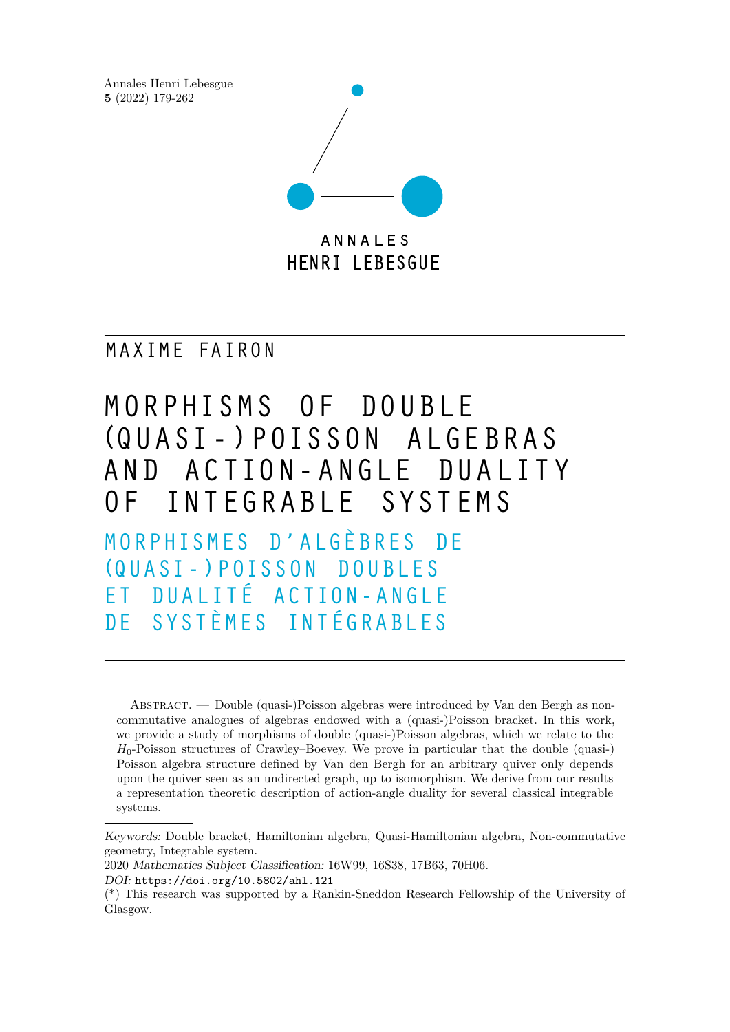Annales Henri Lebesgue
**5** (2022) 179-262

ANNALES
HENRI LEBESGUE

MAXIME FAIRON

# MORPHISMS OF DOUBLE (QUASI-)POISSON ALGEBRAS AND ACTION-ANGLE DUALITY OF INTEGRABLE SYSTEMS

## MORPHISMES D'ALGÈBRES DE (QUASI-)POISSON DOUBLES ET DUALITÉ ACTION-ANGLE DE SYSTÈMES INTÉGRABLES

Abstract. — Double (quasi-)Poisson algebras were introduced by Van den Bergh as non-commutative analogues of algebras endowed with a (quasi-)Poisson bracket. In this work, we provide a study of morphisms of double (quasi-)Poisson algebras, which we relate to the $H_0$-Poisson structures of Crawley–Boevey. We prove in particular that the double (quasi-) Poisson algebra structure defined by Van den Bergh for an arbitrary quiver only depends upon the quiver seen as an undirected graph, up to isomorphism. We derive from our results a representation theoretic description of action-angle duality for several classical integrable systems.

*Keywords:* Double bracket, Hamiltonian algebra, Quasi-Hamiltonian algebra, Non-commutative geometry, Integrable system.

2020 *Mathematics Subject Classification:* 16W99, 16S38, 17B63, 70H06.

*DOI:* `https://doi.org/10.5802/ahl.121`

(*) This research was supported by a Rankin-Sneddon Research Fellowship of the University of Glasgow.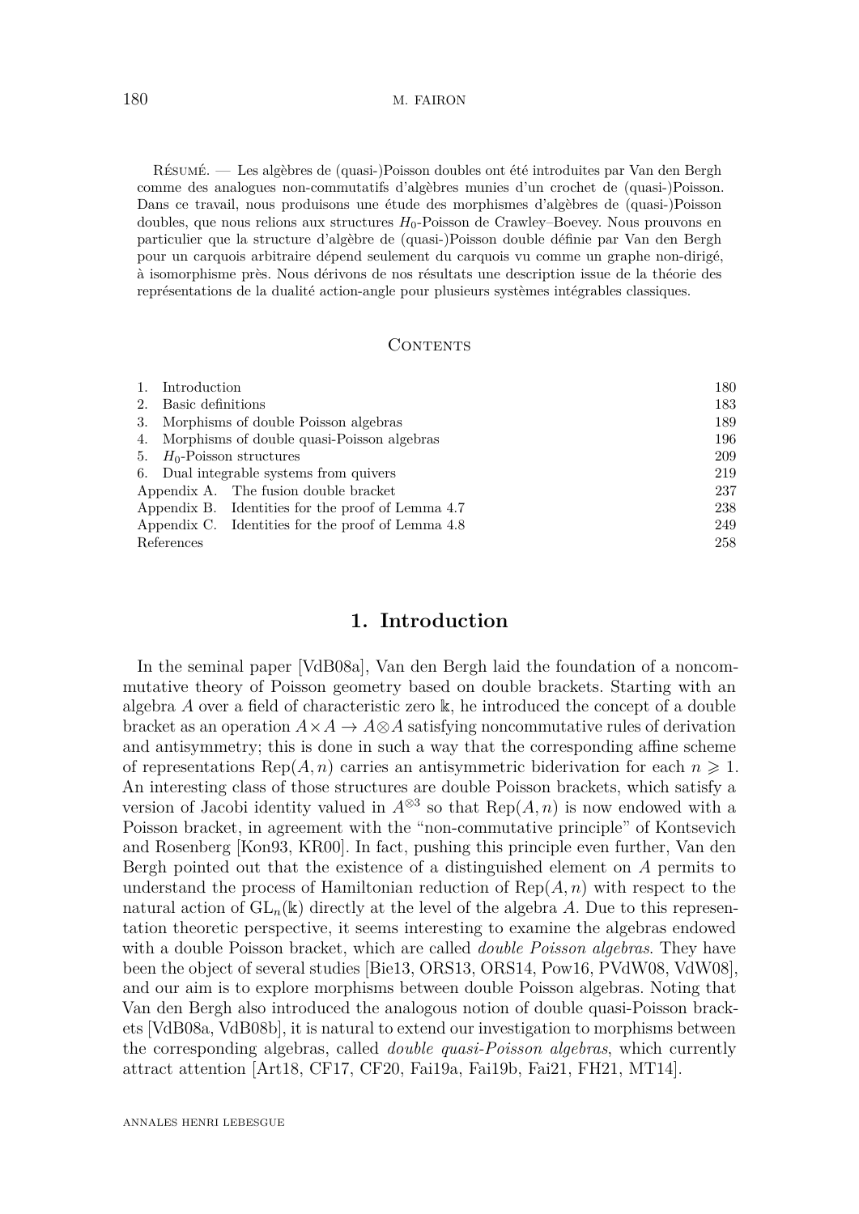Résumé. — Les algèbres de (quasi-)Poisson doubles ont été introduites par Van den Bergh comme des analogues non-commutatifs d'algèbres munies d'un crochet de (quasi-)Poisson. Dans ce travail, nous produisons une étude des morphismes d'algèbres de (quasi-)Poisson doubles, que nous relions aux structures $H_0$-Poisson de Crawley–Boevey. Nous prouvons en particulier que la structure d'algèbre de (quasi-)Poisson double définie par Van den Bergh pour un carquois arbitraire dépend seulement du carquois vu comme un graphe non-dirigé, à isomorphisme près. Nous dérivons de nos résultats une description issue de la théorie des représentations de la dualité action-angle pour plusieurs systèmes intégrables classiques.

## Contents

| | |
|---|---|
| 1. Introduction | 180 |
| 2. Basic definitions | 183 |
| 3. Morphisms of double Poisson algebras | 189 |
| 4. Morphisms of double quasi-Poisson algebras | 196 |
| 5. $H_0$-Poisson structures | 209 |
| 6. Dual integrable systems from quivers | 219 |
| Appendix A. The fusion double bracket | 237 |
| Appendix B. Identities for the proof of Lemma 4.7 | 238 |
| Appendix C. Identities for the proof of Lemma 4.8 | 249 |
| References | 258 |

# 1. Introduction

In the seminal paper [VdB08a], Van den Bergh laid the foundation of a noncommutative theory of Poisson geometry based on double brackets. Starting with an algebra $A$ over a field of characteristic zero $\Bbbk$, he introduced the concept of a double bracket as an operation $A \times A \to A \otimes A$ satisfying noncommutative rules of derivation and antisymmetry; this is done in such a way that the corresponding affine scheme of representations $\operatorname{Rep}(A, n)$ carries an antisymmetric biderivation for each $n \geqslant 1$. An interesting class of those structures are double Poisson brackets, which satisfy a version of Jacobi identity valued in $A^{\otimes 3}$ so that $\operatorname{Rep}(A, n)$ is now endowed with a Poisson bracket, in agreement with the "non-commutative principle" of Kontsevich and Rosenberg [Kon93, KR00]. In fact, pushing this principle even further, Van den Bergh pointed out that the existence of a distinguished element on $A$ permits to understand the process of Hamiltonian reduction of $\operatorname{Rep}(A, n)$ with respect to the natural action of $\operatorname{GL}_n(\Bbbk)$ directly at the level of the algebra $A$. Due to this representation theoretic perspective, it seems interesting to examine the algebras endowed with a double Poisson bracket, which are called *double Poisson algebras*. They have been the object of several studies [Bie13, ORS13, ORS14, Pow16, PVdW08, VdW08], and our aim is to explore morphisms between double Poisson algebras. Noting that Van den Bergh also introduced the analogous notion of double quasi-Poisson brackets [VdB08a, VdB08b], it is natural to extend our investigation to morphisms between the corresponding algebras, called *double quasi-Poisson algebras*, which currently attract attention [Art18, CF17, CF20, Fai19a, Fai19b, Fai21, FH21, MT14].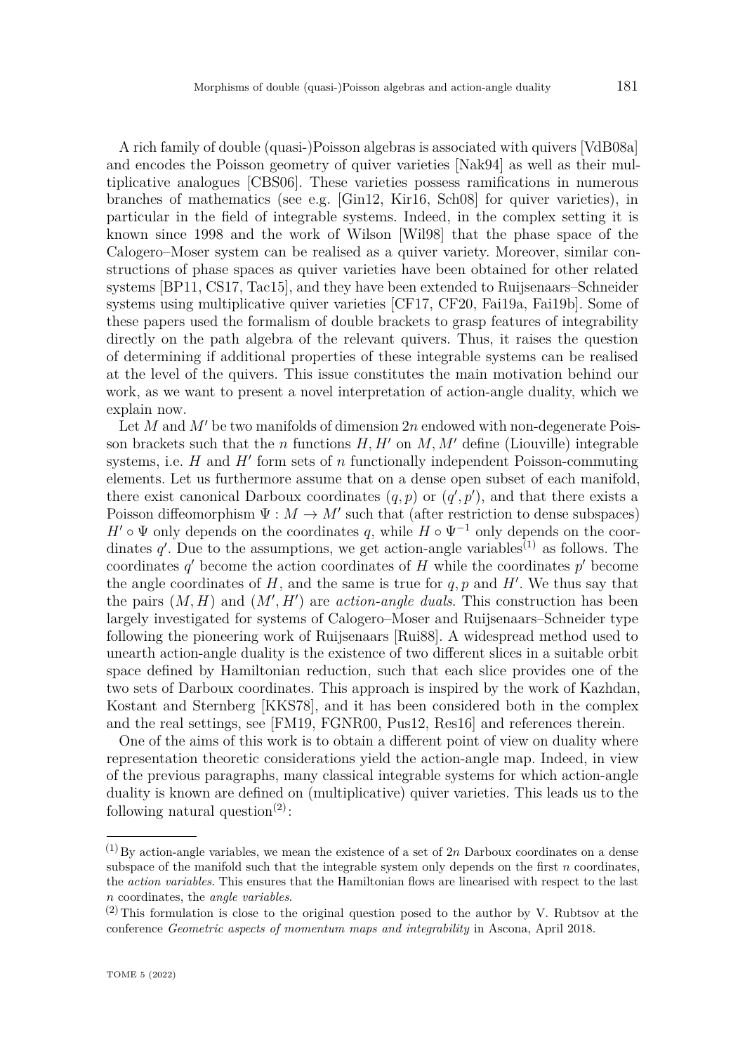A rich family of double (quasi-)Poisson algebras is associated with quivers [VdB08a] and encodes the Poisson geometry of quiver varieties [Nak94] as well as their multiplicative analogues [CBS06]. These varieties possess ramifications in numerous branches of mathematics (see e.g. [Gin12, Kir16, Sch08] for quiver varieties), in particular in the field of integrable systems. Indeed, in the complex setting it is known since 1998 and the work of Wilson [Wil98] that the phase space of the Calogero–Moser system can be realised as a quiver variety. Moreover, similar constructions of phase spaces as quiver varieties have been obtained for other related systems [BP11, CS17, Tac15], and they have been extended to Ruijsenaars–Schneider systems using multiplicative quiver varieties [CF17, CF20, Fai19a, Fai19b]. Some of these papers used the formalism of double brackets to grasp features of integrability directly on the path algebra of the relevant quivers. Thus, it raises the question of determining if additional properties of these integrable systems can be realised at the level of the quivers. This issue constitutes the main motivation behind our work, as we want to present a novel interpretation of action-angle duality, which we explain now.

Let $M$ and $M'$ be two manifolds of dimension $2n$ endowed with non-degenerate Poisson brackets such that the $n$ functions $H, H'$ on $M, M'$ define (Liouville) integrable systems, i.e. $H$ and $H'$ form sets of $n$ functionally independent Poisson-commuting elements. Let us furthermore assume that on a dense open subset of each manifold, there exist canonical Darboux coordinates $(q, p)$ or $(q', p')$, and that there exists a Poisson diffeomorphism $\Psi : M \to M'$ such that (after restriction to dense subspaces) $H' \circ \Psi$ only depends on the coordinates $q$, while $H \circ \Psi^{-1}$ only depends on the coordinates $q'$. Due to the assumptions, we get action-angle variables[(1)] as follows. The coordinates $q'$ become the action coordinates of $H$ while the coordinates $p'$ become the angle coordinates of $H$, and the same is true for $q, p$ and $H'$. We thus say that the pairs $(M, H)$ and $(M', H')$ are *action-angle duals*. This construction has been largely investigated for systems of Calogero–Moser and Ruijsenaars–Schneider type following the pioneering work of Ruijsenaars [Rui88]. A widespread method used to unearth action-angle duality is the existence of two different slices in a suitable orbit space defined by Hamiltonian reduction, such that each slice provides one of the two sets of Darboux coordinates. This approach is inspired by the work of Kazhdan, Kostant and Sternberg [KKS78], and it has been considered both in the complex and the real settings, see [FM19, FGNR00, Pus12, Res16] and references therein.

One of the aims of this work is to obtain a different point of view on duality where representation theoretic considerations yield the action-angle map. Indeed, in view of the previous paragraphs, many classical integrable systems for which action-angle duality is known are defined on (multiplicative) quiver varieties. This leads us to the following natural question[(2)]:

---

[(1)] By action-angle variables, we mean the existence of a set of $2n$ Darboux coordinates on a dense subspace of the manifold such that the integrable system only depends on the first $n$ coordinates, the *action variables*. This ensures that the Hamiltonian flows are linearised with respect to the last $n$ coordinates, the *angle variables*.

[(2)] This formulation is close to the original question posed to the author by V. Rubtsov at the conference *Geometric aspects of momentum maps and integrability* in Ascona, April 2018.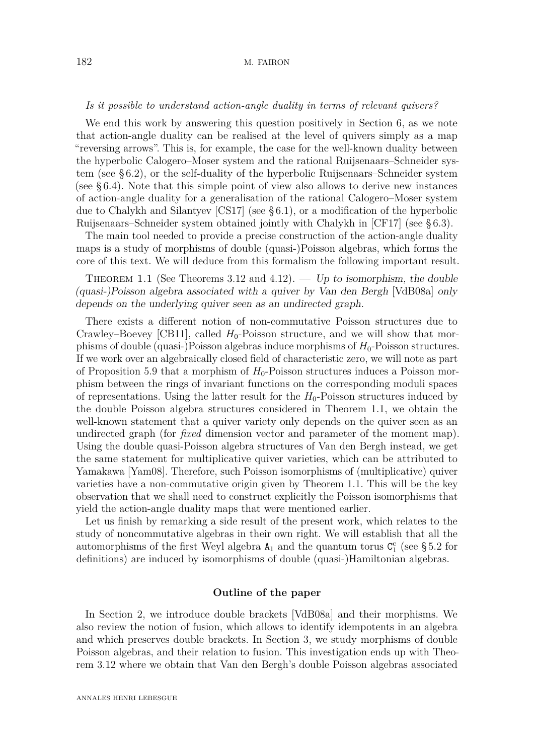*Is it possible to understand action-angle duality in terms of relevant quivers?*

We end this work by answering this question positively in Section 6, as we note that action-angle duality can be realised at the level of quivers simply as a map "reversing arrows". This is, for example, the case for the well-known duality between the hyperbolic Calogero–Moser system and the rational Ruijsenaars–Schneider system (see § 6.2), or the self-duality of the hyperbolic Ruijsenaars–Schneider system (see § 6.4). Note that this simple point of view also allows to derive new instances of action-angle duality for a generalisation of the rational Calogero–Moser system due to Chalykh and Silantyev [CS17] (see § 6.1), or a modification of the hyperbolic Ruijsenaars–Schneider system obtained jointly with Chalykh in [CF17] (see § 6.3).

The main tool needed to provide a precise construction of the action-angle duality maps is a study of morphisms of double (quasi-)Poisson algebras, which forms the core of this text. We will deduce from this formalism the following important result.

Theorem 1.1 (See Theorems 3.12 and 4.12). — *Up to isomorphism, the double (quasi-)Poisson algebra associated with a quiver by Van den Bergh* [VdB08a] *only depends on the underlying quiver seen as an undirected graph.*

There exists a different notion of non-commutative Poisson structures due to Crawley–Boevey [CB11], called $H_0$-Poisson structure, and we will show that morphisms of double (quasi-)Poisson algebras induce morphisms of $H_0$-Poisson structures. If we work over an algebraically closed field of characteristic zero, we will note as part of Proposition 5.9 that a morphism of $H_0$-Poisson structures induces a Poisson morphism between the rings of invariant functions on the corresponding moduli spaces of representations. Using the latter result for the $H_0$-Poisson structures induced by the double Poisson algebra structures considered in Theorem 1.1, we obtain the well-known statement that a quiver variety only depends on the quiver seen as an undirected graph (for *fixed* dimension vector and parameter of the moment map). Using the double quasi-Poisson algebra structures of Van den Bergh instead, we get the same statement for multiplicative quiver varieties, which can be attributed to Yamakawa [Yam08]. Therefore, such Poisson isomorphisms of (multiplicative) quiver varieties have a non-commutative origin given by Theorem 1.1. This will be the key observation that we shall need to construct explicitly the Poisson isomorphisms that yield the action-angle duality maps that were mentioned earlier.

Let us finish by remarking a side result of the present work, which relates to the study of noncommutative algebras in their own right. We will establish that all the automorphisms of the first Weyl algebra $\mathtt{A}_1$ and the quantum torus $\mathtt{C}_1^{\mathtt{c}}$ (see § 5.2 for definitions) are induced by isomorphisms of double (quasi-)Hamiltonian algebras.

## Outline of the paper

In Section 2, we introduce double brackets [VdB08a] and their morphisms. We also review the notion of fusion, which allows to identify idempotents in an algebra and which preserves double brackets. In Section 3, we study morphisms of double Poisson algebras, and their relation to fusion. This investigation ends up with Theorem 3.12 where we obtain that Van den Bergh's double Poisson algebras associated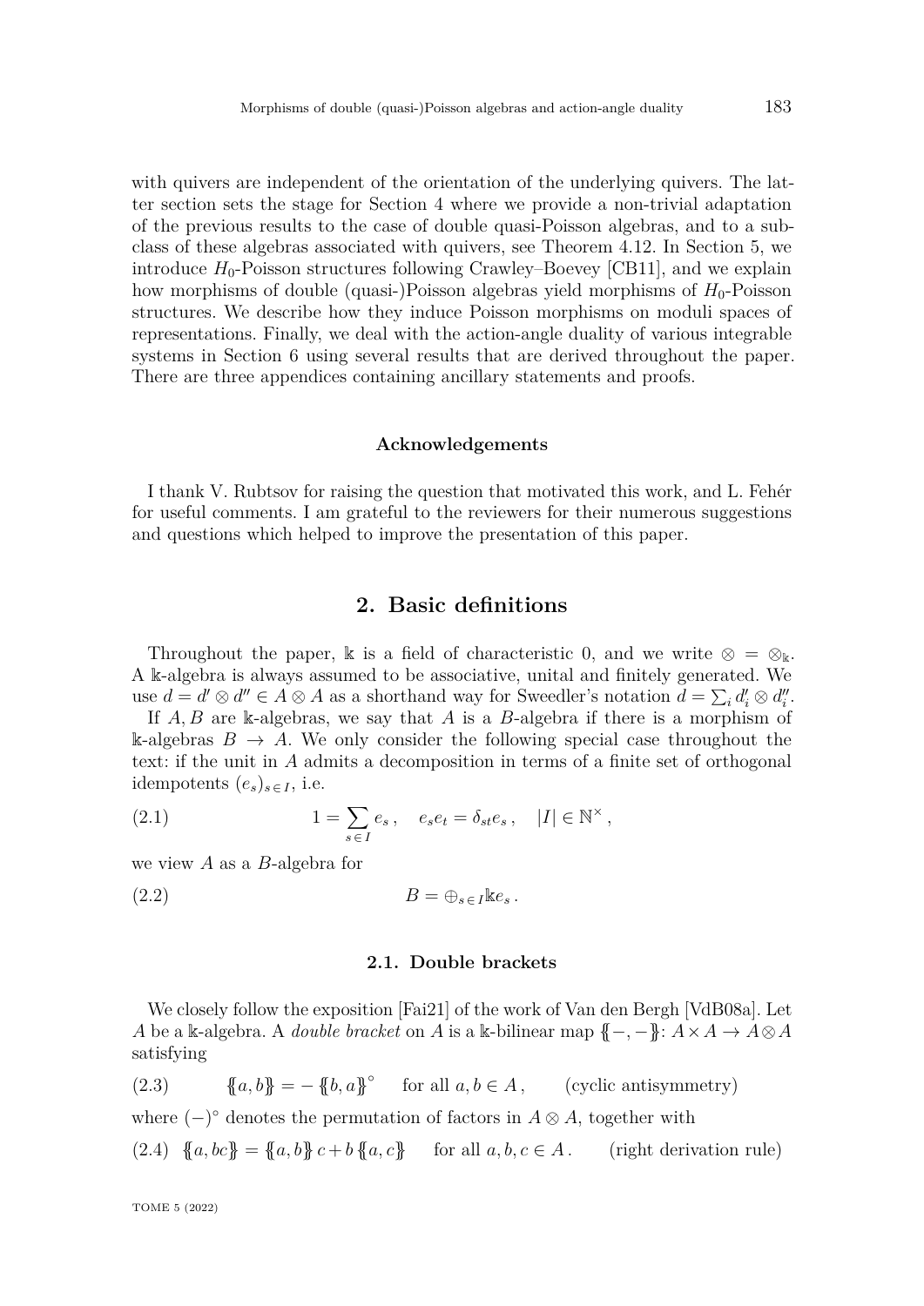with quivers are independent of the orientation of the underlying quivers. The latter section sets the stage for Section 4 where we provide a non-trivial adaptation of the previous results to the case of double quasi-Poisson algebras, and to a subclass of these algebras associated with quivers, see Theorem 4.12. In Section 5, we introduce $H_0$-Poisson structures following Crawley–Boevey [CB11], and we explain how morphisms of double (quasi-)Poisson algebras yield morphisms of $H_0$-Poisson structures. We describe how they induce Poisson morphisms on moduli spaces of representations. Finally, we deal with the action-angle duality of various integrable systems in Section 6 using several results that are derived throughout the paper. There are three appendices containing ancillary statements and proofs.

#### Acknowledgements

I thank V. Rubtsov for raising the question that motivated this work, and L. Fehér for useful comments. I am grateful to the reviewers for their numerous suggestions and questions which helped to improve the presentation of this paper.

## 2. Basic definitions

Throughout the paper, $\Bbbk$ is a field of characteristic 0, and we write $\otimes = \otimes_{\Bbbk}$. A $\Bbbk$-algebra is always assumed to be associative, unital and finitely generated. We use $d = d' \otimes d'' \in A \otimes A$ as a shorthand way for Sweedler's notation $d = \sum_i d'_i \otimes d''_i$.

If $A, B$ are $\Bbbk$-algebras, we say that $A$ is a $B$-algebra if there is a morphism of $\Bbbk$-algebras $B \to A$. We only consider the following special case throughout the text: if the unit in $A$ admits a decomposition in terms of a finite set of orthogonal idempotents $(e_s)_{s \in I}$, i.e.

$$1 = \sum_{s \in I} e_s\,, \quad e_s e_t = \delta_{st} e_s\,, \quad |I| \in \mathbb{N}^\times\,, \tag{2.1}$$

we view $A$ as a $B$-algebra for

$$B = \oplus_{s \in I} \Bbbk e_s\,. \tag{2.2}$$

### 2.1. Double brackets

We closely follow the exposition [Fai21] of the work of Van den Bergh [VdB08a]. Let $A$ be a $\Bbbk$-algebra. A *double bracket* on $A$ is a $\Bbbk$-bilinear map $\{\!\!\{-,-\}\!\!\}\colon A \times A \to A \otimes A$ satisfying

$$\{\!\!\{a,b\}\!\!\} = -\{\!\!\{b,a\}\!\!\}^\circ \quad \text{for all } a,b \in A\,, \qquad \text{(cyclic antisymmetry)} \tag{2.3}$$

where $(-)^\circ$ denotes the permutation of factors in $A \otimes A$, together with

$$\{\!\!\{a,bc\}\!\!\} = \{\!\!\{a,b\}\!\!\}\,c + b\,\{\!\!\{a,c\}\!\!\} \quad \text{for all } a,b,c \in A\,. \qquad \text{(right derivation rule)} \tag{2.4}$$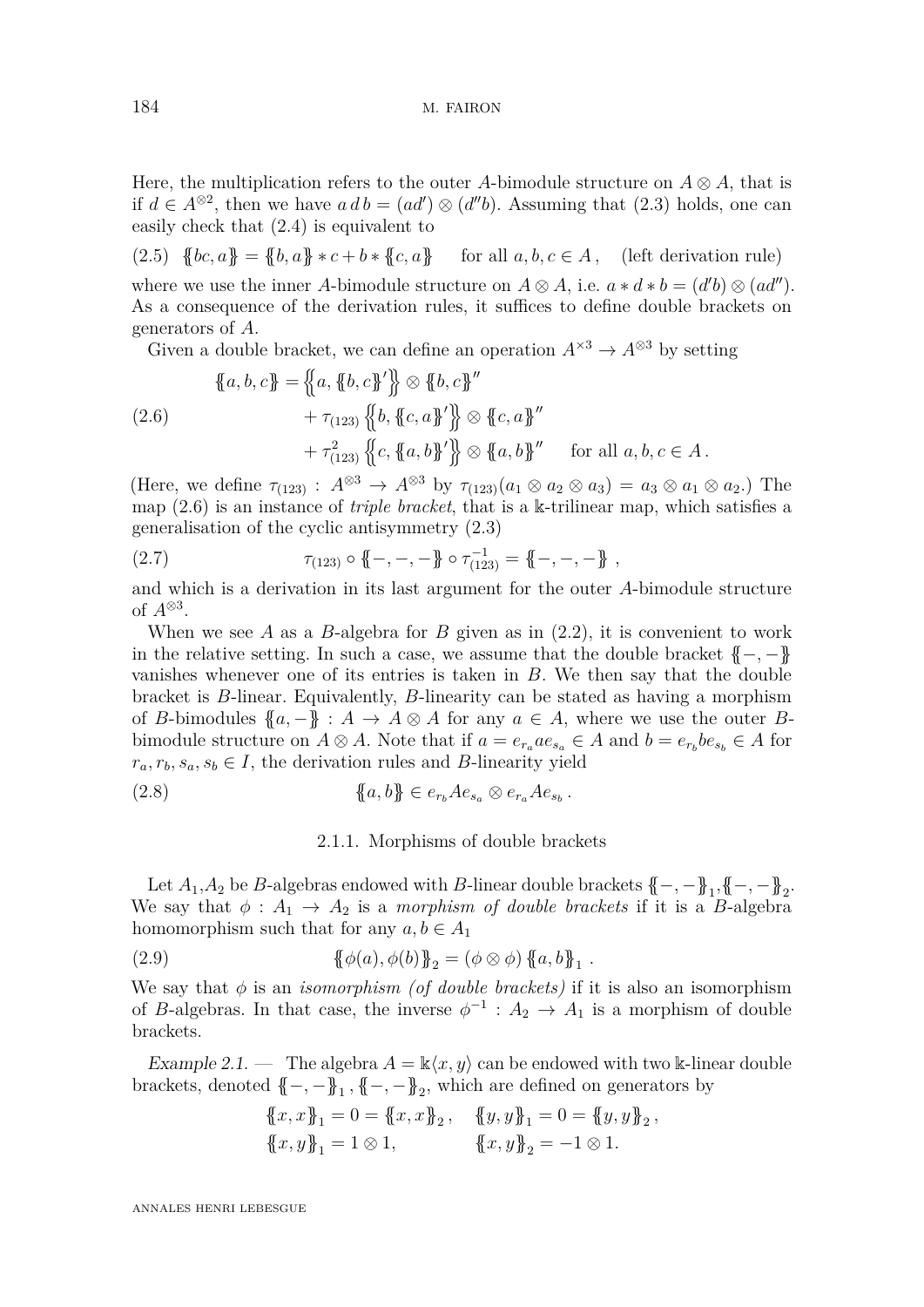Here, the multiplication refers to the outer $A$-bimodule structure on $A \otimes A$, that is if $d \in A^{\otimes 2}$, then we have $a\, d\, b = (ad') \otimes (d''b)$. Assuming that (2.3) holds, one can easily check that (2.4) is equivalent to

$$\{\!\{bc, a\}\!\} = \{\!\{b, a\}\!\} * c + b * \{\!\{c, a\}\!\} \quad \text{for all } a, b, c \in A\,, \quad \text{(left derivation rule)} \tag{2.5}$$

where we use the inner $A$-bimodule structure on $A \otimes A$, i.e. $a * d * b = (d'b) \otimes (ad'')$. As a consequence of the derivation rules, it suffices to define double brackets on generators of $A$.

Given a double bracket, we can define an operation $A^{\times 3} \to A^{\otimes 3}$ by setting

$$\begin{aligned}
\{\!\{a, b, c\}\!\} &= \left\{\!\!\left\{a, \{\!\{b, c\}\!\}'\right\}\!\!\right\} \otimes \{\!\{b, c\}\!\}'' \\
&\quad + \tau_{(123)} \left\{\!\!\left\{b, \{\!\{c, a\}\!\}'\right\}\!\!\right\} \otimes \{\!\{c, a\}\!\}'' \\
&\quad + \tau_{(123)}^2 \left\{\!\!\left\{c, \{\!\{a, b\}\!\}'\right\}\!\!\right\} \otimes \{\!\{a, b\}\!\}'' \quad \text{for all } a, b, c \in A\,.
\end{aligned} \tag{2.6}$$

(Here, we define $\tau_{(123)} : A^{\otimes 3} \to A^{\otimes 3}$ by $\tau_{(123)}(a_1 \otimes a_2 \otimes a_3) = a_3 \otimes a_1 \otimes a_2$.) The map (2.6) is an instance of *triple bracket*, that is a $\Bbbk$-trilinear map, which satisfies a generalisation of the cyclic antisymmetry (2.3)

$$\tau_{(123)} \circ \{\!\{-, -, -\}\!\} \circ \tau_{(123)}^{-1} = \{\!\{-, -, -\}\!\}\,, \tag{2.7}$$

and which is a derivation in its last argument for the outer $A$-bimodule structure of $A^{\otimes 3}$.

When we see $A$ as a $B$-algebra for $B$ given as in (2.2), it is convenient to work in the relative setting. In such a case, we assume that the double bracket $\{\!\{-, -\}\!\}$ vanishes whenever one of its entries is taken in $B$. We then say that the double bracket is $B$-linear. Equivalently, $B$-linearity can be stated as having a morphism of $B$-bimodules $\{\!\{a, -\}\!\} : A \to A \otimes A$ for any $a \in A$, where we use the outer $B$-bimodule structure on $A \otimes A$. Note that if $a = e_{r_a} a e_{s_a} \in A$ and $b = e_{r_b} b e_{s_b} \in A$ for $r_a, r_b, s_a, s_b \in I$, the derivation rules and $B$-linearity yield

$$\{\!\{a, b\}\!\} \in e_{r_b} A e_{s_a} \otimes e_{r_a} A e_{s_b}\,. \tag{2.8}$$

#### 2.1.1. Morphisms of double brackets

Let $A_1$,$A_2$ be $B$-algebras endowed with $B$-linear double brackets $\{\!\{-, -\}\!\}_1$,$\{\!\{-, -\}\!\}_2$. We say that $\phi : A_1 \to A_2$ is a *morphism of double brackets* if it is a $B$-algebra homomorphism such that for any $a, b \in A_1$

$$\{\!\{\phi(a), \phi(b)\}\!\}_2 = (\phi \otimes \phi)\, \{\!\{a, b\}\!\}_1\,. \tag{2.9}$$

We say that $\phi$ is an *isomorphism (of double brackets)* if it is also an isomorphism of $B$-algebras. In that case, the inverse $\phi^{-1} : A_2 \to A_1$ is a morphism of double brackets.

*Example 2.1.* — The algebra $A = \Bbbk\langle x, y\rangle$ can be endowed with two $\Bbbk$-linear double brackets, denoted $\{\!\{-, -\}\!\}_1$, $\{\!\{-, -\}\!\}_2$, which are defined on generators by

$$\begin{aligned}
&\{\!\{x, x\}\!\}_1 = 0 = \{\!\{x, x\}\!\}_2\,, \quad &&\{\!\{y, y\}\!\}_1 = 0 = \{\!\{y, y\}\!\}_2\,, \\
&\{\!\{x, y\}\!\}_1 = 1 \otimes 1, &&\{\!\{x, y\}\!\}_2 = -1 \otimes 1.
\end{aligned}$$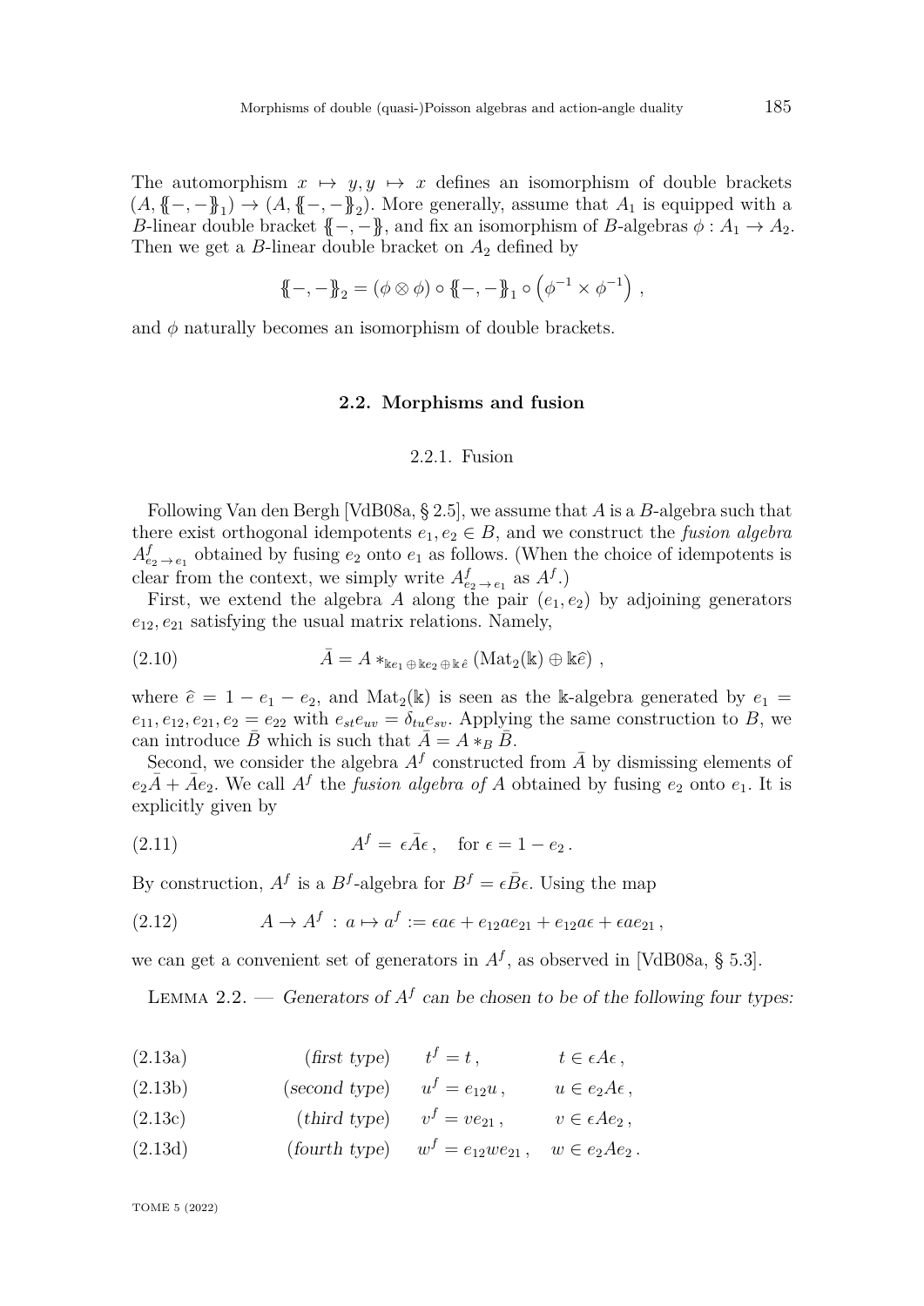The automorphism $x \mapsto y, y \mapsto x$ defines an isomorphism of double brackets $(A, \{\!\{-,-\}\!\}_1) \to (A, \{\!\{-,-\}\!\}_2)$. More generally, assume that $A_1$ is equipped with a $B$-linear double bracket $\{\!\{-,-\}\!\}$, and fix an isomorphism of $B$-algebras $\phi : A_1 \to A_2$. Then we get a $B$-linear double bracket on $A_2$ defined by

$$\{\!\{-,-\}\!\}_2 = (\phi \otimes \phi) \circ \{\!\{-,-\}\!\}_1 \circ \left(\phi^{-1} \times \phi^{-1}\right) ,$$

and $\phi$ naturally becomes an isomorphism of double brackets.

## 2.2. Morphisms and fusion

### 2.2.1. Fusion

Following Van den Bergh [VdB08a, § 2.5], we assume that $A$ is a $B$-algebra such that there exist orthogonal idempotents $e_1, e_2 \in B$, and we construct the *fusion algebra* $A^f_{e_2 \to e_1}$ obtained by fusing $e_2$ onto $e_1$ as follows. (When the choice of idempotents is clear from the context, we simply write $A^f_{e_2 \to e_1}$ as $A^f$.)

First, we extend the algebra $A$ along the pair $(e_1, e_2)$ by adjoining generators $e_{12}, e_{21}$ satisfying the usual matrix relations. Namely,

$$\bar{A} = A *_{\Bbbk e_1 \oplus \Bbbk e_2 \oplus \Bbbk \hat{e}} (\mathrm{Mat}_2(\Bbbk) \oplus \Bbbk\hat{e}) \,, \tag{2.10}$$

where $\hat{e} = 1 - e_1 - e_2$, and $\mathrm{Mat}_2(\Bbbk)$ is seen as the $\Bbbk$-algebra generated by $e_1 = e_{11}, e_{12}, e_{21}, e_2 = e_{22}$ with $e_{st}e_{uv} = \delta_{tu}e_{sv}$. Applying the same construction to $B$, we can introduce $\bar{B}$ which is such that $\bar{A} = A *_B \bar{B}$.

Second, we consider the algebra $A^f$ constructed from $\bar{A}$ by dismissing elements of $e_2\bar{A} + \bar{A}e_2$. We call $A^f$ the *fusion algebra of* $A$ obtained by fusing $e_2$ onto $e_1$. It is explicitly given by

$$A^f = \epsilon \bar{A} \epsilon \,, \quad \text{for } \epsilon = 1 - e_2 \,. \tag{2.11}$$

By construction, $A^f$ is a $B^f$-algebra for $B^f = \epsilon\bar{B}\epsilon$. Using the map

$$A \to A^f \,:\, a \mapsto a^f := \epsilon a \epsilon + e_{12} a e_{21} + e_{12} a \epsilon + \epsilon a e_{21} \,, \tag{2.12}$$

we can get a convenient set of generators in $A^f$, as observed in [VdB08a, § 5.3].

Lemma 2.2. — *Generators of $A^f$ can be chosen to be of the following four types:*

$$\text{(first type)} \qquad t^f = t \,, \qquad t \in \epsilon A \epsilon \,, \tag{2.13a}$$

$$\text{(second type)} \qquad u^f = e_{12} u \,, \qquad u \in e_2 A \epsilon \,, \tag{2.13b}$$

$$\text{(third type)} \qquad v^f = v e_{21} \,, \qquad v \in \epsilon A e_2 \,, \tag{2.13c}$$

$$\text{(fourth type)} \qquad w^f = e_{12} w e_{21} \,, \qquad w \in e_2 A e_2 \,. \tag{2.13d}$$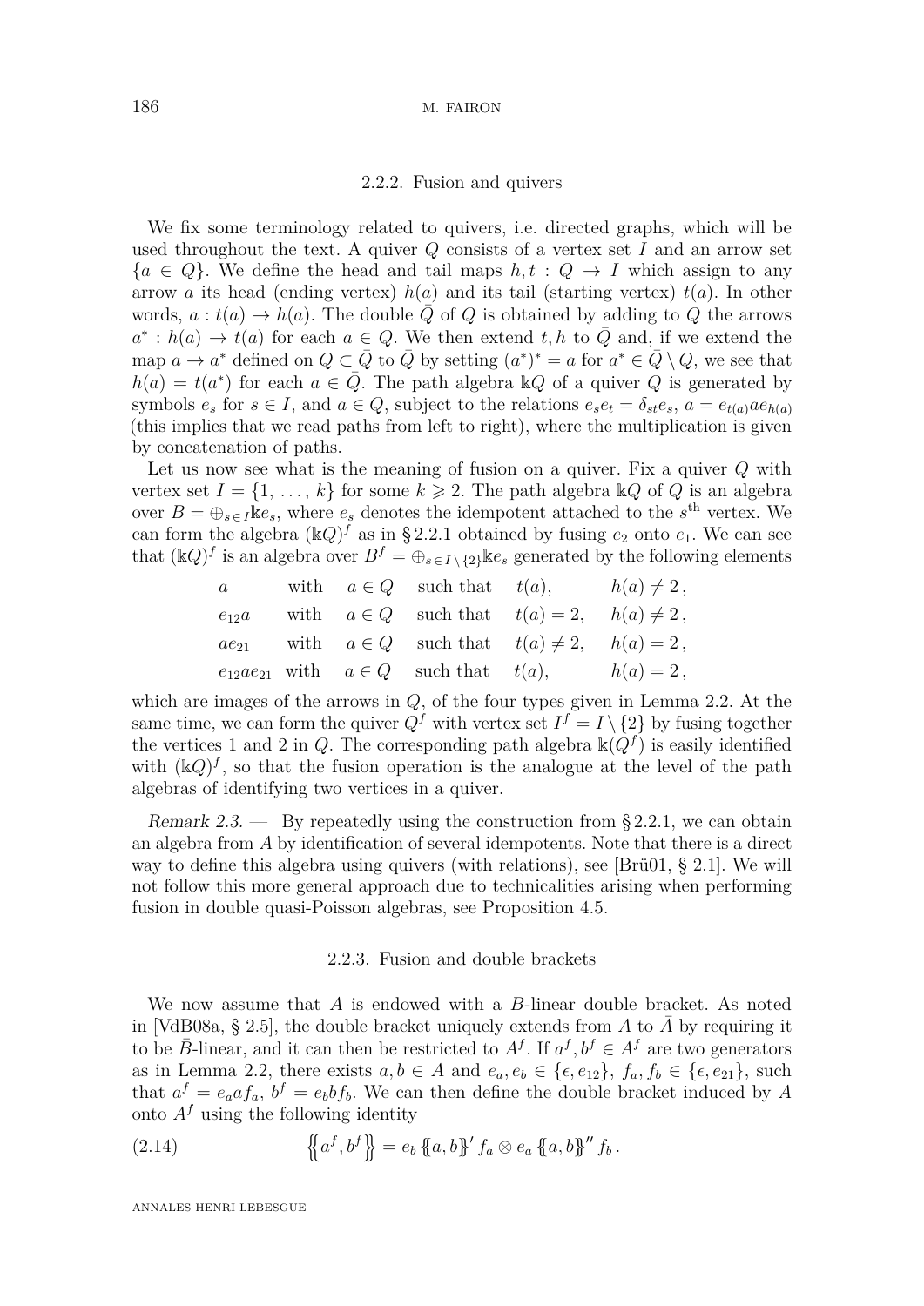### 2.2.2. Fusion and quivers

We fix some terminology related to quivers, i.e. directed graphs, which will be used throughout the text. A quiver $Q$ consists of a vertex set $I$ and an arrow set $\{a \in Q\}$. We define the head and tail maps $h, t : Q \to I$ which assign to any arrow $a$ its head (ending vertex) $h(a)$ and its tail (starting vertex) $t(a)$. In other words, $a : t(a) \to h(a)$. The double $\bar{Q}$ of $Q$ is obtained by adding to $Q$ the arrows $a^* : h(a) \to t(a)$ for each $a \in Q$. We then extend $t, h$ to $\bar{Q}$ and, if we extend the map $a \to a^*$ defined on $Q \subset \bar{Q}$ to $\bar{Q}$ by setting $(a^*)^* = a$ for $a^* \in \bar{Q} \setminus Q$, we see that $h(a) = t(a^*)$ for each $a \in \bar{Q}$. The path algebra $\Bbbk Q$ of a quiver $Q$ is generated by symbols $e_s$ for $s \in I$, and $a \in Q$, subject to the relations $e_s e_t = \delta_{st} e_s$, $a = e_{t(a)} a e_{h(a)}$ (this implies that we read paths from left to right), where the multiplication is given by concatenation of paths.

Let us now see what is the meaning of fusion on a quiver. Fix a quiver $Q$ with vertex set $I = \{1, \ldots, k\}$ for some $k \geqslant 2$. The path algebra $\Bbbk Q$ of $Q$ is an algebra over $B = \oplus_{s \in I} \Bbbk e_s$, where $e_s$ denotes the idempotent attached to the $s^{\text{th}}$ vertex. We can form the algebra $(\Bbbk Q)^f$ as in § 2.2.1 obtained by fusing $e_2$ onto $e_1$. We can see that $(\Bbbk Q)^f$ is an algebra over $B^f = \oplus_{s \in I \setminus \{2\}} \Bbbk e_s$ generated by the following elements

$$
\begin{array}{llllll}
a & \text{with} & a \in Q & \text{such that} & t(a), & h(a) \neq 2\,, \\
e_{12} a & \text{with} & a \in Q & \text{such that} & t(a) = 2, & h(a) \neq 2\,, \\
a e_{21} & \text{with} & a \in Q & \text{such that} & t(a) \neq 2, & h(a) = 2\,, \\
e_{12} a e_{21} & \text{with} & a \in Q & \text{such that} & t(a), & h(a) = 2\,,
\end{array}
$$

which are images of the arrows in $Q$, of the four types given in Lemma 2.2. At the same time, we can form the quiver $Q^f$ with vertex set $I^f = I \setminus \{2\}$ by fusing together the vertices 1 and 2 in $Q$. The corresponding path algebra $\Bbbk(Q^f)$ is easily identified with $(\Bbbk Q)^f$, so that the fusion operation is the analogue at the level of the path algebras of identifying two vertices in a quiver.

*Remark 2.3.* — By repeatedly using the construction from § 2.2.1, we can obtain an algebra from $A$ by identification of several idempotents. Note that there is a direct way to define this algebra using quivers (with relations), see [Brü01, § 2.1]. We will not follow this more general approach due to technicalities arising when performing fusion in double quasi-Poisson algebras, see Proposition 4.5.

### 2.2.3. Fusion and double brackets

We now assume that $A$ is endowed with a $B$-linear double bracket. As noted in [VdB08a, § 2.5], the double bracket uniquely extends from $A$ to $\bar{A}$ by requiring it to be $\bar{B}$-linear, and it can then be restricted to $A^f$. If $a^f, b^f \in A^f$ are two generators as in Lemma 2.2, there exists $a, b \in A$ and $e_a, e_b \in \{\epsilon, e_{12}\}$, $f_a, f_b \in \{\epsilon, e_{21}\}$, such that $a^f = e_a a f_a$, $b^f = e_b b f_b$. We can then define the double bracket induced by $A$ onto $A^f$ using the following identity

$$
\left\{\!\!\left\{ a^f, b^f \right\}\!\!\right\} = e_b \left\{\!\!\left\{ a, b \right\}\!\!\right\}' f_a \otimes e_a \left\{\!\!\left\{ a, b \right\}\!\!\right\}'' f_b\,. \tag{2.14}
$$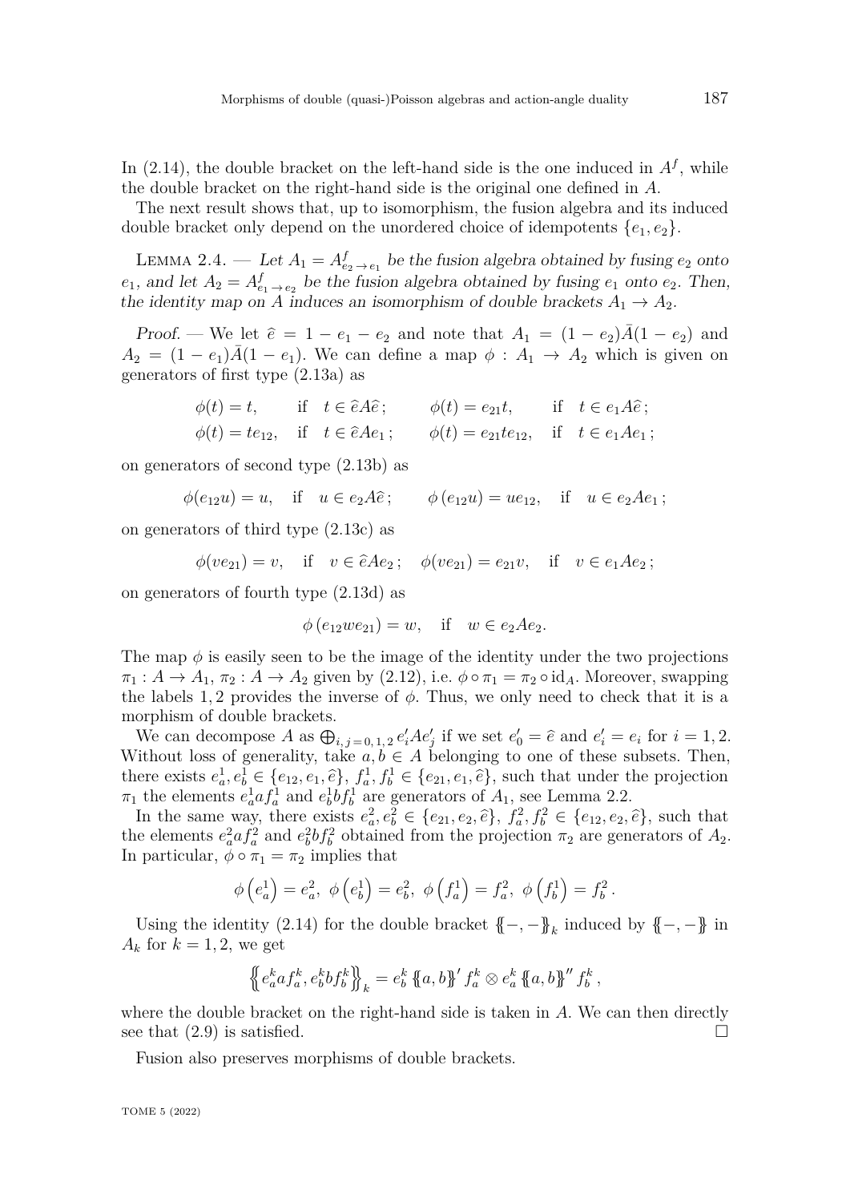In (2.14), the double bracket on the left-hand side is the one induced in $A^f$, while the double bracket on the right-hand side is the original one defined in $A$.

The next result shows that, up to isomorphism, the fusion algebra and its induced double bracket only depend on the unordered choice of idempotents $\{e_1, e_2\}$.

Lemma 2.4. — *Let $A_1 = A^f_{e_2 \to e_1}$ be the fusion algebra obtained by fusing $e_2$ onto $e_1$, and let $A_2 = A^f_{e_1 \to e_2}$ be the fusion algebra obtained by fusing $e_1$ onto $e_2$. Then, the identity map on $A$ induces an isomorphism of double brackets $A_1 \to A_2$.*

*Proof.* — We let $\widehat{e} = 1 - e_1 - e_2$ and note that $A_1 = (1 - e_2)\bar{A}(1 - e_2)$ and $A_2 = (1 - e_1)\bar{A}(1 - e_1)$. We can define a map $\phi : A_1 \to A_2$ which is given on generators of first type (2.13a) as

$$\begin{aligned}
&\phi(t) = t, \quad \text{if} \quad t \in \widehat{e}A\widehat{e}\,; \qquad &&\phi(t) = e_{21}t, \quad \text{if} \quad t \in e_1A\widehat{e}\,;\\
&\phi(t) = te_{12}, \quad \text{if} \quad t \in \widehat{e}Ae_1\,; \qquad &&\phi(t) = e_{21}te_{12}, \quad \text{if} \quad t \in e_1Ae_1\,;
\end{aligned}$$

on generators of second type (2.13b) as

$$\phi(e_{12}u) = u, \quad \text{if} \quad u \in e_2A\widehat{e}\,; \qquad \phi\left(e_{12}u\right) = ue_{12}, \quad \text{if} \quad u \in e_2Ae_1\,;$$

on generators of third type (2.13c) as

$$\phi(ve_{21}) = v, \quad \text{if} \quad v \in \widehat{e}Ae_2\,; \quad \phi(ve_{21}) = e_{21}v, \quad \text{if} \quad v \in e_1Ae_2\,;$$

on generators of fourth type (2.13d) as

$$\phi\left(e_{12}we_{21}\right) = w, \quad \text{if} \quad w \in e_2Ae_2.$$

The map $\phi$ is easily seen to be the image of the identity under the two projections $\pi_1 : A \to A_1$, $\pi_2 : A \to A_2$ given by (2.12), i.e. $\phi \circ \pi_1 = \pi_2 \circ \mathrm{id}_A$. Moreover, swapping the labels $1, 2$ provides the inverse of $\phi$. Thus, we only need to check that it is a morphism of double brackets.

We can decompose $A$ as $\bigoplus_{i,j=0,1,2} e'_iAe'_j$ if we set $e'_0 = \widehat{e}$ and $e'_i = e_i$ for $i = 1, 2$. Without loss of generality, take $a, b \in A$ belonging to one of these subsets. Then, there exists $e^1_a, e^1_b \in \{e_{12}, e_1, \widehat{e}\}$, $f^1_a, f^1_b \in \{e_{21}, e_1, \widehat{e}\}$, such that under the projection $\pi_1$ the elements $e^1_a a f^1_a$ and $e^1_b b f^1_b$ are generators of $A_1$, see Lemma 2.2.

In the same way, there exists $e^2_a, e^2_b \in \{e_{21}, e_2, \widehat{e}\}$, $f^2_a, f^2_b \in \{e_{12}, e_2, \widehat{e}\}$, such that the elements $e^2_a a f^2_a$ and $e^2_b b f^2_b$ obtained from the projection $\pi_2$ are generators of $A_2$. In particular, $\phi \circ \pi_1 = \pi_2$ implies that

$$\phi\left(e^1_a\right) = e^2_a,\ \phi\left(e^1_b\right) = e^2_b,\ \phi\left(f^1_a\right) = f^2_a,\ \phi\left(f^1_b\right) = f^2_b\,.$$

Using the identity (2.14) for the double bracket $\{\!\!\{-,-\}\!\!\}_k$ induced by $\{\!\!\{-,-\}\!\!\}$ in $A_k$ for $k = 1, 2$, we get

$$\left\{\!\!\left\{e^k_a a f^k_a, e^k_b b f^k_b\right\}\!\!\right\}_k = e^k_b \{\!\!\{a, b\}\!\!\}' f^k_a \otimes e^k_a \{\!\!\{a, b\}\!\!\}'' f^k_b\,,$$

where the double bracket on the right-hand side is taken in $A$. We can then directly see that (2.9) is satisfied. $\square$

Fusion also preserves morphisms of double brackets.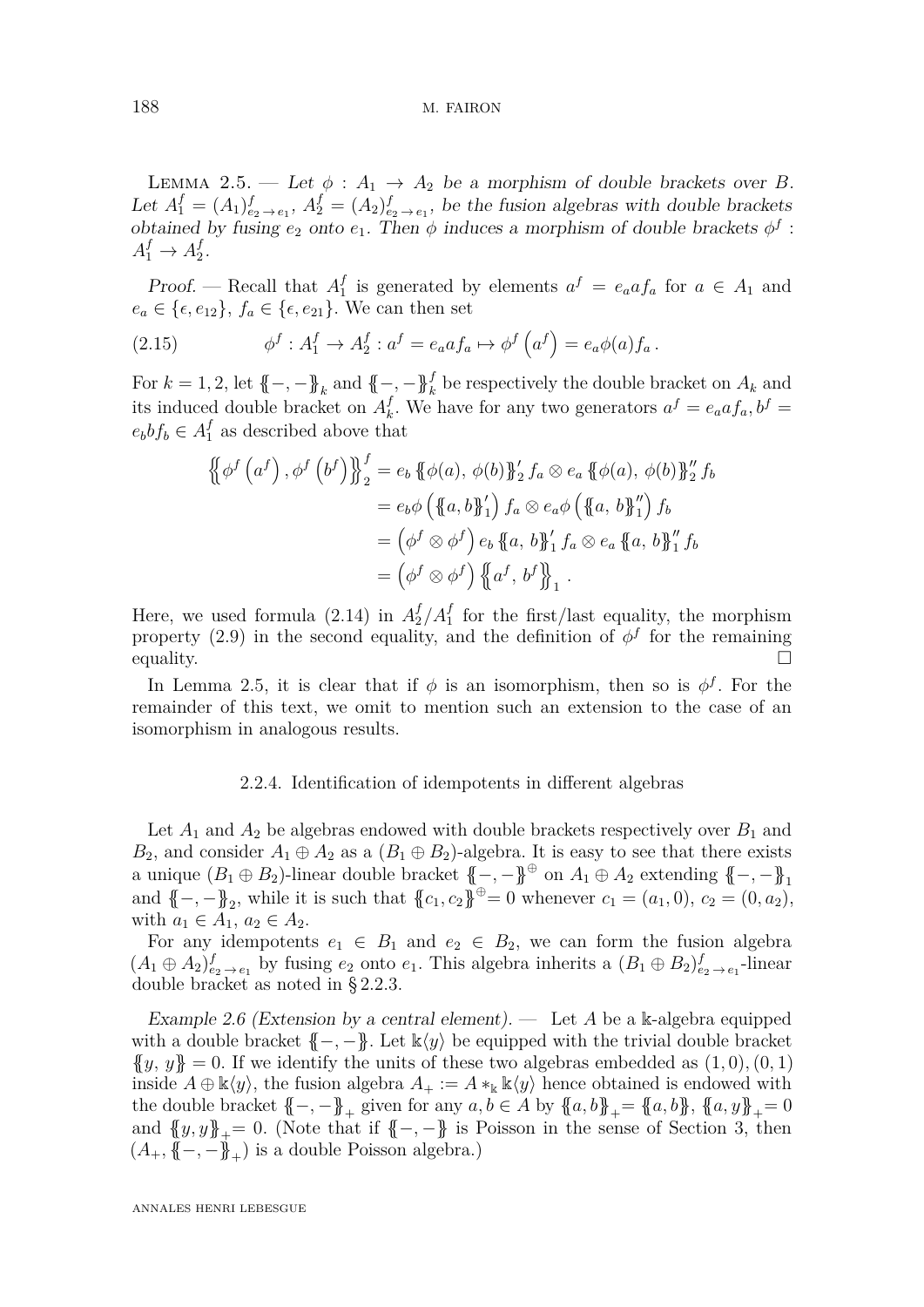Lemma 2.5. — *Let $\phi : A_1 \to A_2$ be a morphism of double brackets over $B$. Let $A_1^f = (A_1)^f_{e_2 \to e_1}$, $A_2^f = (A_2)^f_{e_2 \to e_1}$, be the fusion algebras with double brackets obtained by fusing $e_2$ onto $e_1$. Then $\phi$ induces a morphism of double brackets $\phi^f : A_1^f \to A_2^f$.*

*Proof.* — Recall that $A_1^f$ is generated by elements $a^f = e_a a f_a$ for $a \in A_1$ and $e_a \in \{\epsilon, e_{12}\}$, $f_a \in \{\epsilon, e_{21}\}$. We can then set

$$\phi^f : A_1^f \to A_2^f : a^f = e_a a f_a \mapsto \phi^f\left(a^f\right) = e_a \phi(a) f_a \,. \tag{2.15}$$

For $k = 1, 2$, let $\{\!\{-,-\}\!\}_k$ and $\{\!\{-,-\}\!\}_k^f$ be respectively the double bracket on $A_k$ and its induced double bracket on $A_k^f$. We have for any two generators $a^f = e_a a f_a, b^f = e_b b f_b \in A_1^f$ as described above that

$$\begin{aligned}
\left\{\!\!\left\{\phi^f\left(a^f\right), \phi^f\left(b^f\right)\right\}\!\!\right\}_2^f &= e_b \{\!\{\phi(a), \phi(b)\}\!\}_2' f_a \otimes e_a \{\!\{\phi(a), \phi(b)\}\!\}_2'' f_b \\
&= e_b \phi\left(\{\!\{a, b\}\!\}_1'\right) f_a \otimes e_a \phi\left(\{\!\{a, b\}\!\}_1''\right) f_b \\
&= \left(\phi^f \otimes \phi^f\right) e_b \{\!\{a, b\}\!\}_1' f_a \otimes e_a \{\!\{a, b\}\!\}_1'' f_b \\
&= \left(\phi^f \otimes \phi^f\right) \left\{\!\!\left\{a^f, b^f\right\}\!\!\right\}_1 .
\end{aligned}$$

Here, we used formula (2.14) in $A_2^f/A_1^f$ for the first/last equality, the morphism property (2.9) in the second equality, and the definition of $\phi^f$ for the remaining equality. $\square$

In Lemma 2.5, it is clear that if $\phi$ is an isomorphism, then so is $\phi^f$. For the remainder of this text, we omit to mention such an extension to the case of an isomorphism in analogous results.

### 2.2.4. Identification of idempotents in different algebras

Let $A_1$ and $A_2$ be algebras endowed with double brackets respectively over $B_1$ and $B_2$, and consider $A_1 \oplus A_2$ as a $(B_1 \oplus B_2)$-algebra. It is easy to see that there exists a unique $(B_1 \oplus B_2)$-linear double bracket $\{\!\{-,-\}\!\}^{\oplus}$ on $A_1 \oplus A_2$ extending $\{\!\{-,-\}\!\}_1$ and $\{\!\{-,-\}\!\}_2$, while it is such that $\{\!\{c_1, c_2\}\!\}^{\oplus} = 0$ whenever $c_1 = (a_1, 0)$, $c_2 = (0, a_2)$, with $a_1 \in A_1$, $a_2 \in A_2$.

For any idempotents $e_1 \in B_1$ and $e_2 \in B_2$, we can form the fusion algebra $(A_1 \oplus A_2)^f_{e_2 \to e_1}$ by fusing $e_2$ onto $e_1$. This algebra inherits a $(B_1 \oplus B_2)^f_{e_2 \to e_1}$-linear double bracket as noted in §2.2.3.

*Example 2.6 (Extension by a central element).* — Let $A$ be a $\Bbbk$-algebra equipped with a double bracket $\{\!\{-,-\}\!\}$. Let $\Bbbk\langle y\rangle$ be equipped with the trivial double bracket $\{\!\{y, y\}\!\} = 0$. If we identify the units of these two algebras embedded as $(1,0), (0,1)$ inside $A \oplus \Bbbk\langle y\rangle$, the fusion algebra $A_+ := A *_{\Bbbk} \Bbbk\langle y\rangle$ hence obtained is endowed with the double bracket $\{\!\{-,-\}\!\}_+$ given for any $a, b \in A$ by $\{\!\{a, b\}\!\}_+ = \{\!\{a, b\}\!\}$, $\{\!\{a, y\}\!\}_+ = 0$ and $\{\!\{y, y\}\!\}_+ = 0$. (Note that if $\{\!\{-,-\}\!\}$ is Poisson in the sense of Section 3, then $(A_+, \{\!\{-,-\}\!\}_+)$ is a double Poisson algebra.)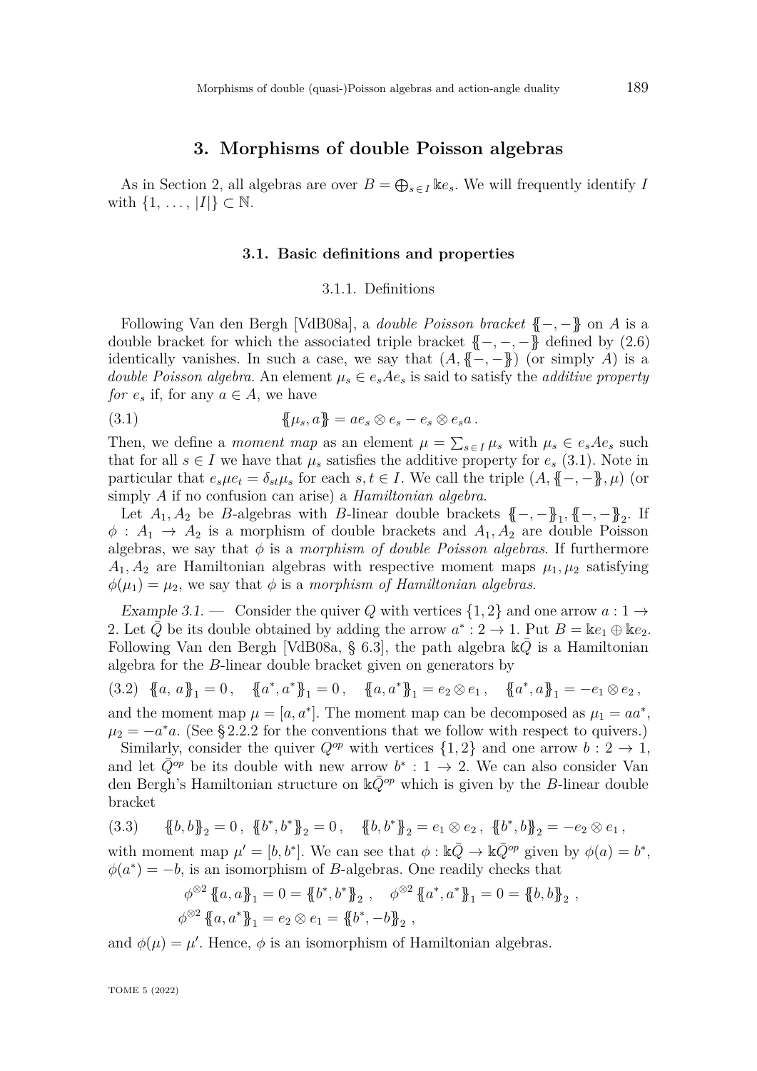## 3. Morphisms of double Poisson algebras

As in Section 2, all algebras are over $B = \bigoplus_{s \in I} \Bbbk e_s$. We will frequently identify $I$ with $\{1, \ldots, |I|\} \subset \mathbb{N}$.

### 3.1. Basic definitions and properties

#### 3.1.1. Definitions

Following Van den Bergh [VdB08a], a *double Poisson bracket* $\{\!\{-,-\}\!\}$ on $A$ is a double bracket for which the associated triple bracket $\{\!\{-,-,-\}\!\}$ defined by (2.6) identically vanishes. In such a case, we say that $(A, \{\!\{-,-\}\!\})$ (or simply $A$) is a *double Poisson algebra*. An element $\mu_s \in e_s A e_s$ is said to satisfy the *additive property for* $e_s$ if, for any $a \in A$, we have

$$\{\!\{\mu_s, a\}\!\} = a e_s \otimes e_s - e_s \otimes e_s a \,. \tag{3.1}$$

Then, we define a *moment map* as an element $\mu = \sum_{s \in I} \mu_s$ with $\mu_s \in e_s A e_s$ such that for all $s \in I$ we have that $\mu_s$ satisfies the additive property for $e_s$ (3.1). Note in particular that $e_s \mu e_t = \delta_{st} \mu_s$ for each $s, t \in I$. We call the triple $(A, \{\!\{-,-\}\!\}, \mu)$ (or simply $A$ if no confusion can arise) a *Hamiltonian algebra*.

Let $A_1, A_2$ be $B$-algebras with $B$-linear double brackets $\{\!\{-,-\}\!\}_1, \{\!\{-,-\}\!\}_2$. If $\phi : A_1 \to A_2$ is a morphism of double brackets and $A_1, A_2$ are double Poisson algebras, we say that $\phi$ is a *morphism of double Poisson algebras*. If furthermore $A_1, A_2$ are Hamiltonian algebras with respective moment maps $\mu_1, \mu_2$ satisfying $\phi(\mu_1) = \mu_2$, we say that $\phi$ is a *morphism of Hamiltonian algebras*.

*Example 3.1.* — Consider the quiver $Q$ with vertices $\{1, 2\}$ and one arrow $a : 1 \to 2$. Let $\bar{Q}$ be its double obtained by adding the arrow $a^* : 2 \to 1$. Put $B = \Bbbk e_1 \oplus \Bbbk e_2$. Following Van den Bergh [VdB08a, § 6.3], the path algebra $\Bbbk \bar{Q}$ is a Hamiltonian algebra for the $B$-linear double bracket given on generators by

$$\{\!\{a, a\}\!\}_1 = 0 \,, \quad \{\!\{a^*, a^*\}\!\}_1 = 0 \,, \quad \{\!\{a, a^*\}\!\}_1 = e_2 \otimes e_1 \,, \quad \{\!\{a^*, a\}\!\}_1 = -e_1 \otimes e_2 \,, \tag{3.2}$$

and the moment map $\mu = [a, a^*]$. The moment map can be decomposed as $\mu_1 = aa^*$, $\mu_2 = -a^* a$. (See § 2.2.2 for the conventions that we follow with respect to quivers.)

Similarly, consider the quiver $Q^{op}$ with vertices $\{1, 2\}$ and one arrow $b : 2 \to 1$, and let $\bar{Q}^{op}$ be its double with new arrow $b^* : 1 \to 2$. We can also consider Van den Bergh's Hamiltonian structure on $\Bbbk \bar{Q}^{op}$ which is given by the $B$-linear double bracket

$$\{\!\{b, b\}\!\}_2 = 0 \,, \ \{\!\{b^*, b^*\}\!\}_2 = 0 \,, \quad \{\!\{b, b^*\}\!\}_2 = e_1 \otimes e_2 \,, \ \{\!\{b^*, b\}\!\}_2 = -e_2 \otimes e_1 \,, \tag{3.3}$$

with moment map $\mu' = [b, b^*]$. We can see that $\phi : \Bbbk \bar{Q} \to \Bbbk \bar{Q}^{op}$ given by $\phi(a) = b^*$, $\phi(a^*) = -b$, is an isomorphism of $B$-algebras. One readily checks that

$$\begin{aligned} &\phi^{\otimes 2} \{\!\{a, a\}\!\}_1 = 0 = \{\!\{b^*, b^*\}\!\}_2 \,, \quad \phi^{\otimes 2} \{\!\{a^*, a^*\}\!\}_1 = 0 = \{\!\{b, b\}\!\}_2 \,, \\ &\phi^{\otimes 2} \{\!\{a, a^*\}\!\}_1 = e_2 \otimes e_1 = \{\!\{b^*, -b\}\!\}_2 \,, \end{aligned}$$

and $\phi(\mu) = \mu'$. Hence, $\phi$ is an isomorphism of Hamiltonian algebras.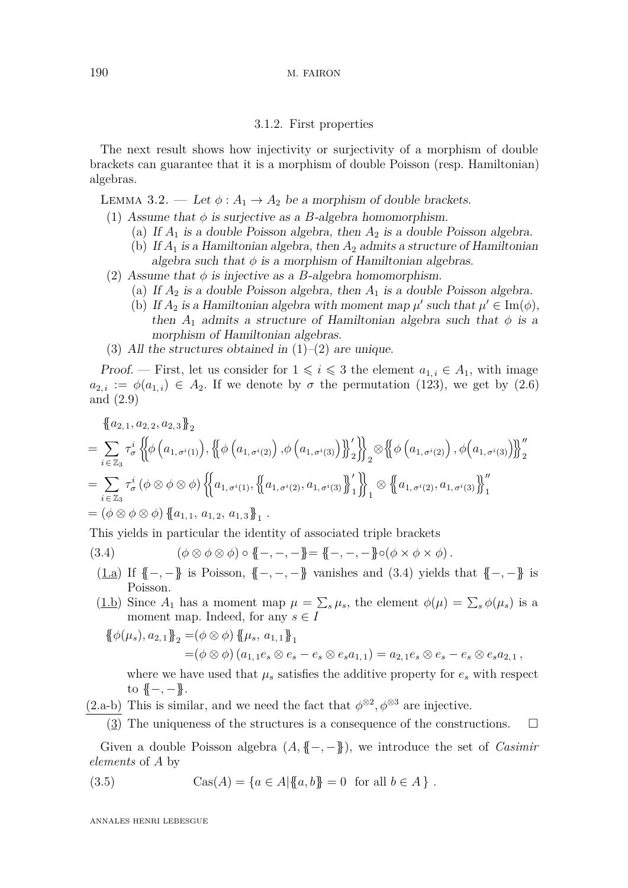#### 3.1.2. First properties

The next result shows how injectivity or surjectivity of a morphism of double brackets can guarantee that it is a morphism of double Poisson (resp. Hamiltonian) algebras.

Lemma 3.2. — *Let $\phi : A_1 \to A_2$ be a morphism of double brackets.*

1. *Assume that $\phi$ is surjective as a $B$-algebra homomorphism.*
   - (a) *If $A_1$ is a double Poisson algebra, then $A_2$ is a double Poisson algebra.*
   - (b) *If $A_1$ is a Hamiltonian algebra, then $A_2$ admits a structure of Hamiltonian algebra such that $\phi$ is a morphism of Hamiltonian algebras.*
2. *Assume that $\phi$ is injective as a $B$-algebra homomorphism.*
   - (a) *If $A_2$ is a double Poisson algebra, then $A_1$ is a double Poisson algebra.*
   - (b) *If $A_2$ is a Hamiltonian algebra with moment map $\mu'$ such that $\mu' \in \operatorname{Im}(\phi)$, then $A_1$ admits a structure of Hamiltonian algebra such that $\phi$ is a morphism of Hamiltonian algebras.*
3. *All the structures obtained in (1)–(2) are unique.*

*Proof.* — First, let us consider for $1 \leqslant i \leqslant 3$ the element $a_{1,i} \in A_1$, with image $a_{2,i} := \phi(a_{1,i}) \in A_2$. If we denote by $\sigma$ the permutation (123), we get by (2.6) and (2.9)

$$\begin{aligned}
&\{\!\!\{a_{2,1}, a_{2,2}, a_{2,3}\}\!\!\}_2 \\
&= \sum_{i\in\mathbb{Z}_3} \tau_\sigma^i \left\{\!\!\left\{\phi\left(a_{1,\sigma^i(1)}\right), \left\{\!\!\left\{\phi\left(a_{1,\sigma^i(2)}\right), \phi\left(a_{1,\sigma^i(3)}\right)\right\}\!\!\right\}_2' \right\}\!\!\right\}_2 \otimes \left\{\!\!\left\{\phi\left(a_{1,\sigma^i(2)}\right), \phi\left(a_{1,\sigma^i(3)}\right)\right\}\!\!\right\}_2'' \\
&= \sum_{i\in\mathbb{Z}_3} \tau_\sigma^i \left(\phi\otimes\phi\otimes\phi\right) \left\{\!\!\left\{a_{1,\sigma^i(1)}, \left\{\!\!\left\{a_{1,\sigma^i(2)}, a_{1,\sigma^i(3)}\right\}\!\!\right\}_1' \right\}\!\!\right\}_1 \otimes \left\{\!\!\left\{a_{1,\sigma^i(2)}, a_{1,\sigma^i(3)}\right\}\!\!\right\}_1'' \\
&= \left(\phi\otimes\phi\otimes\phi\right) \{\!\!\{a_{1,1}, a_{1,2}, a_{1,3}\}\!\!\}_1 \,.
\end{aligned}$$

This yields in particular the identity of associated triple brackets

$$(\phi\otimes\phi\otimes\phi)\circ\{\!\!\{-,-,-\}\!\!\} = \{\!\!\{-,-,-\}\!\!\}\circ(\phi\times\phi\times\phi)\,. \tag{3.4}$$

(1.a) If $\{\!\!\{-,-\}\!\!\}$ is Poisson, $\{\!\!\{-,-,-\}\!\!\}$ vanishes and (3.4) yields that $\{\!\!\{-,-\}\!\!\}$ is Poisson.

(1.b) Since $A_1$ has a moment map $\mu = \sum_s \mu_s$, the element $\phi(\mu) = \sum_s \phi(\mu_s)$ is a moment map. Indeed, for any $s \in I$

$$\begin{aligned}
\{\!\!\{\phi(\mu_s), a_{2,1}\}\!\!\}_2 &= (\phi\otimes\phi)\,\{\!\!\{\mu_s, a_{1,1}\}\!\!\}_1 \\
&= (\phi\otimes\phi)\left(a_{1,1}e_s\otimes e_s - e_s\otimes e_s a_{1,1}\right) = a_{2,1}e_s\otimes e_s - e_s\otimes e_s a_{2,1}\,,
\end{aligned}$$

where we have used that $\mu_s$ satisfies the additive property for $e_s$ with respect to $\{\!\!\{-,-\}\!\!\}$.

(2.a-b) This is similar, and we need the fact that $\phi^{\otimes 2}, \phi^{\otimes 3}$ are injective.

(3) The uniqueness of the structures is a consequence of the constructions. $\square$

Given a double Poisson algebra $(A, \{\!\!\{-,-\}\!\!\})$, we introduce the set of *Casimir elements* of $A$ by

$$\operatorname{Cas}(A) = \{a \in A \,|\, \{\!\!\{a, b\}\!\!\} = 0 \ \text{ for all } b \in A\}\,. \tag{3.5}$$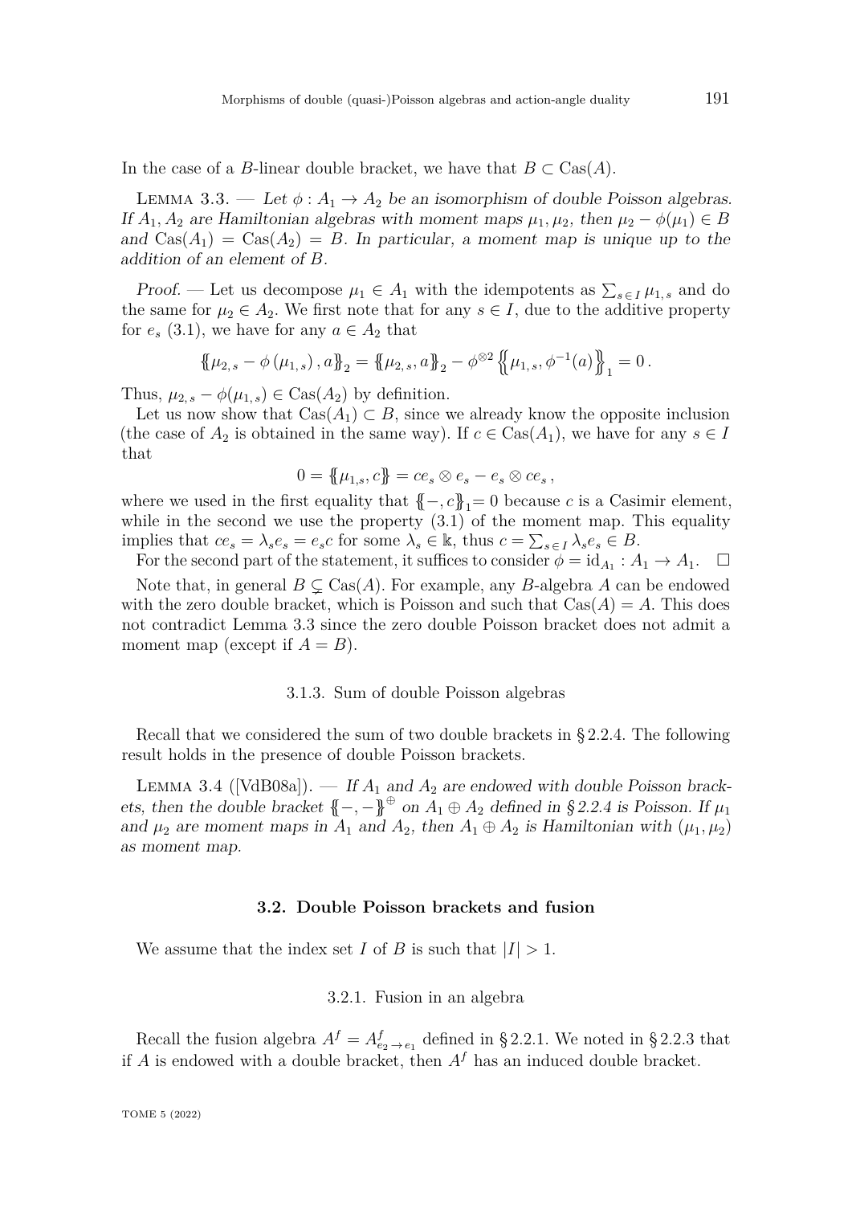In the case of a $B$-linear double bracket, we have that $B \subset \operatorname{Cas}(A)$.

Lemma 3.3. — *Let $\phi : A_1 \to A_2$ be an isomorphism of double Poisson algebras. If $A_1, A_2$ are Hamiltonian algebras with moment maps $\mu_1, \mu_2$, then $\mu_2 - \phi(\mu_1) \in B$ and $\operatorname{Cas}(A_1) = \operatorname{Cas}(A_2) = B$. In particular, a moment map is unique up to the addition of an element of $B$.*

*Proof.* — Let us decompose $\mu_1 \in A_1$ with the idempotents as $\sum_{s \in I} \mu_{1,s}$ and do the same for $\mu_2 \in A_2$. We first note that for any $s \in I$, due to the additive property for $e_s$ (3.1), we have for any $a \in A_2$ that

$$\left\{\!\!\left\{\mu_{2,s} - \phi\left(\mu_{1,s}\right), a\right\}\!\!\right\}_2 = \left\{\!\!\left\{\mu_{2,s}, a\right\}\!\!\right\}_2 - \phi^{\otimes 2}\left\{\!\!\left\{\mu_{1,s}, \phi^{-1}(a)\right\}\!\!\right\}_1 = 0\,.$$

Thus, $\mu_{2,s} - \phi(\mu_{1,s}) \in \operatorname{Cas}(A_2)$ by definition.

Let us now show that $\operatorname{Cas}(A_1) \subset B$, since we already know the opposite inclusion (the case of $A_2$ is obtained in the same way). If $c \in \operatorname{Cas}(A_1)$, we have for any $s \in I$ that

$$0 = \left\{\!\!\left\{\mu_{1,s}, c\right\}\!\!\right\} = ce_s \otimes e_s - e_s \otimes ce_s\,,$$

where we used in the first equality that $\left\{\!\!\left\{-, c\right\}\!\!\right\}_1 = 0$ because $c$ is a Casimir element, while in the second we use the property (3.1) of the moment map. This equality implies that $ce_s = \lambda_s e_s = e_s c$ for some $\lambda_s \in \Bbbk$, thus $c = \sum_{s \in I} \lambda_s e_s \in B$.

For the second part of the statement, it suffices to consider $\phi = \mathrm{id}_{A_1} : A_1 \to A_1$. $\square$

Note that, in general $B \subsetneq \operatorname{Cas}(A)$. For example, any $B$-algebra $A$ can be endowed with the zero double bracket, which is Poisson and such that $\operatorname{Cas}(A) = A$. This does not contradict Lemma 3.3 since the zero double Poisson bracket does not admit a moment map (except if $A = B$).

#### 3.1.3. Sum of double Poisson algebras

Recall that we considered the sum of two double brackets in § 2.2.4. The following result holds in the presence of double Poisson brackets.

Lemma 3.4 ([VdB08a]). — *If $A_1$ and $A_2$ are endowed with double Poisson brackets, then the double bracket $\left\{\!\!\left\{-, -\right\}\!\!\right\}^{\oplus}$ on $A_1 \oplus A_2$ defined in § 2.2.4 is Poisson. If $\mu_1$ and $\mu_2$ are moment maps in $A_1$ and $A_2$, then $A_1 \oplus A_2$ is Hamiltonian with $(\mu_1, \mu_2)$ as moment map.*

### 3.2. Double Poisson brackets and fusion

We assume that the index set $I$ of $B$ is such that $|I| > 1$.

#### 3.2.1. Fusion in an algebra

Recall the fusion algebra $A^f = A^f_{e_2 \to e_1}$ defined in § 2.2.1. We noted in § 2.2.3 that if $A$ is endowed with a double bracket, then $A^f$ has an induced double bracket.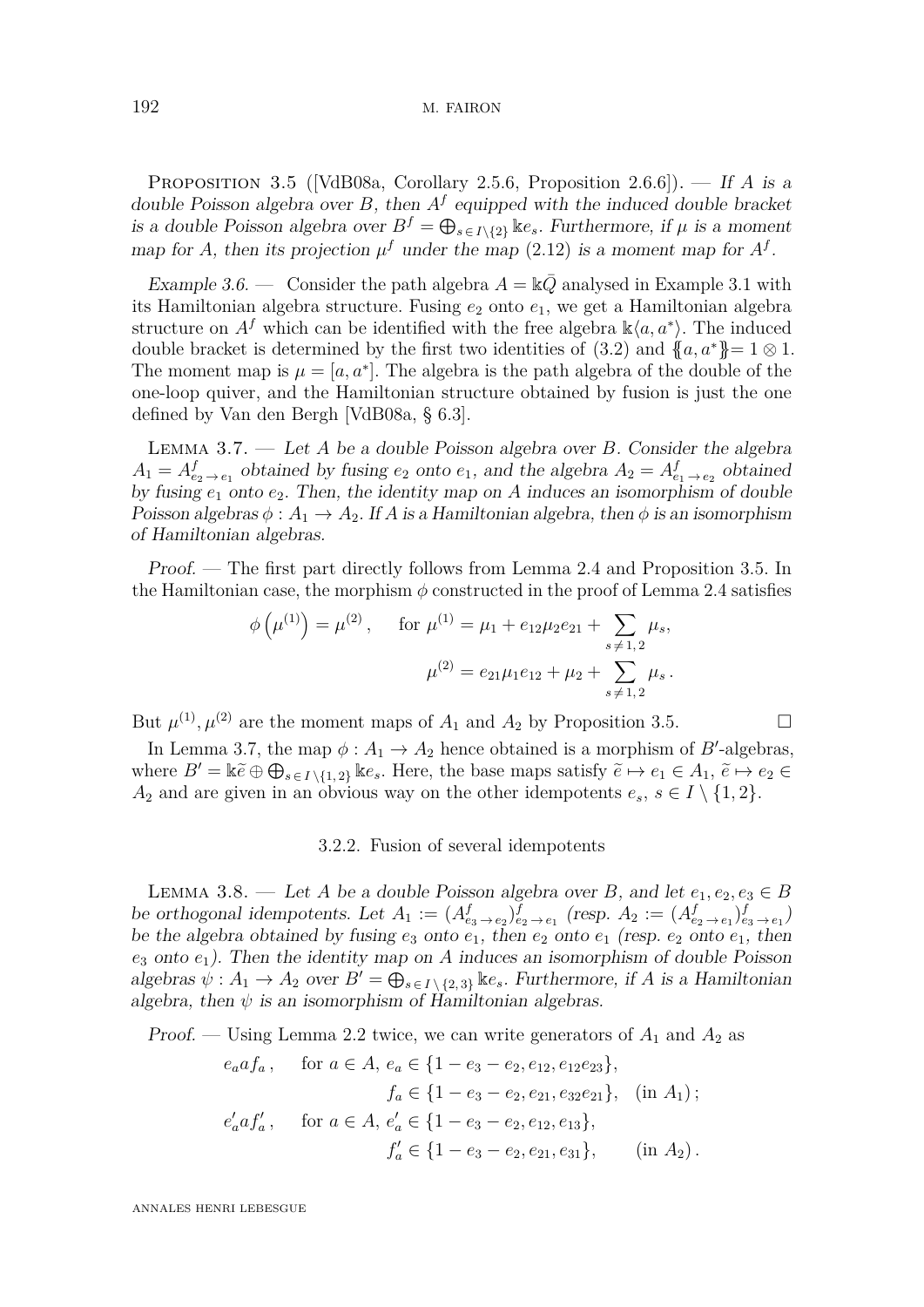Proposition 3.5 ([VdB08a, Corollary 2.5.6, Proposition 2.6.6]). — *If $A$ is a double Poisson algebra over $B$, then $A^f$ equipped with the induced double bracket is a double Poisson algebra over $B^f = \bigoplus_{s \in I \setminus \{2\}} \Bbbk e_s$. Furthermore, if $\mu$ is a moment map for $A$, then its projection $\mu^f$ under the map (2.12) is a moment map for $A^f$.*

*Example 3.6.* — Consider the path algebra $A = \Bbbk\bar{Q}$ analysed in Example 3.1 with its Hamiltonian algebra structure. Fusing $e_2$ onto $e_1$, we get a Hamiltonian algebra structure on $A^f$ which can be identified with the free algebra $\Bbbk\langle a, a^* \rangle$. The induced double bracket is determined by the first two identities of (3.2) and $\{\!\{a, a^*\}\!\} = 1 \otimes 1$. The moment map is $\mu = [a, a^*]$. The algebra is the path algebra of the double of the one-loop quiver, and the Hamiltonian structure obtained by fusion is just the one defined by Van den Bergh [VdB08a, § 6.3].

Lemma 3.7. — *Let $A$ be a double Poisson algebra over $B$. Consider the algebra $A_1 = A^f_{e_2 \to e_1}$ obtained by fusing $e_2$ onto $e_1$, and the algebra $A_2 = A^f_{e_1 \to e_2}$ obtained by fusing $e_1$ onto $e_2$. Then, the identity map on $A$ induces an isomorphism of double Poisson algebras $\phi : A_1 \to A_2$. If $A$ is a Hamiltonian algebra, then $\phi$ is an isomorphism of Hamiltonian algebras.*

*Proof.* — The first part directly follows from Lemma 2.4 and Proposition 3.5. In the Hamiltonian case, the morphism $\phi$ constructed in the proof of Lemma 2.4 satisfies

$$\phi\left(\mu^{(1)}\right) = \mu^{(2)}, \qquad \text{for } \mu^{(1)} = \mu_1 + e_{12}\mu_2 e_{21} + \sum_{s \neq 1,2} \mu_s,$$
$$\mu^{(2)} = e_{21}\mu_1 e_{12} + \mu_2 + \sum_{s \neq 1,2} \mu_s\,.$$

But $\mu^{(1)}, \mu^{(2)}$ are the moment maps of $A_1$ and $A_2$ by Proposition 3.5. $\square$

In Lemma 3.7, the map $\phi : A_1 \to A_2$ hence obtained is a morphism of $B'$-algebras, where $B' = \Bbbk\tilde{e} \oplus \bigoplus_{s \in I \setminus \{1,2\}} \Bbbk e_s$. Here, the base maps satisfy $\tilde{e} \mapsto e_1 \in A_1$, $\tilde{e} \mapsto e_2 \in A_2$ and are given in an obvious way on the other idempotents $e_s$, $s \in I \setminus \{1, 2\}$.

### 3.2.2. Fusion of several idempotents

Lemma 3.8. — *Let $A$ be a double Poisson algebra over $B$, and let $e_1, e_2, e_3 \in B$ be orthogonal idempotents. Let $A_1 := (A^f_{e_3 \to e_2})^f_{e_2 \to e_1}$ (resp. $A_2 := (A^f_{e_2 \to e_1})^f_{e_3 \to e_1}$) be the algebra obtained by fusing $e_3$ onto $e_1$, then $e_2$ onto $e_1$ (resp. $e_2$ onto $e_1$, then $e_3$ onto $e_1$). Then the identity map on $A$ induces an isomorphism of double Poisson algebras $\psi : A_1 \to A_2$ over $B' = \bigoplus_{s \in I \setminus \{2,3\}} \Bbbk e_s$. Furthermore, if $A$ is a Hamiltonian algebra, then $\psi$ is an isomorphism of Hamiltonian algebras.*

*Proof.* — Using Lemma 2.2 twice, we can write generators of $A_1$ and $A_2$ as

$$e_a a f_a\,, \quad \text{for } a \in A,\ e_a \in \{1 - e_3 - e_2, e_{12}, e_{12}e_{23}\},$$
$$f_a \in \{1 - e_3 - e_2, e_{21}, e_{32}e_{21}\}, \quad (\text{in } A_1)\,;$$
$$e'_a a f'_a\,, \quad \text{for } a \in A,\ e'_a \in \{1 - e_3 - e_2, e_{12}, e_{13}\},$$
$$f'_a \in \{1 - e_3 - e_2, e_{21}, e_{31}\}, \qquad (\text{in } A_2)\,.$$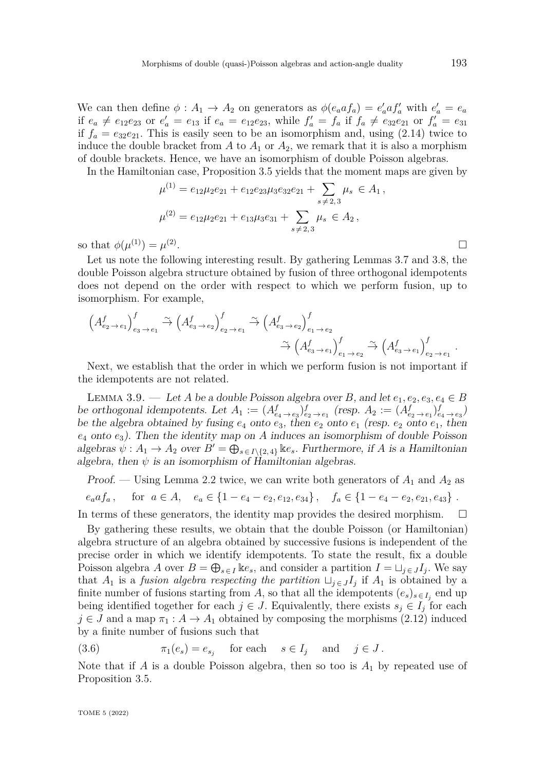We can then define $\phi : A_1 \to A_2$ on generators as $\phi(e_a a f_a) = e'_a a f'_a$ with $e'_a = e_a$ if $e_a \neq e_{12}e_{23}$ or $e'_a = e_{13}$ if $e_a = e_{12}e_{23}$, while $f'_a = f_a$ if $f_a \neq e_{32}e_{21}$ or $f'_a = e_{31}$ if $f_a = e_{32}e_{21}$. This is easily seen to be an isomorphism and, using (2.14) twice to induce the double bracket from $A$ to $A_1$ or $A_2$, we remark that it is also a morphism of double brackets. Hence, we have an isomorphism of double Poisson algebras.

In the Hamiltonian case, Proposition 3.5 yields that the moment maps are given by

$$\mu^{(1)} = e_{12}\mu_2 e_{21} + e_{12}e_{23}\mu_3 e_{32}e_{21} + \sum_{s \neq 2,3} \mu_s \in A_1 ,$$
$$\mu^{(2)} = e_{12}\mu_2 e_{21} + e_{13}\mu_3 e_{31} + \sum_{s \neq 2,3} \mu_s \in A_2 ,$$

so that $\phi(\mu^{(1)}) = \mu^{(2)}$. □

Let us note the following interesting result. By gathering Lemmas 3.7 and 3.8, the double Poisson algebra structure obtained by fusion of three orthogonal idempotents does not depend on the order with respect to which we perform fusion, up to isomorphism. For example,

$$\left(A^f_{e_2 \to e_1}\right)^f_{e_3 \to e_1} \xrightarrow{\sim} \left(A^f_{e_3 \to e_2}\right)^f_{e_2 \to e_1} \xrightarrow{\sim} \left(A^f_{e_3 \to e_2}\right)^f_{e_1 \to e_2} \xrightarrow{\sim} \left(A^f_{e_3 \to e_1}\right)^f_{e_1 \to e_2} \xrightarrow{\sim} \left(A^f_{e_3 \to e_1}\right)^f_{e_2 \to e_1} .$$

Next, we establish that the order in which we perform fusion is not important if the idempotents are not related.

Lemma 3.9. — *Let $A$ be a double Poisson algebra over $B$, and let $e_1, e_2, e_3, e_4 \in B$ be orthogonal idempotents. Let $A_1 := (A^f_{e_4 \to e_3})^f_{e_2 \to e_1}$ (resp. $A_2 := (A^f_{e_2 \to e_1})^f_{e_4 \to e_3}$) be the algebra obtained by fusing $e_4$ onto $e_3$, then $e_2$ onto $e_1$ (resp. $e_2$ onto $e_1$, then $e_4$ onto $e_3$). Then the identity map on $A$ induces an isomorphism of double Poisson algebras $\psi : A_1 \to A_2$ over $B' = \bigoplus_{s \in I \setminus \{2,4\}} \Bbbk e_s$. Furthermore, if $A$ is a Hamiltonian algebra, then $\psi$ is an isomorphism of Hamiltonian algebras.*

*Proof.* — Using Lemma 2.2 twice, we can write both generators of $A_1$ and $A_2$ as

$$e_a a f_a , \quad \text{for } a \in A, \quad e_a \in \{1 - e_4 - e_2, e_{12}, e_{34}\} , \quad f_a \in \{1 - e_4 - e_2, e_{21}, e_{43}\} .$$

In terms of these generators, the identity map provides the desired morphism. □

By gathering these results, we obtain that the double Poisson (or Hamiltonian) algebra structure of an algebra obtained by successive fusions is independent of the precise order in which we identify idempotents. To state the result, fix a double Poisson algebra $A$ over $B = \bigoplus_{s \in I} \Bbbk e_s$, and consider a partition $I = \sqcup_{j \in J} I_j$. We say that $A_1$ is a *fusion algebra respecting the partition* $\sqcup_{j \in J} I_j$ if $A_1$ is obtained by a finite number of fusions starting from $A$, so that all the idempotents $(e_s)_{s \in I_j}$ end up being identified together for each $j \in J$. Equivalently, there exists $s_j \in I_j$ for each $j \in J$ and a map $\pi_1 : A \to A_1$ obtained by composing the morphisms (2.12) induced by a finite number of fusions such that

$$\pi_1(e_s) = e_{s_j} \quad \text{for each} \quad s \in I_j \quad \text{and} \quad j \in J . \tag{3.6}$$

Note that if $A$ is a double Poisson algebra, then so too is $A_1$ by repeated use of Proposition 3.5.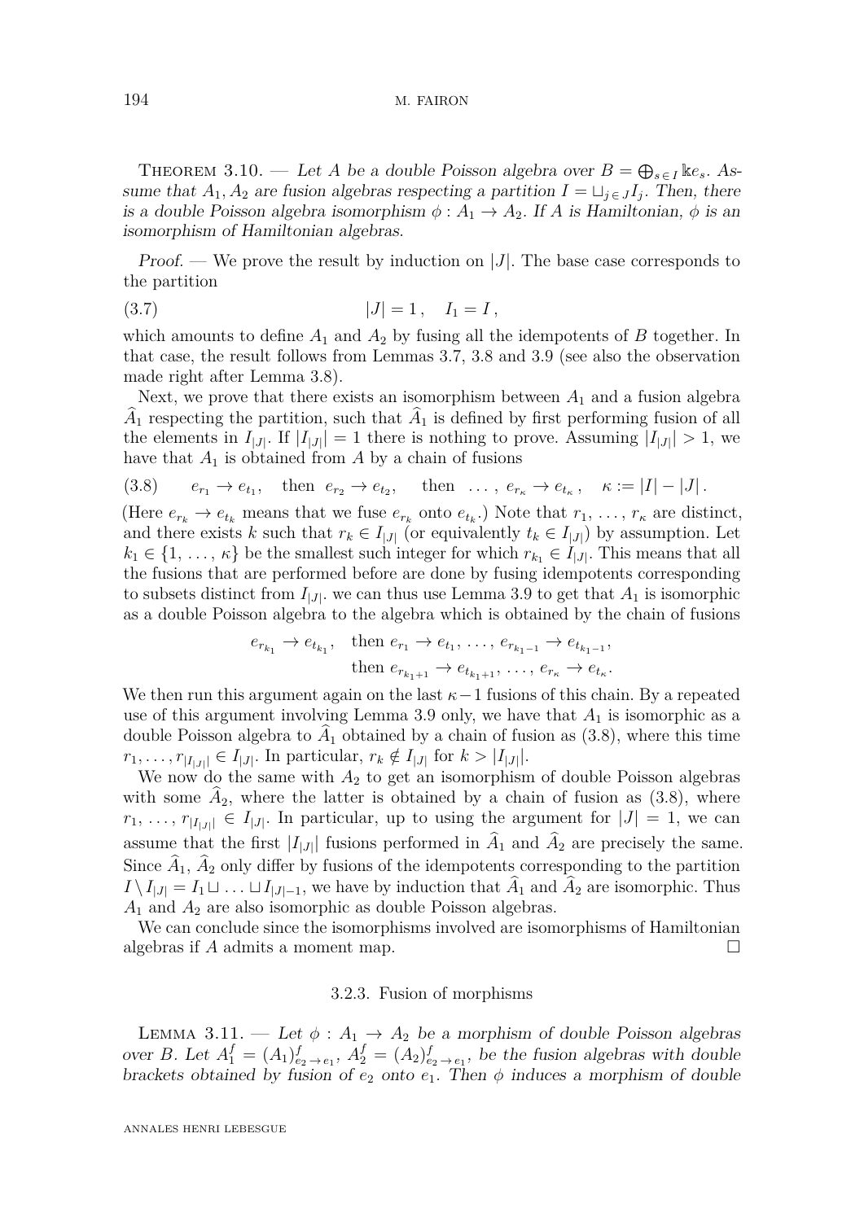Theorem 3.10. — *Let $A$ be a double Poisson algebra over $B = \bigoplus_{s \in I} \Bbbk e_s$. Assume that $A_1, A_2$ are fusion algebras respecting a partition $I = \sqcup_{j \in J} I_j$. Then, there is a double Poisson algebra isomorphism $\phi : A_1 \to A_2$. If $A$ is Hamiltonian, $\phi$ is an isomorphism of Hamiltonian algebras.*

*Proof.* — We prove the result by induction on $|J|$. The base case corresponds to the partition

$$|J| = 1\,, \quad I_1 = I\,, \tag{3.7}$$

which amounts to define $A_1$ and $A_2$ by fusing all the idempotents of $B$ together. In that case, the result follows from Lemmas 3.7, 3.8 and 3.9 (see also the observation made right after Lemma 3.8).

Next, we prove that there exists an isomorphism between $A_1$ and a fusion algebra $\widehat{A}_1$ respecting the partition, such that $\widehat{A}_1$ is defined by first performing fusion of all the elements in $I_{|J|}$. If $|I_{|J|}| = 1$ there is nothing to prove. Assuming $|I_{|J|}| > 1$, we have that $A_1$ is obtained from $A$ by a chain of fusions

$$e_{r_1} \to e_{t_1}, \quad \text{then } \; e_{r_2} \to e_{t_2}, \quad \text{ then } \; \ldots, \, e_{r_\kappa} \to e_{t_\kappa}\,, \quad \kappa := |I| - |J|\,. \tag{3.8}$$

(Here $e_{r_k} \to e_{t_k}$ means that we fuse $e_{r_k}$ onto $e_{t_k}$.) Note that $r_1, \ldots, r_\kappa$ are distinct, and there exists $k$ such that $r_k \in I_{|J|}$ (or equivalently $t_k \in I_{|J|}$) by assumption. Let $k_1 \in \{1, \ldots, \kappa\}$ be the smallest such integer for which $r_{k_1} \in I_{|J|}$. This means that all the fusions that are performed before are done by fusing idempotents corresponding to subsets distinct from $I_{|J|}$. we can thus use Lemma 3.9 to get that $A_1$ is isomorphic as a double Poisson algebra to the algebra which is obtained by the chain of fusions

$$\begin{aligned} e_{r_{k_1}} \to e_{t_{k_1}}, \quad &\text{then } e_{r_1} \to e_{t_1}, \, \ldots, \, e_{r_{k_1-1}} \to e_{t_{k_1-1}}, \\ &\text{then } e_{r_{k_1+1}} \to e_{t_{k_1+1}}, \, \ldots, \, e_{r_\kappa} \to e_{t_\kappa}. \end{aligned}$$

We then run this argument again on the last $\kappa - 1$ fusions of this chain. By a repeated use of this argument involving Lemma 3.9 only, we have that $A_1$ is isomorphic as a double Poisson algebra to $\widehat{A}_1$ obtained by a chain of fusion as (3.8), where this time $r_1, \ldots, r_{|I_{|J|}|} \in I_{|J|}$. In particular, $r_k \notin I_{|J|}$ for $k > |I_{|J|}|$.

We now do the same with $A_2$ to get an isomorphism of double Poisson algebras with some $\widehat{A}_2$, where the latter is obtained by a chain of fusion as (3.8), where $r_1, \ldots, r_{|I_{|J|}|} \in I_{|J|}$. In particular, up to using the argument for $|J| = 1$, we can assume that the first $|I_{|J|}|$ fusions performed in $\widehat{A}_1$ and $\widehat{A}_2$ are precisely the same. Since $\widehat{A}_1$, $\widehat{A}_2$ only differ by fusions of the idempotents corresponding to the partition $I \setminus I_{|J|} = I_1 \sqcup \ldots \sqcup I_{|J|-1}$, we have by induction that $\widehat{A}_1$ and $\widehat{A}_2$ are isomorphic. Thus $A_1$ and $A_2$ are also isomorphic as double Poisson algebras.

We can conclude since the isomorphisms involved are isomorphisms of Hamiltonian algebras if $A$ admits a moment map. □

#### 3.2.3. Fusion of morphisms

Lemma 3.11. — *Let $\phi : A_1 \to A_2$ be a morphism of double Poisson algebras over $B$. Let $A_1^f = (A_1)^f_{e_2 \to e_1}$, $A_2^f = (A_2)^f_{e_2 \to e_1}$, be the fusion algebras with double brackets obtained by fusion of $e_2$ onto $e_1$. Then $\phi$ induces a morphism of double*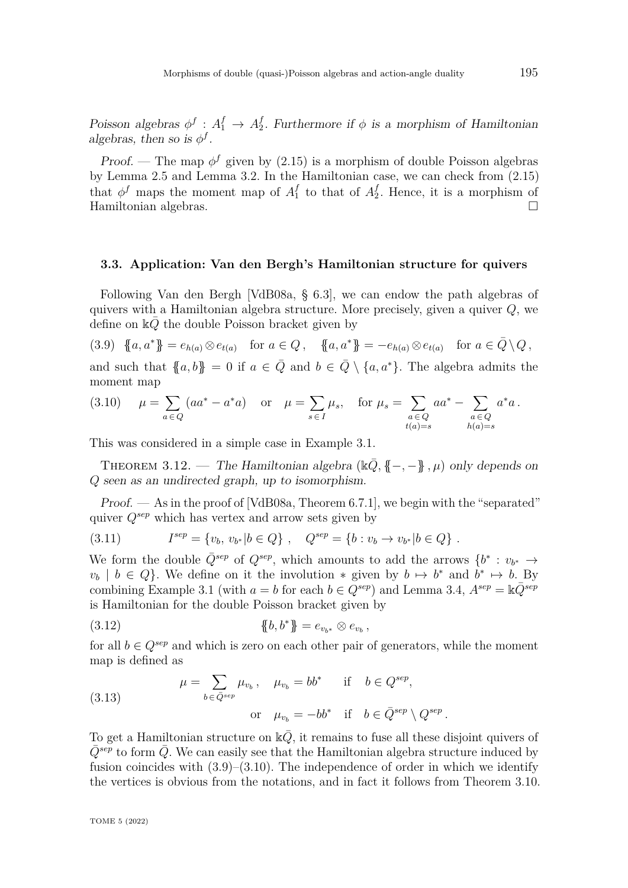*Poisson algebras $\phi^f : A_1^f \to A_2^f$. Furthermore if $\phi$ is a morphism of Hamiltonian algebras, then so is $\phi^f$.*

*Proof.* — The map $\phi^f$ given by (2.15) is a morphism of double Poisson algebras by Lemma 2.5 and Lemma 3.2. In the Hamiltonian case, we can check from (2.15) that $\phi^f$ maps the moment map of $A_1^f$ to that of $A_2^f$. Hence, it is a morphism of Hamiltonian algebras. □

### 3.3. Application: Van den Bergh's Hamiltonian structure for quivers

Following Van den Bergh [VdB08a, § 6.3], we can endow the path algebras of quivers with a Hamiltonian algebra structure. More precisely, given a quiver $Q$, we define on $\Bbbk\bar{Q}$ the double Poisson bracket given by

$$\{\!\{a, a^*\}\!\} = e_{h(a)} \otimes e_{t(a)} \quad \text{for } a \in Q\,, \quad \{\!\{a, a^*\}\!\} = -e_{h(a)} \otimes e_{t(a)} \quad \text{for } a \in \bar{Q} \setminus Q\,, \tag{3.9}$$

and such that $\{\!\{a, b\}\!\} = 0$ if $a \in \bar{Q}$ and $b \in \bar{Q} \setminus \{a, a^*\}$. The algebra admits the moment map

$$\mu = \sum_{a \in Q} (aa^* - a^*a) \quad \text{or} \quad \mu = \sum_{s \in I} \mu_s, \quad \text{for } \mu_s = \sum_{\substack{a \in Q \\ t(a)=s}} aa^* - \sum_{\substack{a \in Q \\ h(a)=s}} a^*a\,. \tag{3.10}$$

This was considered in a simple case in Example 3.1.

THEOREM 3.12. — *The Hamiltonian algebra $(\Bbbk\bar{Q}, \{\!\{-,-\}\!\}, \mu)$ only depends on $Q$ seen as an undirected graph, up to isomorphism.*

*Proof.* — As in the proof of [VdB08a, Theorem 6.7.1], we begin with the "separated" quiver $Q^{sep}$ which has vertex and arrow sets given by

$$I^{sep} = \{v_b,\, v_{b^*} | b \in Q\}\,, \quad Q^{sep} = \{b : v_b \to v_{b^*} | b \in Q\}\,. \tag{3.11}$$

We form the double $\bar{Q}^{sep}$ of $Q^{sep}$, which amounts to add the arrows $\{b^* : v_{b^*} \to v_b \mid b \in Q\}$. We define on it the involution $*$ given by $b \mapsto b^*$ and $b^* \mapsto b$. By combining Example 3.1 (with $a = b$ for each $b \in Q^{sep}$) and Lemma 3.4, $A^{sep} = \Bbbk\bar{Q}^{sep}$ is Hamiltonian for the double Poisson bracket given by

$$\{\!\{b, b^*\}\!\} = e_{v_{b^*}} \otimes e_{v_b}\,, \tag{3.12}$$

for all $b \in Q^{sep}$ and which is zero on each other pair of generators, while the moment map is defined as

$$\begin{aligned} \mu = \sum_{b \in \bar{Q}^{sep}} \mu_{v_b}\,, \quad \mu_{v_b} = bb^* \quad &\text{if} \quad b \in Q^{sep}, \\ \text{or} \quad \mu_{v_b} = -bb^* \quad &\text{if} \quad b \in \bar{Q}^{sep} \setminus Q^{sep}\,. \end{aligned} \tag{3.13}$$

To get a Hamiltonian structure on $\Bbbk\bar{Q}$, it remains to fuse all these disjoint quivers of $\bar{Q}^{sep}$ to form $\bar{Q}$. We can easily see that the Hamiltonian algebra structure induced by fusion coincides with (3.9)–(3.10). The independence of order in which we identify the vertices is obvious from the notations, and in fact it follows from Theorem 3.10.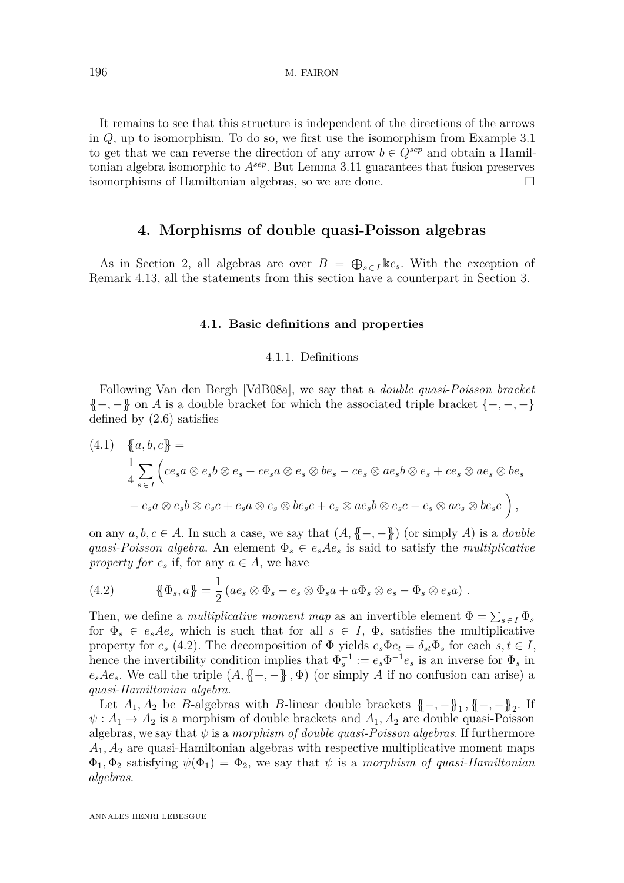It remains to see that this structure is independent of the directions of the arrows in $Q$, up to isomorphism. To do so, we first use the isomorphism from Example 3.1 to get that we can reverse the direction of any arrow $b \in Q^{sep}$ and obtain a Hamiltonian algebra isomorphic to $A^{sep}$. But Lemma 3.11 guarantees that fusion preserves isomorphisms of Hamiltonian algebras, so we are done. □

## 4. Morphisms of double quasi-Poisson algebras

As in Section 2, all algebras are over $B = \bigoplus_{s \in I} \Bbbk e_s$. With the exception of Remark 4.13, all the statements from this section have a counterpart in Section 3.

### 4.1. Basic definitions and properties

#### 4.1.1. Definitions

Following Van den Bergh [VdB08a], we say that a *double quasi-Poisson bracket* $\{\!\{-,-\}\!\}$ on $A$ is a double bracket for which the associated triple bracket $\{-,-,-\}$ defined by (2.6) satisfies

$$\begin{aligned}(4.1)\quad & \{\!\{a,b,c\}\!\} = \\ & \frac{1}{4}\sum_{s\in I}\Big(ce_s a\otimes e_s b\otimes e_s - ce_s a\otimes e_s\otimes be_s - ce_s\otimes ae_s b\otimes e_s + ce_s\otimes ae_s\otimes be_s \\ & - e_s a\otimes e_s b\otimes e_s c + e_s a\otimes e_s\otimes be_s c + e_s\otimes ae_s b\otimes e_s c - e_s\otimes ae_s\otimes be_s c\Big),\end{aligned}$$

on any $a, b, c \in A$. In such a case, we say that $(A, \{\!\{-,-\}\!\})$ (or simply $A$) is a *double quasi-Poisson algebra*. An element $\Phi_s \in e_s A e_s$ is said to satisfy the *multiplicative property for* $e_s$ if, for any $a \in A$, we have

$$(4.2)\qquad \{\!\{\Phi_s, a\}\!\} = \frac{1}{2}\left(ae_s\otimes\Phi_s - e_s\otimes\Phi_s a + a\Phi_s\otimes e_s - \Phi_s\otimes e_s a\right).$$

Then, we define a *multiplicative moment map* as an invertible element $\Phi = \sum_{s\in I}\Phi_s$ for $\Phi_s \in e_s A e_s$ which is such that for all $s \in I$, $\Phi_s$ satisfies the multiplicative property for $e_s$ (4.2). The decomposition of $\Phi$ yields $e_s \Phi e_t = \delta_{st}\Phi_s$ for each $s, t \in I$, hence the invertibility condition implies that $\Phi_s^{-1} := e_s \Phi^{-1} e_s$ is an inverse for $\Phi_s$ in $e_s A e_s$. We call the triple $(A, \{\!\{-,-\}\!\}, \Phi)$ (or simply $A$ if no confusion can arise) a *quasi-Hamiltonian algebra*.

Let $A_1, A_2$ be $B$-algebras with $B$-linear double brackets $\{\!\{-,-\}\!\}_1, \{\!\{-,-\}\!\}_2$. If $\psi : A_1 \to A_2$ is a morphism of double brackets and $A_1, A_2$ are double quasi-Poisson algebras, we say that $\psi$ is a *morphism of double quasi-Poisson algebras*. If furthermore $A_1, A_2$ are quasi-Hamiltonian algebras with respective multiplicative moment maps $\Phi_1, \Phi_2$ satisfying $\psi(\Phi_1) = \Phi_2$, we say that $\psi$ is a *morphism of quasi-Hamiltonian algebras*.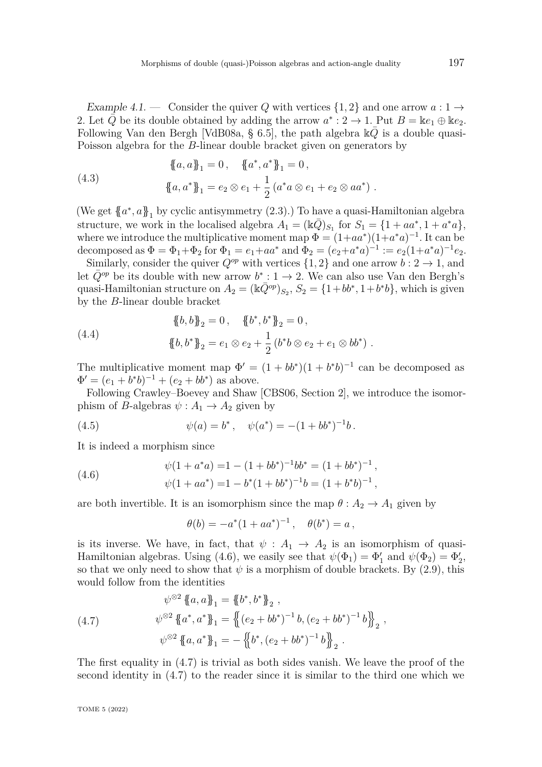*Example 4.1.* — Consider the quiver $Q$ with vertices $\{1,2\}$ and one arrow $a : 1 \to 2$. Let $\bar{Q}$ be its double obtained by adding the arrow $a^* : 2 \to 1$. Put $B = \Bbbk e_1 \oplus \Bbbk e_2$. Following Van den Bergh [VdB08a, § 6.5], the path algebra $\Bbbk\bar{Q}$ is a double quasi-Poisson algebra for the $B$-linear double bracket given on generators by

$$
\begin{aligned}
&\{\!\!\{a, a\}\!\!\}_1 = 0\,, \quad \{\!\!\{a^*, a^*\}\!\!\}_1 = 0\,, \\
&\{\!\!\{a, a^*\}\!\!\}_1 = e_2 \otimes e_1 + \frac{1}{2}\left(a^* a \otimes e_1 + e_2 \otimes a a^*\right)\,.
\end{aligned} \tag{4.3}
$$

(We get $\{\!\!\{a^*, a\}\!\!\}_1$ by cyclic antisymmetry (2.3).) To have a quasi-Hamiltonian algebra structure, we work in the localised algebra $A_1 = (\Bbbk\bar{Q})_{S_1}$ for $S_1 = \{1 + aa^*, 1 + a^*a\}$, where we introduce the multiplicative moment map $\Phi = (1+aa^*)(1+a^*a)^{-1}$. It can be decomposed as $\Phi = \Phi_1 + \Phi_2$ for $\Phi_1 = e_1 + aa^*$ and $\Phi_2 = (e_2 + a^*a)^{-1} := e_2(1+a^*a)^{-1}e_2$.

Similarly, consider the quiver $Q^{op}$ with vertices $\{1,2\}$ and one arrow $b : 2 \to 1$, and let $\bar{Q}^{op}$ be its double with new arrow $b^* : 1 \to 2$. We can also use Van den Bergh's quasi-Hamiltonian structure on $A_2 = (\Bbbk\bar{Q}^{op})_{S_2}$, $S_2 = \{1+bb^*, 1+b^*b\}$, which is given by the $B$-linear double bracket

$$
\begin{aligned}
&\{\!\!\{b, b\}\!\!\}_2 = 0\,, \quad \{\!\!\{b^*, b^*\}\!\!\}_2 = 0\,, \\
&\{\!\!\{b, b^*\}\!\!\}_2 = e_1 \otimes e_2 + \frac{1}{2}\left(b^* b \otimes e_2 + e_1 \otimes b b^*\right)\,.
\end{aligned} \tag{4.4}
$$

The multiplicative moment map $\Phi' = (1 + bb^*)(1 + b^*b)^{-1}$ can be decomposed as $\Phi' = (e_1 + b^*b)^{-1} + (e_2 + bb^*)$ as above.

Following Crawley–Boevey and Shaw [CBS06, Section 2], we introduce the isomorphism of $B$-algebras $\psi : A_1 \to A_2$ given by

$$
\psi(a) = b^*\,, \quad \psi(a^*) = -(1 + bb^*)^{-1} b\,. \tag{4.5}
$$

It is indeed a morphism since

$$
\begin{aligned}
&\psi(1 + a^*a) = 1 - (1 + bb^*)^{-1} bb^* = (1 + bb^*)^{-1}\,, \\
&\psi(1 + aa^*) = 1 - b^*(1 + bb^*)^{-1} b = (1 + b^*b)^{-1}\,,
\end{aligned} \tag{4.6}
$$

are both invertible. It is an isomorphism since the map $\theta : A_2 \to A_1$ given by

$$
\theta(b) = -a^*(1 + aa^*)^{-1}\,, \quad \theta(b^*) = a\,,
$$

is its inverse. We have, in fact, that $\psi : A_1 \to A_2$ is an isomorphism of quasi-Hamiltonian algebras. Using (4.6), we easily see that $\psi(\Phi_1) = \Phi_1'$ and $\psi(\Phi_2) = \Phi_2'$, so that we only need to show that $\psi$ is a morphism of double brackets. By (2.9), this would follow from the identities

$$
\begin{aligned}
&\psi^{\otimes 2} \{\!\!\{a, a\}\!\!\}_1 = \{\!\!\{b^*, b^*\}\!\!\}_2\,, \\
&\psi^{\otimes 2} \{\!\!\{a^*, a^*\}\!\!\}_1 = \left\{\!\!\left\{ (e_2 + bb^*)^{-1} b, (e_2 + bb^*)^{-1} b \right\}\!\!\right\}_2\,, \\
&\psi^{\otimes 2} \{\!\!\{a, a^*\}\!\!\}_1 = -\left\{\!\!\left\{ b^*, (e_2 + bb^*)^{-1} b \right\}\!\!\right\}_2\,.
\end{aligned} \tag{4.7}
$$

The first equality in (4.7) is trivial as both sides vanish. We leave the proof of the second identity in (4.7) to the reader since it is similar to the third one which we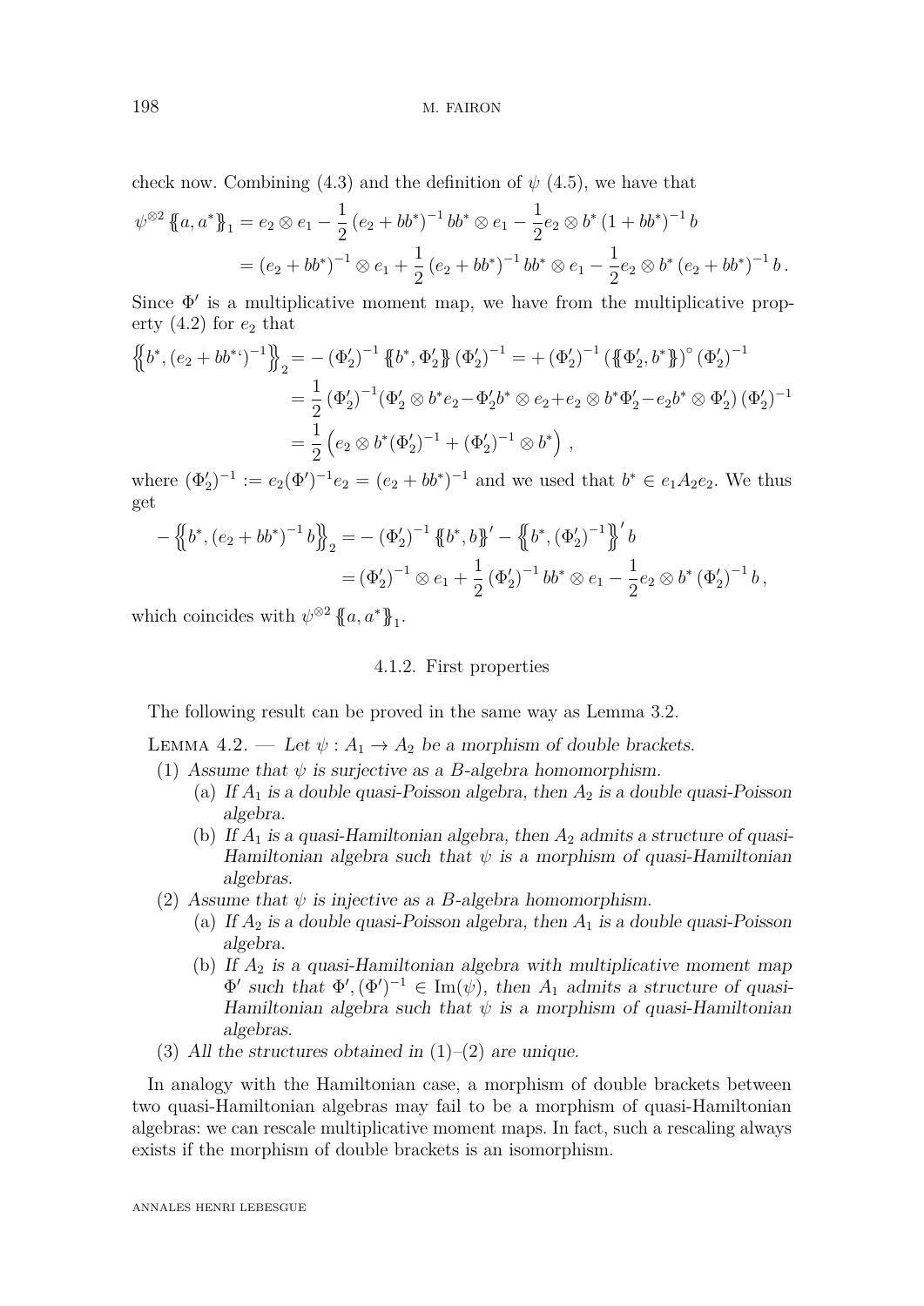check now. Combining (4.3) and the definition of $\psi$ (4.5), we have that

$$\begin{aligned}\psi^{\otimes 2}\,\{\!\{a,a^*\}\!\}_1 &= e_2\otimes e_1 - \frac{1}{2}\left(e_2+bb^*\right)^{-1}bb^*\otimes e_1 - \frac{1}{2}e_2\otimes b^*\left(1+bb^*\right)^{-1}b \\ &= \left(e_2+bb^*\right)^{-1}\otimes e_1 + \frac{1}{2}\left(e_2+bb^*\right)^{-1}bb^*\otimes e_1 - \frac{1}{2}e_2\otimes b^*\left(e_2+bb^*\right)^{-1}b\,.\end{aligned}$$

Since $\Phi'$ is a multiplicative moment map, we have from the multiplicative property (4.2) for $e_2$ that

$$\begin{aligned}\left\{\!\!\left\{b^*,\left(e_2+bb^*\right)^{-1}\right\}\!\!\right\}_2 &= -\left(\Phi_2'\right)^{-1}\{\!\{b^*,\Phi_2'\}\!\}\left(\Phi_2'\right)^{-1} = +\left(\Phi_2'\right)^{-1}\left(\{\!\{\Phi_2',b^*\}\!\}\right)^{\circ}\left(\Phi_2'\right)^{-1} \\ &= \frac{1}{2}\left(\Phi_2'\right)^{-1}\left(\Phi_2'\otimes b^*e_2 - \Phi_2'b^*\otimes e_2 + e_2\otimes b^*\Phi_2' - e_2b^*\otimes\Phi_2'\right)\left(\Phi_2'\right)^{-1} \\ &= \frac{1}{2}\left(e_2\otimes b^*(\Phi_2')^{-1} + (\Phi_2')^{-1}\otimes b^*\right),\end{aligned}$$

where $(\Phi_2')^{-1} := e_2(\Phi')^{-1}e_2 = (e_2+bb^*)^{-1}$ and we used that $b^*\in e_1A_2e_2$. We thus get

$$\begin{aligned}-\left\{\!\!\left\{b^*,\left(e_2+bb^*\right)^{-1}b\right\}\!\!\right\}_2 &= -\left(\Phi_2'\right)^{-1}\{\!\{b^*,b\}\!\}' - \left\{\!\!\left\{b^*,\left(\Phi_2'\right)^{-1}\right\}\!\!\right\}'b \\ &= \left(\Phi_2'\right)^{-1}\otimes e_1 + \frac{1}{2}\left(\Phi_2'\right)^{-1}bb^*\otimes e_1 - \frac{1}{2}e_2\otimes b^*\left(\Phi_2'\right)^{-1}b\,,\end{aligned}$$

which coincides with $\psi^{\otimes 2}\,\{\!\{a,a^*\}\!\}_1$.

### 4.1.2. First properties

The following result can be proved in the same way as Lemma 3.2.

Lemma 4.2. — *Let $\psi: A_1\to A_2$ be a morphism of double brackets.*

1. *Assume that $\psi$ is surjective as a $B$-algebra homomorphism.*
   (a) *If $A_1$ is a double quasi-Poisson algebra, then $A_2$ is a double quasi-Poisson algebra.*
   (b) *If $A_1$ is a quasi-Hamiltonian algebra, then $A_2$ admits a structure of quasi-Hamiltonian algebra such that $\psi$ is a morphism of quasi-Hamiltonian algebras.*
2. *Assume that $\psi$ is injective as a $B$-algebra homomorphism.*
   (a) *If $A_2$ is a double quasi-Poisson algebra, then $A_1$ is a double quasi-Poisson algebra.*
   (b) *If $A_2$ is a quasi-Hamiltonian algebra with multiplicative moment map $\Phi'$ such that $\Phi',(\Phi')^{-1}\in\operatorname{Im}(\psi)$, then $A_1$ admits a structure of quasi-Hamiltonian algebra such that $\psi$ is a morphism of quasi-Hamiltonian algebras.*
3. *All the structures obtained in (1)–(2) are unique.*

In analogy with the Hamiltonian case, a morphism of double brackets between two quasi-Hamiltonian algebras may fail to be a morphism of quasi-Hamiltonian algebras: we can rescale multiplicative moment maps. In fact, such a rescaling always exists if the morphism of double brackets is an isomorphism.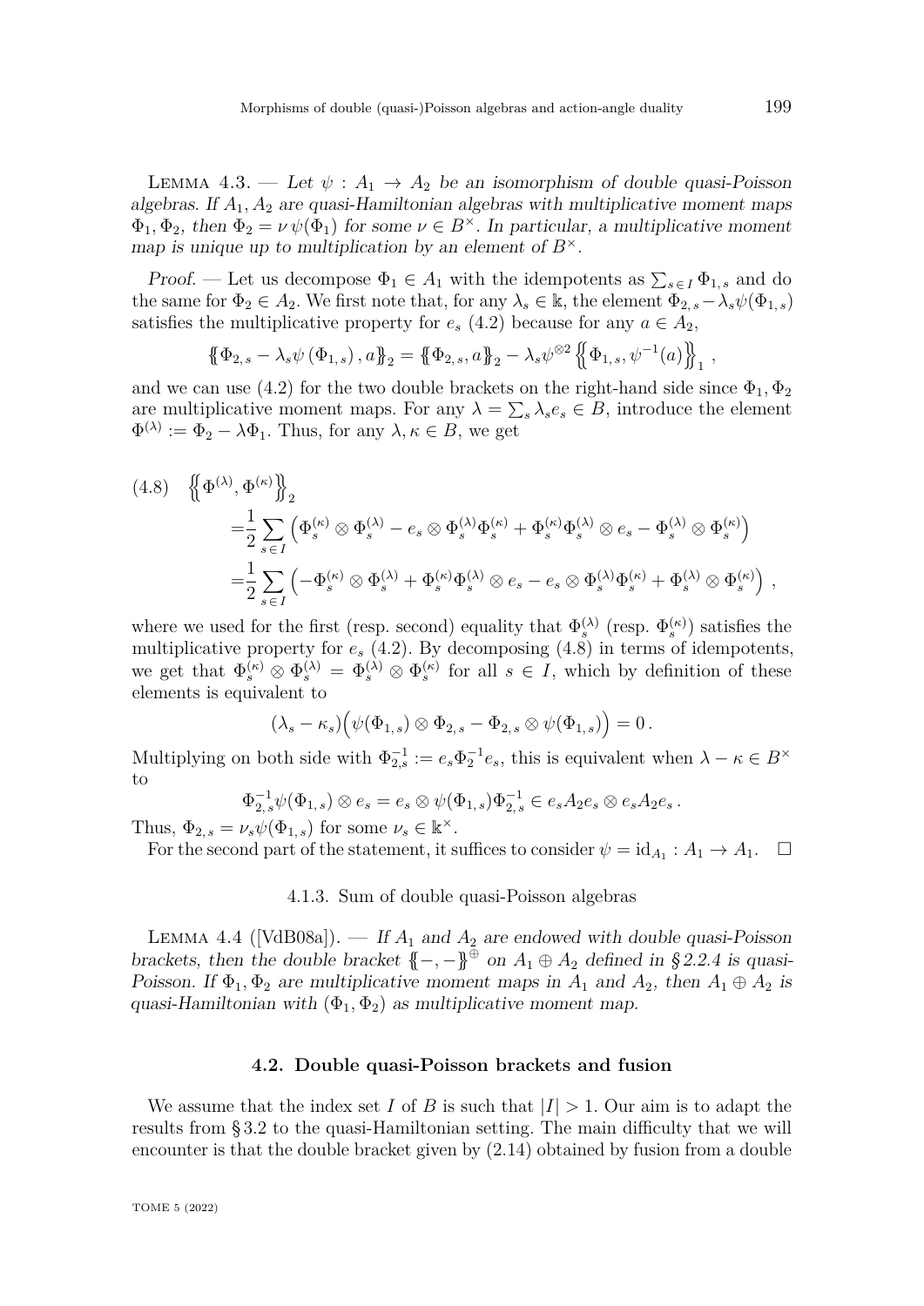Lemma 4.3. — *Let $\psi : A_1 \to A_2$ be an isomorphism of double quasi-Poisson algebras. If $A_1, A_2$ are quasi-Hamiltonian algebras with multiplicative moment maps $\Phi_1, \Phi_2$, then $\Phi_2 = \nu\, \psi(\Phi_1)$ for some $\nu \in B^\times$. In particular, a multiplicative moment map is unique up to multiplication by an element of $B^\times$.*

*Proof.* — Let us decompose $\Phi_1 \in A_1$ with the idempotents as $\sum_{s\in I} \Phi_{1,s}$ and do the same for $\Phi_2 \in A_2$. We first note that, for any $\lambda_s \in \Bbbk$, the element $\Phi_{2,s} - \lambda_s \psi(\Phi_{1,s})$ satisfies the multiplicative property for $e_s$ (4.2) because for any $a \in A_2$,

$$\{\!\{\Phi_{2,s} - \lambda_s \psi(\Phi_{1,s}), a\}\!\}_2 = \{\!\{\Phi_{2,s}, a\}\!\}_2 - \lambda_s \psi^{\otimes 2} \left\{\!\!\left\{\Phi_{1,s}, \psi^{-1}(a)\right\}\!\!\right\}_1 ,$$

and we can use (4.2) for the two double brackets on the right-hand side since $\Phi_1, \Phi_2$ are multiplicative moment maps. For any $\lambda = \sum_s \lambda_s e_s \in B$, introduce the element $\Phi^{(\lambda)} := \Phi_2 - \lambda \Phi_1$. Thus, for any $\lambda, \kappa \in B$, we get

$$\begin{aligned}
(4.8) \quad \left\{\!\!\left\{\Phi^{(\lambda)}, \Phi^{(\kappa)}\right\}\!\!\right\}_2
&= \frac{1}{2} \sum_{s\in I} \left( \Phi_s^{(\kappa)} \otimes \Phi_s^{(\lambda)} - e_s \otimes \Phi_s^{(\lambda)} \Phi_s^{(\kappa)} + \Phi_s^{(\kappa)} \Phi_s^{(\lambda)} \otimes e_s - \Phi_s^{(\lambda)} \otimes \Phi_s^{(\kappa)} \right) \\
&= \frac{1}{2} \sum_{s\in I} \left( -\Phi_s^{(\kappa)} \otimes \Phi_s^{(\lambda)} + \Phi_s^{(\kappa)} \Phi_s^{(\lambda)} \otimes e_s - e_s \otimes \Phi_s^{(\lambda)} \Phi_s^{(\kappa)} + \Phi_s^{(\lambda)} \otimes \Phi_s^{(\kappa)} \right) ,
\end{aligned}$$

where we used for the first (resp. second) equality that $\Phi_s^{(\lambda)}$ (resp. $\Phi_s^{(\kappa)}$) satisfies the multiplicative property for $e_s$ (4.2). By decomposing (4.8) in terms of idempotents, we get that $\Phi_s^{(\kappa)} \otimes \Phi_s^{(\lambda)} = \Phi_s^{(\lambda)} \otimes \Phi_s^{(\kappa)}$ for all $s \in I$, which by definition of these elements is equivalent to

$$(\lambda_s - \kappa_s)\Big(\psi(\Phi_{1,s}) \otimes \Phi_{2,s} - \Phi_{2,s} \otimes \psi(\Phi_{1,s})\Big) = 0 .$$

Multiplying on both side with $\Phi_{2,s}^{-1} := e_s \Phi_2^{-1} e_s$, this is equivalent when $\lambda - \kappa \in B^\times$ to

$$\Phi_{2,s}^{-1} \psi(\Phi_{1,s}) \otimes e_s = e_s \otimes \psi(\Phi_{1,s}) \Phi_{2,s}^{-1} \in e_s A_2 e_s \otimes e_s A_2 e_s .$$

Thus, $\Phi_{2,s} = \nu_s \psi(\Phi_{1,s})$ for some $\nu_s \in \Bbbk^\times$.

For the second part of the statement, it suffices to consider $\psi = \mathrm{id}_{A_1} : A_1 \to A_1$. □

#### 4.1.3. Sum of double quasi-Poisson algebras

Lemma 4.4 ([VdB08a]). — *If $A_1$ and $A_2$ are endowed with double quasi-Poisson brackets, then the double bracket $\{\!\{-,-\}\!\}^\oplus$ on $A_1 \oplus A_2$ defined in § 2.2.4 is quasi-Poisson. If $\Phi_1, \Phi_2$ are multiplicative moment maps in $A_1$ and $A_2$, then $A_1 \oplus A_2$ is quasi-Hamiltonian with $(\Phi_1, \Phi_2)$ as multiplicative moment map.*

### 4.2. Double quasi-Poisson brackets and fusion

We assume that the index set $I$ of $B$ is such that $|I| > 1$. Our aim is to adapt the results from § 3.2 to the quasi-Hamiltonian setting. The main difficulty that we will encounter is that the double bracket given by (2.14) obtained by fusion from a double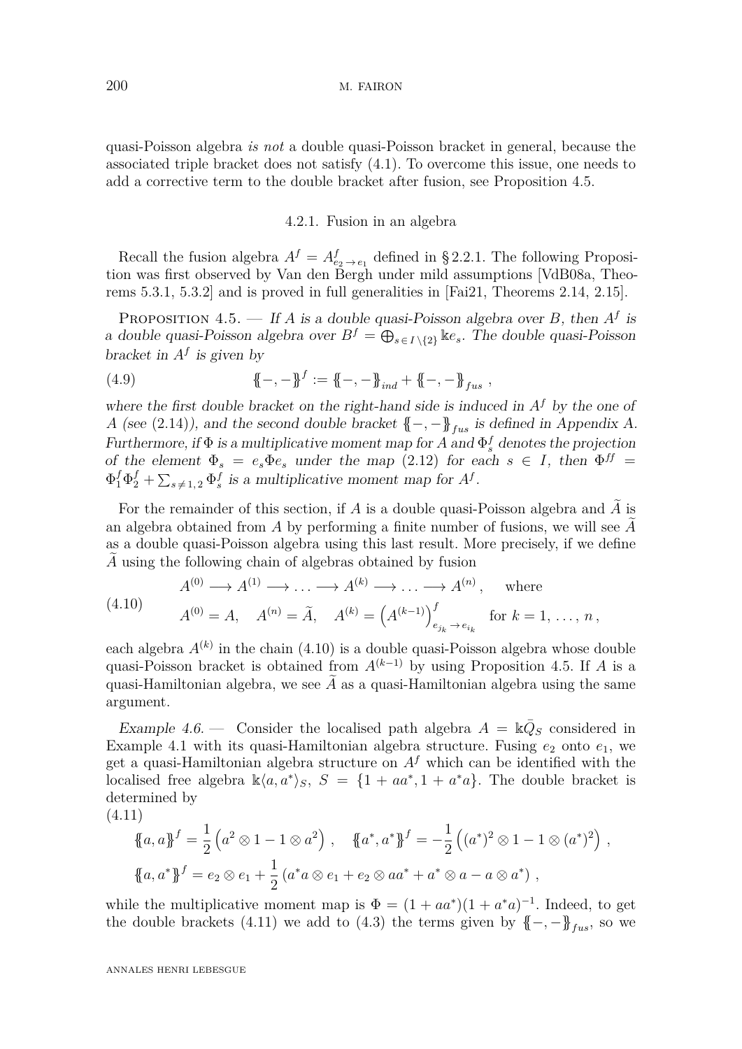quasi-Poisson algebra *is not* a double quasi-Poisson bracket in general, because the associated triple bracket does not satisfy (4.1). To overcome this issue, one needs to add a corrective term to the double bracket after fusion, see Proposition 4.5.

### 4.2.1. Fusion in an algebra

Recall the fusion algebra $A^f = A^f_{e_2 \to e_1}$ defined in §2.2.1. The following Proposition was first observed by Van den Bergh under mild assumptions [VdB08a, Theorems 5.3.1, 5.3.2] and is proved in full generalities in [Fai21, Theorems 2.14, 2.15].

Proposition 4.5. — *If $A$ is a double quasi-Poisson algebra over $B$, then $A^f$ is a double quasi-Poisson algebra over $B^f = \bigoplus_{s \in I \setminus \{2\}} \Bbbk e_s$. The double quasi-Poisson bracket in $A^f$ is given by*

$$\{\!\!\{-,-\}\!\!\}^f := \{\!\!\{-,-\}\!\!\}_{ind} + \{\!\!\{-,-\}\!\!\}_{fus}\,, \tag{4.9}$$

*where the first double bracket on the right-hand side is induced in $A^f$ by the one of $A$ (see (2.14)), and the second double bracket $\{\!\!\{-,-\}\!\!\}_{fus}$ is defined in Appendix A. Furthermore, if $\Phi$ is a multiplicative moment map for $A$ and $\Phi^f_s$ denotes the projection of the element $\Phi_s = e_s \Phi e_s$ under the map (2.12) for each $s \in I$, then $\Phi^{ff} = \Phi^f_1 \Phi^f_2 + \sum_{s \neq 1,2} \Phi^f_s$ is a multiplicative moment map for $A^f$.*

For the remainder of this section, if $A$ is a double quasi-Poisson algebra and $\widetilde{A}$ is an algebra obtained from $A$ by performing a finite number of fusions, we will see $\widetilde{A}$ as a double quasi-Poisson algebra using this last result. More precisely, if we define $\widetilde{A}$ using the following chain of algebras obtained by fusion

$$\begin{aligned} &A^{(0)} \longrightarrow A^{(1)} \longrightarrow \ldots \longrightarrow A^{(k)} \longrightarrow \ldots \longrightarrow A^{(n)}\,, \quad \text{where} \\ &A^{(0)} = A, \quad A^{(n)} = \widetilde{A}, \quad A^{(k)} = \left(A^{(k-1)}\right)^f_{e_{j_k} \to e_{i_k}} \quad \text{for } k = 1, \ldots, n\,, \end{aligned} \tag{4.10}$$

each algebra $A^{(k)}$ in the chain (4.10) is a double quasi-Poisson algebra whose double quasi-Poisson bracket is obtained from $A^{(k-1)}$ by using Proposition 4.5. If $A$ is a quasi-Hamiltonian algebra, we see $\widetilde{A}$ as a quasi-Hamiltonian algebra using the same argument.

*Example 4.6.* — Consider the localised path algebra $A = \Bbbk \bar{Q}_S$ considered in Example 4.1 with its quasi-Hamiltonian algebra structure. Fusing $e_2$ onto $e_1$, we get a quasi-Hamiltonian algebra structure on $A^f$ which can be identified with the localised free algebra $\Bbbk\langle a, a^* \rangle_S$, $S = \{1 + aa^*, 1 + a^*a\}$. The double bracket is determined by

$$\begin{aligned} &\{\!\!\{a,a\}\!\!\}^f = \frac{1}{2}\left(a^2 \otimes 1 - 1 \otimes a^2\right), \quad \{\!\!\{a^*,a^*\}\!\!\}^f = -\frac{1}{2}\left((a^*)^2 \otimes 1 - 1 \otimes (a^*)^2\right), \\ &\{\!\!\{a,a^*\}\!\!\}^f = e_2 \otimes e_1 + \frac{1}{2}\left(a^*a \otimes e_1 + e_2 \otimes aa^* + a^* \otimes a - a \otimes a^*\right), \end{aligned} \tag{4.11}$$

while the multiplicative moment map is $\Phi = (1 + aa^*)(1 + a^*a)^{-1}$. Indeed, to get the double brackets (4.11) we add to (4.3) the terms given by $\{\!\!\{-,-\}\!\!\}_{fus}$, so we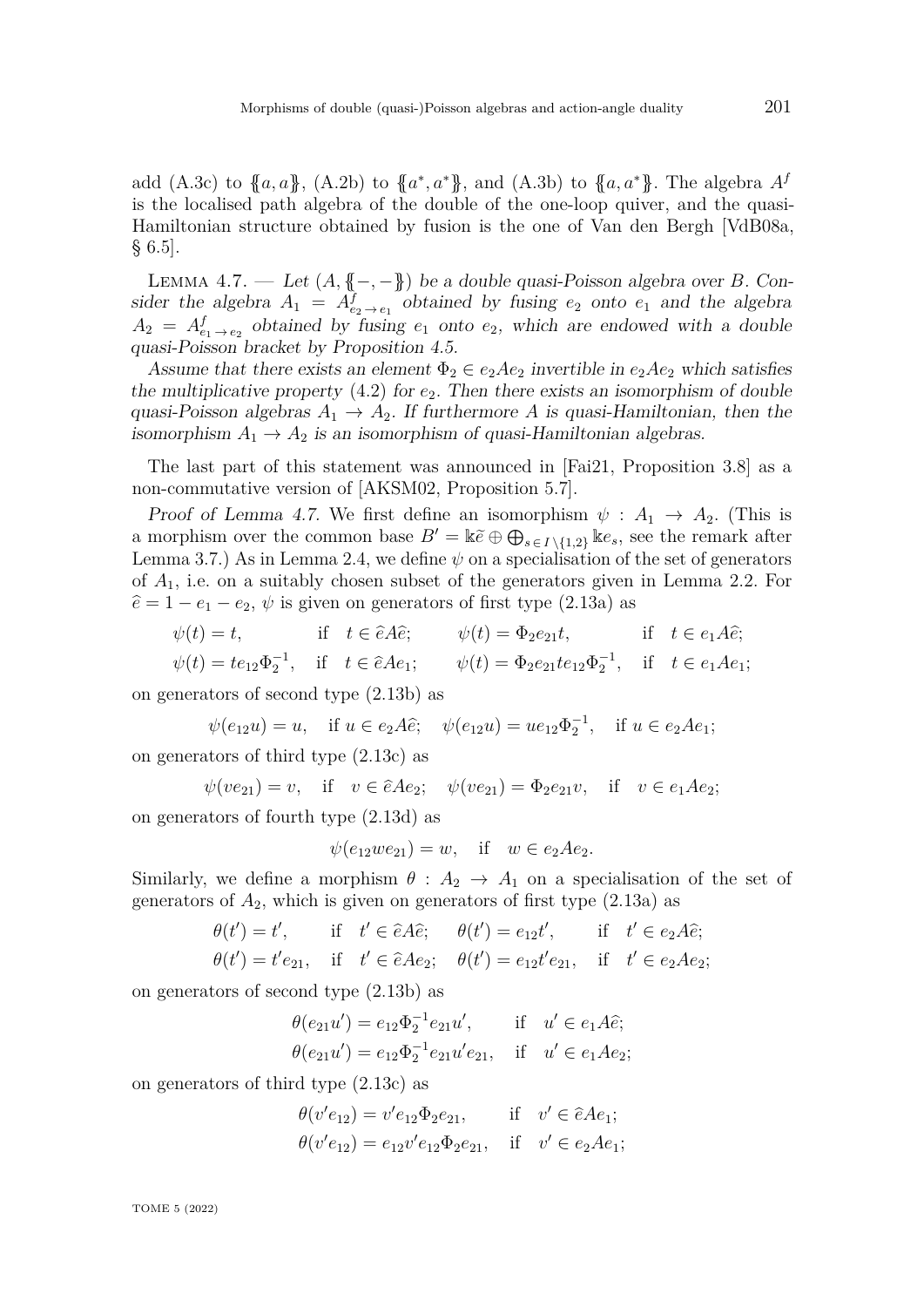add (A.3c) to $\{\!\{a,a\}\!\}$, (A.2b) to $\{\!\{a^*,a^*\}\!\}$, and (A.3b) to $\{\!\{a,a^*\}\!\}$. The algebra $A^f$ is the localised path algebra of the double of the one-loop quiver, and the quasi-Hamiltonian structure obtained by fusion is the one of Van den Bergh [VdB08a, § 6.5].

Lemma 4.7. — *Let $(A, \{\!\{-,-\}\!\})$ be a double quasi-Poisson algebra over $B$. Consider the algebra $A_1 = A^f_{e_2 \to e_1}$ obtained by fusing $e_2$ onto $e_1$ and the algebra $A_2 = A^f_{e_1 \to e_2}$ obtained by fusing $e_1$ onto $e_2$, which are endowed with a double quasi-Poisson bracket by Proposition 4.5.*

*Assume that there exists an element $\Phi_2 \in e_2 A e_2$ invertible in $e_2 A e_2$ which satisfies the multiplicative property (4.2) for $e_2$. Then there exists an isomorphism of double quasi-Poisson algebras $A_1 \to A_2$. If furthermore $A$ is quasi-Hamiltonian, then the isomorphism $A_1 \to A_2$ is an isomorphism of quasi-Hamiltonian algebras.*

The last part of this statement was announced in [Fai21, Proposition 3.8] as a non-commutative version of [AKSM02, Proposition 5.7].

*Proof of Lemma 4.7.* We first define an isomorphism $\psi : A_1 \to A_2$. (This is a morphism over the common base $B' = \Bbbk\widetilde{e} \oplus \bigoplus_{s \in I\setminus\{1,2\}} \Bbbk e_s$, see the remark after Lemma 3.7.) As in Lemma 2.4, we define $\psi$ on a specialisation of the set of generators of $A_1$, i.e. on a suitably chosen subset of the generators given in Lemma 2.2. For $\widehat{e} = 1 - e_1 - e_2$, $\psi$ is given on generators of first type (2.13a) as

$$\psi(t) = t, \quad \text{if} \quad t \in \widehat{e}A\widehat{e}; \qquad \psi(t) = \Phi_2 e_{21} t, \quad \text{if} \quad t \in e_1 A \widehat{e};$$
$$\psi(t) = t e_{12} \Phi_2^{-1}, \quad \text{if} \quad t \in \widehat{e} A e_1; \qquad \psi(t) = \Phi_2 e_{21} t e_{12} \Phi_2^{-1}, \quad \text{if} \quad t \in e_1 A e_1;$$

on generators of second type (2.13b) as

$$\psi(e_{12} u) = u, \quad \text{if } u \in e_2 A \widehat{e}; \quad \psi(e_{12} u) = u e_{12} \Phi_2^{-1}, \quad \text{if } u \in e_2 A e_1;$$

on generators of third type (2.13c) as

$$\psi(v e_{21}) = v, \quad \text{if} \quad v \in \widehat{e} A e_2; \quad \psi(v e_{21}) = \Phi_2 e_{21} v, \quad \text{if} \quad v \in e_1 A e_2;$$

on generators of fourth type (2.13d) as

$$\psi(e_{12} w e_{21}) = w, \quad \text{if} \quad w \in e_2 A e_2.$$

Similarly, we define a morphism $\theta : A_2 \to A_1$ on a specialisation of the set of generators of $A_2$, which is given on generators of first type (2.13a) as

$$\theta(t') = t', \quad \text{if} \quad t' \in \widehat{e}A\widehat{e}; \quad \theta(t') = e_{12} t', \quad \text{if} \quad t' \in e_2 A \widehat{e};$$
$$\theta(t') = t' e_{21}, \quad \text{if} \quad t' \in \widehat{e} A e_2; \quad \theta(t') = e_{12} t' e_{21}, \quad \text{if} \quad t' \in e_2 A e_2;$$

on generators of second type (2.13b) as

$$\theta(e_{21} u') = e_{12} \Phi_2^{-1} e_{21} u', \quad \text{if} \quad u' \in e_1 A \widehat{e};$$
$$\theta(e_{21} u') = e_{12} \Phi_2^{-1} e_{21} u' e_{21}, \quad \text{if} \quad u' \in e_1 A e_2;$$

on generators of third type (2.13c) as

$$\theta(v' e_{12}) = v' e_{12} \Phi_2 e_{21}, \quad \text{if} \quad v' \in \widehat{e} A e_1;$$
$$\theta(v' e_{12}) = e_{12} v' e_{12} \Phi_2 e_{21}, \quad \text{if} \quad v' \in e_2 A e_1;$$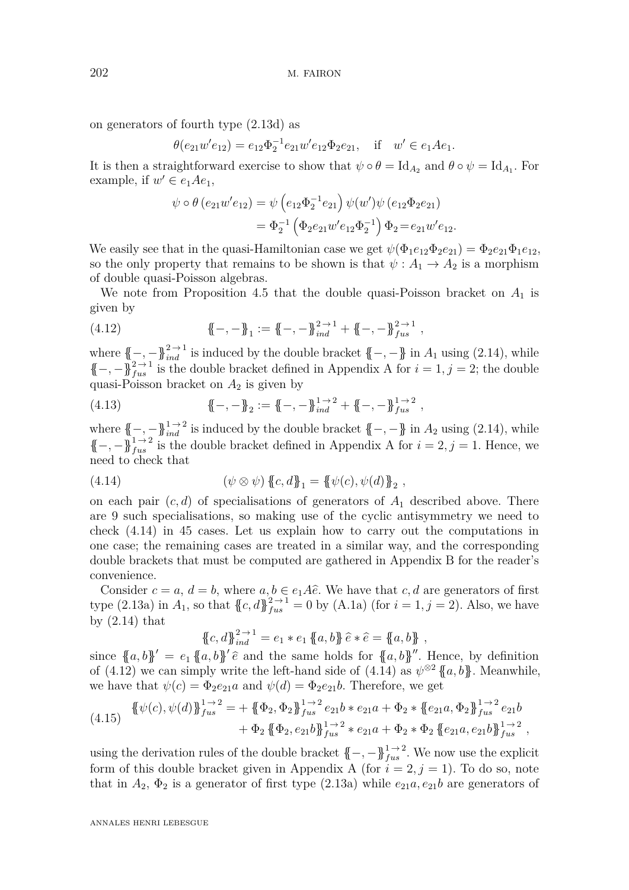on generators of fourth type (2.13d) as

$$\theta(e_{21}w'e_{12}) = e_{12}\Phi_2^{-1}e_{21}w'e_{12}\Phi_2 e_{21}, \quad \text{if} \quad w' \in e_1Ae_1.$$

It is then a straightforward exercise to show that $\psi \circ \theta = \mathrm{Id}_{A_2}$ and $\theta \circ \psi = \mathrm{Id}_{A_1}$. For example, if $w' \in e_1Ae_1$,

$$\begin{aligned}\psi \circ \theta\left(e_{21}w'e_{12}\right) &= \psi\left(e_{12}\Phi_2^{-1}e_{21}\right)\psi(w')\psi\left(e_{12}\Phi_2 e_{21}\right) \\ &= \Phi_2^{-1}\left(\Phi_2 e_{21}w'e_{12}\Phi_2^{-1}\right)\Phi_2 = e_{21}w'e_{12}.\end{aligned}$$

We easily see that in the quasi-Hamiltonian case we get $\psi(\Phi_1 e_{12}\Phi_2 e_{21}) = \Phi_2 e_{21}\Phi_1 e_{12}$, so the only property that remains to be shown is that $\psi : A_1 \to A_2$ is a morphism of double quasi-Poisson algebras.

We note from Proposition 4.5 that the double quasi-Poisson bracket on $A_1$ is given by

$$\{\!\{-,-\}\!\}_1 := \{\!\{-,-\}\!\}_{ind}^{2\to 1} + \{\!\{-,-\}\!\}_{fus}^{2\to 1}\,, \tag{4.12}$$

where $\{\!\{-,-\}\!\}_{ind}^{2\to 1}$ is induced by the double bracket $\{\!\{-,-\}\!\}$ in $A_1$ using (2.14), while $\{\!\{-,-\}\!\}_{fus}^{2\to 1}$ is the double bracket defined in Appendix A for $i=1, j=2$; the double quasi-Poisson bracket on $A_2$ is given by

$$\{\!\{-,-\}\!\}_2 := \{\!\{-,-\}\!\}_{ind}^{1\to 2} + \{\!\{-,-\}\!\}_{fus}^{1\to 2}\,, \tag{4.13}$$

where $\{\!\{-,-\}\!\}_{ind}^{1\to 2}$ is induced by the double bracket $\{\!\{-,-\}\!\}$ in $A_2$ using (2.14), while $\{\!\{-,-\}\!\}_{fus}^{1\to 2}$ is the double bracket defined in Appendix A for $i=2, j=1$. Hence, we need to check that

$$(\psi\otimes\psi)\,\{\!\{c,d\}\!\}_1 = \{\!\{\psi(c),\psi(d)\}\!\}_2\,, \tag{4.14}$$

on each pair $(c,d)$ of specialisations of generators of $A_1$ described above. There are 9 such specialisations, so making use of the cyclic antisymmetry we need to check (4.14) in 45 cases. Let us explain how to carry out the computations in one case; the remaining cases are treated in a similar way, and the corresponding double brackets that must be computed are gathered in Appendix B for the reader's convenience.

Consider $c=a$, $d=b$, where $a,b \in e_1A\widehat{e}$. We have that $c,d$ are generators of first type (2.13a) in $A_1$, so that $\{\!\{c,d\}\!\}_{fus}^{2\to 1} = 0$ by (A.1a) (for $i=1, j=2$). Also, we have by (2.14) that

$$\{\!\{c,d\}\!\}_{ind}^{2\to 1} = e_1 * e_1\,\{\!\{a,b\}\!\}\,\widehat{e} * \widehat{e} = \{\!\{a,b\}\!\}\,,$$

since $\{\!\{a,b\}\!\}' = e_1\,\{\!\{a,b\}\!\}'\,\widehat{e}$ and the same holds for $\{\!\{a,b\}\!\}''$. Hence, by definition of (4.12) we can simply write the left-hand side of (4.14) as $\psi^{\otimes 2}\,\{\!\{a,b\}\!\}$. Meanwhile, we have that $\psi(c) = \Phi_2 e_{21}a$ and $\psi(d) = \Phi_2 e_{21}b$. Therefore, we get

$$\begin{aligned}\{\!\{\psi(c),\psi(d)\}\!\}_{fus}^{1\to 2} = &+ \{\!\{\Phi_2,\Phi_2\}\!\}_{fus}^{1\to 2}\,e_{21}b * e_{21}a + \Phi_2 * \{\!\{e_{21}a,\Phi_2\}\!\}_{fus}^{1\to 2}\,e_{21}b \\ &+ \Phi_2\,\{\!\{\Phi_2, e_{21}b\}\!\}_{fus}^{1\to 2} * e_{21}a + \Phi_2 * \Phi_2\,\{\!\{e_{21}a, e_{21}b\}\!\}_{fus}^{1\to 2}\,,\end{aligned} \tag{4.15}$$

using the derivation rules of the double bracket $\{\!\{-,-\}\!\}_{fus}^{1\to 2}$. We now use the explicit form of this double bracket given in Appendix A (for $i=2, j=1$). To do so, note that in $A_2$, $\Phi_2$ is a generator of first type (2.13a) while $e_{21}a, e_{21}b$ are generators of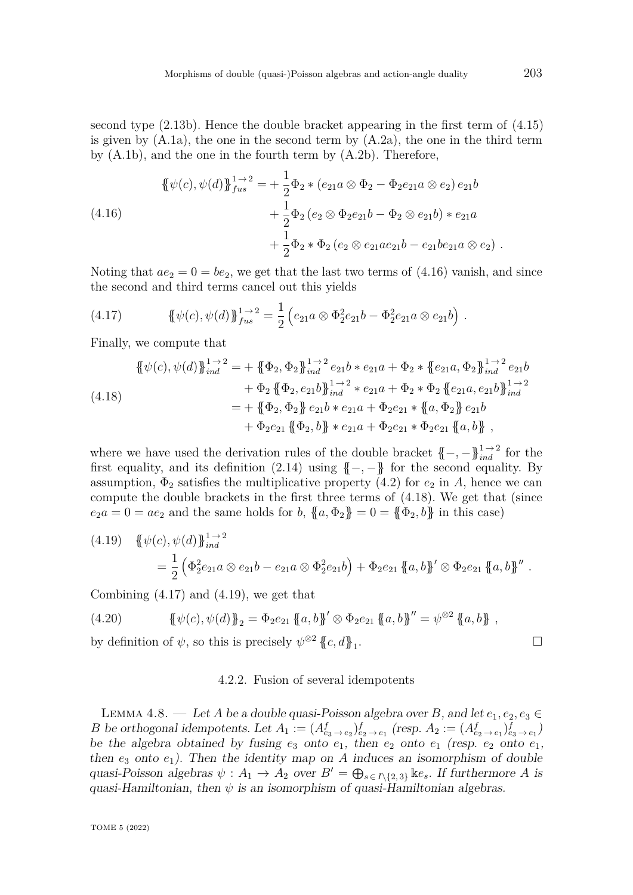second type (2.13b). Hence the double bracket appearing in the first term of (4.15) is given by (A.1a), the one in the second term by (A.2a), the one in the third term by (A.1b), and the one in the fourth term by (A.2b). Therefore,

$$
\begin{aligned}
\{\!\{\psi(c), \psi(d)\}\!\}_{fus}^{1\to 2} = &+ \frac{1}{2}\Phi_2 * (e_{21}a \otimes \Phi_2 - \Phi_2 e_{21}a \otimes e_2)\, e_{21}b \\
&+ \frac{1}{2}\Phi_2 \,(e_2 \otimes \Phi_2 e_{21}b - \Phi_2 \otimes e_{21}b) * e_{21}a \\
&+ \frac{1}{2}\Phi_2 * \Phi_2 \,(e_2 \otimes e_{21}ae_{21}b - e_{21}be_{21}a \otimes e_2)\ .
\end{aligned} \tag{4.16}
$$

Noting that $ae_2 = 0 = be_2$, we get that the last two terms of (4.16) vanish, and since the second and third terms cancel out this yields

$$
\{\!\{\psi(c), \psi(d)\}\!\}_{fus}^{1\to 2} = \frac{1}{2}\left(e_{21}a \otimes \Phi_2^2 e_{21}b - \Phi_2^2 e_{21}a \otimes e_{21}b\right)\ . \tag{4.17}
$$

Finally, we compute that

$$
\begin{aligned}
\{\!\{\psi(c), \psi(d)\}\!\}_{ind}^{1\to 2} &= + \{\!\{\Phi_2, \Phi_2\}\!\}_{ind}^{1\to 2}\, e_{21}b * e_{21}a + \Phi_2 * \{\!\{e_{21}a, \Phi_2\}\!\}_{ind}^{1\to 2}\, e_{21}b \\
&\quad + \Phi_2\, \{\!\{\Phi_2, e_{21}b\}\!\}_{ind}^{1\to 2} * e_{21}a + \Phi_2 * \Phi_2\, \{\!\{e_{21}a, e_{21}b\}\!\}_{ind}^{1\to 2} \\
&= + \{\!\{\Phi_2, \Phi_2\}\!\}\, e_{21}b * e_{21}a + \Phi_2 e_{21} * \{\!\{a, \Phi_2\}\!\}\, e_{21}b \\
&\quad + \Phi_2 e_{21}\, \{\!\{\Phi_2, b\}\!\} * e_{21}a + \Phi_2 e_{21} * \Phi_2 e_{21}\, \{\!\{a, b\}\!\}\ ,
\end{aligned} \tag{4.18}
$$

where we have used the derivation rules of the double bracket $\{\!\{-,-\}\!\}_{ind}^{1\to 2}$ for the first equality, and its definition (2.14) using $\{\!\{-,-\}\!\}$ for the second equality. By assumption, $\Phi_2$ satisfies the multiplicative property (4.2) for $e_2$ in $A$, hence we can compute the double brackets in the first three terms of (4.18). We get that (since $e_2a = 0 = ae_2$ and the same holds for $b$, $\{\!\{a, \Phi_2\}\!\} = 0 = \{\!\{\Phi_2, b\}\!\}$ in this case)

$$
\begin{aligned}
&\{\!\{\psi(c), \psi(d)\}\!\}_{ind}^{1\to 2} \\
&\qquad = \frac{1}{2}\left(\Phi_2^2 e_{21}a \otimes e_{21}b - e_{21}a \otimes \Phi_2^2 e_{21}b\right) + \Phi_2 e_{21}\, \{\!\{a, b\}\!\}' \otimes \Phi_2 e_{21}\, \{\!\{a, b\}\!\}''\ .
\end{aligned} \tag{4.19}
$$

Combining (4.17) and (4.19), we get that

$$
\{\!\{\psi(c), \psi(d)\}\!\}_2 = \Phi_2 e_{21}\, \{\!\{a, b\}\!\}' \otimes \Phi_2 e_{21}\, \{\!\{a, b\}\!\}'' = \psi^{\otimes 2}\, \{\!\{a, b\}\!\}\ , \tag{4.20}
$$

by definition of $\psi$, so this is precisely $\psi^{\otimes 2}\, \{\!\{c, d\}\!\}_1$. □

### 4.2.2. Fusion of several idempotents

Lemma 4.8. — *Let $A$ be a double quasi-Poisson algebra over $B$, and let $e_1, e_2, e_3 \in B$ be orthogonal idempotents. Let $A_1 := (A^f_{e_3\to e_2})^f_{e_2\to e_1}$ (resp. $A_2 := (A^f_{e_2\to e_1})^f_{e_3\to e_1}$) be the algebra obtained by fusing $e_3$ onto $e_1$, then $e_2$ onto $e_1$ (resp. $e_2$ onto $e_1$, then $e_3$ onto $e_1$). Then the identity map on $A$ induces an isomorphism of double quasi-Poisson algebras $\psi : A_1 \to A_2$ over $B' = \bigoplus_{s\in I\setminus\{2,3\}} \Bbbk e_s$. If furthermore $A$ is quasi-Hamiltonian, then $\psi$ is an isomorphism of quasi-Hamiltonian algebras.*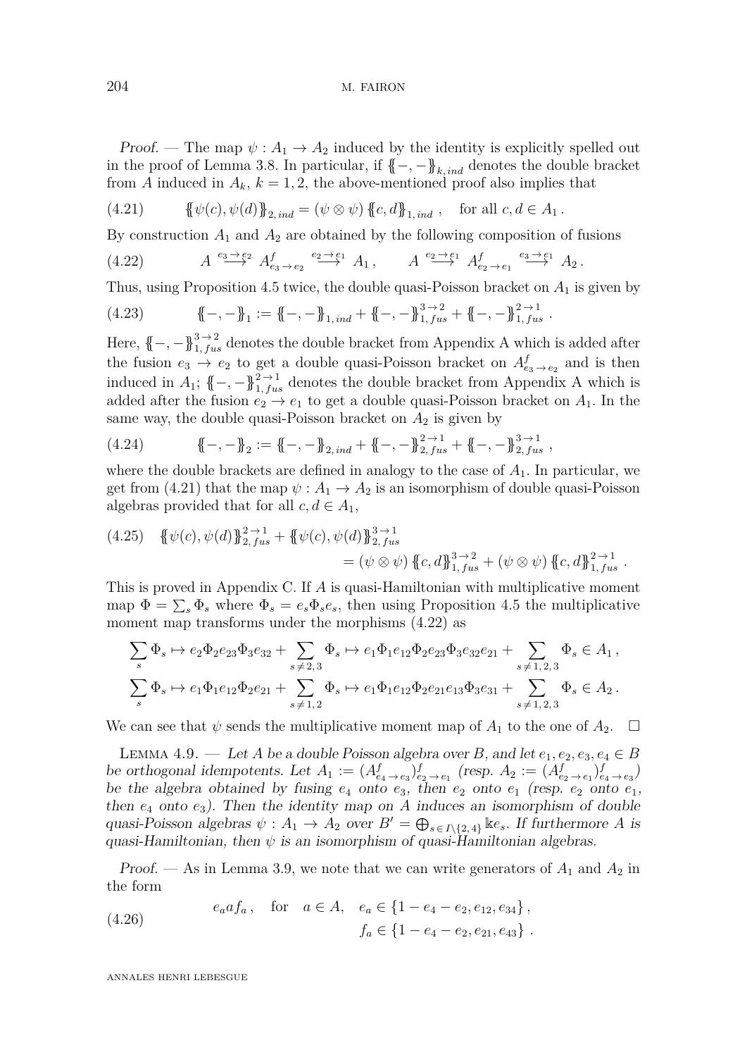*Proof.* — The map $\psi : A_1 \to A_2$ induced by the identity is explicitly spelled out in the proof of Lemma 3.8. In particular, if $\{\!\{-,-\}\!\}_{k,\,ind}$ denotes the double bracket from $A$ induced in $A_k$, $k = 1, 2$, the above-mentioned proof also implies that

$$\{\!\{\psi(c), \psi(d)\}\!\}_{2,\,ind} = (\psi \otimes \psi)\,\{\!\{c, d\}\!\}_{1,\,ind}\,, \quad \text{for all } c, d \in A_1\,. \tag{4.21}$$

By construction $A_1$ and $A_2$ are obtained by the following composition of fusions

$$A \xrightarrow{e_3 \to e_2} A^f_{e_3 \to e_2} \xrightarrow{e_2 \to e_1} A_1\,, \qquad A \xrightarrow{e_2 \to e_1} A^f_{e_2 \to e_1} \xrightarrow{e_3 \to e_1} A_2\,. \tag{4.22}$$

Thus, using Proposition 4.5 twice, the double quasi-Poisson bracket on $A_1$ is given by

$$\{\!\{-,-\}\!\}_1 := \{\!\{-,-\}\!\}_{1,\,ind} + \{\!\{-,-\}\!\}^{3\to 2}_{1,\,fus} + \{\!\{-,-\}\!\}^{2\to 1}_{1,\,fus}\,. \tag{4.23}$$

Here, $\{\!\{-,-\}\!\}^{3\to 2}_{1,\,fus}$ denotes the double bracket from Appendix A which is added after the fusion $e_3 \to e_2$ to get a double quasi-Poisson bracket on $A^f_{e_3\to e_2}$ and is then induced in $A_1$; $\{\!\{-,-\}\!\}^{2\to 1}_{1,\,fus}$ denotes the double bracket from Appendix A which is added after the fusion $e_2 \to e_1$ to get a double quasi-Poisson bracket on $A_1$. In the same way, the double quasi-Poisson bracket on $A_2$ is given by

$$\{\!\{-,-\}\!\}_2 := \{\!\{-,-\}\!\}_{2,\,ind} + \{\!\{-,-\}\!\}^{2\to 1}_{2,\,fus} + \{\!\{-,-\}\!\}^{3\to 1}_{2,\,fus}\,, \tag{4.24}$$

where the double brackets are defined in analogy to the case of $A_1$. In particular, we get from (4.21) that the map $\psi : A_1 \to A_2$ is an isomorphism of double quasi-Poisson algebras provided that for all $c, d \in A_1$,

$$\begin{aligned}\{\!\{\psi(c), \psi(d)\}\!\}^{2\to 1}_{2,\,fus} &+ \{\!\{\psi(c), \psi(d)\}\!\}^{3\to 1}_{2,\,fus} \\ &= (\psi \otimes \psi)\,\{\!\{c, d\}\!\}^{3\to 2}_{1,\,fus} + (\psi \otimes \psi)\,\{\!\{c, d\}\!\}^{2\to 1}_{1,\,fus}\,.\end{aligned} \tag{4.25}$$

This is proved in Appendix C. If $A$ is quasi-Hamiltonian with multiplicative moment map $\Phi = \sum_s \Phi_s$ where $\Phi_s = e_s\Phi_s e_s$, then using Proposition 4.5 the multiplicative moment map transforms under the morphisms (4.22) as

$$\begin{aligned}\sum_s \Phi_s &\mapsto e_2\Phi_2 e_{23}\Phi_3 e_{32} + \sum_{s\neq 2,3} \Phi_s \mapsto e_1\Phi_1 e_{12}\Phi_2 e_{23}\Phi_3 e_{32} e_{21} + \sum_{s\neq 1,2,3} \Phi_s \in A_1\,,\\ \sum_s \Phi_s &\mapsto e_1\Phi_1 e_{12}\Phi_2 e_{21} + \sum_{s\neq 1,2} \Phi_s \mapsto e_1\Phi_1 e_{12}\Phi_2 e_{21} e_{13}\Phi_3 e_{31} + \sum_{s\neq 1,2,3} \Phi_s \in A_2\,.\end{aligned}$$

We can see that $\psi$ sends the multiplicative moment map of $A_1$ to the one of $A_2$. $\square$

Lemma 4.9. — *Let $A$ be a double Poisson algebra over $B$, and let $e_1, e_2, e_3, e_4 \in B$ be orthogonal idempotents. Let $A_1 := (A^f_{e_4\to e_3})^f_{e_2\to e_1}$ (resp. $A_2 := (A^f_{e_2\to e_1})^f_{e_4\to e_3}$) be the algebra obtained by fusing $e_4$ onto $e_3$, then $e_2$ onto $e_1$ (resp. $e_2$ onto $e_1$, then $e_4$ onto $e_3$). Then the identity map on $A$ induces an isomorphism of double quasi-Poisson algebras $\psi : A_1 \to A_2$ over $B' = \bigoplus_{s\in I\setminus\{2,4\}} \Bbbk e_s$. If furthermore $A$ is quasi-Hamiltonian, then $\psi$ is an isomorphism of quasi-Hamiltonian algebras.*

*Proof.* — As in Lemma 3.9, we note that we can write generators of $A_1$ and $A_2$ in the form

$$\begin{aligned} e_a a f_a\,, \quad \text{for} \quad a \in A, \quad & e_a \in \{1 - e_4 - e_2, e_{12}, e_{34}\}\,,\\ & f_a \in \{1 - e_4 - e_2, e_{21}, e_{43}\}\,. \end{aligned} \tag{4.26}$$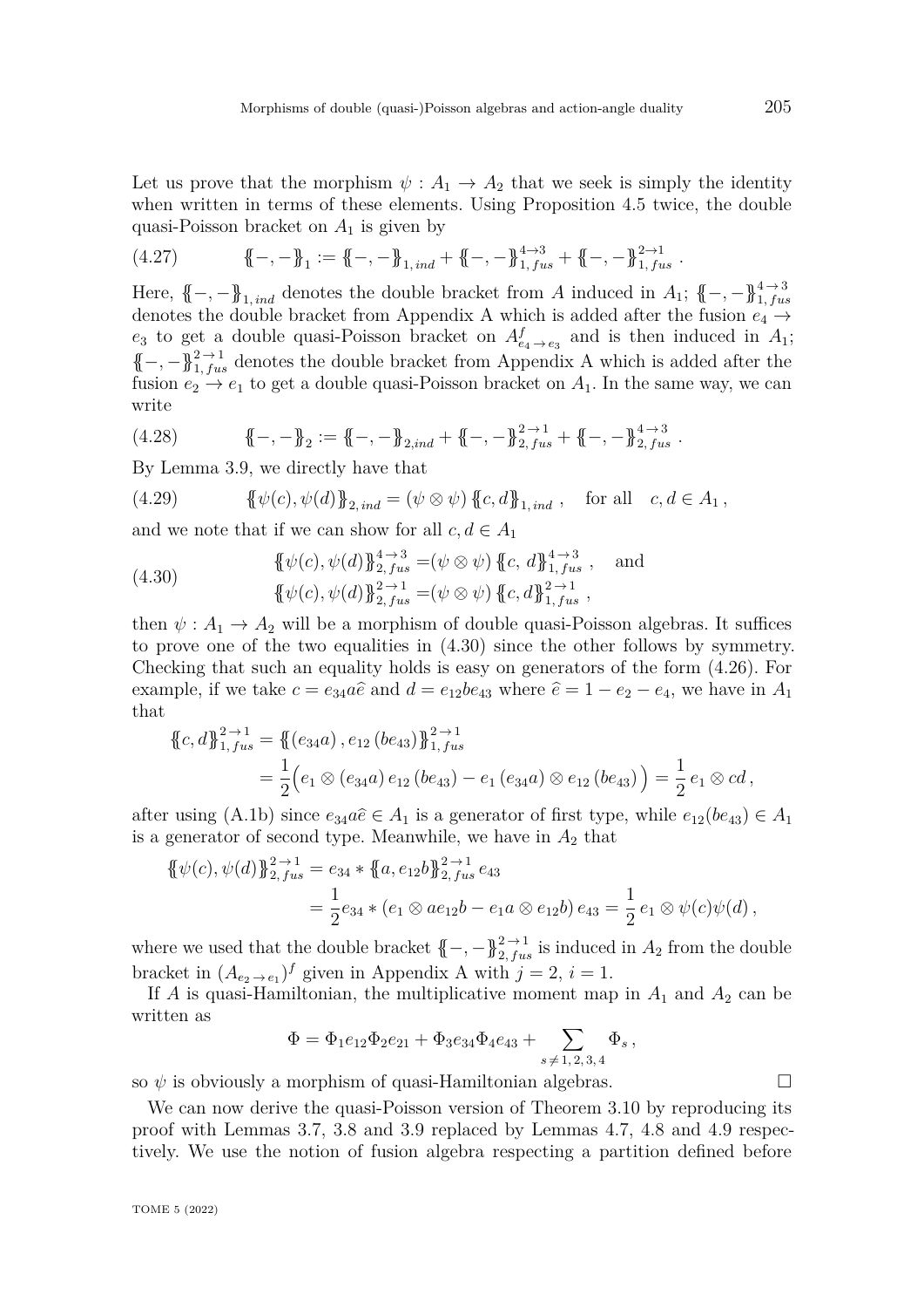Let us prove that the morphism $\psi : A_1 \to A_2$ that we seek is simply the identity when written in terms of these elements. Using Proposition 4.5 twice, the double quasi-Poisson bracket on $A_1$ is given by

$$\{\!\!\{-,-\}\!\!\}_1 := \{\!\!\{-,-\}\!\!\}_{1,\,ind} + \{\!\!\{-,-\}\!\!\}^{4\to 3}_{1,\,fus} + \{\!\!\{-,-\}\!\!\}^{2\to 1}_{1,\,fus}\,. \tag{4.27}$$

Here, $\{\!\!\{-,-\}\!\!\}_{1,\,ind}$ denotes the double bracket from $A$ induced in $A_1$; $\{\!\!\{-,-\}\!\!\}^{4\to 3}_{1,\,fus}$ denotes the double bracket from Appendix A which is added after the fusion $e_4 \to e_3$ to get a double quasi-Poisson bracket on $A^f_{e_4\to e_3}$ and is then induced in $A_1$; $\{\!\!\{-,-\}\!\!\}^{2\to 1}_{1,\,fus}$ denotes the double bracket from Appendix A which is added after the fusion $e_2 \to e_1$ to get a double quasi-Poisson bracket on $A_1$. In the same way, we can write

$$\{\!\!\{-,-\}\!\!\}_2 := \{\!\!\{-,-\}\!\!\}_{2,ind} + \{\!\!\{-,-\}\!\!\}^{2\to 1}_{2,\,fus} + \{\!\!\{-,-\}\!\!\}^{4\to 3}_{2,\,fus}\,. \tag{4.28}$$

By Lemma 3.9, we directly have that

$$\{\!\!\{\psi(c),\psi(d)\}\!\!\}_{2,\,ind} = (\psi\otimes\psi)\,\{\!\!\{c,d\}\!\!\}_{1,\,ind}\,,\quad \text{for all}\quad c,d\in A_1\,, \tag{4.29}$$

and we note that if we can show for all $c,d\in A_1$

$$\begin{aligned} \{\!\!\{\psi(c),\psi(d)\}\!\!\}^{4\to 3}_{2,\,fus} &= (\psi\otimes\psi)\,\{\!\!\{c,\,d\}\!\!\}^{4\to 3}_{1,\,fus}\,,\quad \text{and}\\ \{\!\!\{\psi(c),\psi(d)\}\!\!\}^{2\to 1}_{2,\,fus} &= (\psi\otimes\psi)\,\{\!\!\{c,d\}\!\!\}^{2\to 1}_{1,\,fus}\,, \end{aligned} \tag{4.30}$$

then $\psi : A_1 \to A_2$ will be a morphism of double quasi-Poisson algebras. It suffices to prove one of the two equalities in (4.30) since the other follows by symmetry. Checking that such an equality holds is easy on generators of the form (4.26). For example, if we take $c = e_{34}a\widehat{e}$ and $d = e_{12}be_{43}$ where $\widehat{e} = 1 - e_2 - e_4$, we have in $A_1$ that

$$\begin{aligned} \{\!\!\{c,d\}\!\!\}^{2\to 1}_{1,\,fus} &= \{\!\!\{(e_{34}a)\,,e_{12}\,(be_{43})\}\!\!\}^{2\to 1}_{1,\,fus}\\ &= \frac{1}{2}\Big(e_1\otimes(e_{34}a)\,e_{12}\,(be_{43}) - e_1\,(e_{34}a)\otimes e_{12}\,(be_{43})\Big) = \frac{1}{2}\,e_1\otimes cd\,, \end{aligned}$$

after using (A.1b) since $e_{34}a\widehat{e}\in A_1$ is a generator of first type, while $e_{12}(be_{43})\in A_1$ is a generator of second type. Meanwhile, we have in $A_2$ that

$$\begin{aligned} \{\!\!\{\psi(c),\psi(d)\}\!\!\}^{2\to 1}_{2,\,fus} &= e_{34} * \{\!\!\{a,e_{12}b\}\!\!\}^{2\to 1}_{2,\,fus}\,e_{43}\\ &= \frac{1}{2}e_{34} * (e_1\otimes ae_{12}b - e_1a\otimes e_{12}b)\,e_{43} = \frac{1}{2}\,e_1\otimes\psi(c)\psi(d)\,, \end{aligned}$$

where we used that the double bracket $\{\!\!\{-,-\}\!\!\}^{2\to 1}_{2,\,fus}$ is induced in $A_2$ from the double bracket in $(A_{e_2\to e_1})^f$ given in Appendix A with $j=2$, $i=1$.

If $A$ is quasi-Hamiltonian, the multiplicative moment map in $A_1$ and $A_2$ can be written as

$$\Phi = \Phi_1e_{12}\Phi_2e_{21} + \Phi_3e_{34}\Phi_4e_{43} + \sum_{s\neq 1,2,3,4}\Phi_s\,,$$

so $\psi$ is obviously a morphism of quasi-Hamiltonian algebras. $\square$

We can now derive the quasi-Poisson version of Theorem 3.10 by reproducing its proof with Lemmas 3.7, 3.8 and 3.9 replaced by Lemmas 4.7, 4.8 and 4.9 respectively. We use the notion of fusion algebra respecting a partition defined before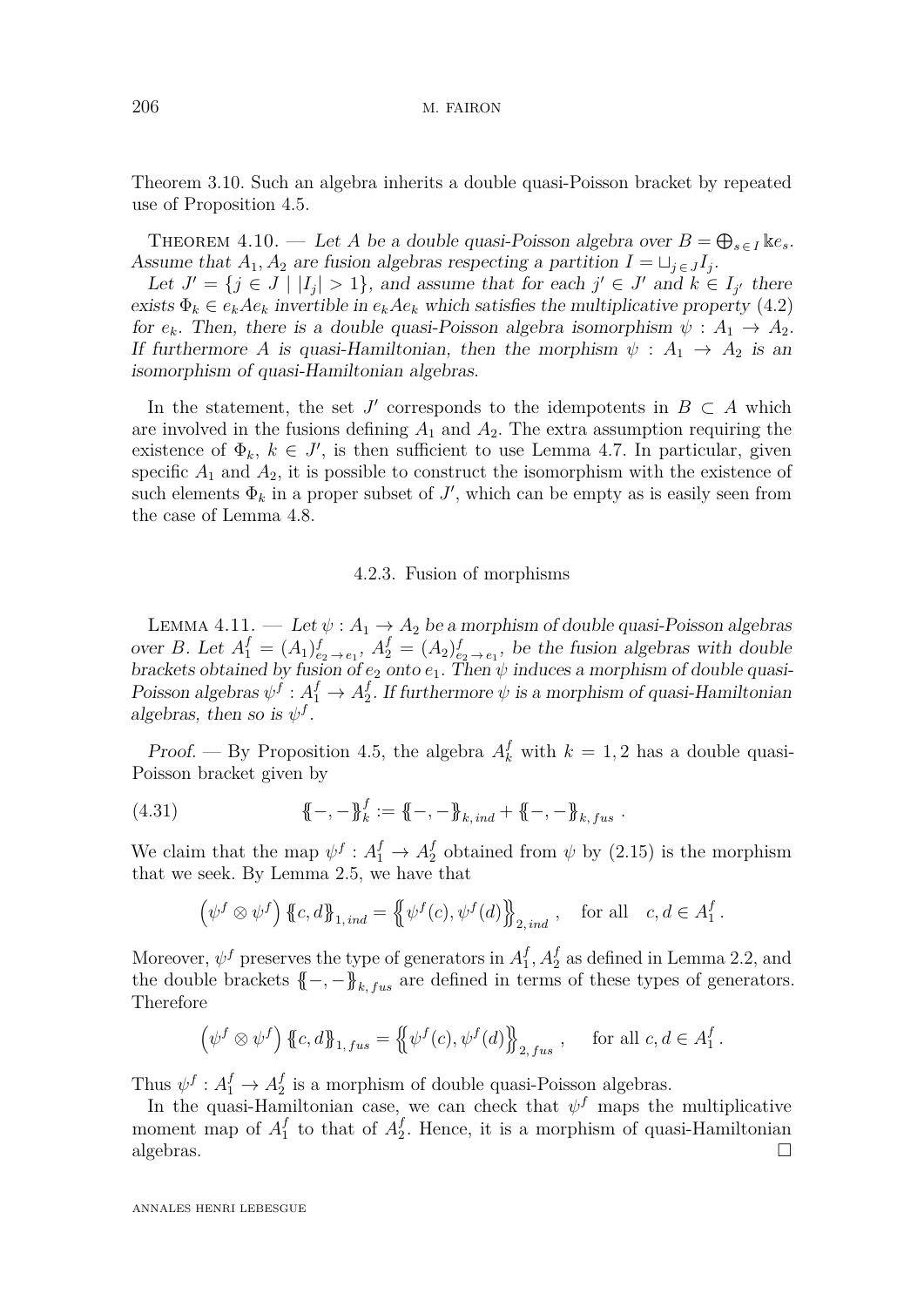Theorem 3.10. Such an algebra inherits a double quasi-Poisson bracket by repeated use of Proposition 4.5.

**Theorem 4.10.** — *Let $A$ be a double quasi-Poisson algebra over $B = \bigoplus_{s \in I} \Bbbk e_s$. Assume that $A_1, A_2$ are fusion algebras respecting a partition $I = \sqcup_{j \in J} I_j$.*

*Let $J' = \{j \in J \mid |I_j| > 1\}$, and assume that for each $j' \in J'$ and $k \in I_{j'}$ there exists $\Phi_k \in e_k A e_k$ invertible in $e_k A e_k$ which satisfies the multiplicative property (4.2) for $e_k$. Then, there is a double quasi-Poisson algebra isomorphism $\psi : A_1 \to A_2$. If furthermore $A$ is quasi-Hamiltonian, then the morphism $\psi : A_1 \to A_2$ is an isomorphism of quasi-Hamiltonian algebras.*

In the statement, the set $J'$ corresponds to the idempotents in $B \subset A$ which are involved in the fusions defining $A_1$ and $A_2$. The extra assumption requiring the existence of $\Phi_k$, $k \in J'$, is then sufficient to use Lemma 4.7. In particular, given specific $A_1$ and $A_2$, it is possible to construct the isomorphism with the existence of such elements $\Phi_k$ in a proper subset of $J'$, which can be empty as is easily seen from the case of Lemma 4.8.

### 4.2.3. Fusion of morphisms

**Lemma 4.11.** — *Let $\psi : A_1 \to A_2$ be a morphism of double quasi-Poisson algebras over $B$. Let $A_1^f = (A_1)^f_{e_2 \to e_1}$, $A_2^f = (A_2)^f_{e_2 \to e_1}$, be the fusion algebras with double brackets obtained by fusion of $e_2$ onto $e_1$. Then $\psi$ induces a morphism of double quasi-Poisson algebras $\psi^f : A_1^f \to A_2^f$. If furthermore $\psi$ is a morphism of quasi-Hamiltonian algebras, then so is $\psi^f$.*

*Proof.* — By Proposition 4.5, the algebra $A_k^f$ with $k = 1, 2$ has a double quasi-Poisson bracket given by

$$\{\!\{-,-\}\!\}^f_k := \{\!\{-,-\}\!\}_{k,\,ind} + \{\!\{-,-\}\!\}_{k,\,fus} \,. \tag{4.31}$$

We claim that the map $\psi^f : A_1^f \to A_2^f$ obtained from $\psi$ by (2.15) is the morphism that we seek. By Lemma 2.5, we have that

$$\left(\psi^f \otimes \psi^f\right) \{\!\{c,d\}\!\}_{1,\,ind} = \left\{\!\!\left\{\psi^f(c), \psi^f(d)\right\}\!\!\right\}_{2,\,ind} \,, \quad \text{for all} \quad c, d \in A_1^f \,.$$

Moreover, $\psi^f$ preserves the type of generators in $A_1^f, A_2^f$ as defined in Lemma 2.2, and the double brackets $\{\!\{-,-\}\!\}_{k,\,fus}$ are defined in terms of these types of generators. Therefore

$$\left(\psi^f \otimes \psi^f\right) \{\!\{c,d\}\!\}_{1,\,fus} = \left\{\!\!\left\{\psi^f(c), \psi^f(d)\right\}\!\!\right\}_{2,\,fus} \,, \quad \text{for all } c, d \in A_1^f \,.$$

Thus $\psi^f : A_1^f \to A_2^f$ is a morphism of double quasi-Poisson algebras.

In the quasi-Hamiltonian case, we can check that $\psi^f$ maps the multiplicative moment map of $A_1^f$ to that of $A_2^f$. Hence, it is a morphism of quasi-Hamiltonian algebras. □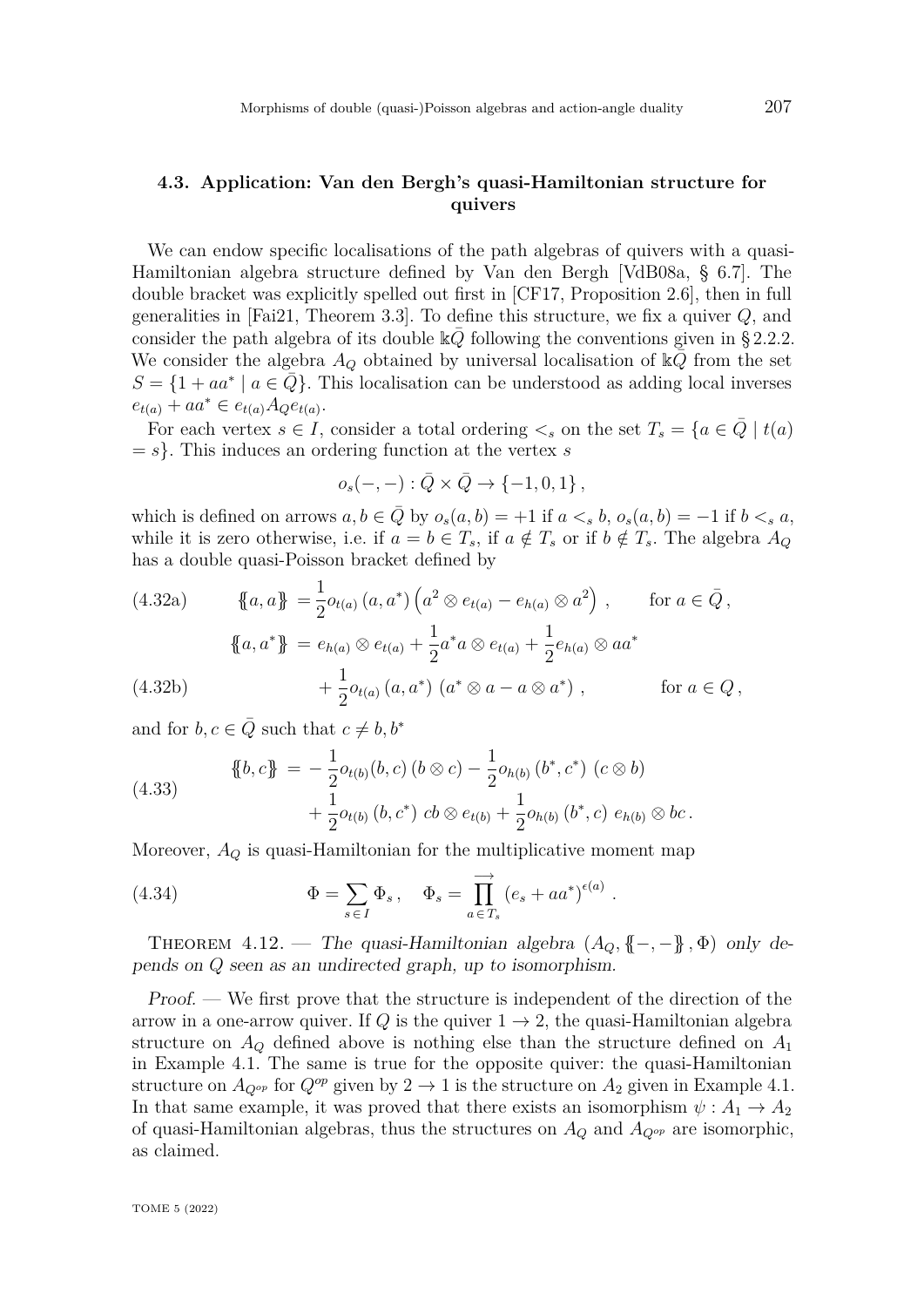### 4.3. Application: Van den Bergh's quasi-Hamiltonian structure for quivers

We can endow specific localisations of the path algebras of quivers with a quasi-Hamiltonian algebra structure defined by Van den Bergh [VdB08a, § 6.7]. The double bracket was explicitly spelled out first in [CF17, Proposition 2.6], then in full generalities in [Fai21, Theorem 3.3]. To define this structure, we fix a quiver $Q$, and consider the path algebra of its double $\Bbbk\bar{Q}$ following the conventions given in § 2.2.2. We consider the algebra $A_Q$ obtained by universal localisation of $\Bbbk\bar{Q}$ from the set $S = \{1 + aa^* \mid a \in \bar{Q}\}$. This localisation can be understood as adding local inverses $e_{t(a)} + aa^* \in e_{t(a)} A_Q e_{t(a)}$.

For each vertex $s \in I$, consider a total ordering $<_s$ on the set $T_s = \{a \in \bar{Q} \mid t(a) = s\}$. This induces an ordering function at the vertex $s$

$$o_s(-,-) : \bar{Q} \times \bar{Q} \to \{-1, 0, 1\},$$

which is defined on arrows $a, b \in \bar{Q}$ by $o_s(a,b) = +1$ if $a <_s b$, $o_s(a,b) = -1$ if $b <_s a$, while it is zero otherwise, i.e. if $a = b \in T_s$, if $a \notin T_s$ or if $b \notin T_s$. The algebra $A_Q$ has a double quasi-Poisson bracket defined by

$$\{\!\{a, a\}\!\} = \frac{1}{2} o_{t(a)}(a, a^*) \left(a^2 \otimes e_{t(a)} - e_{h(a)} \otimes a^2\right), \qquad \text{for } a \in \bar{Q}, \tag{4.32a}$$

$$\begin{aligned} \{\!\{a, a^*\}\!\} &= e_{h(a)} \otimes e_{t(a)} + \frac{1}{2} a^* a \otimes e_{t(a)} + \frac{1}{2} e_{h(a)} \otimes aa^* \\ &\quad + \frac{1}{2} o_{t(a)}(a, a^*)\, (a^* \otimes a - a \otimes a^*), \qquad \text{for } a \in Q, \end{aligned} \tag{4.32b}$$

and for $b, c \in \bar{Q}$ such that $c \neq b, b^*$

$$\begin{aligned} \{\!\{b, c\}\!\} &= -\frac{1}{2} o_{t(b)}(b, c)\, (b \otimes c) - \frac{1}{2} o_{h(b)}(b^*, c^*)\, (c \otimes b) \\ &\quad + \frac{1}{2} o_{t(b)}(b, c^*)\, cb \otimes e_{t(b)} + \frac{1}{2} o_{h(b)}(b^*, c)\, e_{h(b)} \otimes bc. \end{aligned} \tag{4.33}$$

Moreover, $A_Q$ is quasi-Hamiltonian for the multiplicative moment map

$$\Phi = \sum_{s \in I} \Phi_s, \quad \Phi_s = \overrightarrow{\prod_{a \in T_s}} (e_s + aa^*)^{\epsilon(a)}. \tag{4.34}$$

Theorem 4.12. — *The quasi-Hamiltonian algebra $(A_Q, \{\!\{-,-\}\!\}, \Phi)$ only depends on $Q$ seen as an undirected graph, up to isomorphism.*

*Proof.* — We first prove that the structure is independent of the direction of the arrow in a one-arrow quiver. If $Q$ is the quiver $1 \to 2$, the quasi-Hamiltonian algebra structure on $A_Q$ defined above is nothing else than the structure defined on $A_1$ in Example 4.1. The same is true for the opposite quiver: the quasi-Hamiltonian structure on $A_{Q^{op}}$ for $Q^{op}$ given by $2 \to 1$ is the structure on $A_2$ given in Example 4.1. In that same example, it was proved that there exists an isomorphism $\psi : A_1 \to A_2$ of quasi-Hamiltonian algebras, thus the structures on $A_Q$ and $A_{Q^{op}}$ are isomorphic, as claimed.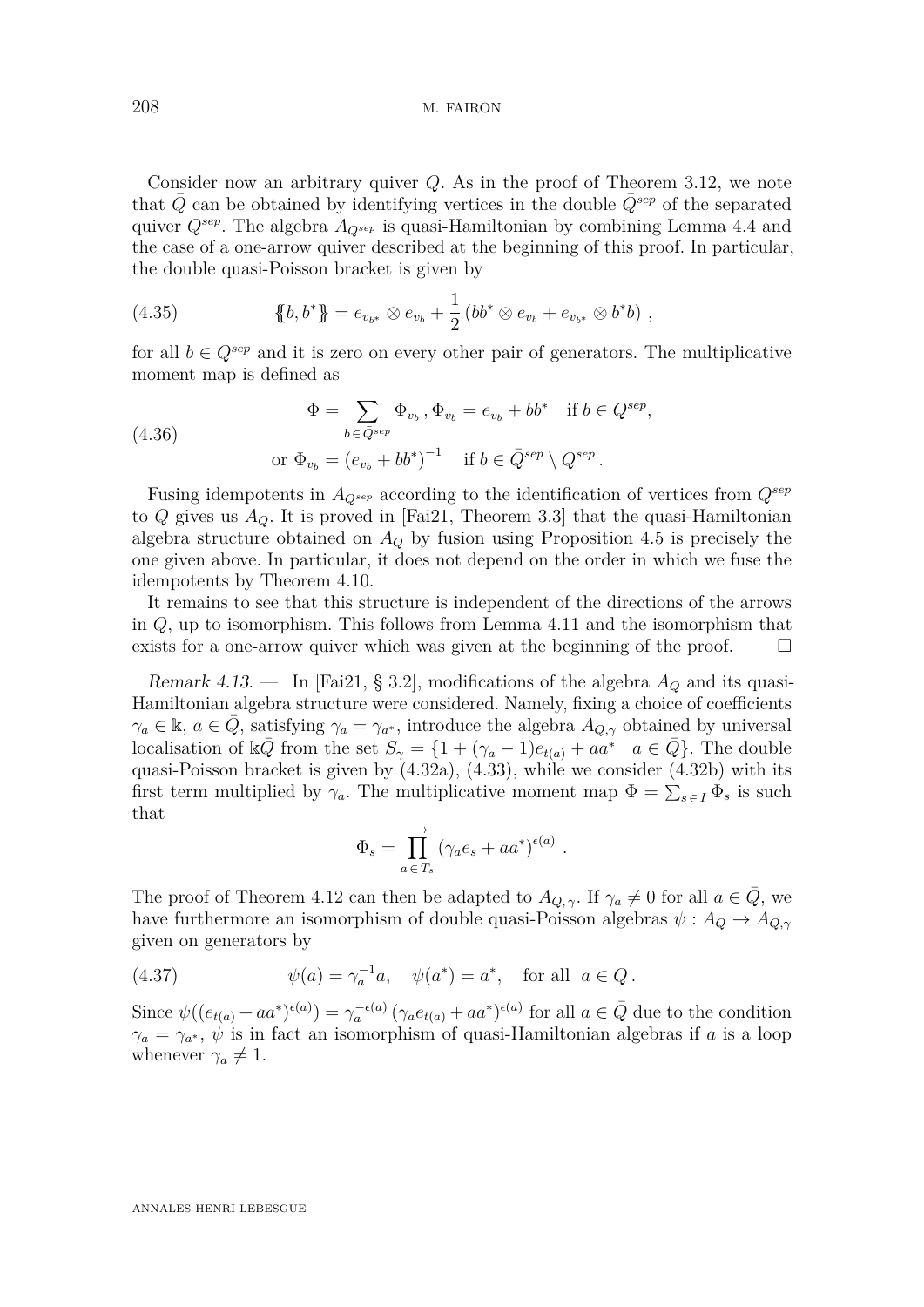Consider now an arbitrary quiver $Q$. As in the proof of Theorem 3.12, we note that $\bar{Q}$ can be obtained by identifying vertices in the double $\bar{Q}^{sep}$ of the separated quiver $Q^{sep}$. The algebra $A_{Q^{sep}}$ is quasi-Hamiltonian by combining Lemma 4.4 and the case of a one-arrow quiver described at the beginning of this proof. In particular, the double quasi-Poisson bracket is given by

$$\{\!\{b, b^*\}\!\} = e_{v_{b^*}} \otimes e_{v_b} + \frac{1}{2}\left(bb^* \otimes e_{v_b} + e_{v_{b^*}} \otimes b^* b\right), \tag{4.35}$$

for all $b \in Q^{sep}$ and it is zero on every other pair of generators. The multiplicative moment map is defined as

$$\begin{aligned} \Phi = \sum_{b \in \bar{Q}^{sep}} \Phi_{v_b}\,, \Phi_{v_b} = e_{v_b} + bb^* \quad \text{if } b \in Q^{sep}, \\ \text{or } \Phi_{v_b} = \left(e_{v_b} + bb^*\right)^{-1} \quad \text{if } b \in \bar{Q}^{sep} \setminus Q^{sep}\,. \end{aligned} \tag{4.36}$$

Fusing idempotents in $A_{Q^{sep}}$ according to the identification of vertices from $Q^{sep}$ to $Q$ gives us $A_Q$. It is proved in [Fai21, Theorem 3.3] that the quasi-Hamiltonian algebra structure obtained on $A_Q$ by fusion using Proposition 4.5 is precisely the one given above. In particular, it does not depend on the order in which we fuse the idempotents by Theorem 4.10.

It remains to see that this structure is independent of the directions of the arrows in $Q$, up to isomorphism. This follows from Lemma 4.11 and the isomorphism that exists for a one-arrow quiver which was given at the beginning of the proof. □

*Remark 4.13.* — In [Fai21, § 3.2], modifications of the algebra $A_Q$ and its quasi-Hamiltonian algebra structure were considered. Namely, fixing a choice of coefficients $\gamma_a \in \Bbbk$, $a \in \bar{Q}$, satisfying $\gamma_a = \gamma_{a^*}$, introduce the algebra $A_{Q,\gamma}$ obtained by universal localisation of $\Bbbk\bar{Q}$ from the set $S_\gamma = \{1 + (\gamma_a - 1)e_{t(a)} + aa^* \mid a \in \bar{Q}\}$. The double quasi-Poisson bracket is given by (4.32a), (4.33), while we consider (4.32b) with its first term multiplied by $\gamma_a$. The multiplicative moment map $\Phi = \sum_{s \in I} \Phi_s$ is such that

$$\Phi_s = \overrightarrow{\prod_{a \in T_s}} \left(\gamma_a e_s + aa^*\right)^{\epsilon(a)}\,.$$

The proof of Theorem 4.12 can then be adapted to $A_{Q,\gamma}$. If $\gamma_a \neq 0$ for all $a \in \bar{Q}$, we have furthermore an isomorphism of double quasi-Poisson algebras $\psi : A_Q \to A_{Q,\gamma}$ given on generators by

$$\psi(a) = \gamma_a^{-1} a, \quad \psi(a^*) = a^*, \quad \text{for all } a \in Q\,. \tag{4.37}$$

Since $\psi((e_{t(a)} + aa^*)^{\epsilon(a)}) = \gamma_a^{-\epsilon(a)} (\gamma_a e_{t(a)} + aa^*)^{\epsilon(a)}$ for all $a \in \bar{Q}$ due to the condition $\gamma_a = \gamma_{a^*}$, $\psi$ is in fact an isomorphism of quasi-Hamiltonian algebras if $a$ is a loop whenever $\gamma_a \neq 1$.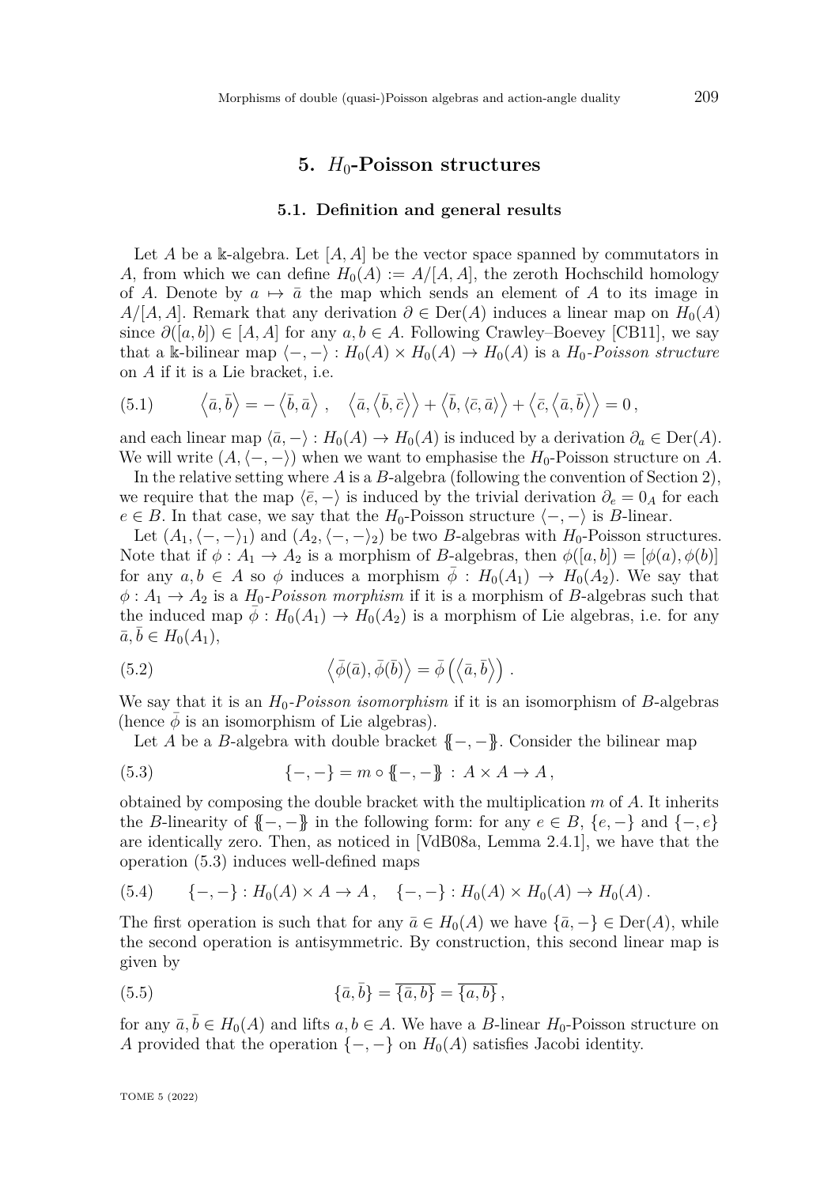## 5. $H_0$-Poisson structures

### 5.1. Definition and general results

Let $A$ be a $\Bbbk$-algebra. Let $[A,A]$ be the vector space spanned by commutators in $A$, from which we can define $H_0(A) := A/[A,A]$, the zeroth Hochschild homology of $A$. Denote by $a \mapsto \bar{a}$ the map which sends an element of $A$ to its image in $A/[A,A]$. Remark that any derivation $\partial \in \operatorname{Der}(A)$ induces a linear map on $H_0(A)$ since $\partial([a,b]) \in [A,A]$ for any $a,b \in A$. Following Crawley–Boevey [CB11], we say that a $\Bbbk$-bilinear map $\langle -,- \rangle : H_0(A) \times H_0(A) \to H_0(A)$ is a *$H_0$-Poisson structure* on $A$ if it is a Lie bracket, i.e.

$$\left\langle \bar{a}, \bar{b} \right\rangle = -\left\langle \bar{b}, \bar{a} \right\rangle , \quad \left\langle \bar{a}, \left\langle \bar{b}, \bar{c} \right\rangle \right\rangle + \left\langle \bar{b}, \left\langle \bar{c}, \bar{a} \right\rangle \right\rangle + \left\langle \bar{c}, \left\langle \bar{a}, \bar{b} \right\rangle \right\rangle = 0 , \tag{5.1}$$

and each linear map $\langle \bar{a}, - \rangle : H_0(A) \to H_0(A)$ is induced by a derivation $\partial_a \in \operatorname{Der}(A)$. We will write $(A, \langle -,- \rangle)$ when we want to emphasise the $H_0$-Poisson structure on $A$.

In the relative setting where $A$ is a $B$-algebra (following the convention of Section 2), we require that the map $\langle \bar{e}, - \rangle$ is induced by the trivial derivation $\partial_e = 0_A$ for each $e \in B$. In that case, we say that the $H_0$-Poisson structure $\langle -,- \rangle$ is $B$-linear.

Let $(A_1, \langle -,- \rangle_1)$ and $(A_2, \langle -,- \rangle_2)$ be two $B$-algebras with $H_0$-Poisson structures. Note that if $\phi : A_1 \to A_2$ is a morphism of $B$-algebras, then $\phi([a,b]) = [\phi(a), \phi(b)]$ for any $a,b \in A$ so $\phi$ induces a morphism $\bar{\phi} : H_0(A_1) \to H_0(A_2)$. We say that $\phi : A_1 \to A_2$ is a *$H_0$-Poisson morphism* if it is a morphism of $B$-algebras such that the induced map $\bar{\phi} : H_0(A_1) \to H_0(A_2)$ is a morphism of Lie algebras, i.e. for any $\bar{a}, \bar{b} \in H_0(A_1)$,

$$\left\langle \bar{\phi}(\bar{a}), \bar{\phi}(\bar{b}) \right\rangle = \bar{\phi}\left( \left\langle \bar{a}, \bar{b} \right\rangle \right) . \tag{5.2}$$

We say that it is an *$H_0$-Poisson isomorphism* if it is an isomorphism of $B$-algebras (hence $\bar{\phi}$ is an isomorphism of Lie algebras).

Let $A$ be a $B$-algebra with double bracket $\{\!\{-,-\}\!\}$. Consider the bilinear map

$$\{-,-\} = m \circ \{\!\{-,-\}\!\} \, : \, A \times A \to A , \tag{5.3}$$

obtained by composing the double bracket with the multiplication $m$ of $A$. It inherits the $B$-linearity of $\{\!\{-,-\}\!\}$ in the following form: for any $e \in B$, $\{e,-\}$ and $\{-,e\}$ are identically zero. Then, as noticed in [VdB08a, Lemma 2.4.1], we have that the operation (5.3) induces well-defined maps

$$\{-,-\} : H_0(A) \times A \to A , \quad \{-,-\} : H_0(A) \times H_0(A) \to H_0(A) . \tag{5.4}$$

The first operation is such that for any $\bar{a} \in H_0(A)$ we have $\{\bar{a}, -\} \in \operatorname{Der}(A)$, while the second operation is antisymmetric. By construction, this second linear map is given by

$$\{\bar{a}, \bar{b}\} = \overline{\{\bar{a}, b\}} = \overline{\{a, b\}} , \tag{5.5}$$

for any $\bar{a}, \bar{b} \in H_0(A)$ and lifts $a, b \in A$. We have a $B$-linear $H_0$-Poisson structure on $A$ provided that the operation $\{-,-\}$ on $H_0(A)$ satisfies Jacobi identity.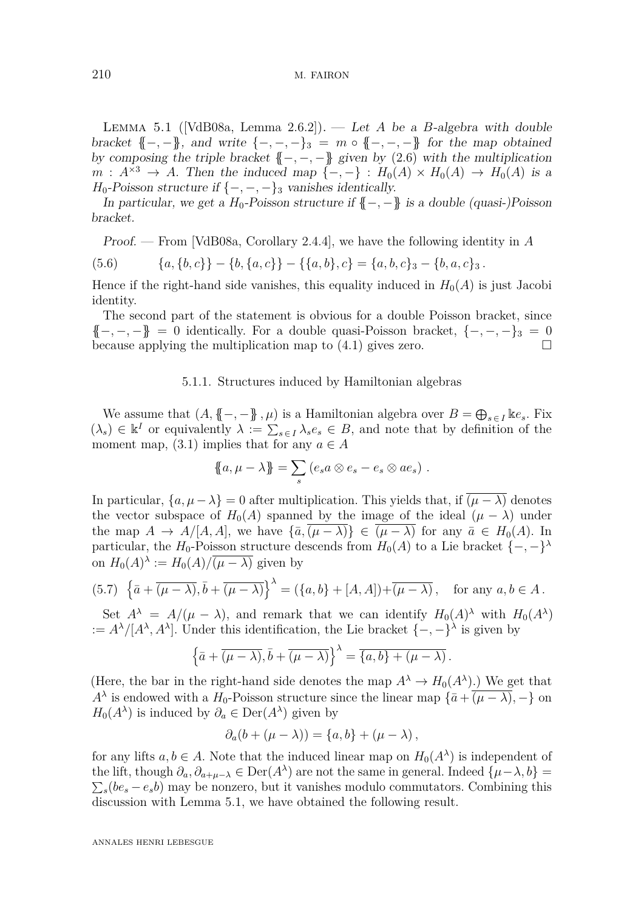Lemma 5.1 ([VdB08a, Lemma 2.6.2]). — *Let $A$ be a $B$-algebra with double bracket $\{\!\!\{-,-\}\!\!\}$, and write $\{-,-,-\}_3 = m \circ \{\!\!\{-,-,-\}\!\!\}$ for the map obtained by composing the triple bracket $\{\!\!\{-,-,-\}\!\!\}$ given by (2.6) with the multiplication $m : A^{\times 3} \to A$. Then the induced map $\{-,-\} : H_0(A) \times H_0(A) \to H_0(A)$ is a $H_0$-Poisson structure if $\{-,-,-\}_3$ vanishes identically.*

*In particular, we get a $H_0$-Poisson structure if $\{\!\!\{-,-\}\!\!\}$ is a double (quasi-)Poisson bracket.*

*Proof.* — From [VdB08a, Corollary 2.4.4], we have the following identity in $A$

$$\{a,\{b,c\}\} - \{b,\{a,c\}\} - \{\{a,b\},c\} = \{a,b,c\}_3 - \{b,a,c\}_3 \,. \tag{5.6}$$

Hence if the right-hand side vanishes, this equality induced in $H_0(A)$ is just Jacobi identity.

The second part of the statement is obvious for a double Poisson bracket, since $\{\!\!\{-,-,-\}\!\!\} = 0$ identically. For a double quasi-Poisson bracket, $\{-,-,-\}_3 = 0$ because applying the multiplication map to (4.1) gives zero. □

### 5.1.1. Structures induced by Hamiltonian algebras

We assume that $(A, \{\!\!\{-,-\}\!\!\}, \mu)$ is a Hamiltonian algebra over $B = \bigoplus_{s\in I} \Bbbk e_s$. Fix $(\lambda_s) \in \Bbbk^I$ or equivalently $\lambda := \sum_{s\in I} \lambda_s e_s \in B$, and note that by definition of the moment map, (3.1) implies that for any $a \in A$

$$\{\!\!\{a, \mu - \lambda\}\!\!\} = \sum_s \left(e_s a \otimes e_s - e_s \otimes a e_s\right) \,.$$

In particular, $\{a, \mu - \lambda\} = 0$ after multiplication. This yields that, if $\overline{(\mu-\lambda)}$ denotes the vector subspace of $H_0(A)$ spanned by the image of the ideal $(\mu - \lambda)$ under the map $A \to A/[A,A]$, we have $\{\bar a, \overline{(\mu-\lambda)}\} \in \overline{(\mu-\lambda)}$ for any $\bar a \in H_0(A)$. In particular, the $H_0$-Poisson structure descends from $H_0(A)$ to a Lie bracket $\{-,-\}^\lambda$ on $H_0(A)^\lambda := H_0(A)/\overline{(\mu-\lambda)}$ given by

$$\left\{\bar a + \overline{(\mu-\lambda)}, \bar b + \overline{(\mu-\lambda)}\right\}^\lambda = (\{a,b\} + [A,A]) + \overline{(\mu-\lambda)}\,, \quad \text{for any } a,b \in A\,. \tag{5.7}$$

Set $A^\lambda = A/(\mu-\lambda)$, and remark that we can identify $H_0(A)^\lambda$ with $H_0(A^\lambda) := A^\lambda/[A^\lambda, A^\lambda]$. Under this identification, the Lie bracket $\{-,-\}^\lambda$ is given by

$$\left\{\bar a + \overline{(\mu-\lambda)}, \bar b + \overline{(\mu-\lambda)}\right\}^\lambda = \overline{\{a,b\} + (\mu-\lambda)}\,.$$

(Here, the bar in the right-hand side denotes the map $A^\lambda \to H_0(A^\lambda)$.) We get that $A^\lambda$ is endowed with a $H_0$-Poisson structure since the linear map $\{\bar a + \overline{(\mu-\lambda)}, -\}$ on $H_0(A^\lambda)$ is induced by $\partial_a \in \mathrm{Der}(A^\lambda)$ given by

$$\partial_a(b + (\mu-\lambda)) = \{a,b\} + (\mu-\lambda)\,,$$

for any lifts $a, b \in A$. Note that the induced linear map on $H_0(A^\lambda)$ is independent of the lift, though $\partial_a, \partial_{a+\mu-\lambda} \in \mathrm{Der}(A^\lambda)$ are not the same in general. Indeed $\{\mu-\lambda, b\} = \sum_s (be_s - e_s b)$ may be nonzero, but it vanishes modulo commutators. Combining this discussion with Lemma 5.1, we have obtained the following result.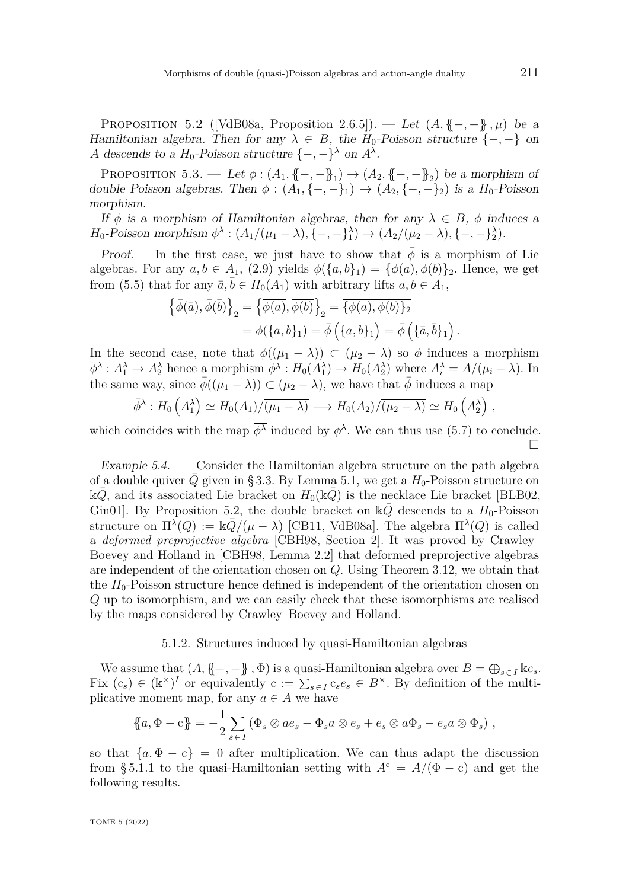Proposition 5.2 ([VdB08a, Proposition 2.6.5]). — *Let $(A, \{\!\{-,-\}\!\}, \mu)$ be a Hamiltonian algebra. Then for any $\lambda \in B$, the $H_0$-Poisson structure $\{-,-\}$ on $A$ descends to a $H_0$-Poisson structure $\{-,-\}^\lambda$ on $A^\lambda$.*

Proposition 5.3. — *Let $\phi : (A_1, \{\!\{-,-\}\!\}_1) \to (A_2, \{\!\{-,-\}\!\}_2)$ be a morphism of double Poisson algebras. Then $\phi : (A_1, \{-,-\}_1) \to (A_2, \{-,-\}_2)$ is a $H_0$-Poisson morphism.*

*If $\phi$ is a morphism of Hamiltonian algebras, then for any $\lambda \in B$, $\phi$ induces a $H_0$-Poisson morphism $\phi^\lambda : (A_1/(\mu_1 - \lambda), \{-,-\}_1^\lambda) \to (A_2/(\mu_2 - \lambda), \{-,-\}_2^\lambda)$.*

*Proof.* — In the first case, we just have to show that $\bar{\phi}$ is a morphism of Lie algebras. For any $a, b \in A_1$, (2.9) yields $\phi(\{a,b\}_1) = \{\phi(a), \phi(b)\}_2$. Hence, we get from (5.5) that for any $\bar{a}, \bar{b} \in H_0(A_1)$ with arbitrary lifts $a, b \in A_1$,

$$\begin{aligned} \left\{\bar{\phi}(\bar{a}), \bar{\phi}(\bar{b})\right\}_2 &= \left\{\overline{\phi(a)}, \overline{\phi(b)}\right\}_2 = \overline{\{\phi(a), \phi(b)\}_2} \\ &= \overline{\phi(\{a,b\}_1)} = \bar{\phi}\left(\overline{\{a,b\}_1}\right) = \bar{\phi}\left(\{\bar{a}, \bar{b}\}_1\right). \end{aligned}$$

In the second case, note that $\phi((\mu_1 - \lambda)) \subset (\mu_2 - \lambda)$ so $\phi$ induces a morphism $\phi^\lambda : A_1^\lambda \to A_2^\lambda$ hence a morphism $\overline{\phi^\lambda} : H_0(A_1^\lambda) \to H_0(A_2^\lambda)$ where $A_i^\lambda = A/(\mu_i - \lambda)$. In the same way, since $\bar{\phi}(\overline{(\mu_1 - \lambda)}) \subset \overline{(\mu_2 - \lambda)}$, we have that $\bar{\phi}$ induces a map

$$\bar{\phi}^\lambda : H_0\left(A_1^\lambda\right) \simeq H_0(A_1)/\overline{(\mu_1 - \lambda)} \longrightarrow H_0(A_2)/\overline{(\mu_2 - \lambda)} \simeq H_0\left(A_2^\lambda\right),$$

which coincides with the map $\overline{\phi^\lambda}$ induced by $\phi^\lambda$. We can thus use (5.7) to conclude. □

*Example 5.4.* — Consider the Hamiltonian algebra structure on the path algebra of a double quiver $\bar{Q}$ given in § 3.3. By Lemma 5.1, we get a $H_0$-Poisson structure on $\Bbbk\bar{Q}$, and its associated Lie bracket on $H_0(\Bbbk\bar{Q})$ is the necklace Lie bracket [BLB02, Gin01]. By Proposition 5.2, the double bracket on $\Bbbk\bar{Q}$ descends to a $H_0$-Poisson structure on $\Pi^\lambda(Q) := \Bbbk\bar{Q}/(\mu - \lambda)$ [CB11, VdB08a]. The algebra $\Pi^\lambda(Q)$ is called a *deformed preprojective algebra* [CBH98, Section 2]. It was proved by Crawley–Boevey and Holland in [CBH98, Lemma 2.2] that deformed preprojective algebras are independent of the orientation chosen on $Q$. Using Theorem 3.12, we obtain that the $H_0$-Poisson structure hence defined is independent of the orientation chosen on $Q$ up to isomorphism, and we can easily check that these isomorphisms are realised by the maps considered by Crawley–Boevey and Holland.

### 5.1.2. Structures induced by quasi-Hamiltonian algebras

We assume that $(A, \{\!\{-,-\}\!\}, \Phi)$ is a quasi-Hamiltonian algebra over $B = \bigoplus_{s \in I} \Bbbk e_s$. Fix $(\mathrm{c}_s) \in (\Bbbk^\times)^I$ or equivalently $\mathrm{c} := \sum_{s \in I} \mathrm{c}_s e_s \in B^\times$. By definition of the multiplicative moment map, for any $a \in A$ we have

$$\{\!\{a, \Phi - \mathrm{c}\}\!\} = -\frac{1}{2} \sum_{s \in I} \left(\Phi_s \otimes a e_s - \Phi_s a \otimes e_s + e_s \otimes a \Phi_s - e_s a \otimes \Phi_s\right),$$

so that $\{a, \Phi - \mathrm{c}\} = 0$ after multiplication. We can thus adapt the discussion from § 5.1.1 to the quasi-Hamiltonian setting with $A^{\mathrm{c}} = A/(\Phi - \mathrm{c})$ and get the following results.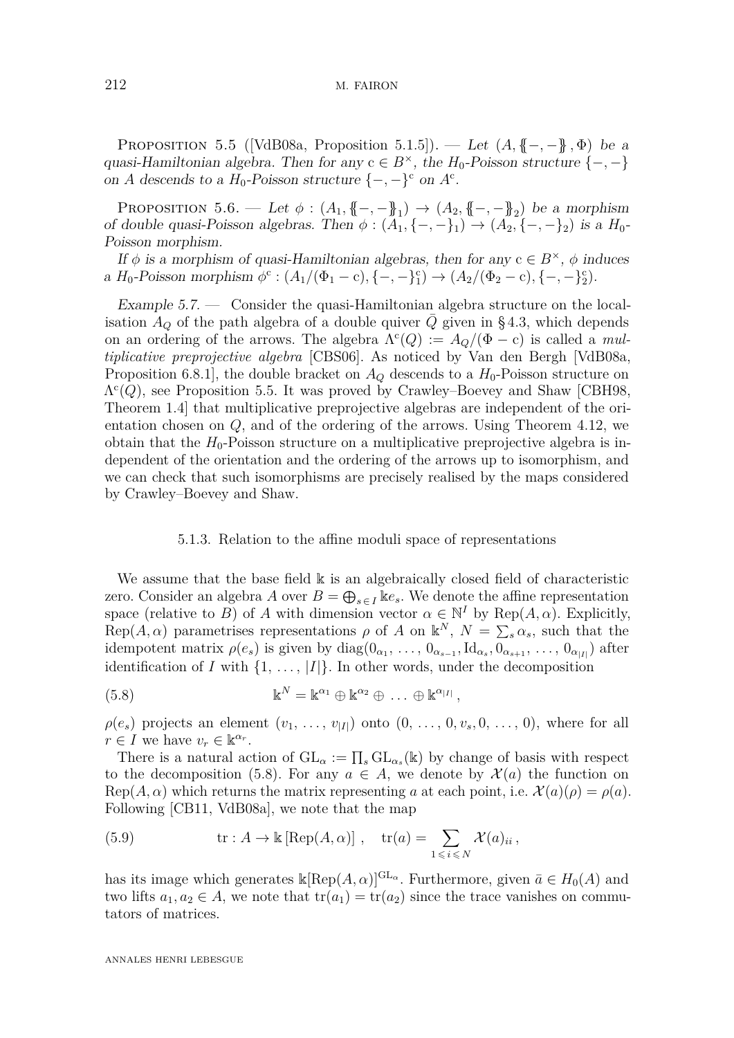Proposition 5.5 ([VdB08a, Proposition 5.1.5]). — *Let $(A, \{\!\!\{-,-\}\!\!\}, \Phi)$ be a quasi-Hamiltonian algebra. Then for any $\mathrm{c} \in B^\times$, the $H_0$-Poisson structure $\{-,-\}$ on $A$ descends to a $H_0$-Poisson structure $\{-,-\}^{\mathrm{c}}$ on $A^{\mathrm{c}}$.*

Proposition 5.6. — *Let $\phi : (A_1, \{\!\!\{-,-\}\!\!\}_1) \to (A_2, \{\!\!\{-,-\}\!\!\}_2)$ be a morphism of double quasi-Poisson algebras. Then $\phi : (A_1, \{-,-\}_1) \to (A_2, \{-,-\}_2)$ is a $H_0$-Poisson morphism.*

*If $\phi$ is a morphism of quasi-Hamiltonian algebras, then for any $\mathrm{c} \in B^\times$, $\phi$ induces a $H_0$-Poisson morphism $\phi^{\mathrm{c}} : (A_1/(\Phi_1 - \mathrm{c}), \{-,-\}_1^{\mathrm{c}}) \to (A_2/(\Phi_2 - \mathrm{c}), \{-,-\}_2^{\mathrm{c}})$.*

*Example 5.7.* — Consider the quasi-Hamiltonian algebra structure on the localisation $A_Q$ of the path algebra of a double quiver $\bar{Q}$ given in §4.3, which depends on an ordering of the arrows. The algebra $\Lambda^{\mathrm{c}}(Q) := A_Q/(\Phi - \mathrm{c})$ is called a *multiplicative preprojective algebra* [CBS06]. As noticed by Van den Bergh [VdB08a, Proposition 6.8.1], the double bracket on $A_Q$ descends to a $H_0$-Poisson structure on $\Lambda^{\mathrm{c}}(Q)$, see Proposition 5.5. It was proved by Crawley–Boevey and Shaw [CBH98, Theorem 1.4] that multiplicative preprojective algebras are independent of the orientation chosen on $Q$, and of the ordering of the arrows. Using Theorem 4.12, we obtain that the $H_0$-Poisson structure on a multiplicative preprojective algebra is independent of the orientation and the ordering of the arrows up to isomorphism, and we can check that such isomorphisms are precisely realised by the maps considered by Crawley–Boevey and Shaw.

### 5.1.3. Relation to the affine moduli space of representations

We assume that the base field $\Bbbk$ is an algebraically closed field of characteristic zero. Consider an algebra $A$ over $B = \bigoplus_{s \in I} \Bbbk e_s$. We denote the affine representation space (relative to $B$) of $A$ with dimension vector $\alpha \in \mathbb{N}^I$ by $\operatorname{Rep}(A, \alpha)$. Explicitly, $\operatorname{Rep}(A, \alpha)$ parametrises representations $\rho$ of $A$ on $\Bbbk^N$, $N = \sum_s \alpha_s$, such that the idempotent matrix $\rho(e_s)$ is given by $\operatorname{diag}(0_{\alpha_1}, \ldots, 0_{\alpha_{s-1}}, \mathrm{Id}_{\alpha_s}, 0_{\alpha_{s+1}}, \ldots, 0_{\alpha_{|I|}})$ after identification of $I$ with $\{1, \ldots, |I|\}$. In other words, under the decomposition

$$\Bbbk^N = \Bbbk^{\alpha_1} \oplus \Bbbk^{\alpha_2} \oplus \ldots \oplus \Bbbk^{\alpha_{|I|}}, \tag{5.8}$$

$\rho(e_s)$ projects an element $(v_1, \ldots, v_{|I|})$ onto $(0, \ldots, 0, v_s, 0, \ldots, 0)$, where for all $r \in I$ we have $v_r \in \Bbbk^{\alpha_r}$.

There is a natural action of $\mathrm{GL}_\alpha := \prod_s \mathrm{GL}_{\alpha_s}(\Bbbk)$ by change of basis with respect to the decomposition (5.8). For any $a \in A$, we denote by $\mathcal{X}(a)$ the function on $\operatorname{Rep}(A, \alpha)$ which returns the matrix representing $a$ at each point, i.e. $\mathcal{X}(a)(\rho) = \rho(a)$. Following [CB11, VdB08a], we note that the map

$$\operatorname{tr} : A \to \Bbbk\left[\operatorname{Rep}(A, \alpha)\right], \quad \operatorname{tr}(a) = \sum_{1 \leqslant i \leqslant N} \mathcal{X}(a)_{ii}, \tag{5.9}$$

has its image which generates $\Bbbk[\operatorname{Rep}(A, \alpha)]^{\mathrm{GL}_\alpha}$. Furthermore, given $\bar{a} \in H_0(A)$ and two lifts $a_1, a_2 \in A$, we note that $\operatorname{tr}(a_1) = \operatorname{tr}(a_2)$ since the trace vanishes on commutators of matrices.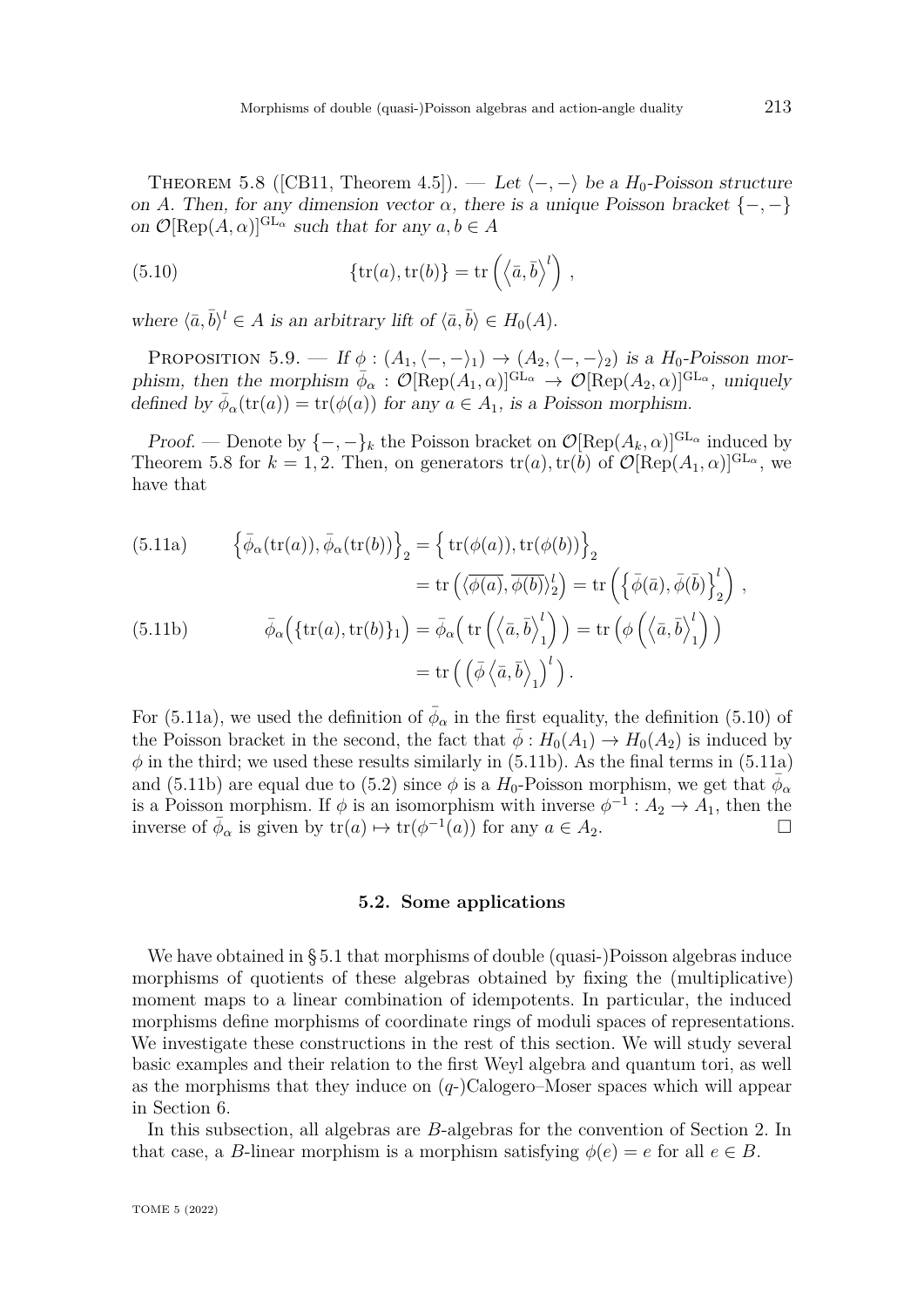Theorem 5.8 ([CB11, Theorem 4.5]). — *Let $\langle -,-\rangle$ be a $H_0$-Poisson structure on $A$. Then, for any dimension vector $\alpha$, there is a unique Poisson bracket $\{-,-\}$ on $\mathcal{O}[\mathrm{Rep}(A,\alpha)]^{\mathrm{GL}_\alpha}$ such that for any $a,b\in A$*

$$\{\mathrm{tr}(a),\mathrm{tr}(b)\} = \mathrm{tr}\left(\left\langle \bar{a},\bar{b}\right\rangle^l\right)\,, \tag{5.10}$$

*where $\langle \bar{a},\bar{b}\rangle^l \in A$ is an arbitrary lift of $\langle \bar{a},\bar{b}\rangle \in H_0(A)$.*

Proposition 5.9. — *If $\phi : (A_1,\langle -,-\rangle_1) \to (A_2,\langle -,-\rangle_2)$ is a $H_0$-Poisson morphism, then the morphism $\bar{\phi}_\alpha : \mathcal{O}[\mathrm{Rep}(A_1,\alpha)]^{\mathrm{GL}_\alpha} \to \mathcal{O}[\mathrm{Rep}(A_2,\alpha)]^{\mathrm{GL}_\alpha}$, uniquely defined by $\bar{\phi}_\alpha(\mathrm{tr}(a)) = \mathrm{tr}(\phi(a))$ for any $a\in A_1$, is a Poisson morphism.*

*Proof.* — Denote by $\{-,-\}_k$ the Poisson bracket on $\mathcal{O}[\mathrm{Rep}(A_k,\alpha)]^{\mathrm{GL}_\alpha}$ induced by Theorem 5.8 for $k=1,2$. Then, on generators $\mathrm{tr}(a),\mathrm{tr}(b)$ of $\mathcal{O}[\mathrm{Rep}(A_1,\alpha)]^{\mathrm{GL}_\alpha}$, we have that

$$\begin{aligned}\Big\{\bar{\phi}_\alpha(\mathrm{tr}(a)),\bar{\phi}_\alpha(\mathrm{tr}(b))\Big\}_2 &= \Big\{\,\mathrm{tr}(\phi(a)),\mathrm{tr}(\phi(b))\Big\}_2 \\ &= \mathrm{tr}\left(\langle\overline{\phi(a)},\overline{\phi(b)}\rangle_2^l\right) = \mathrm{tr}\left(\left\{\bar{\phi}(\bar{a}),\bar{\phi}(\bar{b})\right\}_2^l\right)\,,\end{aligned} \tag{5.11a}$$

$$\begin{aligned}\bar{\phi}_\alpha\Big(\{\mathrm{tr}(a),\mathrm{tr}(b)\}_1\Big) &= \bar{\phi}_\alpha\Big(\,\mathrm{tr}\left(\left\langle \bar{a},\bar{b}\right\rangle_1^l\right)\Big) = \mathrm{tr}\left(\phi\left(\left\langle \bar{a},\bar{b}\right\rangle_1^l\right)\right) \\ &= \mathrm{tr}\left(\left(\bar{\phi}\left\langle \bar{a},\bar{b}\right\rangle_1\right)^l\right).\end{aligned} \tag{5.11b}$$

For (5.11a), we used the definition of $\bar{\phi}_\alpha$ in the first equality, the definition (5.10) of the Poisson bracket in the second, the fact that $\bar{\phi} : H_0(A_1)\to H_0(A_2)$ is induced by $\phi$ in the third; we used these results similarly in (5.11b). As the final terms in (5.11a) and (5.11b) are equal due to (5.2) since $\phi$ is a $H_0$-Poisson morphism, we get that $\bar{\phi}_\alpha$ is a Poisson morphism. If $\phi$ is an isomorphism with inverse $\phi^{-1} : A_2\to A_1$, then the inverse of $\bar{\phi}_\alpha$ is given by $\mathrm{tr}(a)\mapsto \mathrm{tr}(\phi^{-1}(a))$ for any $a\in A_2$. □

### 5.2. Some applications

We have obtained in § 5.1 that morphisms of double (quasi-)Poisson algebras induce morphisms of quotients of these algebras obtained by fixing the (multiplicative) moment maps to a linear combination of idempotents. In particular, the induced morphisms define morphisms of coordinate rings of moduli spaces of representations. We investigate these constructions in the rest of this section. We will study several basic examples and their relation to the first Weyl algebra and quantum tori, as well as the morphisms that they induce on ($q$-)Calogero–Moser spaces which will appear in Section 6.

In this subsection, all algebras are $B$-algebras for the convention of Section 2. In that case, a $B$-linear morphism is a morphism satisfying $\phi(e)=e$ for all $e\in B$.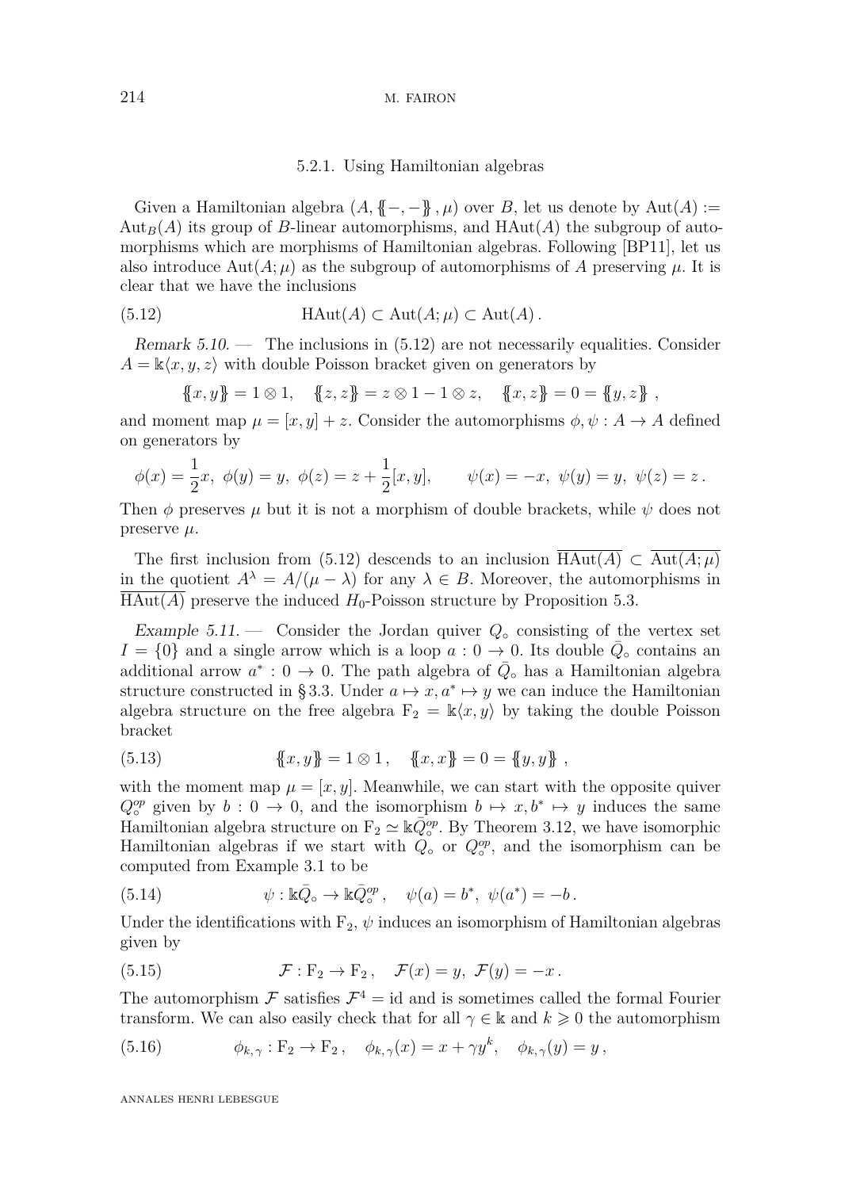#### 5.2.1. Using Hamiltonian algebras

Given a Hamiltonian algebra $(A, \{\!\!\{-,-\}\!\!\}, \mu)$ over $B$, let us denote by $\mathrm{Aut}(A) := \mathrm{Aut}_B(A)$ its group of $B$-linear automorphisms, and $\mathrm{HAut}(A)$ the subgroup of automorphisms which are morphisms of Hamiltonian algebras. Following [BP11], let us also introduce $\mathrm{Aut}(A;\mu)$ as the subgroup of automorphisms of $A$ preserving $\mu$. It is clear that we have the inclusions

$$\mathrm{HAut}(A) \subset \mathrm{Aut}(A;\mu) \subset \mathrm{Aut}(A)\,. \tag{5.12}$$

*Remark 5.10.* — The inclusions in (5.12) are not necessarily equalities. Consider $A = \Bbbk\langle x,y,z\rangle$ with double Poisson bracket given on generators by

$$\{\!\!\{x,y\}\!\!\} = 1\otimes 1, \quad \{\!\!\{z,z\}\!\!\} = z\otimes 1 - 1\otimes z, \quad \{\!\!\{x,z\}\!\!\} = 0 = \{\!\!\{y,z\}\!\!\}\,,$$

and moment map $\mu = [x,y] + z$. Consider the automorphisms $\phi, \psi : A \to A$ defined on generators by

$$\phi(x) = \frac{1}{2}x,\ \phi(y) = y,\ \phi(z) = z + \frac{1}{2}[x,y], \qquad \psi(x) = -x,\ \psi(y) = y,\ \psi(z) = z\,.$$

Then $\phi$ preserves $\mu$ but it is not a morphism of double brackets, while $\psi$ does not preserve $\mu$.

The first inclusion from (5.12) descends to an inclusion $\overline{\mathrm{HAut}(A)} \subset \overline{\mathrm{Aut}(A;\mu)}$ in the quotient $A^\lambda = A/(\mu - \lambda)$ for any $\lambda \in B$. Moreover, the automorphisms in $\overline{\mathrm{HAut}(A)}$ preserve the induced $H_0$-Poisson structure by Proposition 5.3.

*Example 5.11.* — Consider the Jordan quiver $Q_\circ$ consisting of the vertex set $I = \{0\}$ and a single arrow which is a loop $a : 0 \to 0$. Its double $\bar{Q}_\circ$ contains an additional arrow $a^* : 0 \to 0$. The path algebra of $\bar{Q}_\circ$ has a Hamiltonian algebra structure constructed in §3.3. Under $a \mapsto x, a^* \mapsto y$ we can induce the Hamiltonian algebra structure on the free algebra $\mathrm{F}_2 = \Bbbk\langle x,y\rangle$ by taking the double Poisson bracket

$$\{\!\!\{x,y\}\!\!\} = 1\otimes 1\,, \quad \{\!\!\{x,x\}\!\!\} = 0 = \{\!\!\{y,y\}\!\!\}\,, \tag{5.13}$$

with the moment map $\mu = [x,y]$. Meanwhile, we can start with the opposite quiver $Q_\circ^{op}$ given by $b : 0 \to 0$, and the isomorphism $b \mapsto x, b^* \mapsto y$ induces the same Hamiltonian algebra structure on $\mathrm{F}_2 \simeq \Bbbk\bar{Q}_\circ^{op}$. By Theorem 3.12, we have isomorphic Hamiltonian algebras if we start with $Q_\circ$ or $Q_\circ^{op}$, and the isomorphism can be computed from Example 3.1 to be

$$\psi : \Bbbk\bar{Q}_\circ \to \Bbbk\bar{Q}_\circ^{op}\,, \quad \psi(a) = b^*,\ \psi(a^*) = -b\,. \tag{5.14}$$

Under the identifications with $\mathrm{F}_2$, $\psi$ induces an isomorphism of Hamiltonian algebras given by

$$\mathcal{F} : \mathrm{F}_2 \to \mathrm{F}_2\,, \quad \mathcal{F}(x) = y,\ \mathcal{F}(y) = -x\,. \tag{5.15}$$

The automorphism $\mathcal{F}$ satisfies $\mathcal{F}^4 = \mathrm{id}$ and is sometimes called the formal Fourier transform. We can also easily check that for all $\gamma \in \Bbbk$ and $k \geqslant 0$ the automorphism

$$\phi_{k,\gamma} : \mathrm{F}_2 \to \mathrm{F}_2\,, \quad \phi_{k,\gamma}(x) = x + \gamma y^k, \quad \phi_{k,\gamma}(y) = y\,, \tag{5.16}$$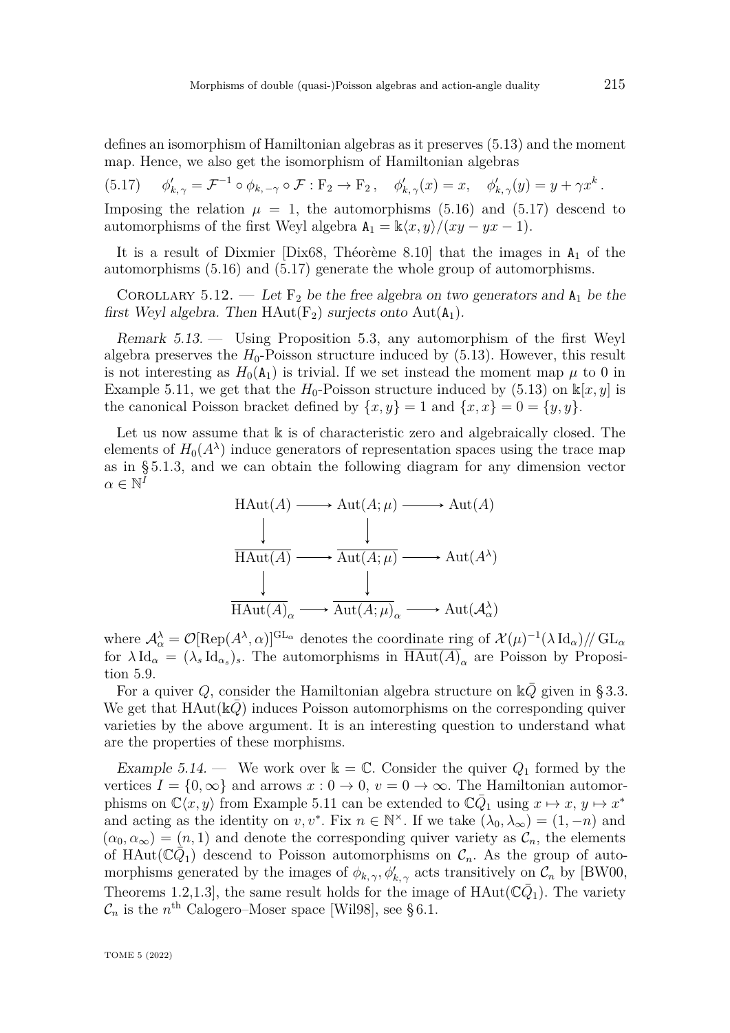defines an isomorphism of Hamiltonian algebras as it preserves (5.13) and the moment map. Hence, we also get the isomorphism of Hamiltonian algebras

$$\phi'_{k,\gamma} = \mathcal{F}^{-1} \circ \phi_{k,-\gamma} \circ \mathcal{F} : \mathrm{F}_2 \to \mathrm{F}_2\,, \quad \phi'_{k,\gamma}(x) = x, \quad \phi'_{k,\gamma}(y) = y + \gamma x^k\,. \tag{5.17}$$

Imposing the relation $\mu = 1$, the automorphisms (5.16) and (5.17) descend to automorphisms of the first Weyl algebra $\mathtt{A}_1 = \Bbbk\langle x,y\rangle/(xy - yx - 1)$.

It is a result of Dixmier [Dix68, Théorème 8.10] that the images in $\mathtt{A}_1$ of the automorphisms (5.16) and (5.17) generate the whole group of automorphisms.

Corollary 5.12. — *Let $\mathrm{F}_2$ be the free algebra on two generators and $\mathtt{A}_1$ be the first Weyl algebra. Then $\mathrm{HAut}(\mathrm{F}_2)$ surjects onto $\mathrm{Aut}(\mathtt{A}_1)$.*

*Remark 5.13.* — Using Proposition 5.3, any automorphism of the first Weyl algebra preserves the $H_0$-Poisson structure induced by (5.13). However, this result is not interesting as $H_0(\mathtt{A}_1)$ is trivial. If we set instead the moment map $\mu$ to 0 in Example 5.11, we get that the $H_0$-Poisson structure induced by (5.13) on $\Bbbk[x,y]$ is the canonical Poisson bracket defined by $\{x,y\} = 1$ and $\{x,x\} = 0 = \{y,y\}$.

Let us now assume that $\Bbbk$ is of characteristic zero and algebraically closed. The elements of $H_0(A^\lambda)$ induce generators of representation spaces using the trace map as in § 5.1.3, and we can obtain the following diagram for any dimension vector $\alpha \in \mathbb{N}^I$

$$\begin{array}{ccccc}
\mathrm{HAut}(A) & \longrightarrow & \mathrm{Aut}(A;\mu) & \longrightarrow & \mathrm{Aut}(A) \\
\downarrow & & \downarrow & & \\
\overline{\mathrm{HAut}(A)} & \longrightarrow & \overline{\mathrm{Aut}(A;\mu)} & \longrightarrow & \mathrm{Aut}(A^\lambda) \\
\downarrow & & \downarrow & & \\
\overline{\mathrm{HAut}(A)}_\alpha & \longrightarrow & \overline{\mathrm{Aut}(A;\mu)}_\alpha & \longrightarrow & \mathrm{Aut}(\mathcal{A}^\lambda_\alpha)
\end{array}$$

where $\mathcal{A}^\lambda_\alpha = \mathcal{O}[\mathrm{Rep}(A^\lambda,\alpha)]^{\mathrm{GL}_\alpha}$ denotes the coordinate ring of $\mathcal{X}(\mu)^{-1}(\lambda\,\mathrm{Id}_\alpha)/\!/\,\mathrm{GL}_\alpha$ for $\lambda\,\mathrm{Id}_\alpha = (\lambda_s\,\mathrm{Id}_{\alpha_s})_s$. The automorphisms in $\overline{\mathrm{HAut}(A)}_\alpha$ are Poisson by Proposition 5.9.

For a quiver $Q$, consider the Hamiltonian algebra structure on $\Bbbk\bar{Q}$ given in § 3.3. We get that $\mathrm{HAut}(\Bbbk\bar{Q})$ induces Poisson automorphisms on the corresponding quiver varieties by the above argument. It is an interesting question to understand what are the properties of these morphisms.

*Example 5.14.* — We work over $\Bbbk = \mathbb{C}$. Consider the quiver $Q_1$ formed by the vertices $I = \{0,\infty\}$ and arrows $x : 0 \to 0$, $v = 0 \to \infty$. The Hamiltonian automorphisms on $\mathbb{C}\langle x,y\rangle$ from Example 5.11 can be extended to $\mathbb{C}\bar{Q}_1$ using $x \mapsto x$, $y \mapsto x^*$ and acting as the identity on $v, v^*$. Fix $n \in \mathbb{N}^\times$. If we take $(\lambda_0,\lambda_\infty) = (1,-n)$ and $(\alpha_0,\alpha_\infty) = (n,1)$ and denote the corresponding quiver variety as $\mathcal{C}_n$, the elements of $\mathrm{HAut}(\mathbb{C}\bar{Q}_1)$ descend to Poisson automorphisms on $\mathcal{C}_n$. As the group of automorphisms generated by the images of $\phi_{k,\gamma}, \phi'_{k,\gamma}$ acts transitively on $\mathcal{C}_n$ by [BW00, Theorems 1.2,1.3], the same result holds for the image of $\mathrm{HAut}(\mathbb{C}\bar{Q}_1)$. The variety $\mathcal{C}_n$ is the $n^{\text{th}}$ Calogero–Moser space [Wil98], see § 6.1.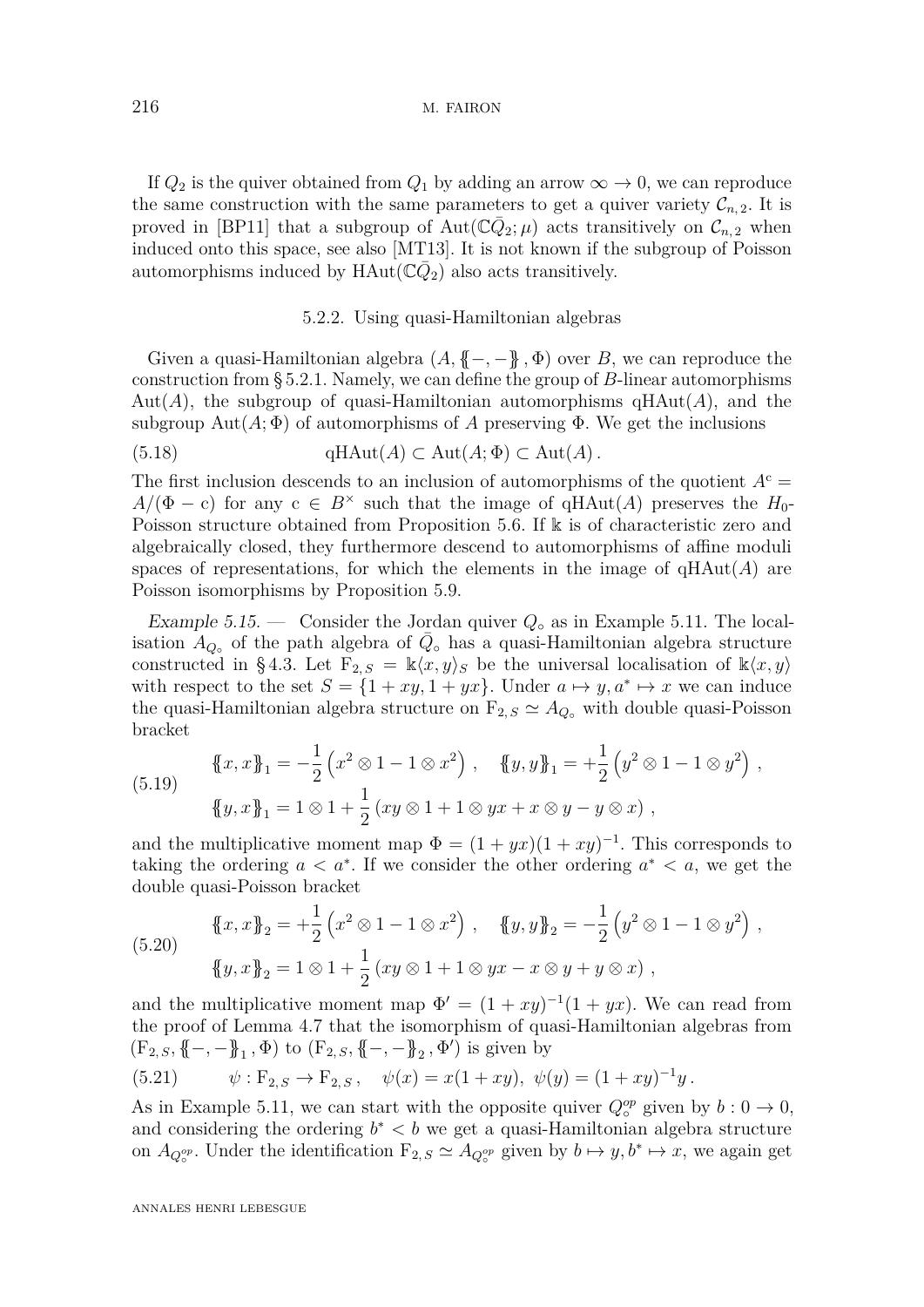If $Q_2$ is the quiver obtained from $Q_1$ by adding an arrow $\infty \to 0$, we can reproduce the same construction with the same parameters to get a quiver variety $\mathcal{C}_{n,2}$. It is proved in [BP11] that a subgroup of $\mathrm{Aut}(\mathbb{C}\bar{Q}_2;\mu)$ acts transitively on $\mathcal{C}_{n,2}$ when induced onto this space, see also [MT13]. It is not known if the subgroup of Poisson automorphisms induced by $\mathrm{HAut}(\mathbb{C}\bar{Q}_2)$ also acts transitively.

### 5.2.2. Using quasi-Hamiltonian algebras

Given a quasi-Hamiltonian algebra $(A, \{\!\{-,-\}\!\}, \Phi)$ over $B$, we can reproduce the construction from § 5.2.1. Namely, we can define the group of $B$-linear automorphisms $\mathrm{Aut}(A)$, the subgroup of quasi-Hamiltonian automorphisms $\mathrm{qHAut}(A)$, and the subgroup $\mathrm{Aut}(A;\Phi)$ of automorphisms of $A$ preserving $\Phi$. We get the inclusions

$$\mathrm{qHAut}(A) \subset \mathrm{Aut}(A;\Phi) \subset \mathrm{Aut}(A)\,. \tag{5.18}$$

The first inclusion descends to an inclusion of automorphisms of the quotient $A^{\mathrm{c}} = A/(\Phi - \mathrm{c})$ for any $\mathrm{c} \in B^\times$ such that the image of $\mathrm{qHAut}(A)$ preserves the $H_0$-Poisson structure obtained from Proposition 5.6. If $\Bbbk$ is of characteristic zero and algebraically closed, they furthermore descend to automorphisms of affine moduli spaces of representations, for which the elements in the image of $\mathrm{qHAut}(A)$ are Poisson isomorphisms by Proposition 5.9.

*Example 5.15.* — Consider the Jordan quiver $Q_\circ$ as in Example 5.11. The localisation $A_{Q_\circ}$ of the path algebra of $\bar{Q}_\circ$ has a quasi-Hamiltonian algebra structure constructed in § 4.3. Let $\mathrm{F}_{2,S} = \Bbbk\langle x,y\rangle_S$ be the universal localisation of $\Bbbk\langle x,y\rangle$ with respect to the set $S = \{1+xy, 1+yx\}$. Under $a \mapsto y, a^* \mapsto x$ we can induce the quasi-Hamiltonian algebra structure on $\mathrm{F}_{2,S} \simeq A_{Q_\circ}$ with double quasi-Poisson bracket

$$\begin{aligned}
&\{\!\{x,x\}\!\}_1 = -\frac{1}{2}\left(x^2 \otimes 1 - 1 \otimes x^2\right)\,, \quad \{\!\{y,y\}\!\}_1 = +\frac{1}{2}\left(y^2 \otimes 1 - 1 \otimes y^2\right)\,,\\
&\{\!\{y,x\}\!\}_1 = 1 \otimes 1 + \frac{1}{2}\left(xy \otimes 1 + 1 \otimes yx + x \otimes y - y \otimes x\right)\,,
\end{aligned} \tag{5.19}$$

and the multiplicative moment map $\Phi = (1+yx)(1+xy)^{-1}$. This corresponds to taking the ordering $a < a^*$. If we consider the other ordering $a^* < a$, we get the double quasi-Poisson bracket

$$\begin{aligned}
&\{\!\{x,x\}\!\}_2 = +\frac{1}{2}\left(x^2 \otimes 1 - 1 \otimes x^2\right)\,, \quad \{\!\{y,y\}\!\}_2 = -\frac{1}{2}\left(y^2 \otimes 1 - 1 \otimes y^2\right)\,,\\
&\{\!\{y,x\}\!\}_2 = 1 \otimes 1 + \frac{1}{2}\left(xy \otimes 1 + 1 \otimes yx - x \otimes y + y \otimes x\right)\,,
\end{aligned} \tag{5.20}$$

and the multiplicative moment map $\Phi' = (1+xy)^{-1}(1+yx)$. We can read from the proof of Lemma 4.7 that the isomorphism of quasi-Hamiltonian algebras from $(\mathrm{F}_{2,S}, \{\!\{-,-\}\!\}_1, \Phi)$ to $(\mathrm{F}_{2,S}, \{\!\{-,-\}\!\}_2, \Phi')$ is given by

$$\psi : \mathrm{F}_{2,S} \to \mathrm{F}_{2,S}\,, \quad \psi(x) = x(1+xy),\ \psi(y) = (1+xy)^{-1}y\,. \tag{5.21}$$

As in Example 5.11, we can start with the opposite quiver $Q_\circ^{op}$ given by $b : 0 \to 0$, and considering the ordering $b^* < b$ we get a quasi-Hamiltonian algebra structure on $A_{Q_\circ^{op}}$. Under the identification $\mathrm{F}_{2,S} \simeq A_{Q_\circ^{op}}$ given by $b \mapsto y, b^* \mapsto x$, we again get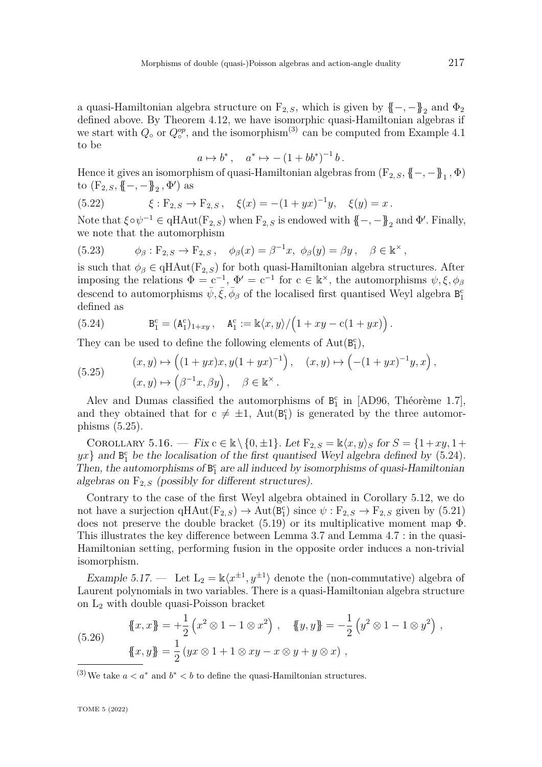a quasi-Hamiltonian algebra structure on $F_{2,S}$, which is given by $\{\!\{-,-\}\!\}_2$ and $\Phi_2$ defined above. By Theorem 4.12, we have isomorphic quasi-Hamiltonian algebras if we start with $Q_\circ$ or $Q_\circ^{op}$, and the isomorphism[(3)] can be computed from Example 4.1 to be

$$a \mapsto b^*, \quad a^* \mapsto -(1+bb^*)^{-1}\, b\,.$$

Hence it gives an isomorphism of quasi-Hamiltonian algebras from $(F_{2,S}, \{\!\{-,-\}\!\}_1, \Phi)$ to $(F_{2,S}, \{\!\{-,-\}\!\}_2, \Phi')$ as

$$\xi : F_{2,S} \to F_{2,S}\,, \quad \xi(x) = -(1+yx)^{-1}y, \quad \xi(y) = x\,. \tag{5.22}$$

Note that $\xi \circ \psi^{-1} \in \mathrm{qHAut}(F_{2,S})$ when $F_{2,S}$ is endowed with $\{\!\{-,-\}\!\}_2$ and $\Phi'$. Finally, we note that the automorphism

$$\phi_\beta : F_{2,S} \to F_{2,S}\,, \quad \phi_\beta(x) = \beta^{-1}x,\ \phi_\beta(y) = \beta y\,, \quad \beta \in \Bbbk^\times\,, \tag{5.23}$$

is such that $\phi_\beta \in \mathrm{qHAut}(F_{2,S})$ for both quasi-Hamiltonian algebra structures. After imposing the relations $\Phi = c^{-1}$, $\Phi' = c^{-1}$ for $c \in \Bbbk^\times$, the automorphisms $\psi, \xi, \phi_\beta$ descend to automorphisms $\bar\psi, \bar\xi, \bar\phi_\beta$ of the localised first quantised Weyl algebra $\mathtt{B}_1^c$ defined as

$$\mathtt{B}_1^c = (\mathtt{A}_1^c)_{1+xy}\,, \quad \mathtt{A}_1^c := \Bbbk\langle x,y\rangle/\Big(1+xy - c(1+yx)\Big)\,. \tag{5.24}$$

They can be used to define the following elements of $\mathrm{Aut}(\mathtt{B}_1^c)$,

$$\begin{aligned} &(x,y) \mapsto \Big((1+yx)x, y(1+yx)^{-1}\Big)\,, \quad (x,y) \mapsto \Big(-(1+yx)^{-1}y, x\Big)\,, \\ &(x,y) \mapsto \Big(\beta^{-1}x, \beta y\Big)\,, \quad \beta \in \Bbbk^\times\,. \end{aligned} \tag{5.25}$$

Alev and Dumas classified the automorphisms of $\mathtt{B}_1^c$ in [AD96, Théorème 1.7], and they obtained that for $c \neq \pm 1$, $\mathrm{Aut}(\mathtt{B}_1^c)$ is generated by the three automorphisms (5.25).

Corollary 5.16. — *Fix $c \in \Bbbk \setminus \{0, \pm 1\}$. Let $F_{2,S} = \Bbbk\langle x,y\rangle_S$ for $S = \{1+xy, 1+yx\}$ and $\mathtt{B}_1^c$ be the localisation of the first quantised Weyl algebra defined by (5.24). Then, the automorphisms of $\mathtt{B}_1^c$ are all induced by isomorphisms of quasi-Hamiltonian algebras on $F_{2,S}$ (possibly for different structures).*

Contrary to the case of the first Weyl algebra obtained in Corollary 5.12, we do not have a surjection $\mathrm{qHAut}(F_{2,S}) \to \mathrm{Aut}(\mathtt{B}_1^c)$ since $\psi : F_{2,S} \to F_{2,S}$ given by (5.21) does not preserve the double bracket (5.19) or its multiplicative moment map $\Phi$. This illustrates the key difference between Lemma 3.7 and Lemma 4.7 : in the quasi-Hamiltonian setting, performing fusion in the opposite order induces a non-trivial isomorphism.

*Example 5.17.* — Let $L_2 = \Bbbk\langle x^{\pm 1}, y^{\pm 1}\rangle$ denote the (non-commutative) algebra of Laurent polynomials in two variables. There is a quasi-Hamiltonian algebra structure on $L_2$ with double quasi-Poisson bracket

$$\begin{aligned} &\{\!\{x,x\}\!\} = +\frac{1}{2}\left(x^2 \otimes 1 - 1 \otimes x^2\right)\,, \quad \{\!\{y,y\}\!\} = -\frac{1}{2}\left(y^2 \otimes 1 - 1 \otimes y^2\right)\,, \\ &\{\!\{x,y\}\!\} = \frac{1}{2}\left(yx \otimes 1 + 1 \otimes xy - x \otimes y + y \otimes x\right)\,, \end{aligned} \tag{5.26}$$

(3) We take $a < a^*$ and $b^* < b$ to define the quasi-Hamiltonian structures.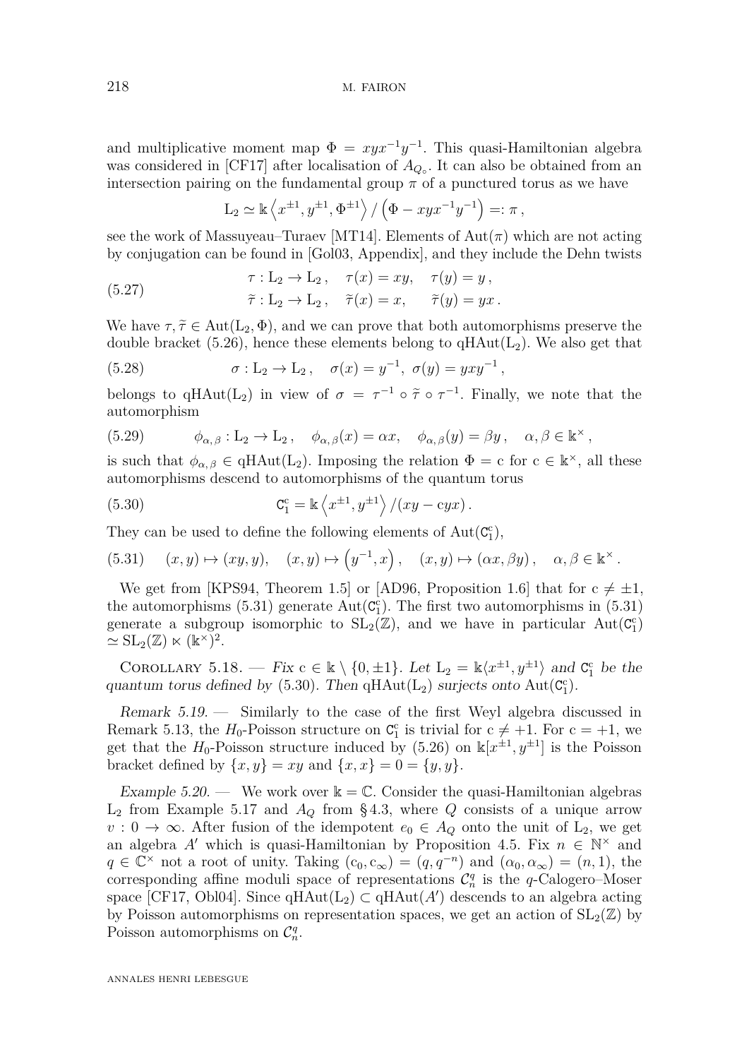and multiplicative moment map $\Phi = xyx^{-1}y^{-1}$. This quasi-Hamiltonian algebra was considered in [CF17] after localisation of $A_{Q_\circ}$. It can also be obtained from an intersection pairing on the fundamental group $\pi$ of a punctured torus as we have

$$\mathrm{L}_2 \simeq \Bbbk\left\langle x^{\pm 1}, y^{\pm 1}, \Phi^{\pm 1}\right\rangle / \left(\Phi - xyx^{-1}y^{-1}\right) =: \pi\,,$$

see the work of Massuyeau–Turaev [MT14]. Elements of $\mathrm{Aut}(\pi)$ which are not acting by conjugation can be found in [Gol03, Appendix], and they include the Dehn twists

$$\tag{5.27} \begin{aligned} &\tau : \mathrm{L}_2 \to \mathrm{L}_2\,, \quad \tau(x) = xy, \quad \tau(y) = y\,, \\ &\widetilde{\tau} : \mathrm{L}_2 \to \mathrm{L}_2\,, \quad \widetilde{\tau}(x) = x, \quad \widetilde{\tau}(y) = yx\,. \end{aligned}$$

We have $\tau, \widetilde{\tau} \in \mathrm{Aut}(\mathrm{L}_2, \Phi)$, and we can prove that both automorphisms preserve the double bracket (5.26), hence these elements belong to $\mathrm{qHAut}(\mathrm{L}_2)$. We also get that

$$\tag{5.28} \sigma : \mathrm{L}_2 \to \mathrm{L}_2\,, \quad \sigma(x) = y^{-1},\ \sigma(y) = yxy^{-1}\,,$$

belongs to $\mathrm{qHAut}(\mathrm{L}_2)$ in view of $\sigma = \tau^{-1} \circ \widetilde{\tau} \circ \tau^{-1}$. Finally, we note that the automorphism

$$\tag{5.29} \phi_{\alpha,\beta} : \mathrm{L}_2 \to \mathrm{L}_2\,, \quad \phi_{\alpha,\beta}(x) = \alpha x, \quad \phi_{\alpha,\beta}(y) = \beta y\,, \quad \alpha, \beta \in \Bbbk^\times\,,$$

is such that $\phi_{\alpha,\beta} \in \mathrm{qHAut}(\mathrm{L}_2)$. Imposing the relation $\Phi = \mathrm{c}$ for $\mathrm{c} \in \Bbbk^\times$, all these automorphisms descend to automorphisms of the quantum torus

$$\tag{5.30} \mathtt{C}_1^{\mathrm{c}} = \Bbbk\left\langle x^{\pm 1}, y^{\pm 1}\right\rangle / (xy - \mathrm{c}yx)\,.$$

They can be used to define the following elements of $\mathrm{Aut}(\mathtt{C}_1^{\mathrm{c}})$,

$$\tag{5.31} (x, y) \mapsto (xy, y), \quad (x, y) \mapsto \left(y^{-1}, x\right), \quad (x, y) \mapsto (\alpha x, \beta y)\,, \quad \alpha, \beta \in \Bbbk^\times\,.$$

We get from [KPS94, Theorem 1.5] or [AD96, Proposition 1.6] that for $\mathrm{c} \neq \pm 1$, the automorphisms (5.31) generate $\mathrm{Aut}(\mathtt{C}_1^{\mathrm{c}})$. The first two automorphisms in (5.31) generate a subgroup isomorphic to $\mathrm{SL}_2(\mathbb{Z})$, and we have in particular $\mathrm{Aut}(\mathtt{C}_1^{\mathrm{c}}) \simeq \mathrm{SL}_2(\mathbb{Z}) \ltimes (\Bbbk^\times)^2$.

Corollary 5.18. — *Fix* $\mathrm{c} \in \Bbbk \setminus \{0, \pm 1\}$. *Let* $\mathrm{L}_2 = \Bbbk\langle x^{\pm 1}, y^{\pm 1}\rangle$ *and* $\mathtt{C}_1^{\mathrm{c}}$ *be the quantum torus defined by* (5.30). *Then* $\mathrm{qHAut}(\mathrm{L}_2)$ *surjects onto* $\mathrm{Aut}(\mathtt{C}_1^{\mathrm{c}})$.

*Remark 5.19.* — Similarly to the case of the first Weyl algebra discussed in Remark 5.13, the $H_0$-Poisson structure on $\mathtt{C}_1^{\mathrm{c}}$ is trivial for $\mathrm{c} \neq +1$. For $\mathrm{c} = +1$, we get that the $H_0$-Poisson structure induced by (5.26) on $\Bbbk[x^{\pm 1}, y^{\pm 1}]$ is the Poisson bracket defined by $\{x, y\} = xy$ and $\{x, x\} = 0 = \{y, y\}$.

*Example 5.20.* — We work over $\Bbbk = \mathbb{C}$. Consider the quasi-Hamiltonian algebras $\mathrm{L}_2$ from Example 5.17 and $A_Q$ from §4.3, where $Q$ consists of a unique arrow $v : 0 \to \infty$. After fusion of the idempotent $e_0 \in A_Q$ onto the unit of $\mathrm{L}_2$, we get an algebra $A'$ which is quasi-Hamiltonian by Proposition 4.5. Fix $n \in \mathbb{N}^\times$ and $q \in \mathbb{C}^\times$ not a root of unity. Taking $(\mathrm{c}_0, \mathrm{c}_\infty) = (q, q^{-n})$ and $(\alpha_0, \alpha_\infty) = (n, 1)$, the corresponding affine moduli space of representations $\mathcal{C}_n^q$ is the $q$-Calogero–Moser space [CF17, Obl04]. Since $\mathrm{qHAut}(\mathrm{L}_2) \subset \mathrm{qHAut}(A')$ descends to an algebra acting by Poisson automorphisms on representation spaces, we get an action of $\mathrm{SL}_2(\mathbb{Z})$ by Poisson automorphisms on $\mathcal{C}_n^q$.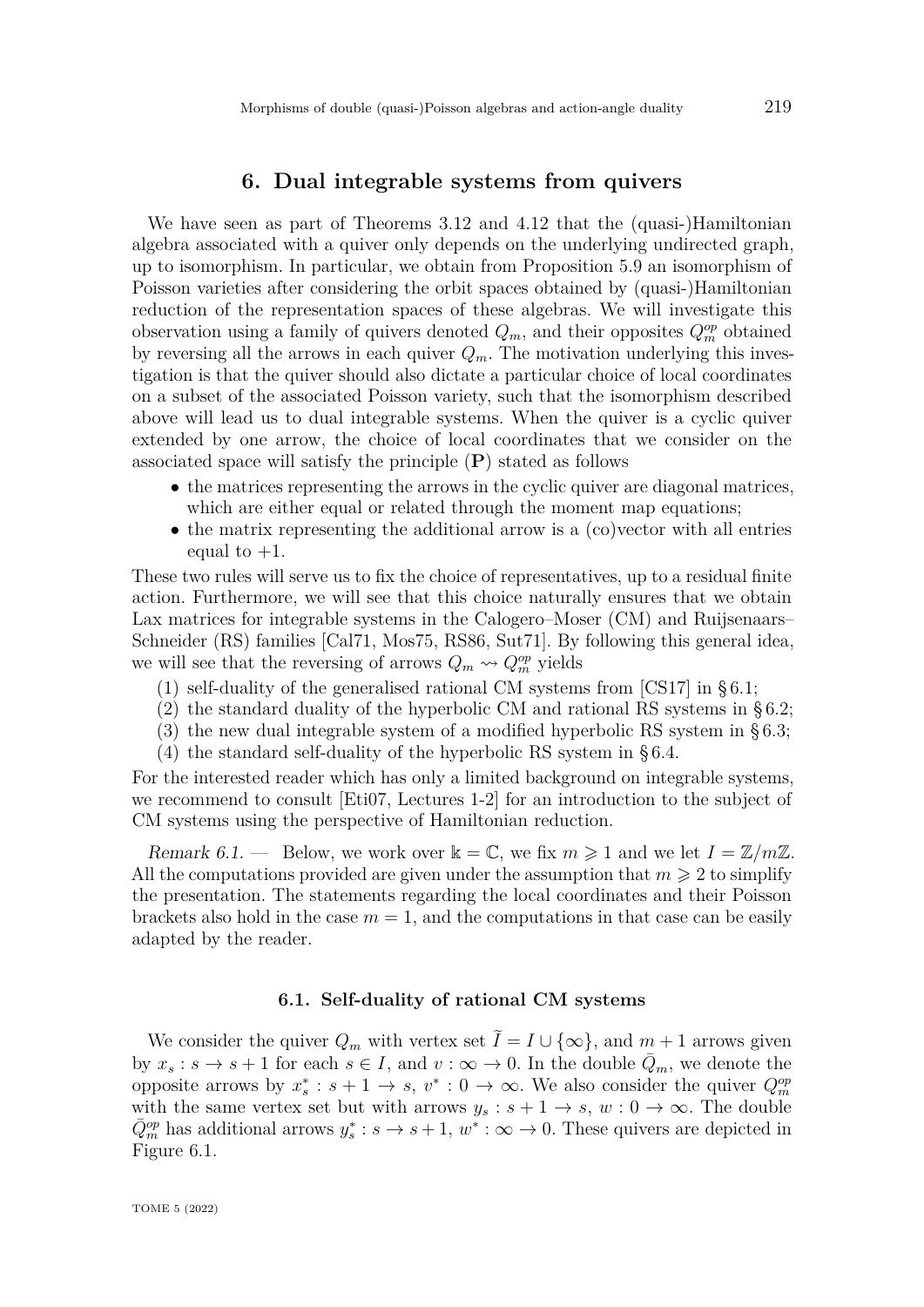## 6. Dual integrable systems from quivers

We have seen as part of Theorems 3.12 and 4.12 that the (quasi-)Hamiltonian algebra associated with a quiver only depends on the underlying undirected graph, up to isomorphism. In particular, we obtain from Proposition 5.9 an isomorphism of Poisson varieties after considering the orbit spaces obtained by (quasi-)Hamiltonian reduction of the representation spaces of these algebras. We will investigate this observation using a family of quivers denoted $Q_m$, and their opposites $Q_m^{op}$ obtained by reversing all the arrows in each quiver $Q_m$. The motivation underlying this investigation is that the quiver should also dictate a particular choice of local coordinates on a subset of the associated Poisson variety, such that the isomorphism described above will lead us to dual integrable systems. When the quiver is a cyclic quiver extended by one arrow, the choice of local coordinates that we consider on the associated space will satisfy the principle (**P**) stated as follows

- the matrices representing the arrows in the cyclic quiver are diagonal matrices, which are either equal or related through the moment map equations;
- the matrix representing the additional arrow is a (co)vector with all entries equal to $+1$.

These two rules will serve us to fix the choice of representatives, up to a residual finite action. Furthermore, we will see that this choice naturally ensures that we obtain Lax matrices for integrable systems in the Calogero–Moser (CM) and Ruijsenaars–Schneider (RS) families [Cal71, Mos75, RS86, Sut71]. By following this general idea, we will see that the reversing of arrows $Q_m \rightsquigarrow Q_m^{op}$ yields

(1) self-duality of the generalised rational CM systems from [CS17] in § 6.1;
(2) the standard duality of the hyperbolic CM and rational RS systems in § 6.2;
(3) the new dual integrable system of a modified hyperbolic RS system in § 6.3;
(4) the standard self-duality of the hyperbolic RS system in § 6.4.

For the interested reader which has only a limited background on integrable systems, we recommend to consult [Eti07, Lectures 1-2] for an introduction to the subject of CM systems using the perspective of Hamiltonian reduction.

*Remark 6.1.* — Below, we work over $\Bbbk = \mathbb{C}$, we fix $m \geqslant 1$ and we let $I = \mathbb{Z}/m\mathbb{Z}$. All the computations provided are given under the assumption that $m \geqslant 2$ to simplify the presentation. The statements regarding the local coordinates and their Poisson brackets also hold in the case $m = 1$, and the computations in that case can be easily adapted by the reader.

### 6.1. Self-duality of rational CM systems

We consider the quiver $Q_m$ with vertex set $\widetilde{I} = I \cup \{\infty\}$, and $m+1$ arrows given by $x_s : s \to s+1$ for each $s \in I$, and $v : \infty \to 0$. In the double $\bar{Q}_m$, we denote the opposite arrows by $x_s^* : s+1 \to s$, $v^* : 0 \to \infty$. We also consider the quiver $Q_m^{op}$ with the same vertex set but with arrows $y_s : s+1 \to s$, $w : 0 \to \infty$. The double $\bar{Q}_m^{op}$ has additional arrows $y_s^* : s \to s+1$, $w^* : \infty \to 0$. These quivers are depicted in Figure 6.1.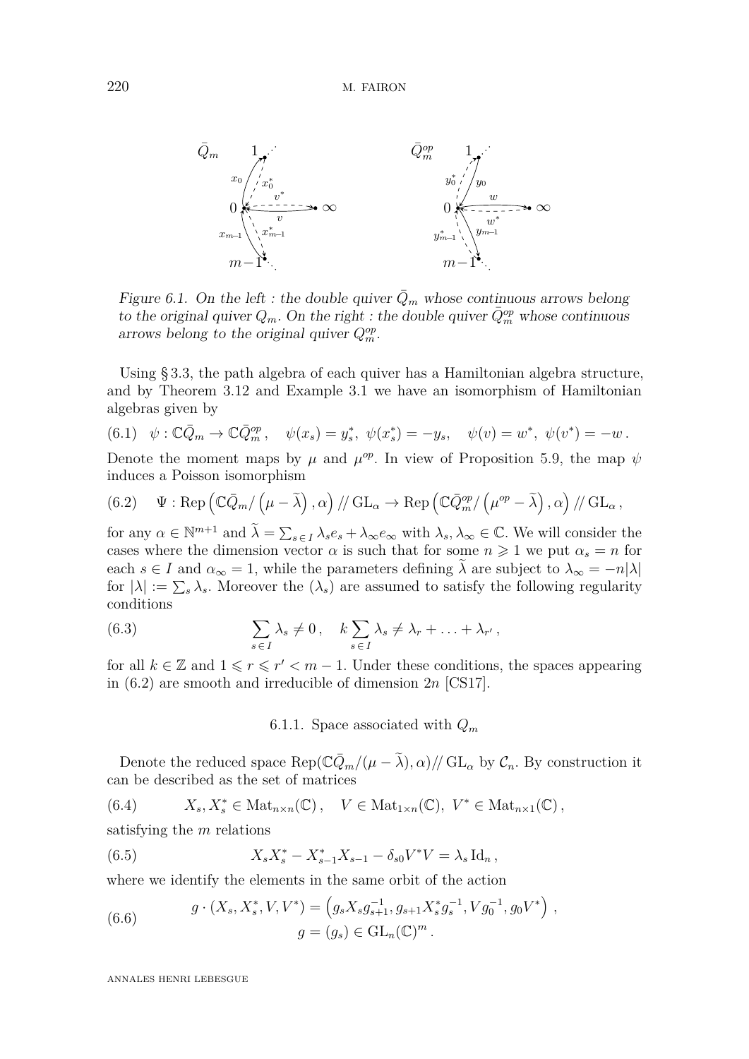Figure 6.1. On the left : the double quiver $\bar{Q}_m$ whose continuous arrows belong to the original quiver $Q_m$. On the right : the double quiver $\bar{Q}_m^{op}$ whose continuous arrows belong to the original quiver $Q_m^{op}$.

Using § 3.3, the path algebra of each quiver has a Hamiltonian algebra structure, and by Theorem 3.12 and Example 3.1 we have an isomorphism of Hamiltonian algebras given by

$$\psi : \mathbb{C}\bar{Q}_m \to \mathbb{C}\bar{Q}_m^{op}\,, \quad \psi(x_s) = y_s^*,\ \psi(x_s^*) = -y_s, \quad \psi(v) = w^*,\ \psi(v^*) = -w\,. \tag{6.1}$$

Denote the moment maps by $\mu$ and $\mu^{op}$. In view of Proposition 5.9, the map $\psi$ induces a Poisson isomorphism

$$\Psi : \operatorname{Rep}\left(\mathbb{C}\bar{Q}_m/\left(\mu - \widetilde{\lambda}\right), \alpha\right) /\!/ \operatorname{GL}_\alpha \to \operatorname{Rep}\left(\mathbb{C}\bar{Q}_m^{op}/\left(\mu^{op} - \widetilde{\lambda}\right), \alpha\right) /\!/ \operatorname{GL}_\alpha\,, \tag{6.2}$$

for any $\alpha \in \mathbb{N}^{m+1}$ and $\widetilde{\lambda} = \sum_{s\,\in\,I} \lambda_s e_s + \lambda_\infty e_\infty$ with $\lambda_s, \lambda_\infty \in \mathbb{C}$. We will consider the cases where the dimension vector $\alpha$ is such that for some $n \geqslant 1$ we put $\alpha_s = n$ for each $s \in I$ and $\alpha_\infty = 1$, while the parameters defining $\widetilde{\lambda}$ are subject to $\lambda_\infty = -n|\lambda|$ for $|\lambda| := \sum_s \lambda_s$. Moreover the $(\lambda_s)$ are assumed to satisfy the following regularity conditions

$$\sum_{s\,\in\,I} \lambda_s \neq 0\,, \quad k \sum_{s\,\in\,I} \lambda_s \neq \lambda_r + \ldots + \lambda_{r'}\,, \tag{6.3}$$

for all $k \in \mathbb{Z}$ and $1 \leqslant r \leqslant r' < m-1$. Under these conditions, the spaces appearing in (6.2) are smooth and irreducible of dimension $2n$ [CS17].

### 6.1.1. Space associated with $Q_m$

Denote the reduced space $\operatorname{Rep}(\mathbb{C}\bar{Q}_m/(\mu - \widetilde{\lambda}), \alpha) /\!/ \operatorname{GL}_\alpha$ by $\mathcal{C}_n$. By construction it can be described as the set of matrices

$$X_s, X_s^* \in \operatorname{Mat}_{n\times n}(\mathbb{C})\,, \quad V \in \operatorname{Mat}_{1\times n}(\mathbb{C}),\ V^* \in \operatorname{Mat}_{n\times 1}(\mathbb{C})\,, \tag{6.4}$$

satisfying the $m$ relations

$$X_s X_s^* - X_{s-1}^* X_{s-1} - \delta_{s0} V^* V = \lambda_s \operatorname{Id}_n\,, \tag{6.5}$$

where we identify the elements in the same orbit of the action

$$g \cdot (X_s, X_s^*, V, V^*) = \left(g_s X_s g_{s+1}^{-1}, g_{s+1} X_s^* g_s^{-1}, V g_0^{-1}, g_0 V^*\right)\,, \qquad g = (g_s) \in \operatorname{GL}_n(\mathbb{C})^m\,. \tag{6.6}$$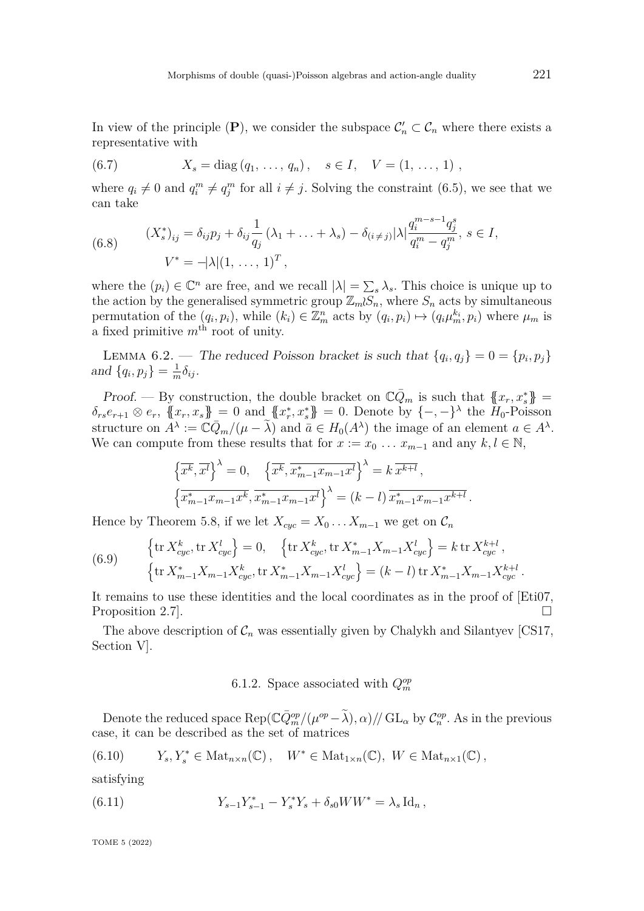In view of the principle (**P**), we consider the subspace $\mathcal{C}_n' \subset \mathcal{C}_n$ where there exists a representative with

$$X_s = \operatorname{diag}(q_1, \ldots, q_n), \quad s \in I, \quad V = (1, \ldots, 1), \tag{6.7}$$

where $q_i \neq 0$ and $q_i^m \neq q_j^m$ for all $i \neq j$. Solving the constraint (6.5), we see that we can take

$$\begin{aligned}(X_s^*)_{ij} &= \delta_{ij} p_j + \delta_{ij} \frac{1}{q_j} (\lambda_1 + \ldots + \lambda_s) - \delta_{(i\neq j)} |\lambda| \frac{q_i^{m-s-1} q_j^s}{q_i^m - q_j^m}, \; s \in I, \\ V^* &= -|\lambda| (1, \ldots, 1)^T ,\end{aligned} \tag{6.8}$$

where the $(p_i) \in \mathbb{C}^n$ are free, and we recall $|\lambda| = \sum_s \lambda_s$. This choice is unique up to the action by the generalised symmetric group $\mathbb{Z}_m \wr S_n$, where $S_n$ acts by simultaneous permutation of the $(q_i, p_i)$, while $(k_i) \in \mathbb{Z}_m^n$ acts by $(q_i, p_i) \mapsto (q_i \mu_m^{k_i}, p_i)$ where $\mu_m$ is a fixed primitive $m^{\text{th}}$ root of unity.

Lemma 6.2. — *The reduced Poisson bracket is such that $\{q_i, q_j\} = 0 = \{p_i, p_j\}$ and $\{q_i, p_j\} = \frac{1}{m} \delta_{ij}$.*

*Proof.* — By construction, the double bracket on $\mathbb{C}\bar{Q}_m$ is such that $\{\!\{x_r, x_s^*\}\!\} = \delta_{rs} e_{r+1} \otimes e_r$, $\{\!\{x_r, x_s\}\!\} = 0$ and $\{\!\{x_r^*, x_s^*\}\!\} = 0$. Denote by $\{-,-\}^\lambda$ the $H_0$-Poisson structure on $A^\lambda := \mathbb{C}\bar{Q}_m/(\mu - \widetilde{\lambda})$ and $\bar{a} \in H_0(A^\lambda)$ the image of an element $a \in A^\lambda$. We can compute from these results that for $x := x_0 \, \ldots \, x_{m-1}$ and any $k, l \in \mathbb{N}$,

$$\begin{gathered}\left\{\overline{x^k}, \overline{x^l}\right\}^\lambda = 0, \quad \left\{\overline{x^k}, \overline{x_{m-1}^* x_{m-1} x^l}\right\}^\lambda = k\, \overline{x^{k+l}}, \\ \left\{\overline{x_{m-1}^* x_{m-1} x^k}, \overline{x_{m-1}^* x_{m-1} x^l}\right\}^\lambda = (k-l)\, \overline{x_{m-1}^* x_{m-1} x^{k+l}}.\end{gathered}$$

Hence by Theorem 5.8, if we let $X_{cyc} = X_0 \ldots X_{m-1}$ we get on $\mathcal{C}_n$

$$\begin{gathered}\left\{\operatorname{tr} X_{cyc}^k, \operatorname{tr} X_{cyc}^l\right\} = 0, \quad \left\{\operatorname{tr} X_{cyc}^k, \operatorname{tr} X_{m-1}^* X_{m-1} X_{cyc}^l\right\} = k \operatorname{tr} X_{cyc}^{k+l}, \\ \left\{\operatorname{tr} X_{m-1}^* X_{m-1} X_{cyc}^k, \operatorname{tr} X_{m-1}^* X_{m-1} X_{cyc}^l\right\} = (k-l) \operatorname{tr} X_{m-1}^* X_{m-1} X_{cyc}^{k+l}.\end{gathered} \tag{6.9}$$

It remains to use these identities and the local coordinates as in the proof of [Eti07, Proposition 2.7]. □

The above description of $\mathcal{C}_n$ was essentially given by Chalykh and Silantyev [CS17, Section V].

### 6.1.2. Space associated with $Q_m^{op}$

Denote the reduced space $\operatorname{Rep}(\mathbb{C}\bar{Q}_m^{op}/(\mu^{op} - \widetilde{\lambda}), \alpha) /\!/ \operatorname{GL}_\alpha$ by $\mathcal{C}_n^{op}$. As in the previous case, it can be described as the set of matrices

$$Y_s, Y_s^* \in \operatorname{Mat}_{n\times n}(\mathbb{C}), \quad W^* \in \operatorname{Mat}_{1\times n}(\mathbb{C}), \; W \in \operatorname{Mat}_{n\times 1}(\mathbb{C}), \tag{6.10}$$

satisfying

$$Y_{s-1} Y_{s-1}^* - Y_s^* Y_s + \delta_{s0} W W^* = \lambda_s \operatorname{Id}_n , \tag{6.11}$$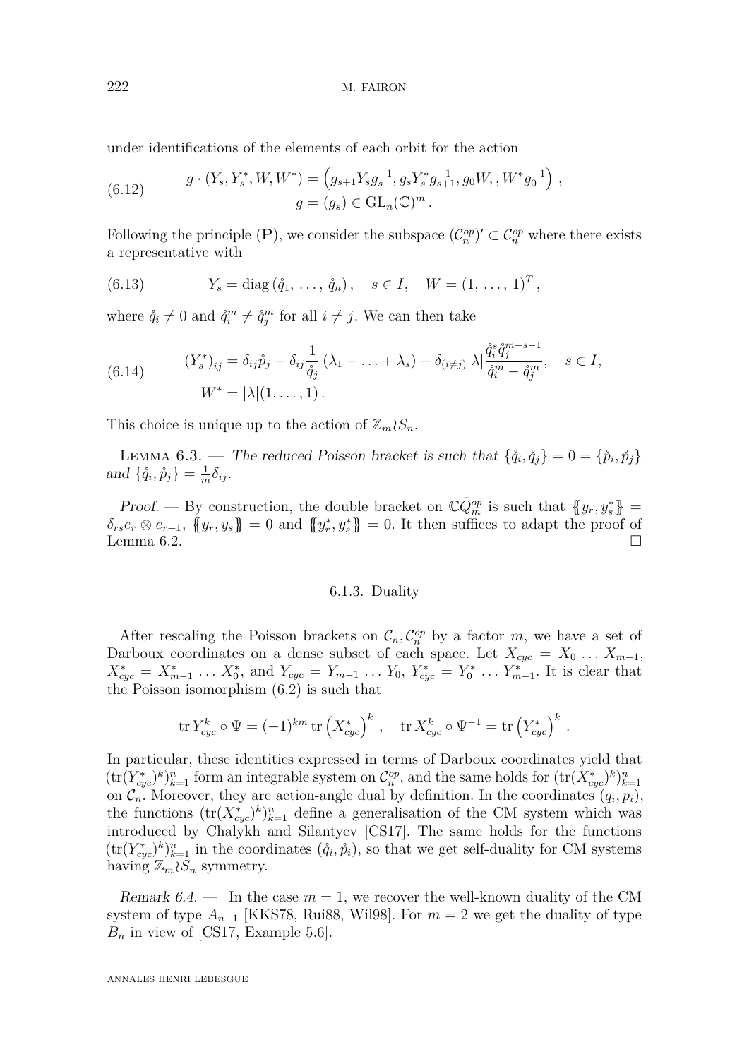under identifications of the elements of each orbit for the action

$$g \cdot (Y_s, Y_s^*, W, W^*) = \left(g_{s+1} Y_s g_s^{-1}, g_s Y_s^* g_{s+1}^{-1}, g_0 W, , W^* g_0^{-1}\right) , \qquad g = (g_s) \in \mathrm{GL}_n(\mathbb{C})^m . \tag{6.12}$$

Following the principle (**P**), we consider the subspace $(\mathcal{C}_n^{op})' \subset \mathcal{C}_n^{op}$ where there exists a representative with

$$Y_s = \mathrm{diag}\,(\mathring{q}_1, \ldots, \mathring{q}_n) , \quad s \in I, \quad W = (1, \ldots, 1)^T , \tag{6.13}$$

where $\mathring{q}_i \neq 0$ and $\mathring{q}_i^m \neq \mathring{q}_j^m$ for all $i \neq j$. We can then take

$$(Y_s^*)_{ij} = \delta_{ij}\mathring{p}_j - \delta_{ij}\frac{1}{\mathring{q}_j}(\lambda_1 + \ldots + \lambda_s) - \delta_{(i\neq j)}|\lambda|\frac{\mathring{q}_i^s \mathring{q}_j^{m-s-1}}{\mathring{q}_i^m - \mathring{q}_j^m}, \quad s \in I, \qquad W^* = |\lambda|(1, \ldots, 1) . \tag{6.14}$$

This choice is unique up to the action of $\mathbb{Z}_m \wr S_n$.

Lemma 6.3. — *The reduced Poisson bracket is such that* $\{\mathring{q}_i, \mathring{q}_j\} = 0 = \{\mathring{p}_i, \mathring{p}_j\}$ *and* $\{\mathring{q}_i, \mathring{p}_j\} = \frac{1}{m}\delta_{ij}$.

*Proof.* — By construction, the double bracket on $\mathbb{C}\bar{Q}_m^{op}$ is such that $\{\!\{y_r, y_s^*\}\!\} = \delta_{rs} e_r \otimes e_{r+1}$, $\{\!\{y_r, y_s\}\!\} = 0$ and $\{\!\{y_r^*, y_s^*\}\!\} = 0$. It then suffices to adapt the proof of Lemma 6.2. □

### 6.1.3. Duality

After rescaling the Poisson brackets on $\mathcal{C}_n, \mathcal{C}_n^{op}$ by a factor $m$, we have a set of Darboux coordinates on a dense subset of each space. Let $X_{cyc} = X_0 \ldots X_{m-1}$, $X_{cyc}^* = X_{m-1}^* \ldots X_0^*$, and $Y_{cyc} = Y_{m-1} \ldots Y_0$, $Y_{cyc}^* = Y_0^* \ldots Y_{m-1}^*$. It is clear that the Poisson isomorphism (6.2) is such that

$$\mathrm{tr}\, Y_{cyc}^k \circ \Psi = (-1)^{km}\,\mathrm{tr}\left(X_{cyc}^*\right)^k , \quad \mathrm{tr}\, X_{cyc}^k \circ \Psi^{-1} = \mathrm{tr}\left(Y_{cyc}^*\right)^k .$$

In particular, these identities expressed in terms of Darboux coordinates yield that $(\mathrm{tr}(Y_{cyc}^*)^k)_{k=1}^n$ form an integrable system on $\mathcal{C}_n^{op}$, and the same holds for $(\mathrm{tr}(X_{cyc}^*)^k)_{k=1}^n$ on $\mathcal{C}_n$. Moreover, they are action-angle dual by definition. In the coordinates $(q_i, p_i)$, the functions $(\mathrm{tr}(X_{cyc}^*)^k)_{k=1}^n$ define a generalisation of the CM system which was introduced by Chalykh and Silantyev [CS17]. The same holds for the functions $(\mathrm{tr}(Y_{cyc}^*)^k)_{k=1}^n$ in the coordinates $(\mathring{q}_i, \mathring{p}_i)$, so that we get self-duality for CM systems having $\mathbb{Z}_m \wr S_n$ symmetry.

*Remark 6.4.* — In the case $m = 1$, we recover the well-known duality of the CM system of type $A_{n-1}$ [KKS78, Rui88, Wil98]. For $m = 2$ we get the duality of type $B_n$ in view of [CS17, Example 5.6].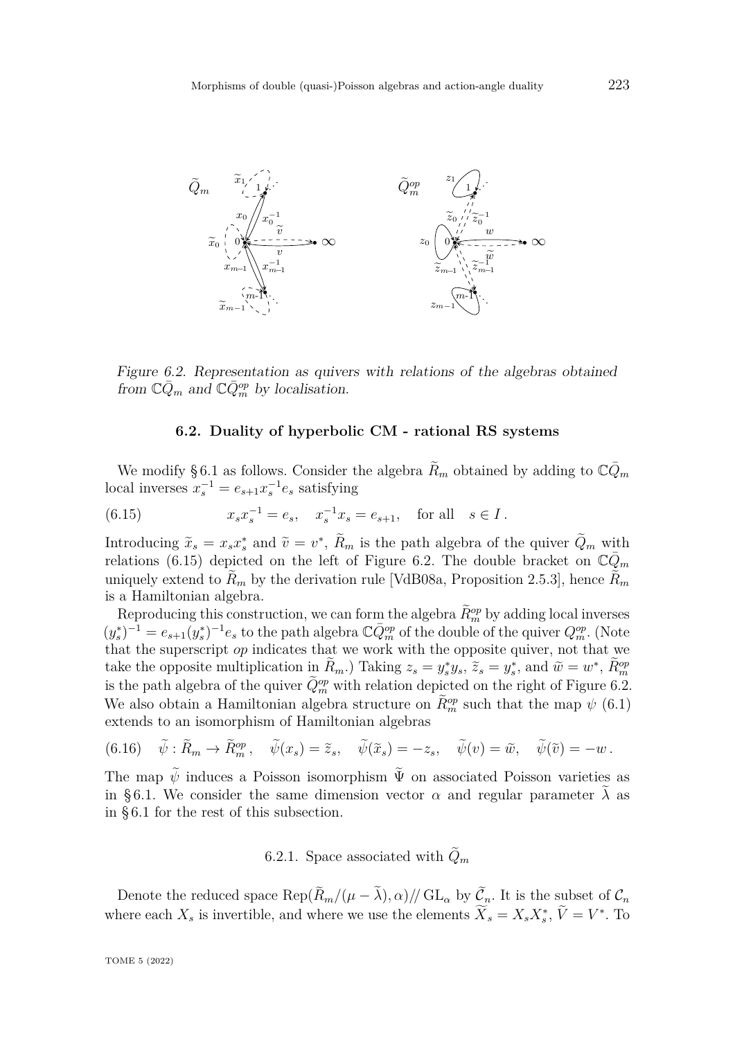Figure 6.2. Representation as quivers with relations of the algebras obtained from $\mathbb{C}\bar{Q}_m$ and $\mathbb{C}\bar{Q}_m^{op}$ by localisation.

### 6.2. Duality of hyperbolic CM - rational RS systems

We modify § 6.1 as follows. Consider the algebra $\widetilde{R}_m$ obtained by adding to $\mathbb{C}\bar{Q}_m$ local inverses $x_s^{-1} = e_{s+1}x_s^{-1}e_s$ satisfying

$$x_s x_s^{-1} = e_s, \quad x_s^{-1}x_s = e_{s+1}, \quad \text{for all} \quad s \in I\,. \tag{6.15}$$

Introducing $\widetilde{x}_s = x_s x_s^*$ and $\widetilde{v} = v^*$, $\widetilde{R}_m$ is the path algebra of the quiver $\widetilde{Q}_m$ with relations (6.15) depicted on the left of Figure 6.2. The double bracket on $\mathbb{C}\bar{Q}_m$ uniquely extend to $\widetilde{R}_m$ by the derivation rule [VdB08a, Proposition 2.5.3], hence $\widetilde{R}_m$ is a Hamiltonian algebra.

Reproducing this construction, we can form the algebra $\widetilde{R}_m^{op}$ by adding local inverses $(y_s^*)^{-1} = e_{s+1}(y_s^*)^{-1}e_s$ to the path algebra $\mathbb{C}\bar{Q}_m^{op}$ of the double of the quiver $Q_m^{op}$. (Note that the superscript $op$ indicates that we work with the opposite quiver, not that we take the opposite multiplication in $\widetilde{R}_m$.) Taking $z_s = y_s^* y_s$, $\widetilde{z}_s = y_s^*$, and $\widetilde{w} = w^*$, $\widetilde{R}_m^{op}$ is the path algebra of the quiver $\widetilde{Q}_m^{op}$ with relation depicted on the right of Figure 6.2. We also obtain a Hamiltonian algebra structure on $\widetilde{R}_m^{op}$ such that the map $\psi$ (6.1) extends to an isomorphism of Hamiltonian algebras

$$\widetilde{\psi} : \widetilde{R}_m \to \widetilde{R}_m^{op}\,, \quad \widetilde{\psi}(x_s) = \widetilde{z}_s, \quad \widetilde{\psi}(\widetilde{x}_s) = -z_s, \quad \widetilde{\psi}(v) = \widetilde{w}, \quad \widetilde{\psi}(\widetilde{v}) = -w\,. \tag{6.16}$$

The map $\widetilde{\psi}$ induces a Poisson isomorphism $\widetilde{\Psi}$ on associated Poisson varieties as in § 6.1. We consider the same dimension vector $\alpha$ and regular parameter $\widetilde{\lambda}$ as in § 6.1 for the rest of this subsection.

#### 6.2.1. Space associated with $\widetilde{Q}_m$

Denote the reduced space $\operatorname{Rep}(\widetilde{R}_m/(\mu - \widetilde{\lambda}), \alpha) /\!/ \operatorname{GL}_\alpha$ by $\widetilde{\mathcal{C}}_n$. It is the subset of $\mathcal{C}_n$ where each $X_s$ is invertible, and where we use the elements $\widetilde{X}_s = X_s X_s^*$, $\widetilde{V} = V^*$. To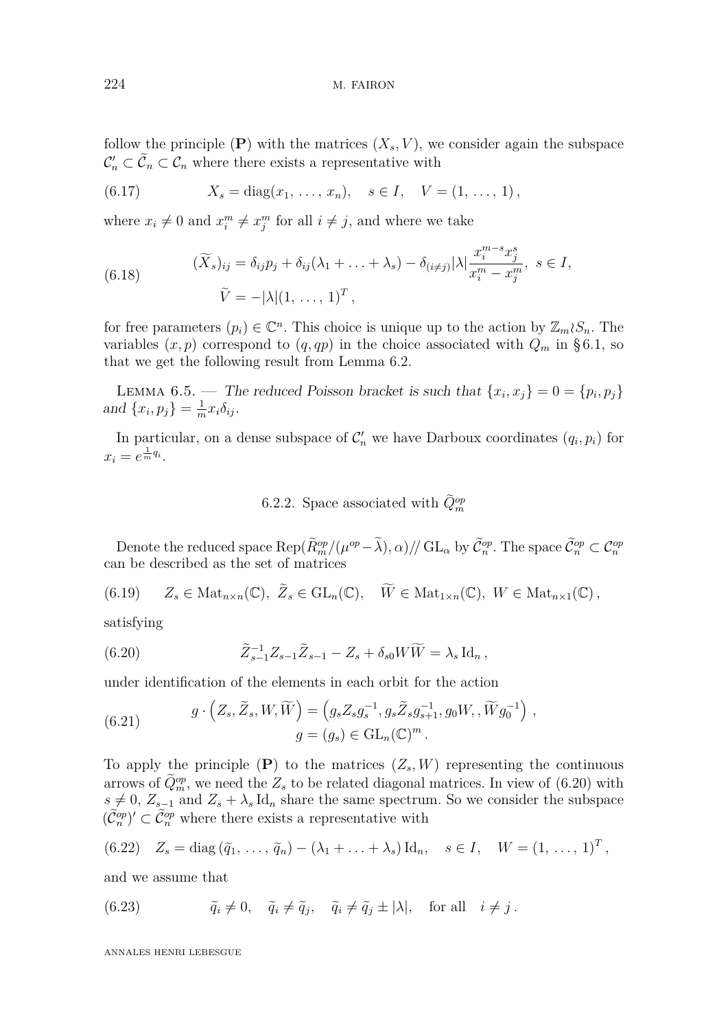follow the principle (**P**) with the matrices $(X_s, V)$, we consider again the subspace $\mathcal{C}_n' \subset \widetilde{\mathcal{C}}_n \subset \mathcal{C}_n$ where there exists a representative with

$$X_s = \operatorname{diag}(x_1, \ldots, x_n), \quad s \in I, \quad V = (1, \ldots, 1)\,, \tag{6.17}$$

where $x_i \neq 0$ and $x_i^m \neq x_j^m$ for all $i \neq j$, and where we take

$$\begin{aligned}(\widetilde{X}_s)_{ij} &= \delta_{ij} p_j + \delta_{ij}(\lambda_1 + \ldots + \lambda_s) - \delta_{(i\neq j)}|\lambda| \frac{x_i^{m-s} x_j^s}{x_i^m - x_j^m}, \; s \in I, \\ \widetilde{V} &= -|\lambda|(1, \ldots, 1)^T,\end{aligned} \tag{6.18}$$

for free parameters $(p_i) \in \mathbb{C}^n$. This choice is unique up to the action by $\mathbb{Z}_m \wr S_n$. The variables $(x, p)$ correspond to $(q, qp)$ in the choice associated with $Q_m$ in §6.1, so that we get the following result from Lemma 6.2.

LEMMA 6.5. — *The reduced Poisson bracket is such that* $\{x_i, x_j\} = 0 = \{p_i, p_j\}$ *and* $\{x_i, p_j\} = \frac{1}{m} x_i \delta_{ij}$.

In particular, on a dense subspace of $\mathcal{C}_n'$ we have Darboux coordinates $(q_i, p_i)$ for $x_i = e^{\frac{1}{m} q_i}$.

### 6.2.2. Space associated with $\widetilde{Q}_m^{op}$

Denote the reduced space $\operatorname{Rep}(\widetilde{R}_m^{op}/(\mu^{op} - \widetilde{\lambda}), \alpha) /\!/ \operatorname{GL}_\alpha$ by $\widetilde{\mathcal{C}}_n^{op}$. The space $\widetilde{\mathcal{C}}_n^{op} \subset \mathcal{C}_n^{op}$ can be described as the set of matrices

$$Z_s \in \operatorname{Mat}_{n\times n}(\mathbb{C}), \; \widetilde{Z}_s \in \operatorname{GL}_n(\mathbb{C}), \quad \widetilde{W} \in \operatorname{Mat}_{1\times n}(\mathbb{C}), \; W \in \operatorname{Mat}_{n\times 1}(\mathbb{C})\,, \tag{6.19}$$

satisfying

$$\widetilde{Z}_{s-1}^{-1} Z_{s-1} \widetilde{Z}_{s-1} - Z_s + \delta_{s0} W \widetilde{W} = \lambda_s \operatorname{Id}_n\,, \tag{6.20}$$

under identification of the elements in each orbit for the action

$$\begin{aligned} g \cdot \left(Z_s, \widetilde{Z}_s, W, \widetilde{W}\right) &= \left(g_s Z_s g_s^{-1}, g_s \widetilde{Z}_s g_{s+1}^{-1}, g_0 W, , \widetilde{W} g_0^{-1}\right)\,, \\ g &= (g_s) \in \operatorname{GL}_n(\mathbb{C})^m\,.\end{aligned} \tag{6.21}$$

To apply the principle (**P**) to the matrices $(Z_s, W)$ representing the continuous arrows of $\widetilde{Q}_m^{op}$, we need the $Z_s$ to be related diagonal matrices. In view of (6.20) with $s \neq 0$, $Z_{s-1}$ and $Z_s + \lambda_s \operatorname{Id}_n$ share the same spectrum. So we consider the subspace $(\widetilde{\mathcal{C}}_n^{op})' \subset \widetilde{\mathcal{C}}_n^{op}$ where there exists a representative with

$$Z_s = \operatorname{diag}(\widetilde{q}_1, \ldots, \widetilde{q}_n) - (\lambda_1 + \ldots + \lambda_s) \operatorname{Id}_n, \quad s \in I, \quad W = (1, \ldots, 1)^T\,, \tag{6.22}$$

and we assume that

$$\widetilde{q}_i \neq 0, \quad \widetilde{q}_i \neq \widetilde{q}_j, \quad \widetilde{q}_i \neq \widetilde{q}_j \pm |\lambda|, \quad \text{for all} \quad i \neq j\,. \tag{6.23}$$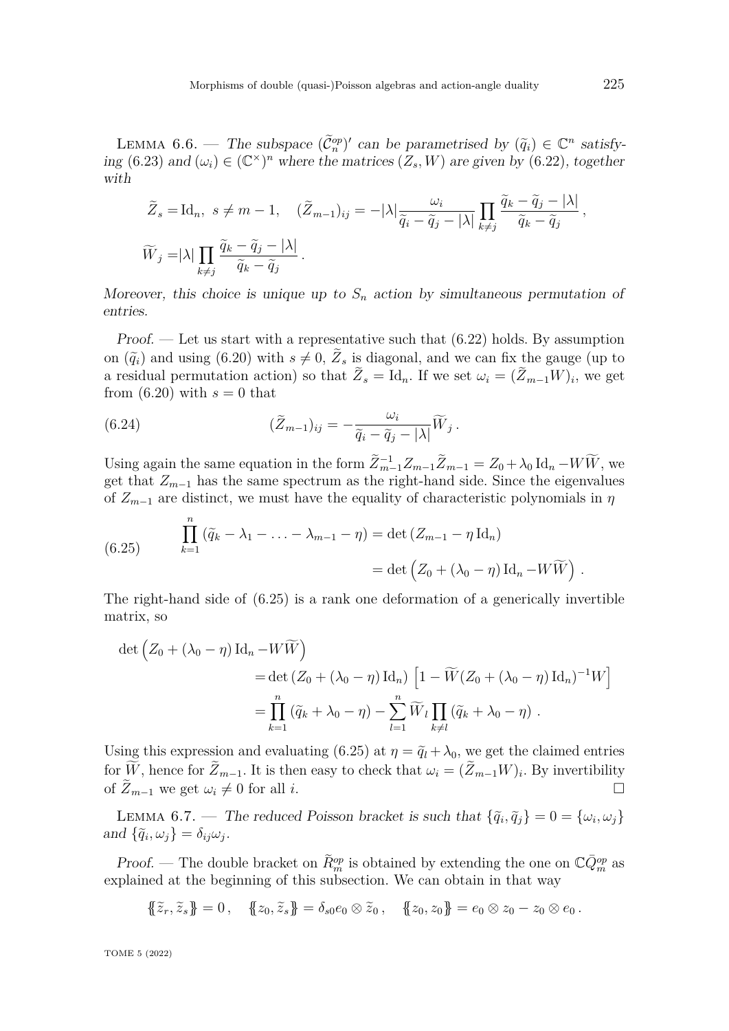Lemma 6.6. — *The subspace $(\widetilde{\mathcal{C}}_n^{op})'$ can be parametrised by $(\widetilde{q}_i) \in \mathbb{C}^n$ satisfying (6.23) and $(\omega_i) \in (\mathbb{C}^\times)^n$ where the matrices $(Z_s, W)$ are given by (6.22), together with*

$$\widetilde{Z}_s = \mathrm{Id}_n,\ s \neq m-1, \quad (\widetilde{Z}_{m-1})_{ij} = -|\lambda| \frac{\omega_i}{\widetilde{q}_i - \widetilde{q}_j - |\lambda|} \prod_{k \neq j} \frac{\widetilde{q}_k - \widetilde{q}_j - |\lambda|}{\widetilde{q}_k - \widetilde{q}_j},$$

$$\widetilde{W}_j = |\lambda| \prod_{k \neq j} \frac{\widetilde{q}_k - \widetilde{q}_j - |\lambda|}{\widetilde{q}_k - \widetilde{q}_j}.$$

*Moreover, this choice is unique up to $S_n$ action by simultaneous permutation of entries.*

*Proof.* — Let us start with a representative such that (6.22) holds. By assumption on $(\widetilde{q}_i)$ and using (6.20) with $s \neq 0$, $\widetilde{Z}_s$ is diagonal, and we can fix the gauge (up to a residual permutation action) so that $\widetilde{Z}_s = \mathrm{Id}_n$. If we set $\omega_i = (\widetilde{Z}_{m-1} W)_i$, we get from (6.20) with $s = 0$ that

$$(\widetilde{Z}_{m-1})_{ij} = -\frac{\omega_i}{\widetilde{q}_i - \widetilde{q}_j - |\lambda|} \widetilde{W}_j. \tag{6.24}$$

Using again the same equation in the form $\widetilde{Z}_{m-1}^{-1} Z_{m-1} \widetilde{Z}_{m-1} = Z_0 + \lambda_0 \mathrm{Id}_n - W\widetilde{W}$, we get that $Z_{m-1}$ has the same spectrum as the right-hand side. Since the eigenvalues of $Z_{m-1}$ are distinct, we must have the equality of characteristic polynomials in $\eta$

$$\begin{aligned} \prod_{k=1}^{n} (\widetilde{q}_k - \lambda_1 - \ldots - \lambda_{m-1} - \eta) &= \det (Z_{m-1} - \eta \, \mathrm{Id}_n) \\ &= \det \left( Z_0 + (\lambda_0 - \eta) \mathrm{Id}_n - W\widetilde{W} \right). \end{aligned} \tag{6.25}$$

The right-hand side of (6.25) is a rank one deformation of a generically invertible matrix, so

$$\begin{aligned} \det &\left( Z_0 + (\lambda_0 - \eta) \mathrm{Id}_n - W\widetilde{W} \right) \\ &= \det (Z_0 + (\lambda_0 - \eta) \mathrm{Id}_n) \left[ 1 - \widetilde{W}(Z_0 + (\lambda_0 - \eta) \mathrm{Id}_n)^{-1} W \right] \\ &= \prod_{k=1}^{n} (\widetilde{q}_k + \lambda_0 - \eta) - \sum_{l=1}^{n} \widetilde{W}_l \prod_{k \neq l} (\widetilde{q}_k + \lambda_0 - \eta). \end{aligned}$$

Using this expression and evaluating (6.25) at $\eta = \widetilde{q}_l + \lambda_0$, we get the claimed entries for $\widetilde{W}$, hence for $\widetilde{Z}_{m-1}$. It is then easy to check that $\omega_i = (\widetilde{Z}_{m-1} W)_i$. By invertibility of $\widetilde{Z}_{m-1}$ we get $\omega_i \neq 0$ for all $i$. □

Lemma 6.7. — *The reduced Poisson bracket is such that $\{\widetilde{q}_i, \widetilde{q}_j\} = 0 = \{\omega_i, \omega_j\}$ and $\{\widetilde{q}_i, \omega_j\} = \delta_{ij} \omega_j$.*

*Proof.* — The double bracket on $\widetilde{R}_m^{op}$ is obtained by extending the one on $\mathbb{C}\bar{Q}_m^{op}$ as explained at the beginning of this subsection. We can obtain in that way

$$\{\!\{ \widetilde{z}_r, \widetilde{z}_s \}\!\} = 0, \quad \{\!\{ z_0, \widetilde{z}_s \}\!\} = \delta_{s0} e_0 \otimes \widetilde{z}_0, \quad \{\!\{ z_0, z_0 \}\!\} = e_0 \otimes z_0 - z_0 \otimes e_0.$$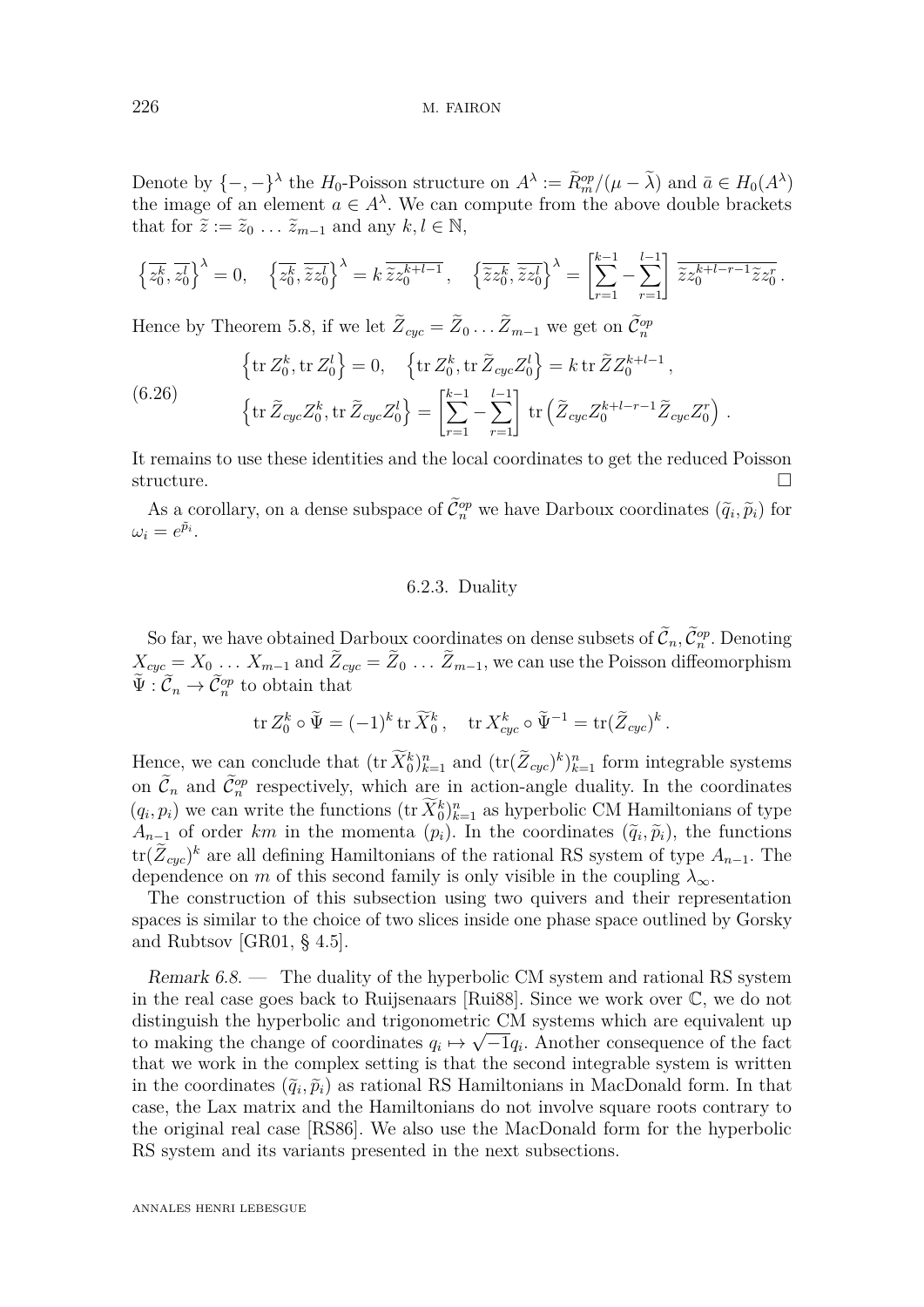Denote by $\{-,-\}^\lambda$ the $H_0$-Poisson structure on $A^\lambda := \widetilde{R}_m^{op}/(\mu - \widetilde{\lambda})$ and $\bar{a} \in H_0(A^\lambda)$ the image of an element $a \in A^\lambda$. We can compute from the above double brackets that for $\widetilde{z} := \widetilde{z}_0 \, \ldots \, \widetilde{z}_{m-1}$ and any $k, l \in \mathbb{N}$,

$$\left\{\overline{z_0^k}, \overline{z_0^l}\right\}^\lambda = 0, \quad \left\{\overline{z_0^k}, \overline{\widetilde{z}z_0^l}\right\}^\lambda = k \, \overline{\widetilde{z}z_0^{k+l-1}}, \quad \left\{\overline{\widetilde{z}z_0^k}, \overline{\widetilde{z}z_0^l}\right\}^\lambda = \left[\sum_{r=1}^{k-1} - \sum_{r=1}^{l-1}\right] \overline{\widetilde{z}z_0^{k+l-r-1}\widetilde{z}z_0^r}\,.$$

Hence by Theorem 5.8, if we let $\widetilde{Z}_{cyc} = \widetilde{Z}_0 \ldots \widetilde{Z}_{m-1}$ we get on $\widetilde{\mathcal{C}}_n^{op}$

$$\begin{aligned}
&\left\{\operatorname{tr} Z_0^k, \operatorname{tr} Z_0^l\right\} = 0, \quad \left\{\operatorname{tr} Z_0^k, \operatorname{tr} \widetilde{Z}_{cyc} Z_0^l\right\} = k \operatorname{tr} \widetilde{Z} Z_0^{k+l-1}\,, \\
&\left\{\operatorname{tr} \widetilde{Z}_{cyc} Z_0^k, \operatorname{tr} \widetilde{Z}_{cyc} Z_0^l\right\} = \left[\sum_{r=1}^{k-1} - \sum_{r=1}^{l-1}\right] \operatorname{tr}\left(\widetilde{Z}_{cyc} Z_0^{k+l-r-1} \widetilde{Z}_{cyc} Z_0^r\right)\,.
\end{aligned} \tag{6.26}$$

It remains to use these identities and the local coordinates to get the reduced Poisson structure. □

As a corollary, on a dense subspace of $\widetilde{\mathcal{C}}_n^{op}$ we have Darboux coordinates $(\widetilde{q}_i, \widetilde{p}_i)$ for $\omega_i = e^{\widetilde{p}_i}$.

### 6.2.3. Duality

So far, we have obtained Darboux coordinates on dense subsets of $\widetilde{\mathcal{C}}_n, \widetilde{\mathcal{C}}_n^{op}$. Denoting $X_{cyc} = X_0 \, \ldots \, X_{m-1}$ and $\widetilde{Z}_{cyc} = \widetilde{Z}_0 \, \ldots \, \widetilde{Z}_{m-1}$, we can use the Poisson diffeomorphism $\widetilde{\Psi} : \widetilde{\mathcal{C}}_n \to \widetilde{\mathcal{C}}_n^{op}$ to obtain that

$$\operatorname{tr} Z_0^k \circ \widetilde{\Psi} = (-1)^k \operatorname{tr} \widetilde{X}_0^k\,, \quad \operatorname{tr} X_{cyc}^k \circ \widetilde{\Psi}^{-1} = \operatorname{tr}(\widetilde{Z}_{cyc})^k\,.$$

Hence, we can conclude that $(\operatorname{tr} \widetilde{X}_0^k)_{k=1}^n$ and $(\operatorname{tr}(\widetilde{Z}_{cyc})^k)_{k=1}^n$ form integrable systems on $\widetilde{\mathcal{C}}_n$ and $\widetilde{\mathcal{C}}_n^{op}$ respectively, which are in action-angle duality. In the coordinates $(q_i, p_i)$ we can write the functions $(\operatorname{tr} \widetilde{X}_0^k)_{k=1}^n$ as hyperbolic CM Hamiltonians of type $A_{n-1}$ of order $km$ in the momenta $(p_i)$. In the coordinates $(\widetilde{q}_i, \widetilde{p}_i)$, the functions $\operatorname{tr}(\widetilde{Z}_{cyc})^k$ are all defining Hamiltonians of the rational RS system of type $A_{n-1}$. The dependence on $m$ of this second family is only visible in the coupling $\lambda_\infty$.

The construction of this subsection using two quivers and their representation spaces is similar to the choice of two slices inside one phase space outlined by Gorsky and Rubtsov [GR01, § 4.5].

*Remark 6.8.* — The duality of the hyperbolic CM system and rational RS system in the real case goes back to Ruijsenaars [Rui88]. Since we work over $\mathbb{C}$, we do not distinguish the hyperbolic and trigonometric CM systems which are equivalent up to making the change of coordinates $q_i \mapsto \sqrt{-1}q_i$. Another consequence of the fact that we work in the complex setting is that the second integrable system is written in the coordinates $(\widetilde{q}_i, \widetilde{p}_i)$ as rational RS Hamiltonians in MacDonald form. In that case, the Lax matrix and the Hamiltonians do not involve square roots contrary to the original real case [RS86]. We also use the MacDonald form for the hyperbolic RS system and its variants presented in the next subsections.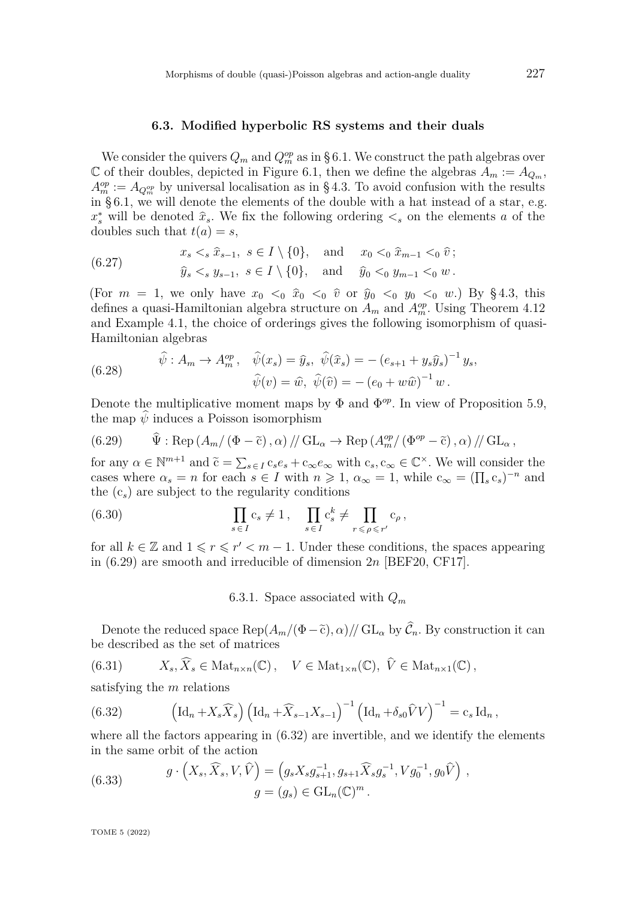### 6.3. Modified hyperbolic RS systems and their duals

We consider the quivers $Q_m$ and $Q_m^{op}$ as in § 6.1. We construct the path algebras over $\mathbb{C}$ of their doubles, depicted in Figure 6.1, then we define the algebras $A_m := A_{Q_m}$, $A_m^{op} := A_{Q_m^{op}}$ by universal localisation as in § 4.3. To avoid confusion with the results in § 6.1, we will denote the elements of the double with a hat instead of a star, e.g. $x_s^*$ will be denoted $\widehat{x}_s$. We fix the following ordering $<_s$ on the elements $a$ of the doubles such that $t(a) = s$,

$$
\begin{aligned}
&x_s <_s \widehat{x}_{s-1},\ s \in I \setminus \{0\}, \quad \text{and} \quad x_0 <_0 \widehat{x}_{m-1} <_0 \widehat{v}\,; \\
&\widehat{y}_s <_s y_{s-1},\ s \in I \setminus \{0\}, \quad \text{and} \quad \widehat{y}_0 <_0 y_{m-1} <_0 w\,.
\end{aligned}
\tag{6.27}
$$

(For $m = 1$, we only have $x_0 <_0 \widehat{x}_0 <_0 \widehat{v}$ or $\widehat{y}_0 <_0 y_0 <_0 w$.) By § 4.3, this defines a quasi-Hamiltonian algebra structure on $A_m$ and $A_m^{op}$. Using Theorem 4.12 and Example 4.1, the choice of orderings gives the following isomorphism of quasi-Hamiltonian algebras

$$
\begin{aligned}
\widehat{\psi} : A_m \to A_m^{op}\,, \quad &\widehat{\psi}(x_s) = \widehat{y}_s,\ \widehat{\psi}(\widehat{x}_s) = -\left(e_{s+1} + y_s \widehat{y}_s\right)^{-1} y_s, \\
&\widehat{\psi}(v) = \widehat{w},\ \widehat{\psi}(\widehat{v}) = -\left(e_0 + w\widehat{w}\right)^{-1} w\,.
\end{aligned}
\tag{6.28}
$$

Denote the multiplicative moment maps by $\Phi$ and $\Phi^{op}$. In view of Proposition 5.9, the map $\widehat{\psi}$ induces a Poisson isomorphism

$$
\widehat{\Psi} : \operatorname{Rep}\left(A_m / \left(\Phi - \widetilde{\mathrm{c}}\right), \alpha\right) /\!/ \operatorname{GL}_\alpha \to \operatorname{Rep}\left(A_m^{op} / \left(\Phi^{op} - \widetilde{\mathrm{c}}\right), \alpha\right) /\!/ \operatorname{GL}_\alpha\,,
\tag{6.29}
$$

for any $\alpha \in \mathbb{N}^{m+1}$ and $\widetilde{\mathrm{c}} = \sum_{s \in I} \mathrm{c}_s e_s + \mathrm{c}_\infty e_\infty$ with $\mathrm{c}_s, \mathrm{c}_\infty \in \mathbb{C}^\times$. We will consider the cases where $\alpha_s = n$ for each $s \in I$ with $n \geqslant 1$, $\alpha_\infty = 1$, while $\mathrm{c}_\infty = (\prod_s \mathrm{c}_s)^{-n}$ and the $(\mathrm{c}_s)$ are subject to the regularity conditions

$$
\prod_{s \in I} \mathrm{c}_s \neq 1\,, \quad \prod_{s \in I} \mathrm{c}_s^k \neq \prod_{r \leqslant \rho \leqslant r'} \mathrm{c}_\rho\,,
\tag{6.30}
$$

for all $k \in \mathbb{Z}$ and $1 \leqslant r \leqslant r' < m - 1$. Under these conditions, the spaces appearing in (6.29) are smooth and irreducible of dimension $2n$ [BEF20, CF17].

#### 6.3.1. Space associated with $Q_m$

Denote the reduced space $\operatorname{Rep}(A_m/(\Phi - \widetilde{\mathrm{c}}), \alpha) /\!/ \operatorname{GL}_\alpha$ by $\widehat{\mathcal{C}}_n$. By construction it can be described as the set of matrices

$$
X_s, \widehat{X}_s \in \operatorname{Mat}_{n\times n}(\mathbb{C})\,, \quad V \in \operatorname{Mat}_{1\times n}(\mathbb{C}),\ \widehat{V} \in \operatorname{Mat}_{n\times 1}(\mathbb{C})\,,
\tag{6.31}
$$

satisfying the $m$ relations

$$
\left(\operatorname{Id}_n + X_s \widehat{X}_s\right)\left(\operatorname{Id}_n + \widehat{X}_{s-1} X_{s-1}\right)^{-1}\left(\operatorname{Id}_n + \delta_{s0} \widehat{V} V\right)^{-1} = \mathrm{c}_s \operatorname{Id}_n\,,
\tag{6.32}
$$

where all the factors appearing in (6.32) are invertible, and we identify the elements in the same orbit of the action

$$
\begin{aligned}
g \cdot \left(X_s, \widehat{X}_s, V, \widehat{V}\right) &= \left(g_s X_s g_{s+1}^{-1}, g_{s+1} \widehat{X}_s g_s^{-1}, V g_0^{-1}, g_0 \widehat{V}\right)\,, \\
g &= (g_s) \in \operatorname{GL}_n(\mathbb{C})^m\,.
\end{aligned}
\tag{6.33}
$$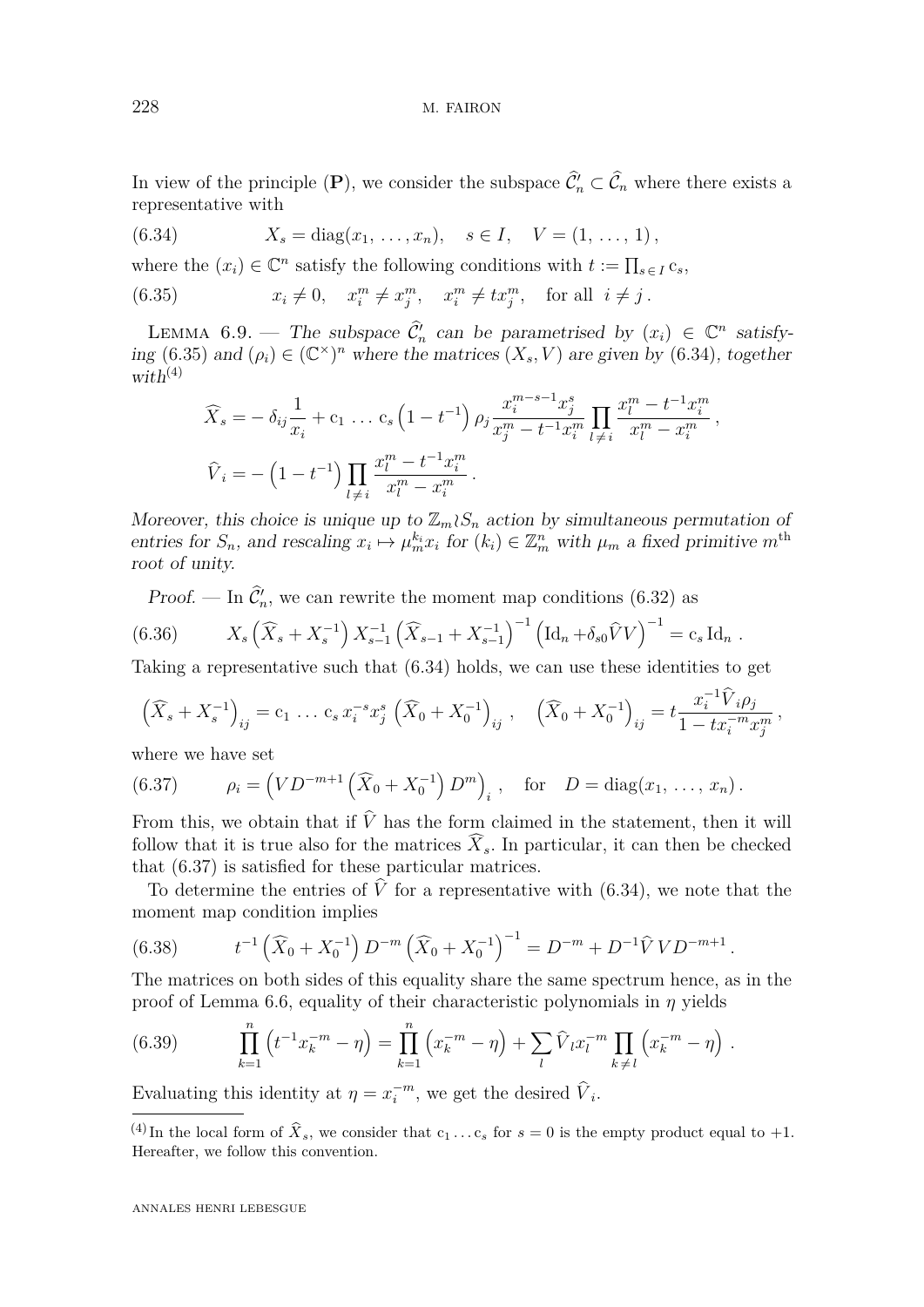In view of the principle (**P**), we consider the subspace $\widehat{\mathcal{C}}_n' \subset \widehat{\mathcal{C}}_n$ where there exists a representative with

$$X_s = \operatorname{diag}(x_1, \ldots, x_n), \quad s \in I, \quad V = (1, \ldots, 1), \tag{6.34}$$

where the $(x_i) \in \mathbb{C}^n$ satisfy the following conditions with $t := \prod_{s \in I} \mathrm{c}_s$,

$$x_i \neq 0, \quad x_i^m \neq x_j^m, \quad x_i^m \neq t x_j^m, \quad \text{for all } i \neq j\,. \tag{6.35}$$

Lemma 6.9. — *The subspace $\widehat{\mathcal{C}}_n'$ can be parametrised by $(x_i) \in \mathbb{C}^n$ satisfying (6.35) and $(\rho_i) \in (\mathbb{C}^\times)^n$ where the matrices $(X_s, V)$ are given by (6.34), together with*[4]

$$\widehat{X}_s = -\,\delta_{ij}\frac{1}{x_i} + \mathrm{c}_1 \,\ldots\, \mathrm{c}_s \left(1 - t^{-1}\right) \rho_j \frac{x_i^{m-s-1} x_j^s}{x_j^m - t^{-1} x_i^m} \prod_{l \neq i} \frac{x_l^m - t^{-1} x_i^m}{x_l^m - x_i^m}\,,$$

$$\widehat{V}_i = -\left(1 - t^{-1}\right) \prod_{l \neq i} \frac{x_l^m - t^{-1} x_i^m}{x_l^m - x_i^m}\,.$$

*Moreover, this choice is unique up to $\mathbb{Z}_m \wr S_n$ action by simultaneous permutation of entries for $S_n$, and rescaling $x_i \mapsto \mu_m^{k_i} x_i$ for $(k_i) \in \mathbb{Z}_m^n$ with $\mu_m$ a fixed primitive $m^{\text{th}}$ root of unity.*

*Proof.* — In $\widehat{\mathcal{C}}_n'$, we can rewrite the moment map conditions (6.32) as

$$X_s \left(\widehat{X}_s + X_s^{-1}\right) X_{s-1}^{-1} \left(\widehat{X}_{s-1} + X_{s-1}^{-1}\right)^{-1} \left(\mathrm{Id}_n + \delta_{s0} \widehat{V} V\right)^{-1} = \mathrm{c}_s \,\mathrm{Id}_n\,. \tag{6.36}$$

Taking a representative such that (6.34) holds, we can use these identities to get

$$\left(\widehat{X}_s + X_s^{-1}\right)_{ij} = \mathrm{c}_1 \,\ldots\, \mathrm{c}_s \, x_i^{-s} x_j^s \left(\widehat{X}_0 + X_0^{-1}\right)_{ij}\,, \quad \left(\widehat{X}_0 + X_0^{-1}\right)_{ij} = t \frac{x_i^{-1} \widehat{V}_i \rho_j}{1 - t x_i^{-m} x_j^m}\,,$$

where we have set

$$\rho_i = \left(V D^{-m+1} \left(\widehat{X}_0 + X_0^{-1}\right) D^m\right)_i\,, \quad \text{for} \quad D = \operatorname{diag}(x_1, \ldots, x_n)\,. \tag{6.37}$$

From this, we obtain that if $\widehat{V}$ has the form claimed in the statement, then it will follow that it is true also for the matrices $\widehat{X}_s$. In particular, it can then be checked that (6.37) is satisfied for these particular matrices.

To determine the entries of $\widehat{V}$ for a representative with (6.34), we note that the moment map condition implies

$$t^{-1} \left(\widehat{X}_0 + X_0^{-1}\right) D^{-m} \left(\widehat{X}_0 + X_0^{-1}\right)^{-1} = D^{-m} + D^{-1} \widehat{V}\, V D^{-m+1}\,. \tag{6.38}$$

The matrices on both sides of this equality share the same spectrum hence, as in the proof of Lemma 6.6, equality of their characteristic polynomials in $\eta$ yields

$$\prod_{k=1}^n \left(t^{-1} x_k^{-m} - \eta\right) = \prod_{k=1}^n \left(x_k^{-m} - \eta\right) + \sum_l \widehat{V}_l x_l^{-m} \prod_{k \neq l} \left(x_k^{-m} - \eta\right)\,. \tag{6.39}$$

Evaluating this identity at $\eta = x_i^{-m}$, we get the desired $\widehat{V}_i$.

---

[4] In the local form of $\widehat{X}_s$, we consider that $\mathrm{c}_1 \ldots \mathrm{c}_s$ for $s = 0$ is the empty product equal to $+1$. Hereafter, we follow this convention.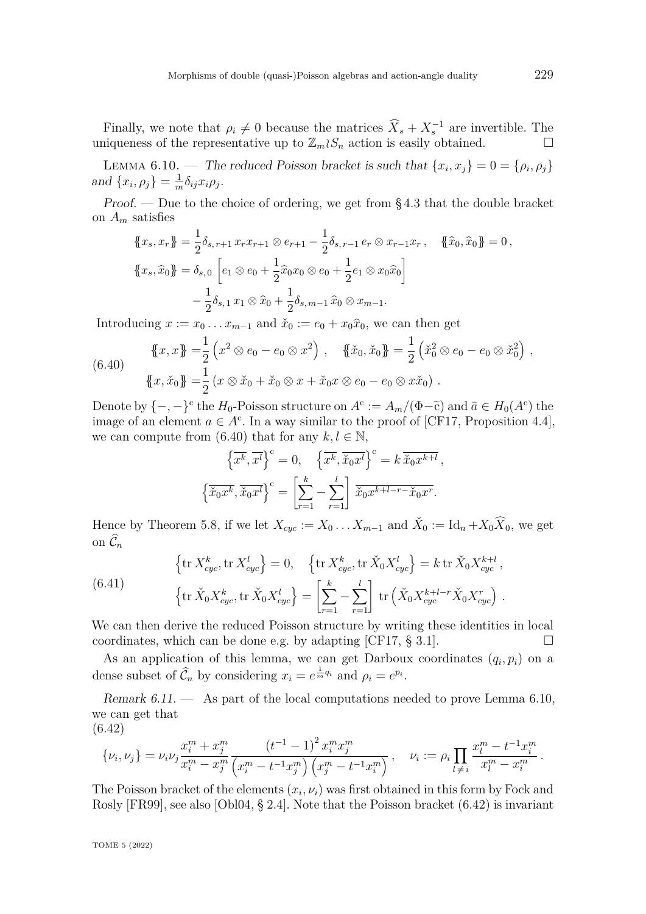Finally, we note that $\rho_i \neq 0$ because the matrices $\widehat{X}_s + X_s^{-1}$ are invertible. The uniqueness of the representative up to $\mathbb{Z}_m \wr S_n$ action is easily obtained. □

Lemma 6.10. — *The reduced Poisson bracket is such that* $\{x_i, x_j\} = 0 = \{\rho_i, \rho_j\}$ *and* $\{x_i, \rho_j\} = \frac{1}{m}\delta_{ij} x_i \rho_j$.

*Proof.* — Due to the choice of ordering, we get from §4.3 that the double bracket on $A_m$ satisfies

$$\{\!\{x_s, x_r\}\!\} = \frac{1}{2}\delta_{s,\,r+1}\, x_r x_{r+1} \otimes e_{r+1} - \frac{1}{2}\delta_{s,\,r-1}\, e_r \otimes x_{r-1} x_r\,, \quad \{\!\{\widehat{x}_0, \widehat{x}_0\}\!\} = 0\,,$$

$$\{\!\{x_s, \widehat{x}_0\}\!\} = \delta_{s,\,0}\left[e_1 \otimes e_0 + \frac{1}{2}\widehat{x}_0 x_0 \otimes e_0 + \frac{1}{2} e_1 \otimes x_0 \widehat{x}_0\right] - \frac{1}{2}\delta_{s,\,1}\, x_1 \otimes \widehat{x}_0 + \frac{1}{2}\delta_{s,\,m-1}\, \widehat{x}_0 \otimes x_{m-1}.$$

Introducing $x := x_0 \dots x_{m-1}$ and $\check{x}_0 := e_0 + x_0 \widehat{x}_0$, we can then get

$$\begin{aligned} \{\!\{x, x\}\!\} &= \frac{1}{2}\left(x^2 \otimes e_0 - e_0 \otimes x^2\right)\,, \quad \{\!\{\check{x}_0, \check{x}_0\}\!\} = \frac{1}{2}\left(\check{x}_0^2 \otimes e_0 - e_0 \otimes \check{x}_0^2\right)\,, \\ \{\!\{x, \check{x}_0\}\!\} &= \frac{1}{2}\left(x \otimes \check{x}_0 + \check{x}_0 \otimes x + \check{x}_0 x \otimes e_0 - e_0 \otimes x \check{x}_0\right)\,. \end{aligned} \tag{6.40}$$

Denote by $\{-,-\}^{\mathrm{c}}$ the $H_0$-Poisson structure on $A^{\mathrm{c}} := A_m/(\Phi - \widetilde{\mathrm{c}})$ and $\bar{a} \in H_0(A^{\mathrm{c}})$ the image of an element $a \in A^{\mathrm{c}}$. In a way similar to the proof of [CF17, Proposition 4.4], we can compute from (6.40) that for any $k, l \in \mathbb{N}$,

$$\left\{\overline{x^k}, \overline{x^l}\right\}^{\mathrm{c}} = 0, \quad \left\{\overline{x^k}, \overline{\check{x}_0 x^l}\right\}^{\mathrm{c}} = k\, \overline{\check{x}_0 x^{k+l}}\,,$$

$$\left\{\overline{\check{x}_0 x^k}, \overline{\check{x}_0 x^l}\right\}^{\mathrm{c}} = \left[\sum_{r=1}^{k} - \sum_{r=1}^{l}\right] \overline{\check{x}_0 x^{k+l-r} \check{x}_0 x^r}.$$

Hence by Theorem 5.8, if we let $X_{cyc} := X_0 \dots X_{m-1}$ and $\check{X}_0 := \mathrm{Id}_n + X_0 \widehat{X}_0$, we get on $\widehat{\mathcal{C}}_n$

$$\begin{aligned} &\left\{\operatorname{tr} X_{cyc}^k, \operatorname{tr} X_{cyc}^l\right\} = 0, \quad \left\{\operatorname{tr} X_{cyc}^k, \operatorname{tr} \check{X}_0 X_{cyc}^l\right\} = k \operatorname{tr} \check{X}_0 X_{cyc}^{k+l}\,, \\ &\left\{\operatorname{tr} \check{X}_0 X_{cyc}^k, \operatorname{tr} \check{X}_0 X_{cyc}^l\right\} = \left[\sum_{r=1}^{k} - \sum_{r=1}^{l}\right] \operatorname{tr}\left(\check{X}_0 X_{cyc}^{k+l-r} \check{X}_0 X_{cyc}^r\right)\,. \end{aligned} \tag{6.41}$$

We can then derive the reduced Poisson structure by writing these identities in local coordinates, which can be done e.g. by adapting [CF17, § 3.1]. □

As an application of this lemma, we can get Darboux coordinates $(q_i, p_i)$ on a dense subset of $\widehat{\mathcal{C}}_n$ by considering $x_i = e^{\frac{1}{m} q_i}$ and $\rho_i = e^{p_i}$.

*Remark 6.11.* — As part of the local computations needed to prove Lemma 6.10, we can get that

$$\{\nu_i, \nu_j\} = \nu_i \nu_j \frac{x_i^m + x_j^m}{x_i^m - x_j^m} \frac{\left(t^{-1} - 1\right)^2 x_i^m x_j^m}{\left(x_i^m - t^{-1} x_j^m\right)\left(x_j^m - t^{-1} x_i^m\right)}\,, \quad \nu_i := \rho_i \prod_{l \neq i} \frac{x_l^m - t^{-1} x_i^m}{x_l^m - x_i^m}\,. \tag{6.42}$$

The Poisson bracket of the elements $(x_i, \nu_i)$ was first obtained in this form by Fock and Rosly [FR99], see also [Obl04, § 2.4]. Note that the Poisson bracket (6.42) is invariant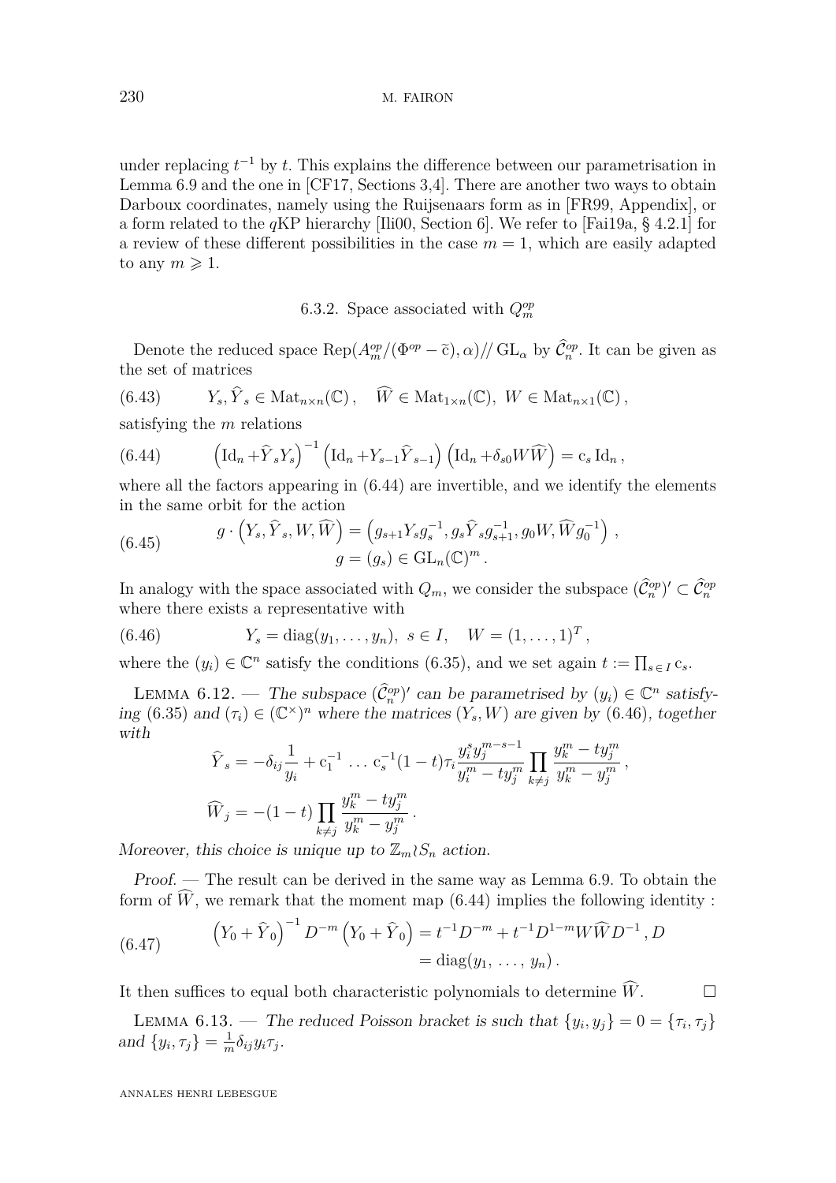under replacing $t^{-1}$ by $t$. This explains the difference between our parametrisation in Lemma 6.9 and the one in [CF17, Sections 3,4]. There are another two ways to obtain Darboux coordinates, namely using the Ruijsenaars form as in [FR99, Appendix], or a form related to the $q$KP hierarchy [Ili00, Section 6]. We refer to [Fai19a, § 4.2.1] for a review of these different possibilities in the case $m = 1$, which are easily adapted to any $m \geqslant 1$.

### 6.3.2. Space associated with $Q_m^{op}$

Denote the reduced space $\mathrm{Rep}(A_m^{op}/(\Phi^{op} - \tilde{c}), \alpha)/\!/\,\mathrm{GL}_\alpha$ by $\widehat{\mathcal{C}}_n^{op}$. It can be given as the set of matrices

$$Y_s, \widehat{Y}_s \in \mathrm{Mat}_{n\times n}(\mathbb{C})\,, \quad \widehat{W} \in \mathrm{Mat}_{1\times n}(\mathbb{C}),\ W \in \mathrm{Mat}_{n\times 1}(\mathbb{C})\,, \tag{6.43}$$

satisfying the $m$ relations

$$\left(\mathrm{Id}_n + \widehat{Y}_s Y_s\right)^{-1}\left(\mathrm{Id}_n + Y_{s-1}\widehat{Y}_{s-1}\right)\left(\mathrm{Id}_n + \delta_{s0} W\widehat{W}\right) = \mathrm{c}_s\,\mathrm{Id}_n\,, \tag{6.44}$$

where all the factors appearing in (6.44) are invertible, and we identify the elements in the same orbit for the action

$$g\cdot\left(Y_s, \widehat{Y}_s, W, \widehat{W}\right) = \left(g_{s+1}Y_s g_s^{-1}, g_s\widehat{Y}_s g_{s+1}^{-1}, g_0 W, \widehat{W} g_0^{-1}\right)\,, \quad g = (g_s) \in \mathrm{GL}_n(\mathbb{C})^m\,. \tag{6.45}$$

In analogy with the space associated with $Q_m$, we consider the subspace $(\widehat{\mathcal{C}}_n^{op})' \subset \widehat{\mathcal{C}}_n^{op}$ where there exists a representative with

$$Y_s = \mathrm{diag}(y_1, \ldots, y_n),\ s \in I, \quad W = (1, \ldots, 1)^T\,, \tag{6.46}$$

where the $(y_i) \in \mathbb{C}^n$ satisfy the conditions (6.35), and we set again $t := \prod_{s\in I}\mathrm{c}_s$.

Lemma 6.12. — *The subspace $(\widehat{\mathcal{C}}_n^{op})'$ can be parametrised by $(y_i) \in \mathbb{C}^n$ satisfying (6.35) and $(\tau_i) \in (\mathbb{C}^\times)^n$ where the matrices $(Y_s, W)$ are given by (6.46), together with*

$$\widehat{Y}_s = -\delta_{ij}\frac{1}{y_i} + \mathrm{c}_1^{-1}\,\ldots\,\mathrm{c}_s^{-1}(1-t)\tau_i\frac{y_i^s y_j^{m-s-1}}{y_i^m - t y_j^m}\prod_{k\neq j}\frac{y_k^m - t y_j^m}{y_k^m - y_j^m}\,,$$

$$\widehat{W}_j = -(1-t)\prod_{k\neq j}\frac{y_k^m - t y_j^m}{y_k^m - y_j^m}\,.$$

*Moreover, this choice is unique up to $\mathbb{Z}_m\wr S_n$ action.*

*Proof.* — The result can be derived in the same way as Lemma 6.9. To obtain the form of $\widehat{W}$, we remark that the moment map (6.44) implies the following identity :

$$\left(Y_0 + \widehat{Y}_0\right)^{-1} D^{-m}\left(Y_0 + \widehat{Y}_0\right) = t^{-1}D^{-m} + t^{-1}D^{1-m}W\widehat{W}D^{-1}\,, D = \mathrm{diag}(y_1,\,\ldots,\,y_n)\,. \tag{6.47}$$

It then suffices to equal both characteristic polynomials to determine $\widehat{W}$. □

Lemma 6.13. — *The reduced Poisson bracket is such that $\{y_i, y_j\} = 0 = \{\tau_i, \tau_j\}$ and $\{y_i, \tau_j\} = \frac{1}{m}\delta_{ij}y_i\tau_j$.*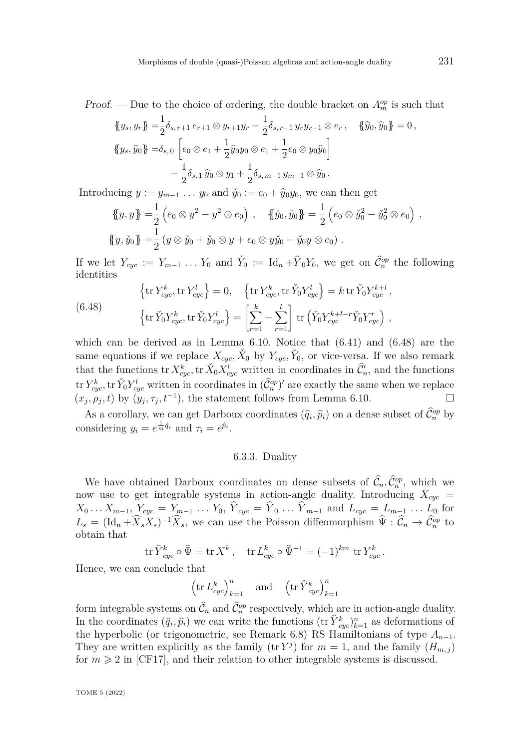*Proof.* — Due to the choice of ordering, the double bracket on $A_m^{op}$ is such that

$$\begin{aligned}
\{\!\{y_s, y_r\}\!\} =& \frac{1}{2}\delta_{s,r+1}\, e_{r+1} \otimes y_{r+1} y_r - \frac{1}{2}\delta_{s,r-1}\, y_r y_{r-1} \otimes e_r\,, \quad \{\!\{\widehat{y}_0, \widehat{y}_0\}\!\} = 0\,,\\
\{\!\{y_s, \widehat{y}_0\}\!\} =& \delta_{s,0}\left[e_0 \otimes e_1 + \frac{1}{2}\widehat{y}_0 y_0 \otimes e_1 + \frac{1}{2} e_0 \otimes y_0 \widehat{y}_0\right]\\
&- \frac{1}{2}\delta_{s,1}\, \widehat{y}_0 \otimes y_1 + \frac{1}{2}\delta_{s,m-1}\, y_{m-1} \otimes \widehat{y}_0\,.
\end{aligned}$$

Introducing $y := y_{m-1} \dots y_0$ and $\check{y}_0 := e_0 + \widehat{y}_0 y_0$, we can then get

$$\begin{aligned}
\{\!\{y, y\}\!\} =& \frac{1}{2}\left(e_0 \otimes y^2 - y^2 \otimes e_0\right)\,, \quad \{\!\{\check{y}_0, \check{y}_0\}\!\} = \frac{1}{2}\left(e_0 \otimes \check{y}_0^2 - \check{y}_0^2 \otimes e_0\right)\,,\\
\{\!\{y, \check{y}_0\}\!\} =& \frac{1}{2}\left(y \otimes \check{y}_0 + \check{y}_0 \otimes y + e_0 \otimes y\check{y}_0 - \check{y}_0 y \otimes e_0\right)\,.
\end{aligned}$$

If we let $Y_{cyc} := Y_{m-1} \dots Y_0$ and $\check{Y}_0 := \operatorname{Id}_n + \widehat{Y}_0 Y_0$, we get on $\widehat{\mathcal{C}}_n^{op}$ the following identities

$$\begin{aligned}
&\left\{\operatorname{tr} Y_{cyc}^k, \operatorname{tr} Y_{cyc}^l\right\} = 0, \quad \left\{\operatorname{tr} Y_{cyc}^k, \operatorname{tr} \check{Y}_0 Y_{cyc}^l\right\} = k \operatorname{tr} \check{Y}_0 Y_{cyc}^{k+l}\,,\\
&\left\{\operatorname{tr} \check{Y}_0 Y_{cyc}^k, \operatorname{tr} \check{Y}_0 Y_{cyc}^l\right\} = \left[\sum_{r=1}^{k} - \sum_{r=1}^{l}\right] \operatorname{tr}\left(\check{Y}_0 Y_{cyc}^{k+l-r} \check{Y}_0 Y_{cyc}^r\right)\,,
\end{aligned} \tag{6.48}$$

which can be derived as in Lemma 6.10. Notice that (6.41) and (6.48) are the same equations if we replace $X_{cyc}, \check{X}_0$ by $Y_{cyc}, \check{Y}_0$, or vice-versa. If we also remark that the functions $\operatorname{tr} X_{cyc}^k, \operatorname{tr} \check{X}_0 X_{cyc}^l$ written in coordinates in $\widehat{\mathcal{C}}_n'$, and the functions $\operatorname{tr} Y_{cyc}^k, \operatorname{tr} \check{Y}_0 Y_{cyc}^l$ written in coordinates in $(\widehat{\mathcal{C}}_n^{op})'$ are exactly the same when we replace $(x_j, \rho_j, t)$ by $(y_j, \tau_j, t^{-1})$, the statement follows from Lemma 6.10. $\square$

As a corollary, we can get Darboux coordinates $(\widehat{q}_i, \widehat{p}_i)$ on a dense subset of $\widehat{\mathcal{C}}_n^{op}$ by considering $y_i = e^{\frac{1}{m}\hat{q}_i}$ and $\tau_i = e^{\hat{p}_i}$.

### 6.3.3. Duality

We have obtained Darboux coordinates on dense subsets of $\widehat{\mathcal{C}}_n, \widehat{\mathcal{C}}_n^{op}$, which we now use to get integrable systems in action-angle duality. Introducing $X_{cyc} = X_0 \dots X_{m-1}$, $Y_{cyc} = Y_{m-1} \dots Y_0$, $\widehat{Y}_{cyc} = \widehat{Y}_0 \dots \widehat{Y}_{m-1}$ and $L_{cyc} = L_{m-1} \dots L_0$ for $L_s = (\operatorname{Id}_n + \widehat{X}_s X_s)^{-1} \widehat{X}_s$, we can use the Poisson diffeomorphism $\widehat{\Psi} : \widehat{\mathcal{C}}_n \to \widehat{\mathcal{C}}_n^{op}$ to obtain that

$$\operatorname{tr} \widehat{Y}_{cyc}^k \circ \widehat{\Psi} = \operatorname{tr} X^k\,, \quad \operatorname{tr} L_{cyc}^k \circ \widehat{\Psi}^{-1} = (-1)^{km} \operatorname{tr} Y_{cyc}^k\,.$$

Hence, we can conclude that

$$\left(\operatorname{tr} L_{cyc}^k\right)_{k=1}^n \quad \text{and} \quad \left(\operatorname{tr} \widehat{Y}_{cyc}^k\right)_{k=1}^n$$

form integrable systems on $\widehat{\mathcal{C}}_n$ and $\widehat{\mathcal{C}}_n^{op}$ respectively, which are in action-angle duality. In the coordinates $(\widehat{q}_i, \widehat{p}_i)$ we can write the functions $(\operatorname{tr} \widehat{Y}_{cyc}^k)_{k=1}^n$ as deformations of the hyperbolic (or trigonometric, see Remark 6.8) RS Hamiltonians of type $A_{n-1}$. They are written explicitly as the family $(\operatorname{tr} Y^j)$ for $m = 1$, and the family $(H_{m,j})$ for $m \geqslant 2$ in [CF17], and their relation to other integrable systems is discussed.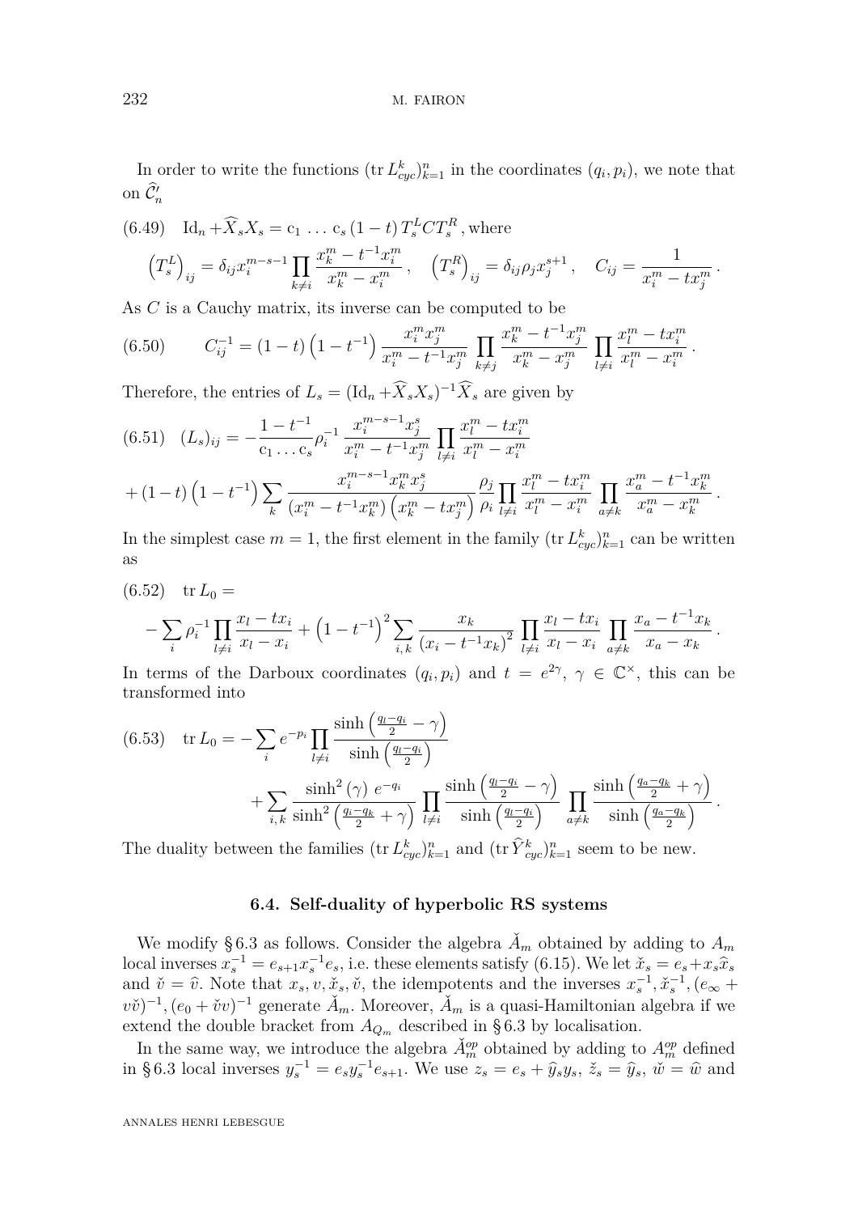In order to write the functions $(\operatorname{tr} L_{cyc}^k)_{k=1}^n$ in the coordinates $(q_i, p_i)$, we note that on $\widehat{\mathcal{C}}_n'$

$$\operatorname{Id}_n + \widehat{X}_s X_s = \mathrm{c}_1 \, \ldots \, \mathrm{c}_s \, (1-t) \, T_s^L C T_s^R \, , \text{where} \tag{6.49}$$

$$\left(T_s^L\right)_{ij} = \delta_{ij} x_i^{m-s-1} \prod_{k \neq i} \frac{x_k^m - t^{-1} x_i^m}{x_k^m - x_i^m} \, , \quad \left(T_s^R\right)_{ij} = \delta_{ij} \rho_j x_j^{s+1} \, , \quad C_{ij} = \frac{1}{x_i^m - t x_j^m} \, .$$

As $C$ is a Cauchy matrix, its inverse can be computed to be

$$C_{ij}^{-1} = (1-t)\left(1-t^{-1}\right) \frac{x_i^m x_j^m}{x_i^m - t^{-1} x_j^m} \prod_{k \neq j} \frac{x_k^m - t^{-1} x_j^m}{x_k^m - x_j^m} \prod_{l \neq i} \frac{x_l^m - t x_i^m}{x_l^m - x_i^m} \, . \tag{6.50}$$

Therefore, the entries of $L_s = (\operatorname{Id}_n + \widehat{X}_s X_s)^{-1} \widehat{X}_s$ are given by

$$\begin{aligned}(L_s)_{ij} = &-\frac{1-t^{-1}}{\mathrm{c}_1 \ldots \mathrm{c}_s} \rho_i^{-1} \frac{x_i^{m-s-1} x_j^s}{x_i^m - t^{-1} x_j^m} \prod_{l \neq i} \frac{x_l^m - t x_i^m}{x_l^m - x_i^m} \\ &+ (1-t)\left(1-t^{-1}\right) \sum_k \frac{x_i^{m-s-1} x_k^m x_j^s}{\left(x_i^m - t^{-1} x_k^m\right)\left(x_k^m - t x_j^m\right)} \frac{\rho_j}{\rho_i} \prod_{l \neq i} \frac{x_l^m - t x_i^m}{x_l^m - x_i^m} \prod_{a \neq k} \frac{x_a^m - t^{-1} x_k^m}{x_a^m - x_k^m} \, .\end{aligned} \tag{6.51}$$

In the simplest case $m = 1$, the first element in the family $(\operatorname{tr} L_{cyc}^k)_{k=1}^n$ can be written as

$$\begin{aligned}\operatorname{tr} L_0 = \\ -\sum_i \rho_i^{-1} \prod_{l \neq i} \frac{x_l - t x_i}{x_l - x_i} + \left(1 - t^{-1}\right)^2 \sum_{i,k} \frac{x_k}{\left(x_i - t^{-1} x_k\right)^2} \prod_{l \neq i} \frac{x_l - t x_i}{x_l - x_i} \prod_{a \neq k} \frac{x_a - t^{-1} x_k}{x_a - x_k} \, .\end{aligned} \tag{6.52}$$

In terms of the Darboux coordinates $(q_i, p_i)$ and $t = e^{2\gamma}$, $\gamma \in \mathbb{C}^\times$, this can be transformed into

$$\begin{aligned}\operatorname{tr} L_0 = &-\sum_i e^{-p_i} \prod_{l \neq i} \frac{\sinh\left(\frac{q_l - q_i}{2} - \gamma\right)}{\sinh\left(\frac{q_l - q_i}{2}\right)} \\ &+ \sum_{i,k} \frac{\sinh^2(\gamma) \, e^{-q_i}}{\sinh^2\left(\frac{q_i - q_k}{2} + \gamma\right)} \prod_{l \neq i} \frac{\sinh\left(\frac{q_l - q_i}{2} - \gamma\right)}{\sinh\left(\frac{q_l - q_i}{2}\right)} \prod_{a \neq k} \frac{\sinh\left(\frac{q_a - q_k}{2} + \gamma\right)}{\sinh\left(\frac{q_a - q_k}{2}\right)} \, .\end{aligned} \tag{6.53}$$

The duality between the families $(\operatorname{tr} L_{cyc}^k)_{k=1}^n$ and $(\operatorname{tr} \widehat{Y}_{cyc}^k)_{k=1}^n$ seem to be new.

### 6.4. Self-duality of hyperbolic RS systems

We modify § 6.3 as follows. Consider the algebra $\check{A}_m$ obtained by adding to $A_m$ local inverses $x_s^{-1} = e_{s+1} x_s^{-1} e_s$, i.e. these elements satisfy (6.15). We let $\check{x}_s = e_s + x_s \widehat{x}_s$ and $\check{v} = \widehat{v}$. Note that $x_s, v, \check{x}_s, \check{v}$, the idempotents and the inverses $x_s^{-1}, \check{x}_s^{-1}, (e_\infty + v\check{v})^{-1}, (e_0 + \check{v}v)^{-1}$ generate $\check{A}_m$. Moreover, $\check{A}_m$ is a quasi-Hamiltonian algebra if we extend the double bracket from $A_{Q_m}$ described in § 6.3 by localisation.

In the same way, we introduce the algebra $\check{A}_m^{op}$ obtained by adding to $A_m^{op}$ defined in § 6.3 local inverses $y_s^{-1} = e_s y_s^{-1} e_{s+1}$. We use $z_s = e_s + \widehat{y}_s y_s$, $\check{z}_s = \widehat{y}_s$, $\check{w} = \widehat{w}$ and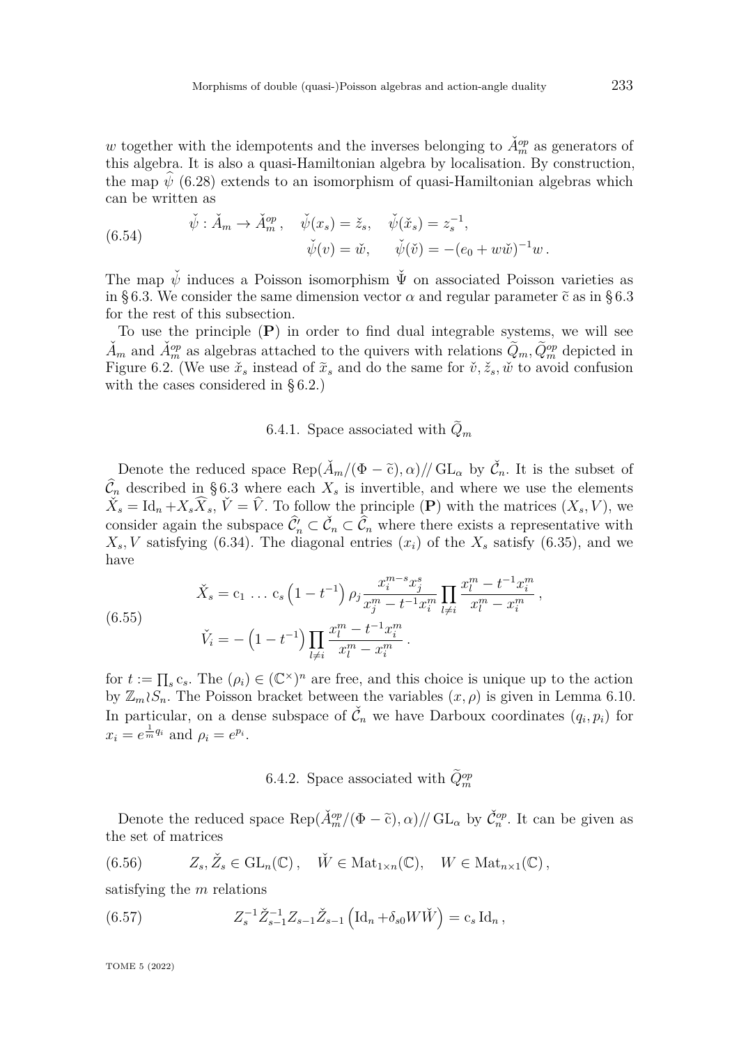$w$ together with the idempotents and the inverses belonging to $\check{A}_m^{op}$ as generators of this algebra. It is also a quasi-Hamiltonian algebra by localisation. By construction, the map $\widehat{\psi}$ (6.28) extends to an isomorphism of quasi-Hamiltonian algebras which can be written as

$$\check{\psi} : \check{A}_m \to \check{A}_m^{op}\,, \quad \check{\psi}(x_s) = \check{z}_s, \quad \check{\psi}(\check{x}_s) = z_s^{-1}, \qquad \check{\psi}(v) = \check{w}, \quad \check{\psi}(\check{v}) = -(e_0 + w\check{w})^{-1}w\,. \tag{6.54}$$

The map $\check{\psi}$ induces a Poisson isomorphism $\check{\Psi}$ on associated Poisson varieties as in § 6.3. We consider the same dimension vector $\alpha$ and regular parameter $\widetilde{\mathrm{c}}$ as in § 6.3 for the rest of this subsection.

To use the principle (**P**) in order to find dual integrable systems, we will see $\check{A}_m$ and $\check{A}_m^{op}$ as algebras attached to the quivers with relations $\widetilde{Q}_m, \widetilde{Q}_m^{op}$ depicted in Figure 6.2. (We use $\check{x}_s$ instead of $\widetilde{x}_s$ and do the same for $\check{v}, \check{z}_s, \check{w}$ to avoid confusion with the cases considered in § 6.2.)

### 6.4.1. Space associated with $\widetilde{Q}_m$

Denote the reduced space $\operatorname{Rep}(\check{A}_m/(\Phi - \widetilde{\mathrm{c}}), \alpha)/\!/ \operatorname{GL}_\alpha$ by $\check{\mathcal{C}}_n$. It is the subset of $\widehat{\mathcal{C}}_n$ described in § 6.3 where each $X_s$ is invertible, and where we use the elements $\check{X}_s = \operatorname{Id}_n + X_s\widehat{X}_s$, $\check{V} = \widehat{V}$. To follow the principle (**P**) with the matrices $(X_s, V)$, we consider again the subspace $\widehat{\mathcal{C}}'_n \subset \check{\mathcal{C}}_n \subset \widehat{\mathcal{C}}_n$ where there exists a representative with $X_s, V$ satisfying (6.34). The diagonal entries $(x_i)$ of the $X_s$ satisfy (6.35), and we have

$$\begin{aligned} \check{X}_s &= \mathrm{c}_1 \,\ldots\, \mathrm{c}_s \left(1 - t^{-1}\right) \rho_j \frac{x_i^{m-s} x_j^s}{x_j^m - t^{-1}x_i^m} \prod_{l \neq i} \frac{x_l^m - t^{-1}x_i^m}{x_l^m - x_i^m}\,, \\ \check{V}_i &= -\left(1 - t^{-1}\right) \prod_{l \neq i} \frac{x_l^m - t^{-1}x_i^m}{x_l^m - x_i^m}\,. \end{aligned} \tag{6.55}$$

for $t := \prod_s \mathrm{c}_s$. The $(\rho_i) \in (\mathbb{C}^\times)^n$ are free, and this choice is unique up to the action by $\mathbb{Z}_m \wr S_n$. The Poisson bracket between the variables $(x, \rho)$ is given in Lemma 6.10. In particular, on a dense subspace of $\check{\mathcal{C}}_n$ we have Darboux coordinates $(q_i, p_i)$ for $x_i = e^{\frac{1}{m}q_i}$ and $\rho_i = e^{p_i}$.

### 6.4.2. Space associated with $\widetilde{Q}_m^{op}$

Denote the reduced space $\operatorname{Rep}(\check{A}_m^{op}/(\Phi - \widetilde{\mathrm{c}}), \alpha)/\!/ \operatorname{GL}_\alpha$ by $\check{\mathcal{C}}_n^{op}$. It can be given as the set of matrices

$$Z_s, \check{Z}_s \in \operatorname{GL}_n(\mathbb{C})\,, \quad \check{W} \in \operatorname{Mat}_{1\times n}(\mathbb{C}), \quad W \in \operatorname{Mat}_{n\times 1}(\mathbb{C})\,, \tag{6.56}$$

satisfying the $m$ relations

$$Z_s^{-1}\check{Z}_{s-1}^{-1}Z_{s-1}\check{Z}_{s-1}\left(\operatorname{Id}_n + \delta_{s0}W\check{W}\right) = \mathrm{c}_s \operatorname{Id}_n\,, \tag{6.57}$$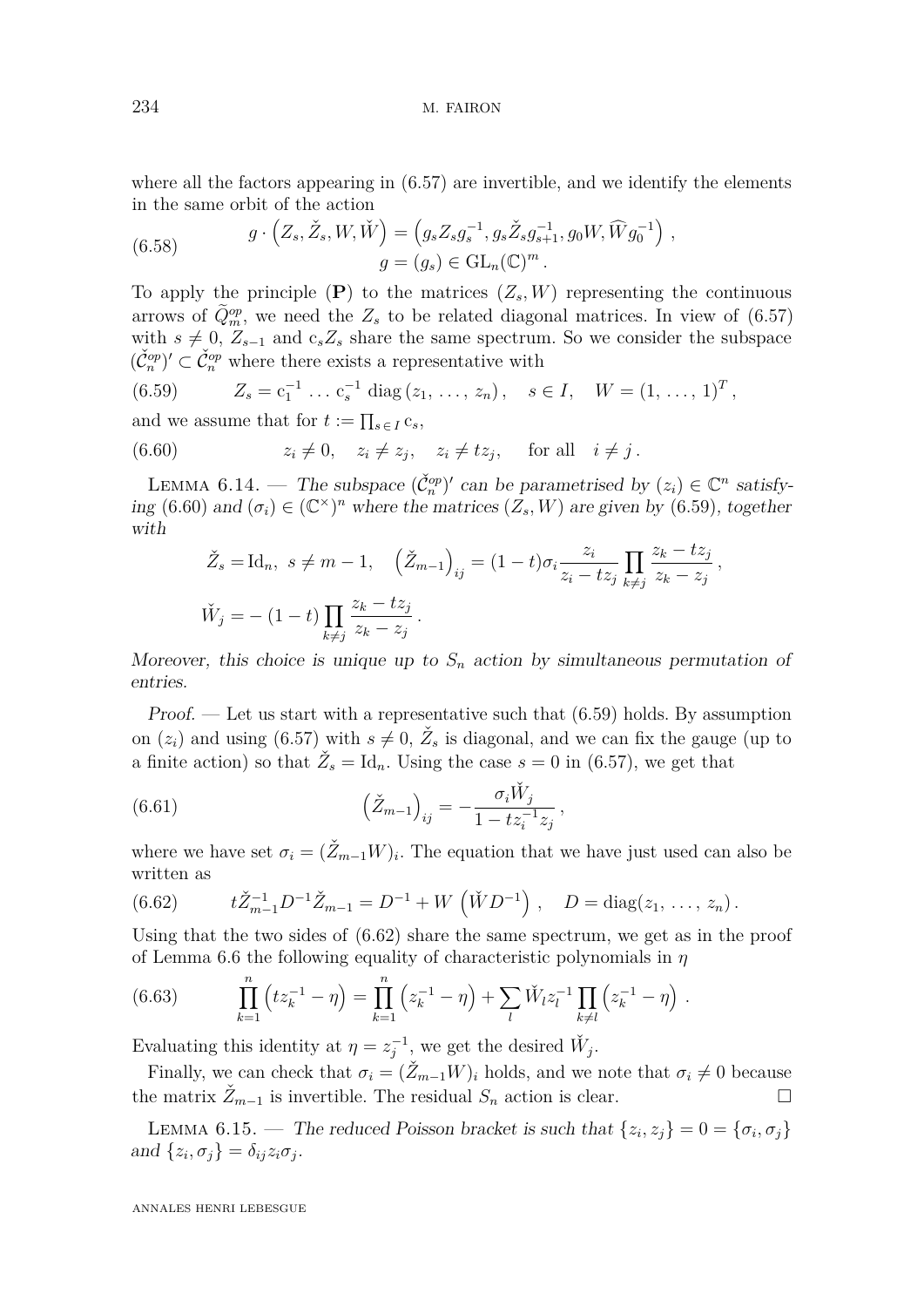where all the factors appearing in (6.57) are invertible, and we identify the elements in the same orbit of the action

$$g \cdot \left(Z_s, \check{Z}_s, W, \check{W}\right) = \left(g_s Z_s g_s^{-1}, g_s \check{Z}_s g_{s+1}^{-1}, g_0 W, \widehat{W} g_0^{-1}\right), \quad g = (g_s) \in \mathrm{GL}_n(\mathbb{C})^m. \tag{6.58}$$

To apply the principle (**P**) to the matrices $(Z_s, W)$ representing the continuous arrows of $\widetilde{Q}_m^{op}$, we need the $Z_s$ to be related diagonal matrices. In view of (6.57) with $s \neq 0$, $Z_{s-1}$ and $\mathrm{c}_s Z_s$ share the same spectrum. So we consider the subspace $(\check{\mathcal{C}}_n^{op})' \subset \check{\mathcal{C}}_n^{op}$ where there exists a representative with

$$Z_s = \mathrm{c}_1^{-1} \ldots \mathrm{c}_s^{-1} \operatorname{diag}(z_1, \ldots, z_n), \quad s \in I, \quad W = (1, \ldots, 1)^T, \tag{6.59}$$

and we assume that for $t := \prod_{s \in I} \mathrm{c}_s$,

$$z_i \neq 0, \quad z_i \neq z_j, \quad z_i \neq t z_j, \quad \text{for all} \quad i \neq j. \tag{6.60}$$

Lemma 6.14. — *The subspace $(\check{\mathcal{C}}_n^{op})'$ can be parametrised by $(z_i) \in \mathbb{C}^n$ satisfying (6.60) and $(\sigma_i) \in (\mathbb{C}^\times)^n$ where the matrices $(Z_s, W)$ are given by (6.59), together with*

$$\check{Z}_s = \mathrm{Id}_n, \; s \neq m-1, \quad \left(\check{Z}_{m-1}\right)_{ij} = (1-t)\sigma_i \frac{z_i}{z_i - t z_j} \prod_{k \neq j} \frac{z_k - t z_j}{z_k - z_j},$$

$$\check{W}_j = -(1-t) \prod_{k \neq j} \frac{z_k - t z_j}{z_k - z_j}.$$

*Moreover, this choice is unique up to $S_n$ action by simultaneous permutation of entries.*

*Proof.* — Let us start with a representative such that (6.59) holds. By assumption on $(z_i)$ and using (6.57) with $s \neq 0$, $\check{Z}_s$ is diagonal, and we can fix the gauge (up to a finite action) so that $\check{Z}_s = \mathrm{Id}_n$. Using the case $s = 0$ in (6.57), we get that

$$\left(\check{Z}_{m-1}\right)_{ij} = -\frac{\sigma_i \check{W}_j}{1 - t z_i^{-1} z_j}, \tag{6.61}$$

where we have set $\sigma_i = (\check{Z}_{m-1} W)_i$. The equation that we have just used can also be written as

$$t \check{Z}_{m-1}^{-1} D^{-1} \check{Z}_{m-1} = D^{-1} + W\left(\check{W} D^{-1}\right), \quad D = \operatorname{diag}(z_1, \ldots, z_n). \tag{6.62}$$

Using that the two sides of (6.62) share the same spectrum, we get as in the proof of Lemma 6.6 the following equality of characteristic polynomials in $\eta$

$$\prod_{k=1}^n \left(t z_k^{-1} - \eta\right) = \prod_{k=1}^n \left(z_k^{-1} - \eta\right) + \sum_l \check{W}_l z_l^{-1} \prod_{k \neq l} \left(z_k^{-1} - \eta\right). \tag{6.63}$$

Evaluating this identity at $\eta = z_j^{-1}$, we get the desired $\check{W}_j$.

Finally, we can check that $\sigma_i = (\check{Z}_{m-1} W)_i$ holds, and we note that $\sigma_i \neq 0$ because the matrix $\check{Z}_{m-1}$ is invertible. The residual $S_n$ action is clear. $\square$

Lemma 6.15. — *The reduced Poisson bracket is such that $\{z_i, z_j\} = 0 = \{\sigma_i, \sigma_j\}$ and $\{z_i, \sigma_j\} = \delta_{ij} z_i \sigma_j$.*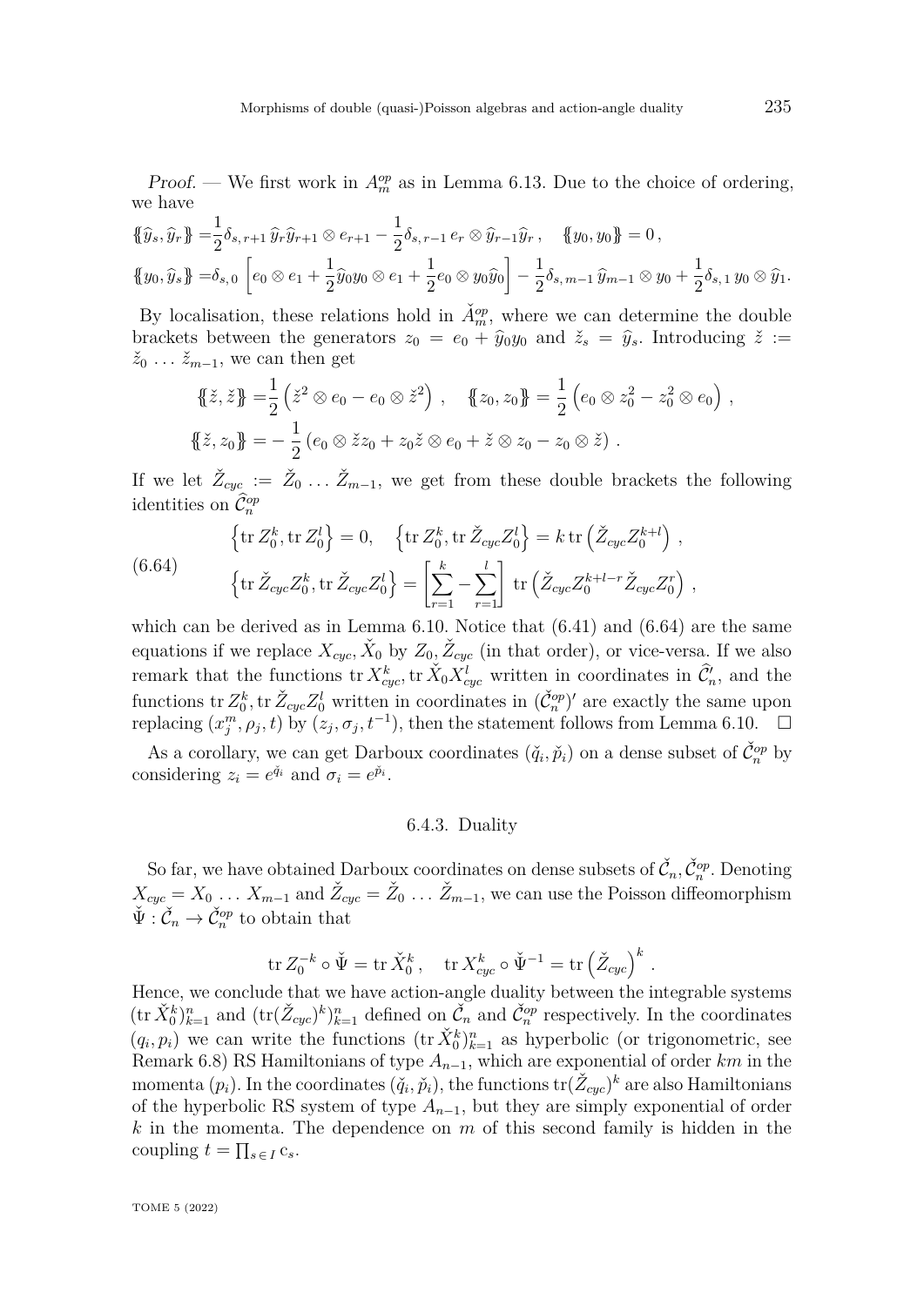*Proof.* — We first work in $A_m^{op}$ as in Lemma 6.13. Due to the choice of ordering, we have

$$\{\!\{\widehat{y}_s,\widehat{y}_r\}\!\} = \frac{1}{2}\delta_{s,\,r+1}\,\widehat{y}_r\widehat{y}_{r+1}\otimes e_{r+1} - \frac{1}{2}\delta_{s,\,r-1}\,e_r\otimes \widehat{y}_{r-1}\widehat{y}_r\,, \quad \{\!\{y_0,y_0\}\!\}=0\,,$$
$$\{\!\{y_0,\widehat{y}_s\}\!\} = \delta_{s,\,0}\left[e_0\otimes e_1 + \frac{1}{2}\widehat{y}_0 y_0\otimes e_1 + \frac{1}{2}e_0\otimes y_0\widehat{y}_0\right] - \frac{1}{2}\delta_{s,\,m-1}\,\widehat{y}_{m-1}\otimes y_0 + \frac{1}{2}\delta_{s,\,1}\,y_0\otimes \widehat{y}_1.$$

By localisation, these relations hold in $\check{A}_m^{op}$, where we can determine the double brackets between the generators $z_0 = e_0 + \widehat{y}_0 y_0$ and $\check{z}_s = \widehat{y}_s$. Introducing $\check{z} := \check{z}_0 \,\ldots\, \check{z}_{m-1}$, we can then get

$$\{\!\{\check{z},\check{z}\}\!\} = \frac{1}{2}\left(\check{z}^2\otimes e_0 - e_0\otimes \check{z}^2\right)\,, \quad \{\!\{z_0,z_0\}\!\} = \frac{1}{2}\left(e_0\otimes z_0^2 - z_0^2\otimes e_0\right)\,,$$
$$\{\!\{\check{z},z_0\}\!\} = -\frac{1}{2}\left(e_0\otimes \check{z}z_0 + z_0\check{z}\otimes e_0 + \check{z}\otimes z_0 - z_0\otimes\check{z}\right)\,.$$

If we let $\check{Z}_{cyc} := \check{Z}_0 \,\ldots\, \check{Z}_{m-1}$, we get from these double brackets the following identities on $\widehat{\mathcal{C}}_n^{op}$

$$\begin{aligned}
&\left\{\operatorname{tr} Z_0^k, \operatorname{tr} Z_0^l\right\} = 0, \quad \left\{\operatorname{tr} Z_0^k, \operatorname{tr} \check{Z}_{cyc}Z_0^l\right\} = k\operatorname{tr}\left(\check{Z}_{cyc}Z_0^{k+l}\right)\,,\\
&\left\{\operatorname{tr} \check{Z}_{cyc}Z_0^k, \operatorname{tr} \check{Z}_{cyc}Z_0^l\right\} = \left[\sum_{r=1}^{k} - \sum_{r=1}^{l}\right]\operatorname{tr}\left(\check{Z}_{cyc}Z_0^{k+l-r}\check{Z}_{cyc}Z_0^r\right)\,,
\end{aligned} \tag{6.64}$$

which can be derived as in Lemma 6.10. Notice that (6.41) and (6.64) are the same equations if we replace $X_{cyc}, \check{X}_0$ by $Z_0, \check{Z}_{cyc}$ (in that order), or vice-versa. If we also remark that the functions $\operatorname{tr} X_{cyc}^k, \operatorname{tr}\check{X}_0 X_{cyc}^l$ written in coordinates in $\widehat{\mathcal{C}}_n'$, and the functions $\operatorname{tr} Z_0^k, \operatorname{tr}\check{Z}_{cyc}Z_0^l$ written in coordinates in $(\check{\mathcal{C}}_n^{op})'$ are exactly the same upon replacing $(x_j^m, \rho_j, t)$ by $(z_j, \sigma_j, t^{-1})$, then the statement follows from Lemma 6.10. $\square$

As a corollary, we can get Darboux coordinates $(\check{q}_i, \check{p}_i)$ on a dense subset of $\check{\mathcal{C}}_n^{op}$ by considering $z_i = e^{\check{q}_i}$ and $\sigma_i = e^{\check{p}_i}$.

### 6.4.3. Duality

So far, we have obtained Darboux coordinates on dense subsets of $\check{\mathcal{C}}_n, \check{\mathcal{C}}_n^{op}$. Denoting $X_{cyc} = X_0 \,\ldots\, X_{m-1}$ and $\check{Z}_{cyc} = \check{Z}_0 \,\ldots\, \check{Z}_{m-1}$, we can use the Poisson diffeomorphism $\check{\Psi} : \check{\mathcal{C}}_n \to \check{\mathcal{C}}_n^{op}$ to obtain that

$$\operatorname{tr} Z_0^{-k}\circ\check{\Psi} = \operatorname{tr}\check{X}_0^k\,, \quad \operatorname{tr} X_{cyc}^k\circ\check{\Psi}^{-1} = \operatorname{tr}\left(\check{Z}_{cyc}\right)^k\,.$$

Hence, we conclude that we have action-angle duality between the integrable systems $(\operatorname{tr}\check{X}_0^k)_{k=1}^n$ and $(\operatorname{tr}(\check{Z}_{cyc})^k)_{k=1}^n$ defined on $\check{\mathcal{C}}_n$ and $\check{\mathcal{C}}_n^{op}$ respectively. In the coordinates $(q_i, p_i)$ we can write the functions $(\operatorname{tr}\check{X}_0^k)_{k=1}^n$ as hyperbolic (or trigonometric, see Remark 6.8) RS Hamiltonians of type $A_{n-1}$, which are exponential of order $km$ in the momenta $(p_i)$. In the coordinates $(\check{q}_i, \check{p}_i)$, the functions $\operatorname{tr}(\check{Z}_{cyc})^k$ are also Hamiltonians of the hyperbolic RS system of type $A_{n-1}$, but they are simply exponential of order $k$ in the momenta. The dependence on $m$ of this second family is hidden in the coupling $t = \prod_{s\in I}\mathrm{c}_s$.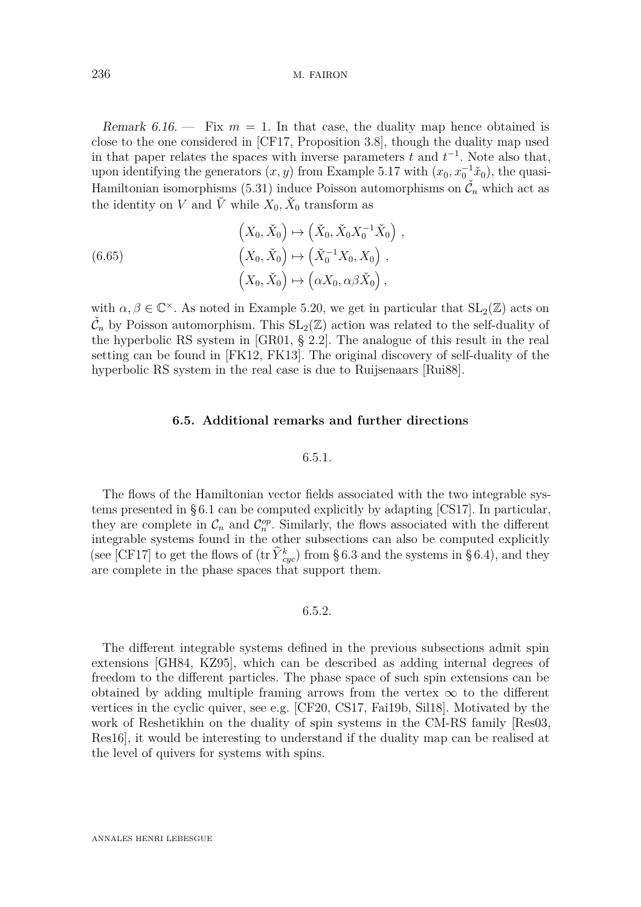*Remark 6.16.* — Fix $m = 1$. In that case, the duality map hence obtained is close to the one considered in [CF17, Proposition 3.8], though the duality map used in that paper relates the spaces with inverse parameters $t$ and $t^{-1}$. Note also that, upon identifying the generators $(x, y)$ from Example 5.17 with $(x_0, x_0^{-1}\check{x}_0)$, the quasi-Hamiltonian isomorphisms (5.31) induce Poisson automorphisms on $\check{\mathcal{C}}_n$ which act as the identity on $V$ and $\check{V}$ while $X_0, \check{X}_0$ transform as

$$
\begin{aligned}
\left(X_0, \check{X}_0\right) &\mapsto \left(\check{X}_0, \check{X}_0 X_0^{-1} \check{X}_0\right) , \\
\left(X_0, \check{X}_0\right) &\mapsto \left(\check{X}_0^{-1} X_0, X_0\right) , \\
\left(X_0, \check{X}_0\right) &\mapsto \left(\alpha X_0, \alpha\beta \check{X}_0\right) ,
\end{aligned}
\tag{6.65}
$$

with $\alpha, \beta \in \mathbb{C}^\times$. As noted in Example 5.20, we get in particular that $\mathrm{SL}_2(\mathbb{Z})$ acts on $\check{\mathcal{C}}_n$ by Poisson automorphism. This $\mathrm{SL}_2(\mathbb{Z})$ action was related to the self-duality of the hyperbolic RS system in [GR01, § 2.2]. The analogue of this result in the real setting can be found in [FK12, FK13]. The original discovery of self-duality of the hyperbolic RS system in the real case is due to Ruijsenaars [Rui88].

### 6.5. Additional remarks and further directions

#### 6.5.1.

The flows of the Hamiltonian vector fields associated with the two integrable systems presented in § 6.1 can be computed explicitly by adapting [CS17]. In particular, they are complete in $\mathcal{C}_n$ and $\mathcal{C}_n^{op}$. Similarly, the flows associated with the different integrable systems found in the other subsections can also be computed explicitly (see [CF17] to get the flows of $(\operatorname{tr} \widehat{Y}_{cyc}^k)$ from § 6.3 and the systems in § 6.4), and they are complete in the phase spaces that support them.

#### 6.5.2.

The different integrable systems defined in the previous subsections admit spin extensions [GH84, KZ95], which can be described as adding internal degrees of freedom to the different particles. The phase space of such spin extensions can be obtained by adding multiple framing arrows from the vertex $\infty$ to the different vertices in the cyclic quiver, see e.g. [CF20, CS17, Fai19b, Sil18]. Motivated by the work of Reshetikhin on the duality of spin systems in the CM-RS family [Res03, Res16], it would be interesting to understand if the duality map can be realised at the level of quivers for systems with spins.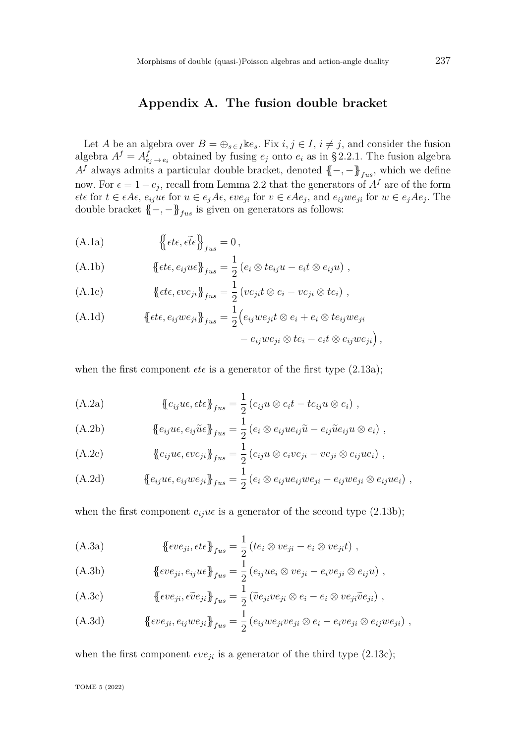## Appendix A. The fusion double bracket

Let $A$ be an algebra over $B = \oplus_{s\in I}\Bbbk e_s$. Fix $i, j \in I$, $i \neq j$, and consider the fusion algebra $A^f = A^f_{e_j\to e_i}$ obtained by fusing $e_j$ onto $e_i$ as in § 2.2.1. The fusion algebra $A^f$ always admits a particular double bracket, denoted $\{\!\!\{-,-\}\!\!\}_{fus}$, which we define now. For $\epsilon = 1 - e_j$, recall from Lemma 2.2 that the generators of $A^f$ are of the form $\epsilon t\epsilon$ for $t \in \epsilon A\epsilon$, $e_{ij}u\epsilon$ for $u \in e_jA\epsilon$, $\epsilon v e_{ji}$ for $v \in \epsilon A e_j$, and $e_{ij}we_{ji}$ for $w \in e_jAe_j$. The double bracket $\{\!\!\{-,-\}\!\!\}_{fus}$ is given on generators as follows:

$$\left\{\!\!\left\{\epsilon t\epsilon, \epsilon\tilde{t}\epsilon\right\}\!\!\right\}_{fus} = 0\,, \tag{A.1a}$$

$$\{\!\!\{\epsilon t\epsilon, e_{ij}u\epsilon\}\!\!\}_{fus} = \frac{1}{2}\left(e_i \otimes te_{ij}u - e_it \otimes e_{ij}u\right)\,, \tag{A.1b}$$

$$\{\!\!\{\epsilon t\epsilon, \epsilon ve_{ji}\}\!\!\}_{fus} = \frac{1}{2}\left(ve_{ji}t \otimes e_i - ve_{ji} \otimes te_i\right)\,, \tag{A.1c}$$

$$\begin{aligned}\{\!\!\{\epsilon t\epsilon, e_{ij}we_{ji}\}\!\!\}_{fus} = \frac{1}{2}\Big(&e_{ij}we_{ji}t \otimes e_i + e_i \otimes te_{ij}we_{ji}\\ &- e_{ij}we_{ji} \otimes te_i - e_it \otimes e_{ij}we_{ji}\Big)\,,\end{aligned} \tag{A.1d}$$

when the first component $\epsilon t\epsilon$ is a generator of the first type (2.13a);

$$\{\!\!\{e_{ij}u\epsilon, \epsilon t\epsilon\}\!\!\}_{fus} = \frac{1}{2}\left(e_{ij}u \otimes e_it - te_{ij}u \otimes e_i\right)\,, \tag{A.2a}$$

$$\{\!\!\{e_{ij}u\epsilon, e_{ij}\tilde{u}\epsilon\}\!\!\}_{fus} = \frac{1}{2}\left(e_i \otimes e_{ij}ue_{ij}\tilde{u} - e_{ij}\tilde{u}e_{ij}u \otimes e_i\right)\,, \tag{A.2b}$$

$$\{\!\!\{e_{ij}u\epsilon, \epsilon ve_{ji}\}\!\!\}_{fus} = \frac{1}{2}\left(e_{ij}u \otimes e_ive_{ji} - ve_{ji} \otimes e_{ij}ue_i\right)\,, \tag{A.2c}$$

$$\{\!\!\{e_{ij}u\epsilon, e_{ij}we_{ji}\}\!\!\}_{fus} = \frac{1}{2}\left(e_i \otimes e_{ij}ue_{ij}we_{ji} - e_{ij}we_{ji} \otimes e_{ij}ue_i\right)\,, \tag{A.2d}$$

when the first component $e_{ij}u\epsilon$ is a generator of the second type (2.13b);

$$\{\!\!\{\epsilon ve_{ji}, \epsilon t\epsilon\}\!\!\}_{fus} = \frac{1}{2}\left(te_i \otimes ve_{ji} - e_i \otimes ve_{ji}t\right)\,, \tag{A.3a}$$

$$\{\!\!\{\epsilon ve_{ji}, e_{ij}u\epsilon\}\!\!\}_{fus} = \frac{1}{2}\left(e_{ij}ue_i \otimes ve_{ji} - e_ive_{ji} \otimes e_{ij}u\right)\,, \tag{A.3b}$$

$$\{\!\!\{\epsilon ve_{ji}, \epsilon\tilde{v}e_{ji}\}\!\!\}_{fus} = \frac{1}{2}\left(\tilde{v}e_{ji}ve_{ji} \otimes e_i - e_i \otimes ve_{ji}\tilde{v}e_{ji}\right)\,, \tag{A.3c}$$

$$\{\!\!\{\epsilon ve_{ji}, e_{ij}we_{ji}\}\!\!\}_{fus} = \frac{1}{2}\left(e_{ij}we_{ji}ve_{ji} \otimes e_i - e_ive_{ji} \otimes e_{ij}we_{ji}\right)\,, \tag{A.3d}$$

when the first component $\epsilon ve_{ji}$ is a generator of the third type (2.13c);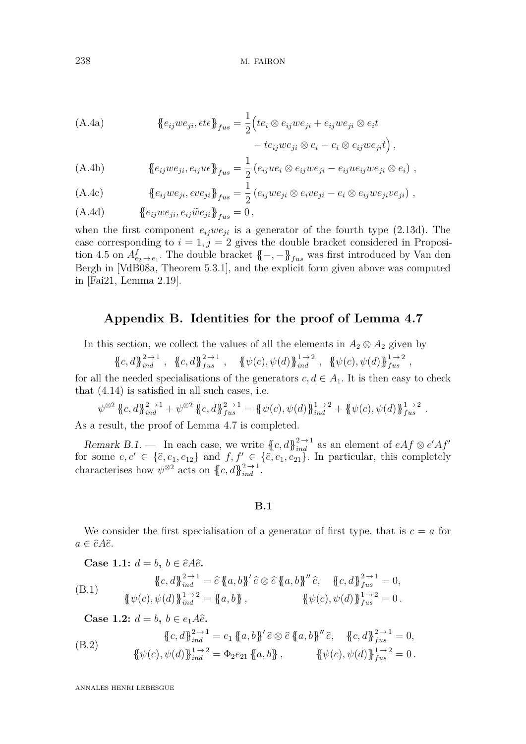$$
\begin{aligned}
\text{(A.4a)} \qquad & \{\!\{e_{ij}we_{ji}, ete\}\!\}_{fus} = \frac{1}{2}\Big(te_i \otimes e_{ij}we_{ji} + e_{ij}we_{ji} \otimes e_it \\
& \qquad\qquad - te_{ij}we_{ji} \otimes e_i - e_i \otimes e_{ij}we_{ji}t\Big)\,,
\end{aligned}
$$

$$
\text{(A.4b)} \qquad \{\!\{e_{ij}we_{ji}, e_{ij}ue\}\!\}_{fus} = \frac{1}{2}\left(e_{ij}ue_i \otimes e_{ij}we_{ji} - e_{ij}ue_{ij}we_{ji} \otimes e_i\right)\,,
$$

$$
\text{(A.4c)} \qquad \{\!\{e_{ij}we_{ji}, eve_{ji}\}\!\}_{fus} = \frac{1}{2}\left(e_{ij}we_{ji} \otimes e_ive_{ji} - e_i \otimes e_{ij}we_{ji}ve_{ji}\right)\,,
$$

$$
\text{(A.4d)} \qquad \{\!\{e_{ij}we_{ji}, e_{ij}\widetilde{w}e_{ji}\}\!\}_{fus} = 0\,,
$$

when the first component $e_{ij}we_{ji}$ is a generator of the fourth type (2.13d). The case corresponding to $i=1, j=2$ gives the double bracket considered in Proposition 4.5 on $A^f_{e_2\to e_1}$. The double bracket $\{\!\{-,-\}\!\}_{fus}$ was first introduced by Van den Bergh in [VdB08a, Theorem 5.3.1], and the explicit form given above was computed in [Fai21, Lemma 2.19].

## Appendix B. Identities for the proof of Lemma 4.7

In this section, we collect the values of all the elements in $A_2 \otimes A_2$ given by

$$
\{\!\{c,d\}\!\}^{2\to 1}_{ind}\,,\quad \{\!\{c,d\}\!\}^{2\to 1}_{fus}\,,\quad \{\!\{\psi(c),\psi(d)\}\!\}^{1\to 2}_{ind}\,,\quad \{\!\{\psi(c),\psi(d)\}\!\}^{1\to 2}_{fus}\,,
$$

for all the needed specialisations of the generators $c, d \in A_1$. It is then easy to check that (4.14) is satisfied in all such cases, i.e.

$$
\psi^{\otimes 2}\,\{\!\{c,d\}\!\}^{2\to 1}_{ind} + \psi^{\otimes 2}\,\{\!\{c,d\}\!\}^{2\to 1}_{fus} = \{\!\{\psi(c),\psi(d)\}\!\}^{1\to 2}_{ind} + \{\!\{\psi(c),\psi(d)\}\!\}^{1\to 2}_{fus}\,.
$$

As a result, the proof of Lemma 4.7 is completed.

*Remark B.1.* — In each case, we write $\{\!\{c,d\}\!\}^{2\to 1}_{ind}$ as an element of $eAf \otimes e'Af'$ for some $e, e' \in \{\widehat{e}, e_1, e_{12}\}$ and $f, f' \in \{\widehat{e}, e_1, e_{21}\}$. In particular, this completely characterises how $\psi^{\otimes 2}$ acts on $\{\!\{c,d\}\!\}^{2\to 1}_{ind}$.

### B.1

We consider the first specialisation of a generator of first type, that is $c = a$ for $a \in \widehat{e}A\widehat{e}$.

**Case 1.1:** $d = b$, $b \in \widehat{e}A\widehat{e}$.

$$
\text{(B.1)} \qquad
\begin{aligned}
&\{\!\{c,d\}\!\}^{2\to 1}_{ind} = \widehat{e}\,\{\!\{a,b\}\!\}'\,\widehat{e} \otimes \widehat{e}\,\{\!\{a,b\}\!\}''\,\widehat{e}, \quad && \{\!\{c,d\}\!\}^{2\to 1}_{fus} = 0, \\
&\{\!\{\psi(c),\psi(d)\}\!\}^{1\to 2}_{ind} = \{\!\{a,b\}\!\}\,, && \{\!\{\psi(c),\psi(d)\}\!\}^{1\to 2}_{fus} = 0\,.
\end{aligned}
$$

**Case 1.2:** $d = b$, $b \in e_1A\widehat{e}$.

$$
\text{(B.2)} \qquad
\begin{aligned}
&\{\!\{c,d\}\!\}^{2\to 1}_{ind} = e_1\,\{\!\{a,b\}\!\}'\,\widehat{e} \otimes \widehat{e}\,\{\!\{a,b\}\!\}''\,\widehat{e}, \quad && \{\!\{c,d\}\!\}^{2\to 1}_{fus} = 0, \\
&\{\!\{\psi(c),\psi(d)\}\!\}^{1\to 2}_{ind} = \Phi_2 e_{21}\,\{\!\{a,b\}\!\}\,, && \{\!\{\psi(c),\psi(d)\}\!\}^{1\to 2}_{fus} = 0\,.
\end{aligned}
$$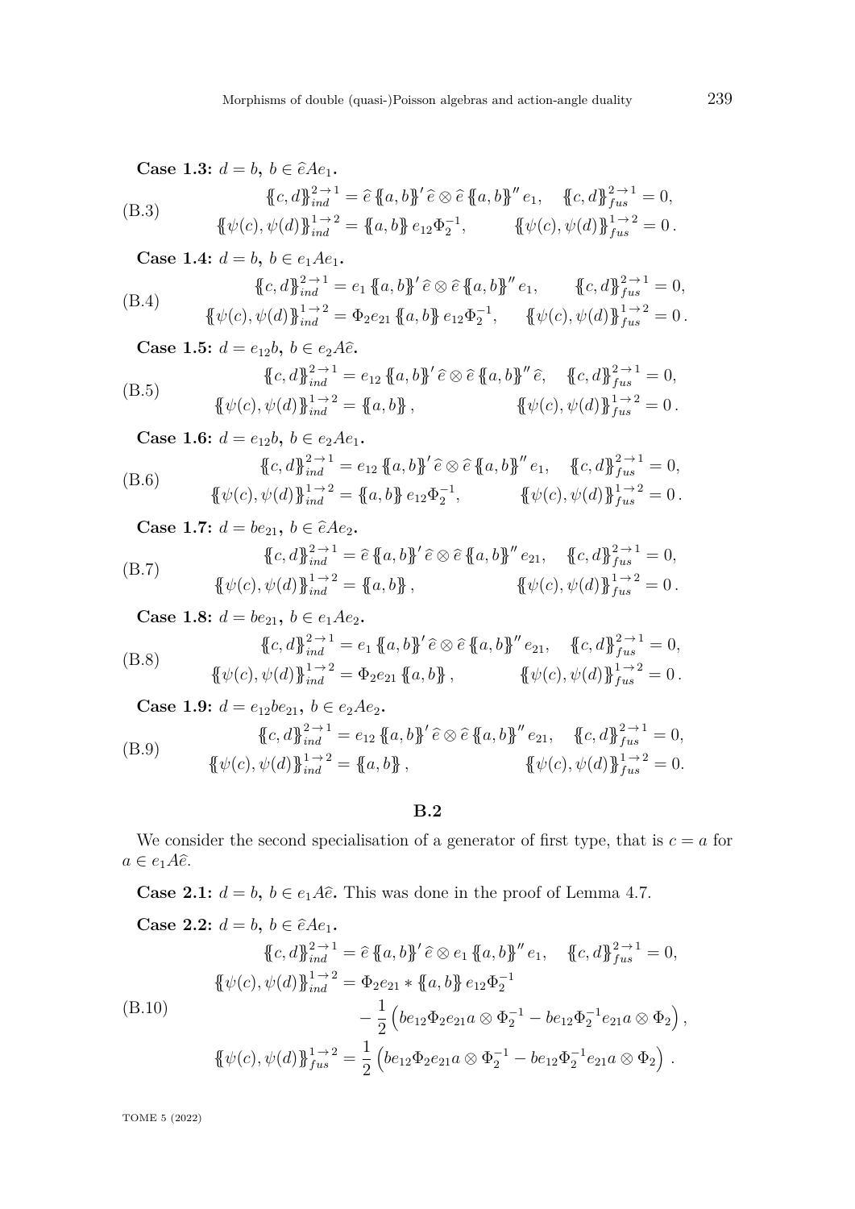**Case 1.3:** $d = b$, $b \in \widehat{e}Ae_1$.

$$\begin{aligned} &\{\!\{c,d\}\!\}_{ind}^{2\to 1} = \widehat{e}\,\{\!\{a,b\}\!\}'\,\widehat{e} \otimes \widehat{e}\,\{\!\{a,b\}\!\}''\,e_1, \quad \{\!\{c,d\}\!\}_{fus}^{2\to 1} = 0, \\ &\{\!\{\psi(c),\psi(d)\}\!\}_{ind}^{1\to 2} = \{\!\{a,b\}\!\}\,e_{12}\Phi_2^{-1}, \qquad \{\!\{\psi(c),\psi(d)\}\!\}_{fus}^{1\to 2} = 0\,. \end{aligned} \tag{B.3}$$

**Case 1.4:** $d = b$, $b \in e_1Ae_1$.

$$\begin{aligned} &\{\!\{c,d\}\!\}_{ind}^{2\to 1} = e_1\,\{\!\{a,b\}\!\}'\,\widehat{e} \otimes \widehat{e}\,\{\!\{a,b\}\!\}''\,e_1, \qquad \{\!\{c,d\}\!\}_{fus}^{2\to 1} = 0, \\ &\{\!\{\psi(c),\psi(d)\}\!\}_{ind}^{1\to 2} = \Phi_2 e_{21}\,\{\!\{a,b\}\!\}\,e_{12}\Phi_2^{-1}, \quad \{\!\{\psi(c),\psi(d)\}\!\}_{fus}^{1\to 2} = 0\,. \end{aligned} \tag{B.4}$$

**Case 1.5:** $d = e_{12}b$, $b \in e_2A\widehat{e}$.

$$\begin{aligned} &\{\!\{c,d\}\!\}_{ind}^{2\to 1} = e_{12}\,\{\!\{a,b\}\!\}'\,\widehat{e} \otimes \widehat{e}\,\{\!\{a,b\}\!\}''\,\widehat{e}, \quad \{\!\{c,d\}\!\}_{fus}^{2\to 1} = 0, \\ &\{\!\{\psi(c),\psi(d)\}\!\}_{ind}^{1\to 2} = \{\!\{a,b\}\!\}\,, \qquad \{\!\{\psi(c),\psi(d)\}\!\}_{fus}^{1\to 2} = 0\,. \end{aligned} \tag{B.5}$$

**Case 1.6:** $d = e_{12}b$, $b \in e_2Ae_1$.

$$\begin{aligned} &\{\!\{c,d\}\!\}_{ind}^{2\to 1} = e_{12}\,\{\!\{a,b\}\!\}'\,\widehat{e} \otimes \widehat{e}\,\{\!\{a,b\}\!\}''\,e_1, \quad \{\!\{c,d\}\!\}_{fus}^{2\to 1} = 0, \\ &\{\!\{\psi(c),\psi(d)\}\!\}_{ind}^{1\to 2} = \{\!\{a,b\}\!\}\,e_{12}\Phi_2^{-1}, \qquad \{\!\{\psi(c),\psi(d)\}\!\}_{fus}^{1\to 2} = 0\,. \end{aligned} \tag{B.6}$$

**Case 1.7:** $d = be_{21}$, $b \in \widehat{e}Ae_2$.

$$\begin{aligned} &\{\!\{c,d\}\!\}_{ind}^{2\to 1} = \widehat{e}\,\{\!\{a,b\}\!\}'\,\widehat{e} \otimes \widehat{e}\,\{\!\{a,b\}\!\}''\,e_{21}, \quad \{\!\{c,d\}\!\}_{fus}^{2\to 1} = 0, \\ &\{\!\{\psi(c),\psi(d)\}\!\}_{ind}^{1\to 2} = \{\!\{a,b\}\!\}\,, \qquad \{\!\{\psi(c),\psi(d)\}\!\}_{fus}^{1\to 2} = 0\,. \end{aligned} \tag{B.7}$$

**Case 1.8:** $d = be_{21}$, $b \in e_1Ae_2$.

$$\begin{aligned} &\{\!\{c,d\}\!\}_{ind}^{2\to 1} = e_1\,\{\!\{a,b\}\!\}'\,\widehat{e} \otimes \widehat{e}\,\{\!\{a,b\}\!\}''\,e_{21}, \quad \{\!\{c,d\}\!\}_{fus}^{2\to 1} = 0, \\ &\{\!\{\psi(c),\psi(d)\}\!\}_{ind}^{1\to 2} = \Phi_2 e_{21}\,\{\!\{a,b\}\!\}\,, \qquad \{\!\{\psi(c),\psi(d)\}\!\}_{fus}^{1\to 2} = 0\,. \end{aligned} \tag{B.8}$$

**Case 1.9:** $d = e_{12}be_{21}$, $b \in e_2Ae_2$.

$$\begin{aligned} &\{\!\{c,d\}\!\}_{ind}^{2\to 1} = e_{12}\,\{\!\{a,b\}\!\}'\,\widehat{e} \otimes \widehat{e}\,\{\!\{a,b\}\!\}''\,e_{21}, \quad \{\!\{c,d\}\!\}_{fus}^{2\to 1} = 0, \\ &\{\!\{\psi(c),\psi(d)\}\!\}_{ind}^{1\to 2} = \{\!\{a,b\}\!\}\,, \qquad \{\!\{\psi(c),\psi(d)\}\!\}_{fus}^{1\to 2} = 0. \end{aligned} \tag{B.9}$$

## B.2

We consider the second specialisation of a generator of first type, that is $c = a$ for $a \in e_1A\widehat{e}$.

**Case 2.1:** $d = b$, $b \in e_1A\widehat{e}$. This was done in the proof of Lemma 4.7.

**Case 2.2:** $d = b$, $b \in \widehat{e}Ae_1$.

$$\begin{aligned} \{\!\{c,d\}\!\}_{ind}^{2\to 1} &= \widehat{e}\,\{\!\{a,b\}\!\}'\,\widehat{e} \otimes e_1\,\{\!\{a,b\}\!\}''\,e_1, \quad \{\!\{c,d\}\!\}_{fus}^{2\to 1} = 0, \\ \{\!\{\psi(c),\psi(d)\}\!\}_{ind}^{1\to 2} &= \Phi_2 e_{21} * \{\!\{a,b\}\!\}\,e_{12}\Phi_2^{-1} \\ &\quad - \frac{1}{2}\left(be_{12}\Phi_2 e_{21}a \otimes \Phi_2^{-1} - be_{12}\Phi_2^{-1}e_{21}a \otimes \Phi_2\right), \\ \{\!\{\psi(c),\psi(d)\}\!\}_{fus}^{1\to 2} &= \frac{1}{2}\left(be_{12}\Phi_2 e_{21}a \otimes \Phi_2^{-1} - be_{12}\Phi_2^{-1}e_{21}a \otimes \Phi_2\right). \end{aligned} \tag{B.10}$$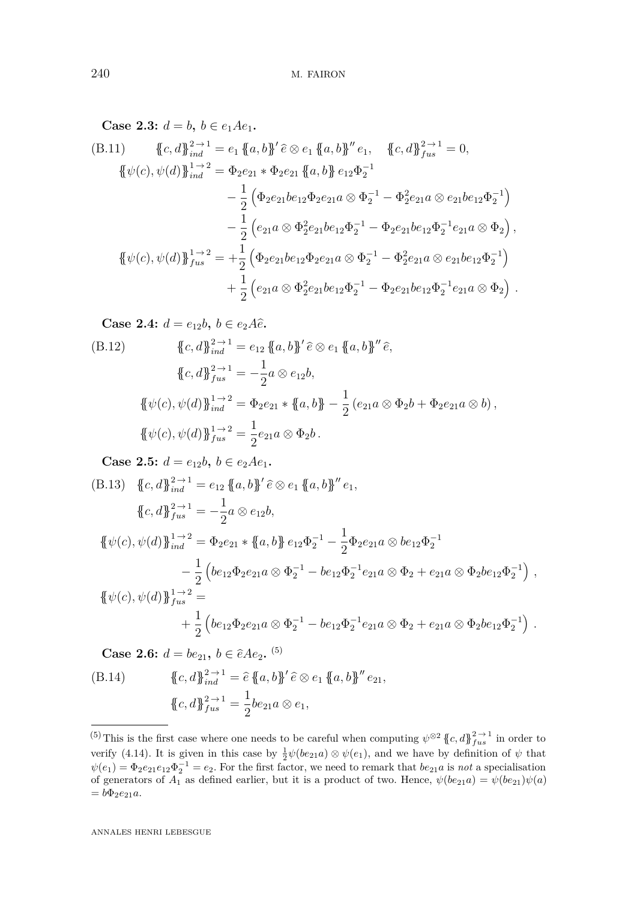**Case 2.3:** $d = b$, $b \in e_1 A e_1$.

$$\text{(B.11)} \qquad \{\!\{c,d\}\!\}_{ind}^{2\to 1} = e_1 \{\!\{a,b\}\!\}' \,\widehat{e} \otimes e_1 \{\!\{a,b\}\!\}'' e_1, \quad \{\!\{c,d\}\!\}_{fus}^{2\to 1} = 0,$$

$$\begin{aligned}
\{\!\{\psi(c),\psi(d)\}\!\}_{ind}^{1\to 2} &= \Phi_2 e_{21} * \Phi_2 e_{21} \{\!\{a,b\}\!\} e_{12}\Phi_2^{-1} \\
&\quad - \frac{1}{2}\left(\Phi_2 e_{21} b e_{12} \Phi_2 e_{21} a \otimes \Phi_2^{-1} - \Phi_2^2 e_{21} a \otimes e_{21} b e_{12} \Phi_2^{-1}\right) \\
&\quad - \frac{1}{2}\left(e_{21} a \otimes \Phi_2^2 e_{21} b e_{12} \Phi_2^{-1} - \Phi_2 e_{21} b e_{12} \Phi_2^{-1} e_{21} a \otimes \Phi_2\right), \\
\{\!\{\psi(c),\psi(d)\}\!\}_{fus}^{1\to 2} &= +\frac{1}{2}\left(\Phi_2 e_{21} b e_{12} \Phi_2 e_{21} a \otimes \Phi_2^{-1} - \Phi_2^2 e_{21} a \otimes e_{21} b e_{12} \Phi_2^{-1}\right) \\
&\quad + \frac{1}{2}\left(e_{21} a \otimes \Phi_2^2 e_{21} b e_{12} \Phi_2^{-1} - \Phi_2 e_{21} b e_{12} \Phi_2^{-1} e_{21} a \otimes \Phi_2\right).
\end{aligned}$$

**Case 2.4:** $d = e_{12} b$, $b \in e_2 A \widehat{e}$.

$$\text{(B.12)} \qquad \begin{aligned}
\{\!\{c,d\}\!\}_{ind}^{2\to 1} &= e_{12} \{\!\{a,b\}\!\}' \,\widehat{e} \otimes e_1 \{\!\{a,b\}\!\}'' \widehat{e}, \\
\{\!\{c,d\}\!\}_{fus}^{2\to 1} &= -\frac{1}{2} a \otimes e_{12} b, \\
\{\!\{\psi(c),\psi(d)\}\!\}_{ind}^{1\to 2} &= \Phi_2 e_{21} * \{\!\{a,b\}\!\} - \frac{1}{2}\left(e_{21} a \otimes \Phi_2 b + \Phi_2 e_{21} a \otimes b\right), \\
\{\!\{\psi(c),\psi(d)\}\!\}_{fus}^{1\to 2} &= \frac{1}{2} e_{21} a \otimes \Phi_2 b.
\end{aligned}$$

**Case 2.5:** $d = e_{12} b$, $b \in e_2 A e_1$.

$$\text{(B.13)} \qquad \begin{aligned}
\{\!\{c,d\}\!\}_{ind}^{2\to 1} &= e_{12} \{\!\{a,b\}\!\}' \,\widehat{e} \otimes e_1 \{\!\{a,b\}\!\}'' e_1, \\
\{\!\{c,d\}\!\}_{fus}^{2\to 1} &= -\frac{1}{2} a \otimes e_{12} b, \\
\{\!\{\psi(c),\psi(d)\}\!\}_{ind}^{1\to 2} &= \Phi_2 e_{21} * \{\!\{a,b\}\!\} e_{12}\Phi_2^{-1} - \frac{1}{2}\Phi_2 e_{21} a \otimes b e_{12} \Phi_2^{-1} \\
&\quad - \frac{1}{2}\left(b e_{12} \Phi_2 e_{21} a \otimes \Phi_2^{-1} - b e_{12} \Phi_2^{-1} e_{21} a \otimes \Phi_2 + e_{21} a \otimes \Phi_2 b e_{12} \Phi_2^{-1}\right), \\
\{\!\{\psi(c),\psi(d)\}\!\}_{fus}^{1\to 2} &= \\
&\quad + \frac{1}{2}\left(b e_{12} \Phi_2 e_{21} a \otimes \Phi_2^{-1} - b e_{12} \Phi_2^{-1} e_{21} a \otimes \Phi_2 + e_{21} a \otimes \Phi_2 b e_{12} \Phi_2^{-1}\right).
\end{aligned}$$

**Case 2.6:** $d = b e_{21}$, $b \in \widehat{e} A e_2$. [5]

$$\text{(B.14)} \qquad \begin{aligned}
\{\!\{c,d\}\!\}_{ind}^{2\to 1} &= \widehat{e} \{\!\{a,b\}\!\}' \,\widehat{e} \otimes e_1 \{\!\{a,b\}\!\}'' e_{21}, \\
\{\!\{c,d\}\!\}_{fus}^{2\to 1} &= \frac{1}{2} b e_{21} a \otimes e_1,
\end{aligned}$$

---

[5] This is the first case where one needs to be careful when computing $\psi^{\otimes 2} \{\!\{c,d\}\!\}_{fus}^{2\to 1}$ in order to verify (4.14). It is given in this case by $\frac{1}{2}\psi(b e_{21} a) \otimes \psi(e_1)$, and we have by definition of $\psi$ that $\psi(e_1) = \Phi_2 e_{21} e_{12} \Phi_2^{-1} = e_2$. For the first factor, we need to remark that $b e_{21} a$ is *not* a specialisation of generators of $A_1$ as defined earlier, but it is a product of two. Hence, $\psi(b e_{21} a) = \psi(b e_{21})\psi(a) = b \Phi_2 e_{21} a$.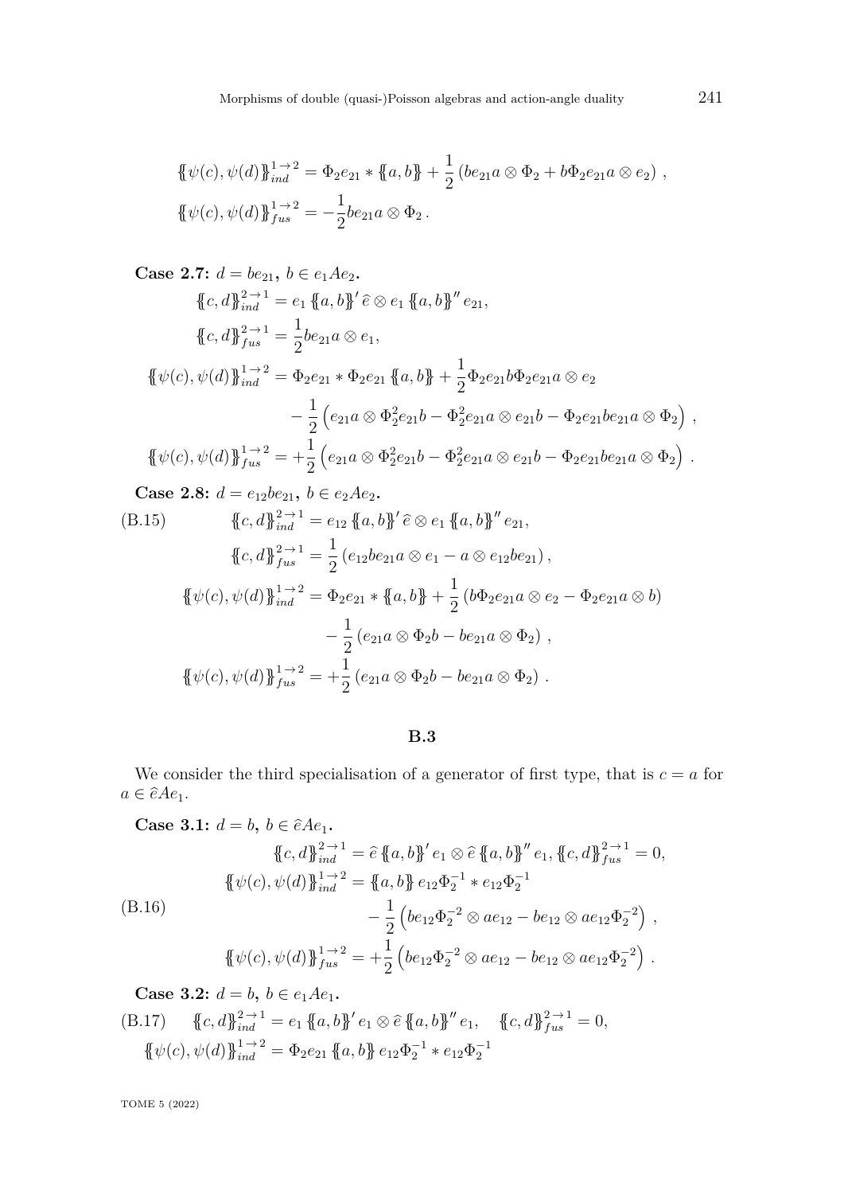$$\{\!\{\psi(c),\psi(d)\}\!\}_{ind}^{1\to 2} = \Phi_2 e_{21} * \{\!\{a,b\}\!\} + \frac{1}{2}\left(be_{21}a\otimes \Phi_2 + b\Phi_2 e_{21}a\otimes e_2\right),$$
$$\{\!\{\psi(c),\psi(d)\}\!\}_{fus}^{1\to 2} = -\frac{1}{2}be_{21}a\otimes \Phi_2 .$$

**Case 2.7:** $d = be_{21}$**,** $b \in e_1Ae_2$**.**

$$\{\!\{c,d\}\!\}_{ind}^{2\to 1} = e_1\,\{\!\{a,b\}\!\}'\,\widehat{e}\otimes e_1\,\{\!\{a,b\}\!\}''\,e_{21},$$
$$\{\!\{c,d\}\!\}_{fus}^{2\to 1} = \frac{1}{2}be_{21}a\otimes e_1,$$
$$\{\!\{\psi(c),\psi(d)\}\!\}_{ind}^{1\to 2} = \Phi_2 e_{21} * \Phi_2 e_{21}\,\{\!\{a,b\}\!\} + \frac{1}{2}\Phi_2 e_{21}b\Phi_2 e_{21}a\otimes e_2$$
$$- \frac{1}{2}\left(e_{21}a\otimes \Phi_2^2 e_{21}b - \Phi_2^2 e_{21}a\otimes e_{21}b - \Phi_2 e_{21}be_{21}a\otimes \Phi_2\right),$$
$$\{\!\{\psi(c),\psi(d)\}\!\}_{fus}^{1\to 2} = +\frac{1}{2}\left(e_{21}a\otimes \Phi_2^2 e_{21}b - \Phi_2^2 e_{21}a\otimes e_{21}b - \Phi_2 e_{21}be_{21}a\otimes \Phi_2\right).$$

**Case 2.8:** $d = e_{12}be_{21}$**,** $b \in e_2Ae_2$**.**

$$\{\!\{c,d\}\!\}_{ind}^{2\to 1} = e_{12}\,\{\!\{a,b\}\!\}'\,\widehat{e}\otimes e_1\,\{\!\{a,b\}\!\}''\,e_{21}, \tag{B.15}$$
$$\{\!\{c,d\}\!\}_{fus}^{2\to 1} = \frac{1}{2}\left(e_{12}be_{21}a\otimes e_1 - a\otimes e_{12}be_{21}\right),$$
$$\{\!\{\psi(c),\psi(d)\}\!\}_{ind}^{1\to 2} = \Phi_2 e_{21} * \{\!\{a,b\}\!\} + \frac{1}{2}\left(b\Phi_2 e_{21}a\otimes e_2 - \Phi_2 e_{21}a\otimes b\right)$$
$$- \frac{1}{2}\left(e_{21}a\otimes \Phi_2 b - be_{21}a\otimes \Phi_2\right),$$
$$\{\!\{\psi(c),\psi(d)\}\!\}_{fus}^{1\to 2} = +\frac{1}{2}\left(e_{21}a\otimes \Phi_2 b - be_{21}a\otimes \Phi_2\right).$$

## B.3

We consider the third specialisation of a generator of first type, that is $c = a$ for $a \in \widehat{e}Ae_1$.

**Case 3.1:** $d = b$**,** $b \in \widehat{e}Ae_1$**.**

$$\{\!\{c,d\}\!\}_{ind}^{2\to 1} = \widehat{e}\,\{\!\{a,b\}\!\}'\,e_1\otimes \widehat{e}\,\{\!\{a,b\}\!\}''\,e_1,\ \{\!\{c,d\}\!\}_{fus}^{2\to 1} = 0,$$
$$\{\!\{\psi(c),\psi(d)\}\!\}_{ind}^{1\to 2} = \{\!\{a,b\}\!\}\,e_{12}\Phi_2^{-1} * e_{12}\Phi_2^{-1}$$
$$- \frac{1}{2}\left(be_{12}\Phi_2^{-2}\otimes ae_{12} - be_{12}\otimes ae_{12}\Phi_2^{-2}\right), \tag{B.16}$$
$$\{\!\{\psi(c),\psi(d)\}\!\}_{fus}^{1\to 2} = +\frac{1}{2}\left(be_{12}\Phi_2^{-2}\otimes ae_{12} - be_{12}\otimes ae_{12}\Phi_2^{-2}\right).$$

**Case 3.2:** $d = b$**,** $b \in e_1Ae_1$**.**

$$\{\!\{c,d\}\!\}_{ind}^{2\to 1} = e_1\,\{\!\{a,b\}\!\}'\,e_1\otimes \widehat{e}\,\{\!\{a,b\}\!\}''\,e_1,\quad \{\!\{c,d\}\!\}_{fus}^{2\to 1} = 0, \tag{B.17}$$
$$\{\!\{\psi(c),\psi(d)\}\!\}_{ind}^{1\to 2} = \Phi_2 e_{21}\,\{\!\{a,b\}\!\}\,e_{12}\Phi_2^{-1} * e_{12}\Phi_2^{-1}$$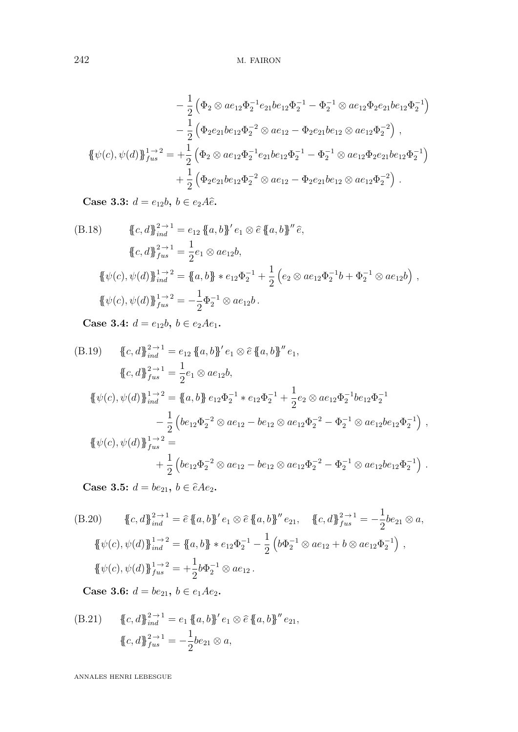$$
\begin{aligned}
&-\frac{1}{2}\left(\Phi_2 \otimes ae_{12}\Phi_2^{-1}e_{21}be_{12}\Phi_2^{-1} - \Phi_2^{-1} \otimes ae_{12}\Phi_2 e_{21}be_{12}\Phi_2^{-1}\right) \\
&-\frac{1}{2}\left(\Phi_2 e_{21}be_{12}\Phi_2^{-2} \otimes ae_{12} - \Phi_2 e_{21}be_{12} \otimes ae_{12}\Phi_2^{-2}\right), \\
\{\!\{\psi(c),\psi(d)\}\!\}_{fus}^{1\to 2} = &+\frac{1}{2}\left(\Phi_2 \otimes ae_{12}\Phi_2^{-1}e_{21}be_{12}\Phi_2^{-1} - \Phi_2^{-1} \otimes ae_{12}\Phi_2 e_{21}be_{12}\Phi_2^{-1}\right) \\
&+\frac{1}{2}\left(\Phi_2 e_{21}be_{12}\Phi_2^{-2} \otimes ae_{12} - \Phi_2 e_{21}be_{12} \otimes ae_{12}\Phi_2^{-2}\right).
\end{aligned}
$$

**Case 3.3:** $d = e_{12}b$**,** $b \in e_2 A\widehat{e}$**.**

$$
\begin{aligned}
&\{\!\{c,d\}\!\}_{ind}^{2\to 1} = e_{12}\{\!\{a,b\}\!\}' e_1 \otimes \widehat{e}\{\!\{a,b\}\!\}'' \widehat{e}, \\
&\{\!\{c,d\}\!\}_{fus}^{2\to 1} = \frac{1}{2}e_1 \otimes ae_{12}b, \\
&\{\!\{\psi(c),\psi(d)\}\!\}_{ind}^{1\to 2} = \{\!\{a,b\}\!\} * e_{12}\Phi_2^{-1} + \frac{1}{2}\left(e_2 \otimes ae_{12}\Phi_2^{-1}b + \Phi_2^{-1} \otimes ae_{12}b\right), \\
&\{\!\{\psi(c),\psi(d)\}\!\}_{fus}^{1\to 2} = -\frac{1}{2}\Phi_2^{-1} \otimes ae_{12}b.
\end{aligned} \tag{B.18}
$$

**Case 3.4:** $d = e_{12}b$**,** $b \in e_2 A e_1$**.**

$$
\begin{aligned}
&\{\!\{c,d\}\!\}_{ind}^{2\to 1} = e_{12}\{\!\{a,b\}\!\}' e_1 \otimes \widehat{e}\{\!\{a,b\}\!\}'' e_1, \\
&\{\!\{c,d\}\!\}_{fus}^{2\to 1} = \frac{1}{2}e_1 \otimes ae_{12}b, \\
&\{\!\{\psi(c),\psi(d)\}\!\}_{ind}^{1\to 2} = \{\!\{a,b\}\!\} e_{12}\Phi_2^{-1} * e_{12}\Phi_2^{-1} + \frac{1}{2}e_2 \otimes ae_{12}\Phi_2^{-1}be_{12}\Phi_2^{-1} \\
&\qquad -\frac{1}{2}\left(be_{12}\Phi_2^{-2} \otimes ae_{12} - be_{12} \otimes ae_{12}\Phi_2^{-2} - \Phi_2^{-1} \otimes ae_{12}be_{12}\Phi_2^{-1}\right), \\
&\{\!\{\psi(c),\psi(d)\}\!\}_{fus}^{1\to 2} = \\
&\qquad +\frac{1}{2}\left(be_{12}\Phi_2^{-2} \otimes ae_{12} - be_{12} \otimes ae_{12}\Phi_2^{-2} - \Phi_2^{-1} \otimes ae_{12}be_{12}\Phi_2^{-1}\right).
\end{aligned} \tag{B.19}
$$

**Case 3.5:** $d = be_{21}$**,** $b \in \widehat{e}Ae_2$**.**

$$
\begin{aligned}
&\{\!\{c,d\}\!\}_{ind}^{2\to 1} = \widehat{e}\{\!\{a,b\}\!\}' e_1 \otimes \widehat{e}\{\!\{a,b\}\!\}'' e_{21}, \quad \{\!\{c,d\}\!\}_{fus}^{2\to 1} = -\frac{1}{2}be_{21} \otimes a, \\
&\{\!\{\psi(c),\psi(d)\}\!\}_{ind}^{1\to 2} = \{\!\{a,b\}\!\} * e_{12}\Phi_2^{-1} - \frac{1}{2}\left(b\Phi_2^{-1} \otimes ae_{12} + b \otimes ae_{12}\Phi_2^{-1}\right), \\
&\{\!\{\psi(c),\psi(d)\}\!\}_{fus}^{1\to 2} = +\frac{1}{2}b\Phi_2^{-1} \otimes ae_{12}.
\end{aligned} \tag{B.20}
$$

**Case 3.6:** $d = be_{21}$**,** $b \in e_1 A e_2$**.**

$$
\begin{aligned}
&\{\!\{c,d\}\!\}_{ind}^{2\to 1} = e_1\{\!\{a,b\}\!\}' e_1 \otimes \widehat{e}\{\!\{a,b\}\!\}'' e_{21}, \\
&\{\!\{c,d\}\!\}_{fus}^{2\to 1} = -\frac{1}{2}be_{21} \otimes a,
\end{aligned} \tag{B.21}
$$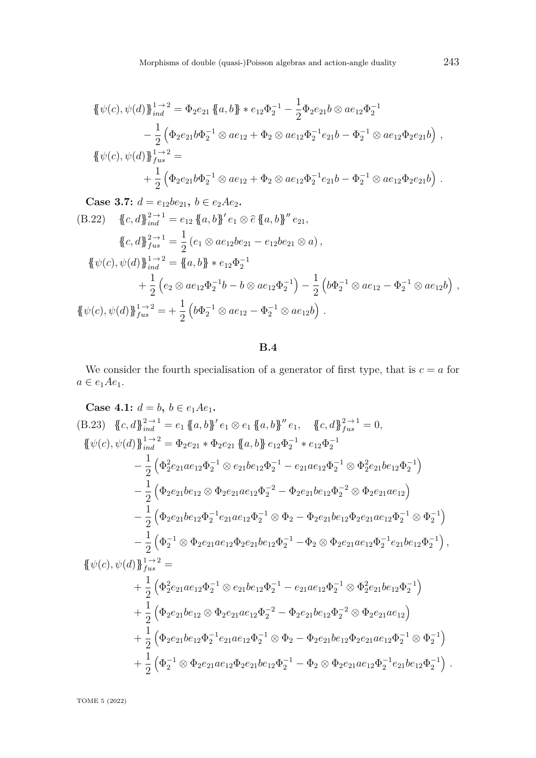$$
\begin{aligned}
\{\!\{\psi(c),\psi(d)\}\!\}_{ind}^{1\to 2} &= \Phi_2 e_{21}\,\{\!\{a,b\}\!\} * e_{12}\Phi_2^{-1} - \frac{1}{2}\Phi_2 e_{21} b\otimes a e_{12}\Phi_2^{-1} \\
&\quad - \frac{1}{2}\left(\Phi_2 e_{21} b \Phi_2^{-1}\otimes a e_{12} + \Phi_2 \otimes a e_{12}\Phi_2^{-1} e_{21} b - \Phi_2^{-1}\otimes a e_{12}\Phi_2 e_{21} b\right)\,, \\
\{\!\{\psi(c),\psi(d)\}\!\}_{fus}^{1\to 2} &= \\
&\quad + \frac{1}{2}\left(\Phi_2 e_{21} b \Phi_2^{-1}\otimes a e_{12} + \Phi_2 \otimes a e_{12}\Phi_2^{-1} e_{21} b - \Phi_2^{-1}\otimes a e_{12}\Phi_2 e_{21} b\right)\,.
\end{aligned}
$$

**Case 3.7:** $d = e_{12} b e_{21}$, $b \in e_2 A e_2$.

$$
\begin{aligned}
&\{\!\{c,d\}\!\}_{ind}^{2\to 1} = e_{12}\,\{\!\{a,b\}\!\}' e_1 \otimes \widehat{e}\,\{\!\{a,b\}\!\}'' e_{21}, \qquad \text{(B.22)}\\
&\{\!\{c,d\}\!\}_{fus}^{2\to 1} = \frac{1}{2}\left(e_1 \otimes a e_{12} b e_{21} - e_{12} b e_{21}\otimes a\right), \\
&\{\!\{\psi(c),\psi(d)\}\!\}_{ind}^{1\to 2} = \{\!\{a,b\}\!\} * e_{12}\Phi_2^{-1} \\
&\qquad + \frac{1}{2}\left(e_2 \otimes a e_{12}\Phi_2^{-1} b - b\otimes a e_{12}\Phi_2^{-1}\right) - \frac{1}{2}\left(b\Phi_2^{-1}\otimes a e_{12} - \Phi_2^{-1}\otimes a e_{12} b\right)\,, \\
&\{\!\{\psi(c),\psi(d)\}\!\}_{fus}^{1\to 2} = + \frac{1}{2}\left(b\Phi_2^{-1}\otimes a e_{12} - \Phi_2^{-1}\otimes a e_{12} b\right)\,.
\end{aligned}
$$

## B.4

We consider the fourth specialisation of a generator of first type, that is $c = a$ for $a \in e_1 A e_1$.

**Case 4.1:** $d = b$, $b \in e_1 A e_1$.

$$
\begin{aligned}
&\{\!\{c,d\}\!\}_{ind}^{2\to 1} = e_1\,\{\!\{a,b\}\!\}' e_1 \otimes e_1\,\{\!\{a,b\}\!\}'' e_1, \quad \{\!\{c,d\}\!\}_{fus}^{2\to 1} = 0, \qquad \text{(B.23)}\\
&\{\!\{\psi(c),\psi(d)\}\!\}_{ind}^{1\to 2} = \Phi_2 e_{21} * \Phi_2 e_{21}\,\{\!\{a,b\}\!\}\, e_{12}\Phi_2^{-1} * e_{12}\Phi_2^{-1} \\
&\qquad - \frac{1}{2}\left(\Phi_2^2 e_{21} a e_{12}\Phi_2^{-1}\otimes e_{21} b e_{12}\Phi_2^{-1} - e_{21} a e_{12}\Phi_2^{-1}\otimes \Phi_2^2 e_{21} b e_{12}\Phi_2^{-1}\right) \\
&\qquad - \frac{1}{2}\left(\Phi_2 e_{21} b e_{12}\otimes \Phi_2 e_{21} a e_{12}\Phi_2^{-2} - \Phi_2 e_{21} b e_{12}\Phi_2^{-2}\otimes \Phi_2 e_{21} a e_{12}\right) \\
&\qquad - \frac{1}{2}\left(\Phi_2 e_{21} b e_{12}\Phi_2^{-1} e_{21} a e_{12}\Phi_2^{-1}\otimes \Phi_2 - \Phi_2 e_{21} b e_{12}\Phi_2 e_{21} a e_{12}\Phi_2^{-1}\otimes \Phi_2^{-1}\right) \\
&\qquad - \frac{1}{2}\left(\Phi_2^{-1}\otimes \Phi_2 e_{21} a e_{12}\Phi_2 e_{21} b e_{12}\Phi_2^{-1} - \Phi_2\otimes \Phi_2 e_{21} a e_{12}\Phi_2^{-1} e_{21} b e_{12}\Phi_2^{-1}\right), \\
&\{\!\{\psi(c),\psi(d)\}\!\}_{fus}^{1\to 2} = \\
&\qquad + \frac{1}{2}\left(\Phi_2^2 e_{21} a e_{12}\Phi_2^{-1}\otimes e_{21} b e_{12}\Phi_2^{-1} - e_{21} a e_{12}\Phi_2^{-1}\otimes \Phi_2^2 e_{21} b e_{12}\Phi_2^{-1}\right) \\
&\qquad + \frac{1}{2}\left(\Phi_2 e_{21} b e_{12}\otimes \Phi_2 e_{21} a e_{12}\Phi_2^{-2} - \Phi_2 e_{21} b e_{12}\Phi_2^{-2}\otimes \Phi_2 e_{21} a e_{12}\right) \\
&\qquad + \frac{1}{2}\left(\Phi_2 e_{21} b e_{12}\Phi_2^{-1} e_{21} a e_{12}\Phi_2^{-1}\otimes \Phi_2 - \Phi_2 e_{21} b e_{12}\Phi_2 e_{21} a e_{12}\Phi_2^{-1}\otimes \Phi_2^{-1}\right) \\
&\qquad + \frac{1}{2}\left(\Phi_2^{-1}\otimes \Phi_2 e_{21} a e_{12}\Phi_2 e_{21} b e_{12}\Phi_2^{-1} - \Phi_2\otimes \Phi_2 e_{21} a e_{12}\Phi_2^{-1} e_{21} b e_{12}\Phi_2^{-1}\right)\,.
\end{aligned}
$$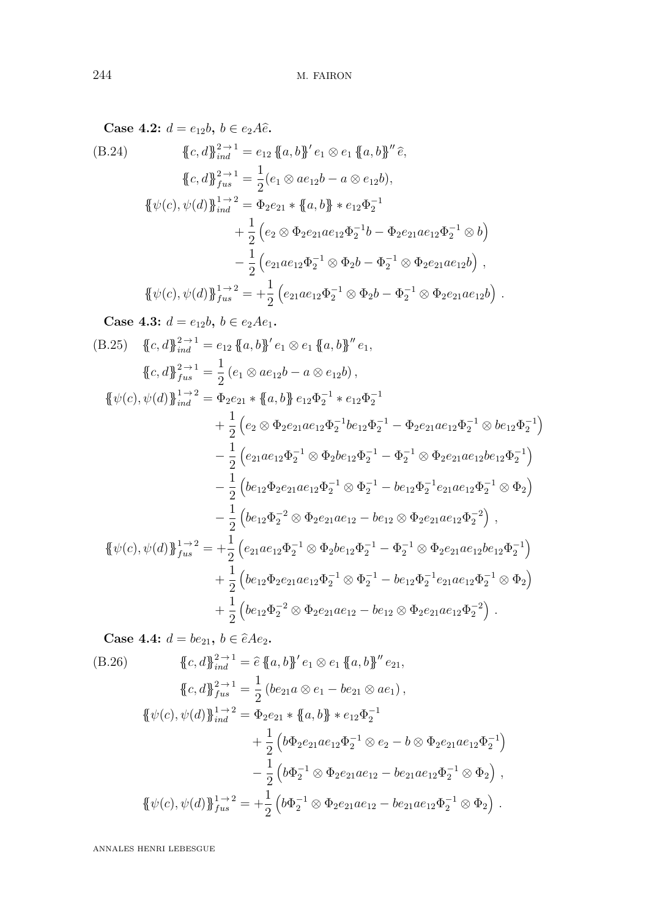**Case 4.2:** $d = e_{12}b$, $b \in e_2 A\widehat{e}$.

$$\text{(B.24)} \qquad \begin{aligned}
\{\!\{c,d\}\!\}_{ind}^{2\to 1} &= e_{12}\{\!\{a,b\}\!\}' e_1 \otimes e_1 \{\!\{a,b\}\!\}'' \widehat{e},\\
\{\!\{c,d\}\!\}_{fus}^{2\to 1} &= \frac{1}{2}(e_1 \otimes a e_{12} b - a \otimes e_{12} b),\\
\{\!\{\psi(c),\psi(d)\}\!\}_{ind}^{1\to 2} &= \Phi_2 e_{21} * \{\!\{a,b\}\!\} * e_{12}\Phi_2^{-1}\\
&\quad + \frac{1}{2}\left(e_2 \otimes \Phi_2 e_{21} a e_{12}\Phi_2^{-1} b - \Phi_2 e_{21} a e_{12} \Phi_2^{-1} \otimes b\right)\\
&\quad - \frac{1}{2}\left(e_{21} a e_{12}\Phi_2^{-1} \otimes \Phi_2 b - \Phi_2^{-1} \otimes \Phi_2 e_{21} a e_{12} b\right),\\
\{\!\{\psi(c),\psi(d)\}\!\}_{fus}^{1\to 2} &= +\frac{1}{2}\left(e_{21} a e_{12}\Phi_2^{-1} \otimes \Phi_2 b - \Phi_2^{-1} \otimes \Phi_2 e_{21} a e_{12} b\right).
\end{aligned}$$

**Case 4.3:** $d = e_{12}b$, $b \in e_2 A e_1$.

$$\text{(B.25)} \qquad \begin{aligned}
\{\!\{c,d\}\!\}_{ind}^{2\to 1} &= e_{12}\{\!\{a,b\}\!\}' e_1 \otimes e_1 \{\!\{a,b\}\!\}'' e_1,\\
\{\!\{c,d\}\!\}_{fus}^{2\to 1} &= \frac{1}{2}\left(e_1 \otimes a e_{12} b - a \otimes e_{12} b\right),\\
\{\!\{\psi(c),\psi(d)\}\!\}_{ind}^{1\to 2} &= \Phi_2 e_{21} * \{\!\{a,b\}\!\} e_{12}\Phi_2^{-1} * e_{12}\Phi_2^{-1}\\
&\quad + \frac{1}{2}\left(e_2 \otimes \Phi_2 e_{21} a e_{12}\Phi_2^{-1} b e_{12}\Phi_2^{-1} - \Phi_2 e_{21} a e_{12}\Phi_2^{-1} \otimes b e_{12}\Phi_2^{-1}\right)\\
&\quad - \frac{1}{2}\left(e_{21} a e_{12}\Phi_2^{-1} \otimes \Phi_2 b e_{12}\Phi_2^{-1} - \Phi_2^{-1} \otimes \Phi_2 e_{21} a e_{12} b e_{12}\Phi_2^{-1}\right)\\
&\quad - \frac{1}{2}\left(b e_{12}\Phi_2 e_{21} a e_{12}\Phi_2^{-1} \otimes \Phi_2^{-1} - b e_{12}\Phi_2^{-1} e_{21} a e_{12}\Phi_2^{-1} \otimes \Phi_2\right)\\
&\quad - \frac{1}{2}\left(b e_{12}\Phi_2^{-2} \otimes \Phi_2 e_{21} a e_{12} - b e_{12} \otimes \Phi_2 e_{21} a e_{12}\Phi_2^{-2}\right),\\
\{\!\{\psi(c),\psi(d)\}\!\}_{fus}^{1\to 2} &= +\frac{1}{2}\left(e_{21} a e_{12}\Phi_2^{-1} \otimes \Phi_2 b e_{12}\Phi_2^{-1} - \Phi_2^{-1} \otimes \Phi_2 e_{21} a e_{12} b e_{12}\Phi_2^{-1}\right)\\
&\quad + \frac{1}{2}\left(b e_{12}\Phi_2 e_{21} a e_{12}\Phi_2^{-1} \otimes \Phi_2^{-1} - b e_{12}\Phi_2^{-1} e_{21} a e_{12}\Phi_2^{-1} \otimes \Phi_2\right)\\
&\quad + \frac{1}{2}\left(b e_{12}\Phi_2^{-2} \otimes \Phi_2 e_{21} a e_{12} - b e_{12} \otimes \Phi_2 e_{21} a e_{12}\Phi_2^{-2}\right).
\end{aligned}$$

**Case 4.4:** $d = b e_{21}$, $b \in \widehat{e} A e_2$.

$$\text{(B.26)} \qquad \begin{aligned}
\{\!\{c,d\}\!\}_{ind}^{2\to 1} &= \widehat{e}\{\!\{a,b\}\!\}' e_1 \otimes e_1 \{\!\{a,b\}\!\}'' e_{21},\\
\{\!\{c,d\}\!\}_{fus}^{2\to 1} &= \frac{1}{2}\left(b e_{21} a \otimes e_1 - b e_{21} \otimes a e_1\right),\\
\{\!\{\psi(c),\psi(d)\}\!\}_{ind}^{1\to 2} &= \Phi_2 e_{21} * \{\!\{a,b\}\!\} * e_{12}\Phi_2^{-1}\\
&\quad + \frac{1}{2}\left(b\Phi_2 e_{21} a e_{12}\Phi_2^{-1} \otimes e_2 - b \otimes \Phi_2 e_{21} a e_{12}\Phi_2^{-1}\right)\\
&\quad - \frac{1}{2}\left(b\Phi_2^{-1} \otimes \Phi_2 e_{21} a e_{12} - b e_{21} a e_{12}\Phi_2^{-1} \otimes \Phi_2\right),\\
\{\!\{\psi(c),\psi(d)\}\!\}_{fus}^{1\to 2} &= +\frac{1}{2}\left(b\Phi_2^{-1} \otimes \Phi_2 e_{21} a e_{12} - b e_{21} a e_{12}\Phi_2^{-1} \otimes \Phi_2\right).
\end{aligned}$$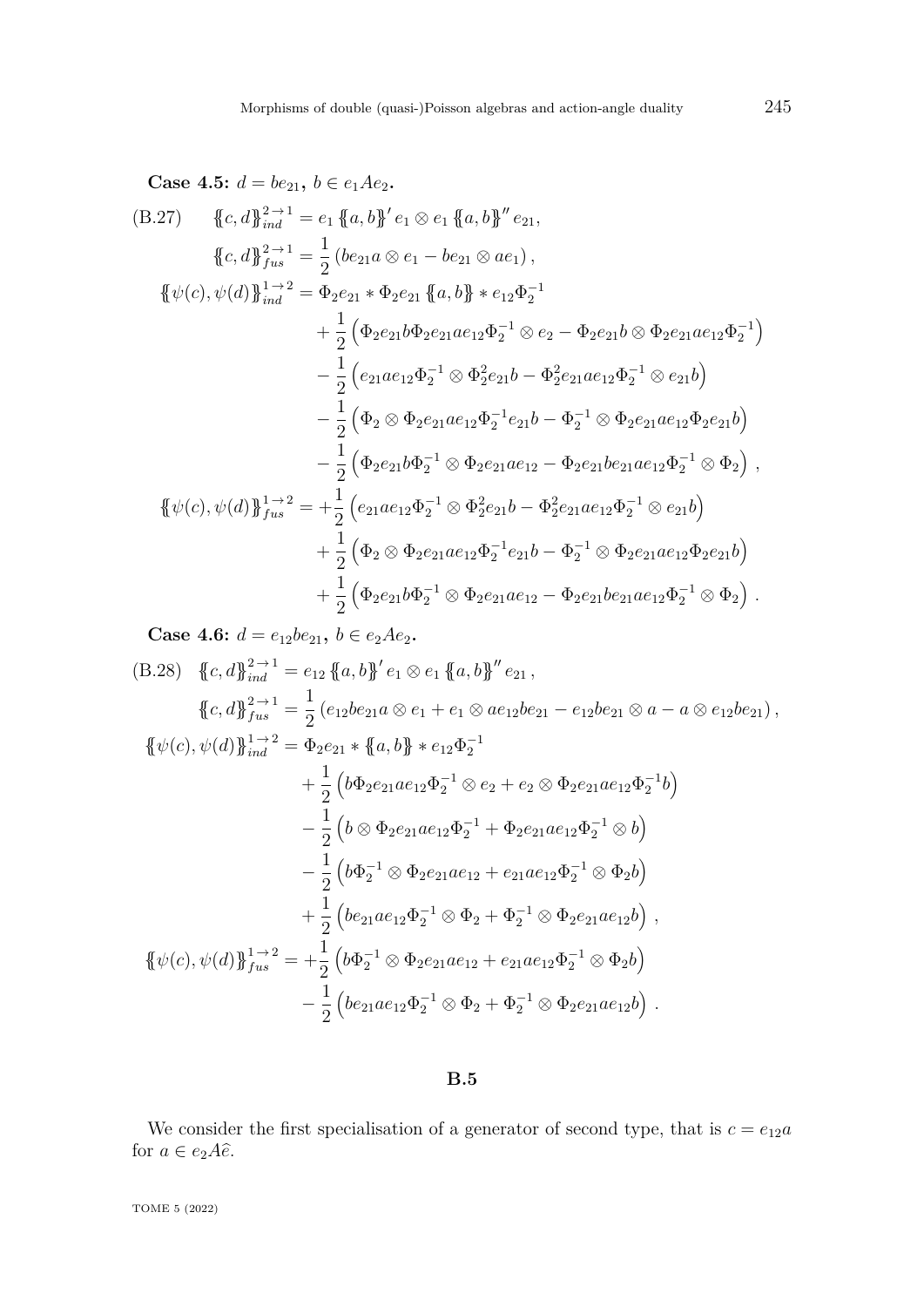**Case 4.5:** $d = be_{21}$, $b \in e_1 A e_2$.

$$\begin{aligned}
\text{(B.27)} \qquad \{\!\{c,d\}\!\}_{ind}^{2\to 1} &= e_1 \{\!\{a,b\}\!\}' e_1 \otimes e_1 \{\!\{a,b\}\!\}'' e_{21}, \\
\{\!\{c,d\}\!\}_{fus}^{2\to 1} &= \frac{1}{2}\left(be_{21}a \otimes e_1 - be_{21} \otimes ae_1\right), \\
\{\!\{\psi(c),\psi(d)\}\!\}_{ind}^{1\to 2} &= \Phi_2 e_{21} * \Phi_2 e_{21} \{\!\{a,b\}\!\} * e_{12}\Phi_2^{-1} \\
&\quad + \frac{1}{2}\left(\Phi_2 e_{21} b \Phi_2 e_{21} a e_{12} \Phi_2^{-1} \otimes e_2 - \Phi_2 e_{21} b \otimes \Phi_2 e_{21} a e_{12} \Phi_2^{-1}\right) \\
&\quad - \frac{1}{2}\left(e_{21} a e_{12} \Phi_2^{-1} \otimes \Phi_2^2 e_{21} b - \Phi_2^2 e_{21} a e_{12} \Phi_2^{-1} \otimes e_{21} b\right) \\
&\quad - \frac{1}{2}\left(\Phi_2 \otimes \Phi_2 e_{21} a e_{12} \Phi_2^{-1} e_{21} b - \Phi_2^{-1} \otimes \Phi_2 e_{21} a e_{12} \Phi_2 e_{21} b\right) \\
&\quad - \frac{1}{2}\left(\Phi_2 e_{21} b \Phi_2^{-1} \otimes \Phi_2 e_{21} a e_{12} - \Phi_2 e_{21} b e_{21} a e_{12} \Phi_2^{-1} \otimes \Phi_2\right), \\
\{\!\{\psi(c),\psi(d)\}\!\}_{fus}^{1\to 2} &= +\frac{1}{2}\left(e_{21} a e_{12} \Phi_2^{-1} \otimes \Phi_2^2 e_{21} b - \Phi_2^2 e_{21} a e_{12} \Phi_2^{-1} \otimes e_{21} b\right) \\
&\quad + \frac{1}{2}\left(\Phi_2 \otimes \Phi_2 e_{21} a e_{12} \Phi_2^{-1} e_{21} b - \Phi_2^{-1} \otimes \Phi_2 e_{21} a e_{12} \Phi_2 e_{21} b\right) \\
&\quad + \frac{1}{2}\left(\Phi_2 e_{21} b \Phi_2^{-1} \otimes \Phi_2 e_{21} a e_{12} - \Phi_2 e_{21} b e_{21} a e_{12} \Phi_2^{-1} \otimes \Phi_2\right).
\end{aligned}$$

**Case 4.6:** $d = e_{12} b e_{21}$, $b \in e_2 A e_2$.

$$\begin{aligned}
\text{(B.28)} \quad \{\!\{c,d\}\!\}_{ind}^{2\to 1} &= e_{12} \{\!\{a,b\}\!\}' e_1 \otimes e_1 \{\!\{a,b\}\!\}'' e_{21}, \\
\{\!\{c,d\}\!\}_{fus}^{2\to 1} &= \frac{1}{2}\left(e_{12} b e_{21} a \otimes e_1 + e_1 \otimes a e_{12} b e_{21} - e_{12} b e_{21} \otimes a - a \otimes e_{12} b e_{21}\right), \\
\{\!\{\psi(c),\psi(d)\}\!\}_{ind}^{1\to 2} &= \Phi_2 e_{21} * \{\!\{a,b\}\!\} * e_{12}\Phi_2^{-1} \\
&\quad + \frac{1}{2}\left(b \Phi_2 e_{21} a e_{12} \Phi_2^{-1} \otimes e_2 + e_2 \otimes \Phi_2 e_{21} a e_{12} \Phi_2^{-1} b\right) \\
&\quad - \frac{1}{2}\left(b \otimes \Phi_2 e_{21} a e_{12} \Phi_2^{-1} + \Phi_2 e_{21} a e_{12} \Phi_2^{-1} \otimes b\right) \\
&\quad - \frac{1}{2}\left(b \Phi_2^{-1} \otimes \Phi_2 e_{21} a e_{12} + e_{21} a e_{12} \Phi_2^{-1} \otimes \Phi_2 b\right) \\
&\quad + \frac{1}{2}\left(b e_{21} a e_{12} \Phi_2^{-1} \otimes \Phi_2 + \Phi_2^{-1} \otimes \Phi_2 e_{21} a e_{12} b\right), \\
\{\!\{\psi(c),\psi(d)\}\!\}_{fus}^{1\to 2} &= +\frac{1}{2}\left(b \Phi_2^{-1} \otimes \Phi_2 e_{21} a e_{12} + e_{21} a e_{12} \Phi_2^{-1} \otimes \Phi_2 b\right) \\
&\quad - \frac{1}{2}\left(b e_{21} a e_{12} \Phi_2^{-1} \otimes \Phi_2 + \Phi_2^{-1} \otimes \Phi_2 e_{21} a e_{12} b\right).
\end{aligned}$$

## B.5

We consider the first specialisation of a generator of second type, that is $c = e_{12} a$ for $a \in e_2 A \widehat{e}$.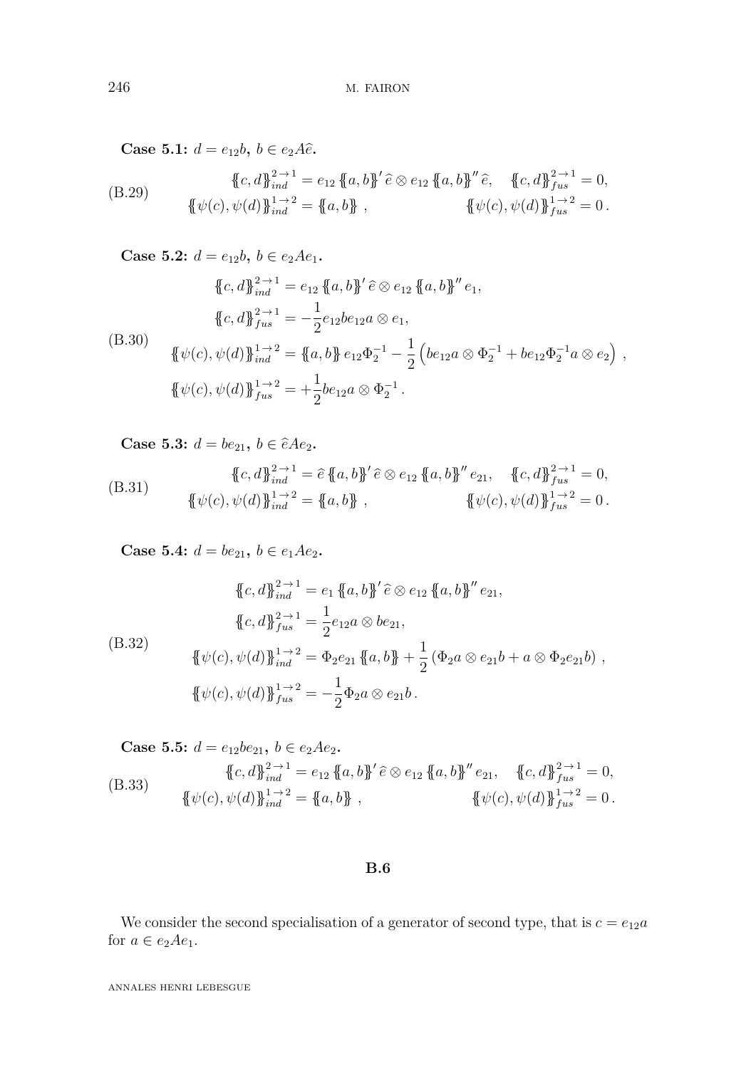**Case 5.1:** $d = e_{12}b$, $b \in e_2 A \widehat{e}$.

$$\begin{aligned} &\{\!\{c,d\}\!\}_{ind}^{2\to 1} = e_{12}\,\{\!\{a,b\}\!\}'\,\widehat{e} \otimes e_{12}\,\{\!\{a,b\}\!\}''\,\widehat{e}, \quad \{\!\{c,d\}\!\}_{fus}^{2\to 1} = 0, \\ &\{\!\{\psi(c),\psi(d)\}\!\}_{ind}^{1\to 2} = \{\!\{a,b\}\!\}\,, \qquad\qquad\qquad \{\!\{\psi(c),\psi(d)\}\!\}_{fus}^{1\to 2} = 0\,. \end{aligned} \tag{B.29}$$

**Case 5.2:** $d = e_{12}b$, $b \in e_2 A e_1$.

$$\begin{aligned} \{\!\{c,d\}\!\}_{ind}^{2\to 1} &= e_{12}\,\{\!\{a,b\}\!\}'\,\widehat{e} \otimes e_{12}\,\{\!\{a,b\}\!\}''\,e_1, \\ \{\!\{c,d\}\!\}_{fus}^{2\to 1} &= -\frac{1}{2} e_{12} b e_{12} a \otimes e_1, \\ \{\!\{\psi(c),\psi(d)\}\!\}_{ind}^{1\to 2} &= \{\!\{a,b\}\!\}\, e_{12}\Phi_2^{-1} - \frac{1}{2}\left( b e_{12} a \otimes \Phi_2^{-1} + b e_{12}\Phi_2^{-1} a \otimes e_2 \right)\,, \\ \{\!\{\psi(c),\psi(d)\}\!\}_{fus}^{1\to 2} &= +\frac{1}{2} b e_{12} a \otimes \Phi_2^{-1}\,. \end{aligned} \tag{B.30}$$

**Case 5.3:** $d = b e_{21}$, $b \in \widehat{e} A e_2$.

$$\begin{aligned} &\{\!\{c,d\}\!\}_{ind}^{2\to 1} = \widehat{e}\,\{\!\{a,b\}\!\}'\,\widehat{e} \otimes e_{12}\,\{\!\{a,b\}\!\}''\,e_{21}, \quad \{\!\{c,d\}\!\}_{fus}^{2\to 1} = 0, \\ &\{\!\{\psi(c),\psi(d)\}\!\}_{ind}^{1\to 2} = \{\!\{a,b\}\!\}\,, \qquad\qquad\qquad \{\!\{\psi(c),\psi(d)\}\!\}_{fus}^{1\to 2} = 0\,. \end{aligned} \tag{B.31}$$

**Case 5.4:** $d = b e_{21}$, $b \in e_1 A e_2$.

$$\begin{aligned} \{\!\{c,d\}\!\}_{ind}^{2\to 1} &= e_1\,\{\!\{a,b\}\!\}'\,\widehat{e} \otimes e_{12}\,\{\!\{a,b\}\!\}''\,e_{21}, \\ \{\!\{c,d\}\!\}_{fus}^{2\to 1} &= \frac{1}{2} e_{12} a \otimes b e_{21}, \\ \{\!\{\psi(c),\psi(d)\}\!\}_{ind}^{1\to 2} &= \Phi_2 e_{21}\,\{\!\{a,b\}\!\} + \frac{1}{2}\left( \Phi_2 a \otimes e_{21} b + a \otimes \Phi_2 e_{21} b \right)\,, \\ \{\!\{\psi(c),\psi(d)\}\!\}_{fus}^{1\to 2} &= -\frac{1}{2} \Phi_2 a \otimes e_{21} b\,. \end{aligned} \tag{B.32}$$

**Case 5.5:** $d = e_{12} b e_{21}$, $b \in e_2 A e_2$.

$$\begin{aligned} &\{\!\{c,d\}\!\}_{ind}^{2\to 1} = e_{12}\,\{\!\{a,b\}\!\}'\,\widehat{e} \otimes e_{12}\,\{\!\{a,b\}\!\}''\,e_{21}, \quad \{\!\{c,d\}\!\}_{fus}^{2\to 1} = 0, \\ &\{\!\{\psi(c),\psi(d)\}\!\}_{ind}^{1\to 2} = \{\!\{a,b\}\!\}\,, \qquad\qquad\qquad \{\!\{\psi(c),\psi(d)\}\!\}_{fus}^{1\to 2} = 0\,. \end{aligned} \tag{B.33}$$

### B.6

We consider the second specialisation of a generator of second type, that is $c = e_{12} a$ for $a \in e_2 A e_1$.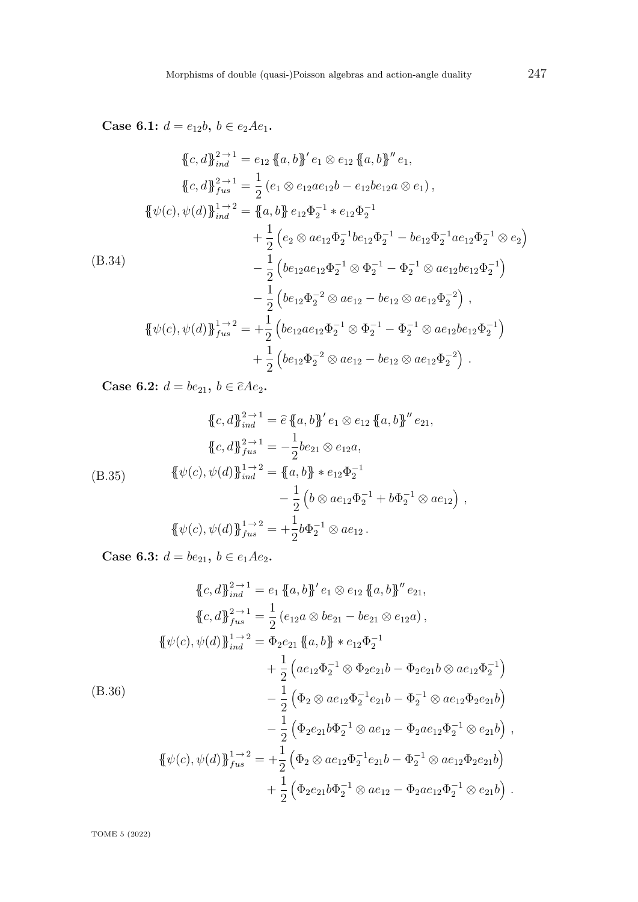**Case 6.1:** $d = e_{12}b$**,** $b \in e_2 A e_1$**.**

$$
\begin{aligned}
\{\!\{c,d\}\!\}_{ind}^{2\to 1} &= e_{12}\,\{\!\{a,b\}\!\}'\,e_1 \otimes e_{12}\,\{\!\{a,b\}\!\}''\,e_1, \\
\{\!\{c,d\}\!\}_{fus}^{2\to 1} &= \frac{1}{2}\left(e_1 \otimes e_{12}ae_{12}b - e_{12}be_{12}a \otimes e_1\right), \\
\{\!\{\psi(c),\psi(d)\}\!\}_{ind}^{1\to 2} &= \{\!\{a,b\}\!\}\,e_{12}\Phi_2^{-1} * e_{12}\Phi_2^{-1} \\
&\quad + \frac{1}{2}\left(e_2 \otimes ae_{12}\Phi_2^{-1}be_{12}\Phi_2^{-1} - be_{12}\Phi_2^{-1}ae_{12}\Phi_2^{-1} \otimes e_2\right) \\
&\quad - \frac{1}{2}\left(be_{12}ae_{12}\Phi_2^{-1} \otimes \Phi_2^{-1} - \Phi_2^{-1} \otimes ae_{12}be_{12}\Phi_2^{-1}\right) \\
&\quad - \frac{1}{2}\left(be_{12}\Phi_2^{-2} \otimes ae_{12} - be_{12} \otimes ae_{12}\Phi_2^{-2}\right), \\
\{\!\{\psi(c),\psi(d)\}\!\}_{fus}^{1\to 2} &= +\frac{1}{2}\left(be_{12}ae_{12}\Phi_2^{-1} \otimes \Phi_2^{-1} - \Phi_2^{-1} \otimes ae_{12}be_{12}\Phi_2^{-1}\right) \\
&\quad + \frac{1}{2}\left(be_{12}\Phi_2^{-2} \otimes ae_{12} - be_{12} \otimes ae_{12}\Phi_2^{-2}\right).
\end{aligned} \tag{B.34}
$$

**Case 6.2:** $d = be_{21}$**,** $b \in \widehat{e} A e_2$**.**

$$
\begin{aligned}
\{\!\{c,d\}\!\}_{ind}^{2\to 1} &= \widehat{e}\,\{\!\{a,b\}\!\}'\,e_1 \otimes e_{12}\,\{\!\{a,b\}\!\}''\,e_{21}, \\
\{\!\{c,d\}\!\}_{fus}^{2\to 1} &= -\frac{1}{2}be_{21} \otimes e_{12}a, \\
\{\!\{\psi(c),\psi(d)\}\!\}_{ind}^{1\to 2} &= \{\!\{a,b\}\!\} * e_{12}\Phi_2^{-1} \\
&\quad - \frac{1}{2}\left(b \otimes ae_{12}\Phi_2^{-1} + b\Phi_2^{-1} \otimes ae_{12}\right), \\
\{\!\{\psi(c),\psi(d)\}\!\}_{fus}^{1\to 2} &= +\frac{1}{2}b\Phi_2^{-1} \otimes ae_{12}\,.
\end{aligned} \tag{B.35}
$$

**Case 6.3:** $d = be_{21}$**,** $b \in e_1 A e_2$**.**

$$
\begin{aligned}
\{\!\{c,d\}\!\}_{ind}^{2\to 1} &= e_1\,\{\!\{a,b\}\!\}'\,e_1 \otimes e_{12}\,\{\!\{a,b\}\!\}''\,e_{21}, \\
\{\!\{c,d\}\!\}_{fus}^{2\to 1} &= \frac{1}{2}\left(e_{12}a \otimes be_{21} - be_{21} \otimes e_{12}a\right), \\
\{\!\{\psi(c),\psi(d)\}\!\}_{ind}^{1\to 2} &= \Phi_2 e_{21}\,\{\!\{a,b\}\!\} * e_{12}\Phi_2^{-1} \\
&\quad + \frac{1}{2}\left(ae_{12}\Phi_2^{-1} \otimes \Phi_2 e_{21}b - \Phi_2 e_{21}b \otimes ae_{12}\Phi_2^{-1}\right) \\
&\quad - \frac{1}{2}\left(\Phi_2 \otimes ae_{12}\Phi_2^{-1}e_{21}b - \Phi_2^{-1} \otimes ae_{12}\Phi_2 e_{21}b\right) \\
&\quad - \frac{1}{2}\left(\Phi_2 e_{21}b\Phi_2^{-1} \otimes ae_{12} - \Phi_2 ae_{12}\Phi_2^{-1} \otimes e_{21}b\right), \\
\{\!\{\psi(c),\psi(d)\}\!\}_{fus}^{1\to 2} &= +\frac{1}{2}\left(\Phi_2 \otimes ae_{12}\Phi_2^{-1}e_{21}b - \Phi_2^{-1} \otimes ae_{12}\Phi_2 e_{21}b\right) \\
&\quad + \frac{1}{2}\left(\Phi_2 e_{21}b\Phi_2^{-1} \otimes ae_{12} - \Phi_2 ae_{12}\Phi_2^{-1} \otimes e_{21}b\right).
\end{aligned} \tag{B.36}
$$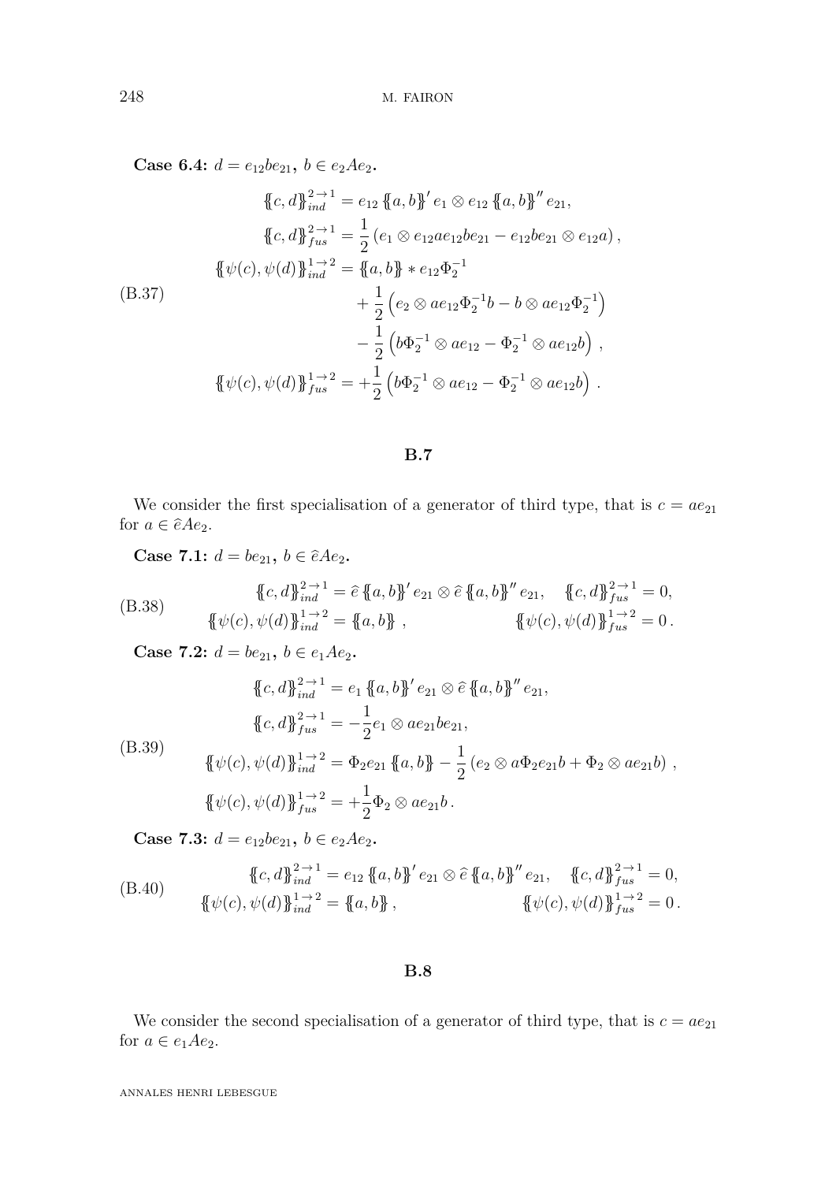**Case 6.4:** $d = e_{12}be_{21}$, $b \in e_2Ae_2$.

$$\begin{aligned}
\{\!\{c,d\}\!\}_{ind}^{2\to 1} &= e_{12}\,\{\!\{a,b\}\!\}'\,e_1 \otimes e_{12}\,\{\!\{a,b\}\!\}''\,e_{21},\\
\{\!\{c,d\}\!\}_{fus}^{2\to 1} &= \frac{1}{2}\left(e_1 \otimes e_{12}ae_{12}be_{21} - e_{12}be_{21} \otimes e_{12}a\right),\\
\{\!\{\psi(c),\psi(d)\}\!\}_{ind}^{1\to 2} &= \{\!\{a,b\}\!\} * e_{12}\Phi_2^{-1}\\
&\quad + \frac{1}{2}\left(e_2 \otimes ae_{12}\Phi_2^{-1}b - b \otimes ae_{12}\Phi_2^{-1}\right)\\
&\quad - \frac{1}{2}\left(b\Phi_2^{-1} \otimes ae_{12} - \Phi_2^{-1} \otimes ae_{12}b\right),\\
\{\!\{\psi(c),\psi(d)\}\!\}_{fus}^{1\to 2} &= +\frac{1}{2}\left(b\Phi_2^{-1} \otimes ae_{12} - \Phi_2^{-1} \otimes ae_{12}b\right).
\end{aligned} \tag{B.37}$$

## B.7

We consider the first specialisation of a generator of third type, that is $c = ae_{21}$ for $a \in \hat{e}Ae_2$.

**Case 7.1:** $d = be_{21}$, $b \in \hat{e}Ae_2$.

$$\begin{aligned}
\{\!\{c,d\}\!\}_{ind}^{2\to 1} &= \hat{e}\,\{\!\{a,b\}\!\}'\,e_{21} \otimes \hat{e}\,\{\!\{a,b\}\!\}''\,e_{21}, \quad \{\!\{c,d\}\!\}_{fus}^{2\to 1} = 0,\\
\{\!\{\psi(c),\psi(d)\}\!\}_{ind}^{1\to 2} &= \{\!\{a,b\}\!\}, \qquad \{\!\{\psi(c),\psi(d)\}\!\}_{fus}^{1\to 2} = 0.
\end{aligned} \tag{B.38}$$

**Case 7.2:** $d = be_{21}$, $b \in e_1Ae_2$.

$$\begin{aligned}
\{\!\{c,d\}\!\}_{ind}^{2\to 1} &= e_1\,\{\!\{a,b\}\!\}'\,e_{21} \otimes \hat{e}\,\{\!\{a,b\}\!\}''\,e_{21},\\
\{\!\{c,d\}\!\}_{fus}^{2\to 1} &= -\frac{1}{2}e_1 \otimes ae_{21}be_{21},\\
\{\!\{\psi(c),\psi(d)\}\!\}_{ind}^{1\to 2} &= \Phi_2e_{21}\,\{\!\{a,b\}\!\} - \frac{1}{2}\left(e_2 \otimes a\Phi_2e_{21}b + \Phi_2 \otimes ae_{21}b\right),\\
\{\!\{\psi(c),\psi(d)\}\!\}_{fus}^{1\to 2} &= +\frac{1}{2}\Phi_2 \otimes ae_{21}b.
\end{aligned} \tag{B.39}$$

**Case 7.3:** $d = e_{12}be_{21}$, $b \in e_2Ae_2$.

$$\begin{aligned}
\{\!\{c,d\}\!\}_{ind}^{2\to 1} &= e_{12}\,\{\!\{a,b\}\!\}'\,e_{21} \otimes \hat{e}\,\{\!\{a,b\}\!\}''\,e_{21}, \quad \{\!\{c,d\}\!\}_{fus}^{2\to 1} = 0,\\
\{\!\{\psi(c),\psi(d)\}\!\}_{ind}^{1\to 2} &= \{\!\{a,b\}\!\}, \qquad \{\!\{\psi(c),\psi(d)\}\!\}_{fus}^{1\to 2} = 0.
\end{aligned} \tag{B.40}$$

## B.8

We consider the second specialisation of a generator of third type, that is $c = ae_{21}$ for $a \in e_1Ae_2$.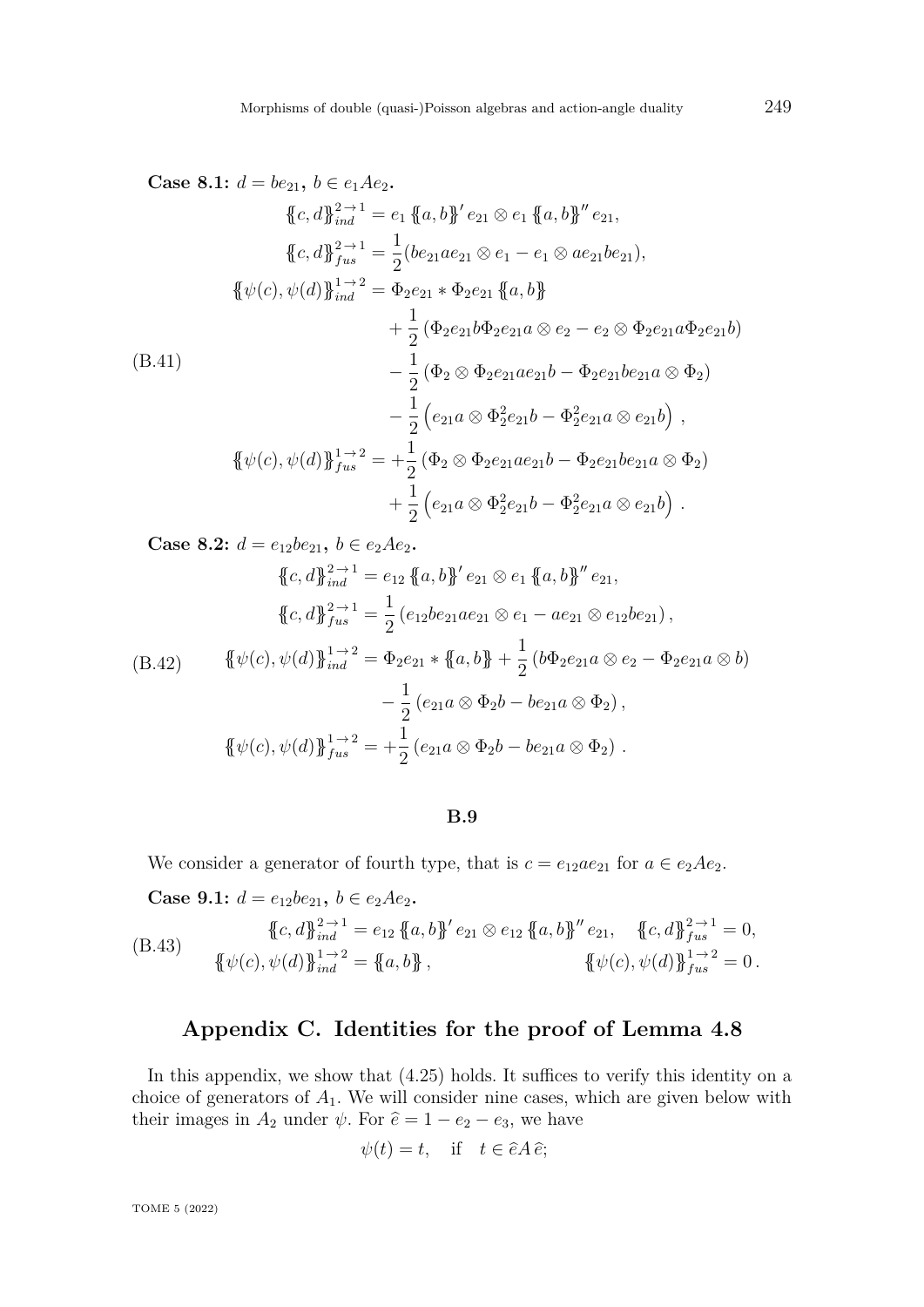**Case 8.1:** $d = be_{21}$**,** $b \in e_1 A e_2$**.**

$$
\begin{aligned}
\{\!\{c,d\}\!\}^{2\to 1}_{ind} &= e_1 \{\!\{a,b\}\!\}' e_{21} \otimes e_1 \{\!\{a,b\}\!\}'' e_{21}, \\
\{\!\{c,d\}\!\}^{2\to 1}_{fus} &= \frac{1}{2}(be_{21}ae_{21} \otimes e_1 - e_1 \otimes ae_{21}be_{21}), \\
\{\!\{\psi(c),\psi(d)\}\!\}^{1\to 2}_{ind} &= \Phi_2 e_{21} * \Phi_2 e_{21} \{\!\{a,b\}\!\} \\
&\quad + \frac{1}{2}\left(\Phi_2 e_{21} b \Phi_2 e_{21} a \otimes e_2 - e_2 \otimes \Phi_2 e_{21} a \Phi_2 e_{21} b\right) \\
&\quad - \frac{1}{2}\left(\Phi_2 \otimes \Phi_2 e_{21} a e_{21} b - \Phi_2 e_{21} b e_{21} a \otimes \Phi_2\right) \\
&\quad - \frac{1}{2}\Big(e_{21} a \otimes \Phi_2^2 e_{21} b - \Phi_2^2 e_{21} a \otimes e_{21} b\Big)\,, \\
\{\!\{\psi(c),\psi(d)\}\!\}^{1\to 2}_{fus} &= +\frac{1}{2}\left(\Phi_2 \otimes \Phi_2 e_{21} a e_{21} b - \Phi_2 e_{21} b e_{21} a \otimes \Phi_2\right) \\
&\quad + \frac{1}{2}\Big(e_{21} a \otimes \Phi_2^2 e_{21} b - \Phi_2^2 e_{21} a \otimes e_{21} b\Big)\,.
\end{aligned}
\tag{B.41}
$$

**Case 8.2:** $d = e_{12} b e_{21}$**,** $b \in e_2 A e_2$**.**

$$
\begin{aligned}
\{\!\{c,d\}\!\}^{2\to 1}_{ind} &= e_{12} \{\!\{a,b\}\!\}' e_{21} \otimes e_1 \{\!\{a,b\}\!\}'' e_{21}, \\
\{\!\{c,d\}\!\}^{2\to 1}_{fus} &= \frac{1}{2}\left(e_{12} b e_{21} a e_{21} \otimes e_1 - a e_{21} \otimes e_{12} b e_{21}\right), \\
\{\!\{\psi(c),\psi(d)\}\!\}^{1\to 2}_{ind} &= \Phi_2 e_{21} * \{\!\{a,b\}\!\} + \frac{1}{2}\left(b \Phi_2 e_{21} a \otimes e_2 - \Phi_2 e_{21} a \otimes b\right) \\
&\quad - \frac{1}{2}\left(e_{21} a \otimes \Phi_2 b - b e_{21} a \otimes \Phi_2\right), \\
\{\!\{\psi(c),\psi(d)\}\!\}^{1\to 2}_{fus} &= +\frac{1}{2}\left(e_{21} a \otimes \Phi_2 b - b e_{21} a \otimes \Phi_2\right)\,.
\end{aligned}
\tag{B.42}
$$

### B.9

We consider a generator of fourth type, that is $c = e_{12} a e_{21}$ for $a \in e_2 A e_2$.

**Case 9.1:** $d = e_{12} b e_{21}$**,** $b \in e_2 A e_2$**.**

$$
\begin{aligned}
\{\!\{c,d\}\!\}^{2\to 1}_{ind} &= e_{12} \{\!\{a,b\}\!\}' e_{21} \otimes e_{12} \{\!\{a,b\}\!\}'' e_{21}, \quad && \{\!\{c,d\}\!\}^{2\to 1}_{fus} = 0, \\
\{\!\{\psi(c),\psi(d)\}\!\}^{1\to 2}_{ind} &= \{\!\{a,b\}\!\}, && \{\!\{\psi(c),\psi(d)\}\!\}^{1\to 2}_{fus} = 0\,.
\end{aligned}
\tag{B.43}
$$

## Appendix C. Identities for the proof of Lemma 4.8

In this appendix, we show that (4.25) holds. It suffices to verify this identity on a choice of generators of $A_1$. We will consider nine cases, which are given below with their images in $A_2$ under $\psi$. For $\widehat{e} = 1 - e_2 - e_3$, we have

$$
\psi(t) = t, \quad \text{if} \quad t \in \widehat{e} A \,\widehat{e};
$$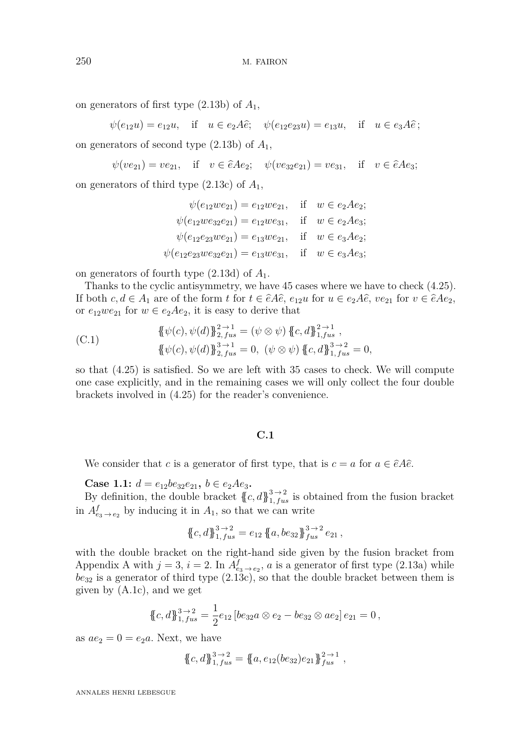on generators of first type (2.13b) of $A_1$,

$$\psi(e_{12}u) = e_{12}u, \quad \text{if} \quad u \in e_2 A\widehat{e}; \quad \psi(e_{12}e_{23}u) = e_{13}u, \quad \text{if} \quad u \in e_3 A\widehat{e}\,;$$

on generators of second type (2.13b) of $A_1$,

$$\psi(ve_{21}) = ve_{21}, \quad \text{if} \quad v \in \widehat{e}Ae_2; \quad \psi(ve_{32}e_{21}) = ve_{31}, \quad \text{if} \quad v \in \widehat{e}Ae_3;$$

on generators of third type (2.13c) of $A_1$,

$$\begin{aligned}
\psi(e_{12}we_{21}) &= e_{12}we_{21}, \quad \text{if} \quad w \in e_2Ae_2;\\
\psi(e_{12}we_{32}e_{21}) &= e_{12}we_{31}, \quad \text{if} \quad w \in e_2Ae_3;\\
\psi(e_{12}e_{23}we_{21}) &= e_{13}we_{21}, \quad \text{if} \quad w \in e_3Ae_2;\\
\psi(e_{12}e_{23}we_{32}e_{21}) &= e_{13}we_{31}, \quad \text{if} \quad w \in e_3Ae_3;
\end{aligned}$$

on generators of fourth type (2.13d) of $A_1$.

Thanks to the cyclic antisymmetry, we have 45 cases where we have to check (4.25). If both $c, d \in A_1$ are of the form $t$ for $t \in \widehat{e}A\widehat{e}$, $e_{12}u$ for $u \in e_2A\widehat{e}$, $ve_{21}$ for $v \in \widehat{e}Ae_2$, or $e_{12}we_{21}$ for $w \in e_2Ae_2$, it is easy to derive that

$$\text{(C.1)} \qquad \begin{aligned}
&\{\!\!\{\psi(c), \psi(d)\}\!\!\}^{2\to 1}_{2,fus} = (\psi \otimes \psi)\,\{\!\!\{c, d\}\!\!\}^{2\to 1}_{1,fus}\,,\\
&\{\!\!\{\psi(c), \psi(d)\}\!\!\}^{3\to 1}_{2,fus} = 0,\ (\psi \otimes \psi)\,\{\!\!\{c, d\}\!\!\}^{3\to 2}_{1,fus} = 0,
\end{aligned}$$

so that (4.25) is satisfied. So we are left with 35 cases to check. We will compute one case explicitly, and in the remaining cases we will only collect the four double brackets involved in (4.25) for the reader's convenience.

### C.1

We consider that $c$ is a generator of first type, that is $c = a$ for $a \in \widehat{e}A\widehat{e}$.

**Case 1.1: $d = e_{12}be_{32}e_{21}$, $b \in e_2Ae_3$.**

By definition, the double bracket $\{\!\!\{c, d\}\!\!\}^{3\to 2}_{1,fus}$ is obtained from the fusion bracket in $A^f_{e_3\to e_2}$ by inducing it in $A_1$, so that we can write

$$\{\!\!\{c, d\}\!\!\}^{3\to 2}_{1,fus} = e_{12}\,\{\!\!\{a, be_{32}\}\!\!\}^{3\to 2}_{fus}\,e_{21}\,,$$

with the double bracket on the right-hand side given by the fusion bracket from Appendix A with $j = 3$, $i = 2$. In $A^f_{e_3\to e_2}$, $a$ is a generator of first type (2.13a) while $be_{32}$ is a generator of third type (2.13c), so that the double bracket between them is given by (A.1c), and we get

$$\{\!\!\{c, d\}\!\!\}^{3\to 2}_{1,fus} = \frac{1}{2}e_{12}\,[be_{32}a \otimes e_2 - be_{32} \otimes ae_2]\,e_{21} = 0\,,$$

as $ae_2 = 0 = e_2a$. Next, we have

$$\{\!\!\{c, d\}\!\!\}^{3\to 2}_{1,fus} = \{\!\!\{a, e_{12}(be_{32})e_{21}\}\!\!\}^{2\to 1}_{fus}\,,$$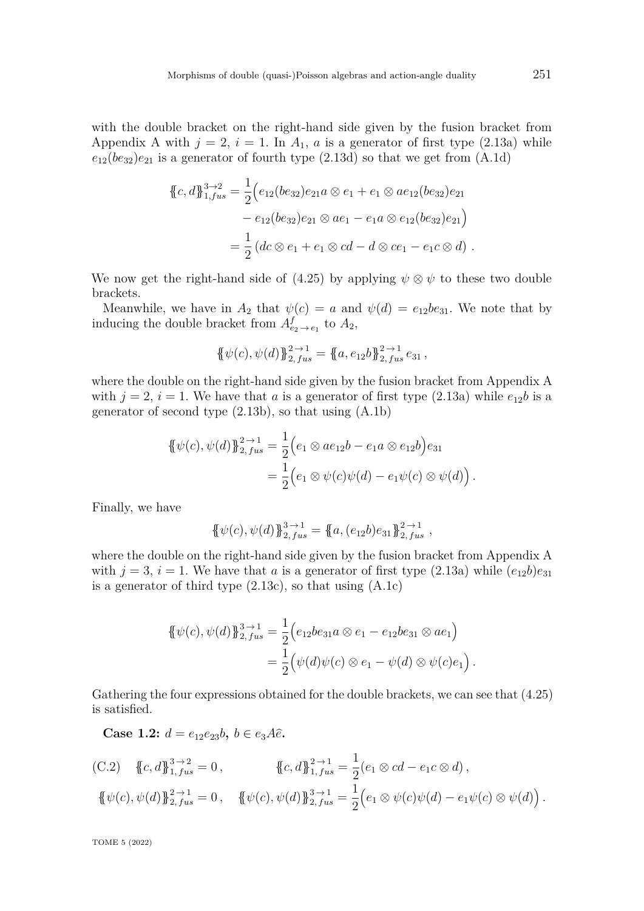with the double bracket on the right-hand side given by the fusion bracket from Appendix A with $j = 2$, $i = 1$. In $A_1$, $a$ is a generator of first type (2.13a) while $e_{12}(be_{32})e_{21}$ is a generator of fourth type (2.13d) so that we get from (A.1d)

$$\begin{aligned}\{\!\{c, d\}\!\}^{3\to 2}_{1,fus} &= \frac{1}{2}\Big(e_{12}(be_{32})e_{21}a \otimes e_1 + e_1 \otimes ae_{12}(be_{32})e_{21} \\ &\quad - e_{12}(be_{32})e_{21} \otimes ae_1 - e_1 a \otimes e_{12}(be_{32})e_{21}\Big) \\ &= \frac{1}{2}\left(dc \otimes e_1 + e_1 \otimes cd - d \otimes ce_1 - e_1 c \otimes d\right) .\end{aligned}$$

We now get the right-hand side of (4.25) by applying $\psi \otimes \psi$ to these two double brackets.

Meanwhile, we have in $A_2$ that $\psi(c) = a$ and $\psi(d) = e_{12}be_{31}$. We note that by inducing the double bracket from $A^f_{e_2 \to e_1}$ to $A_2$,

$$\{\!\{\psi(c), \psi(d)\}\!\}^{2\to 1}_{2,fus} = \{\!\{a, e_{12}b\}\!\}^{2\to 1}_{2,fus}\, e_{31} ,$$

where the double on the right-hand side given by the fusion bracket from Appendix A with $j = 2$, $i = 1$. We have that $a$ is a generator of first type (2.13a) while $e_{12}b$ is a generator of second type (2.13b), so that using (A.1b)

$$\begin{aligned}\{\!\{\psi(c), \psi(d)\}\!\}^{2\to 1}_{2,fus} &= \frac{1}{2}\Big(e_1 \otimes ae_{12}b - e_1 a \otimes e_{12}b\Big)e_{31} \\ &= \frac{1}{2}\Big(e_1 \otimes \psi(c)\psi(d) - e_1\psi(c) \otimes \psi(d)\Big) .\end{aligned}$$

Finally, we have

$$\{\!\{\psi(c), \psi(d)\}\!\}^{3\to 1}_{2,fus} = \{\!\{a, (e_{12}b)e_{31}\}\!\}^{2\to 1}_{2,fus} ,$$

where the double on the right-hand side given by the fusion bracket from Appendix A with $j = 3$, $i = 1$. We have that $a$ is a generator of first type (2.13a) while $(e_{12}b)e_{31}$ is a generator of third type (2.13c), so that using (A.1c)

$$\begin{aligned}\{\!\{\psi(c), \psi(d)\}\!\}^{3\to 1}_{2,fus} &= \frac{1}{2}\Big(e_{12}be_{31}a \otimes e_1 - e_{12}be_{31} \otimes ae_1\Big) \\ &= \frac{1}{2}\Big(\psi(d)\psi(c) \otimes e_1 - \psi(d) \otimes \psi(c)e_1\Big) .\end{aligned}$$

Gathering the four expressions obtained for the double brackets, we can see that (4.25) is satisfied.

**Case 1.2:** $d = e_{12}e_{23}b$**,** $b \in e_3 A\hat{e}$**.**

$$\text{(C.2)} \quad \{\!\{c, d\}\!\}^{3\to 2}_{1,fus} = 0 , \qquad \{\!\{c, d\}\!\}^{2\to 1}_{1,fus} = \frac{1}{2}(e_1 \otimes cd - e_1 c \otimes d) ,$$

$$\{\!\{\psi(c), \psi(d)\}\!\}^{2\to 1}_{2,fus} = 0 , \quad \{\!\{\psi(c), \psi(d)\}\!\}^{3\to 1}_{2,fus} = \frac{1}{2}\Big(e_1 \otimes \psi(c)\psi(d) - e_1\psi(c) \otimes \psi(d)\Big) .$$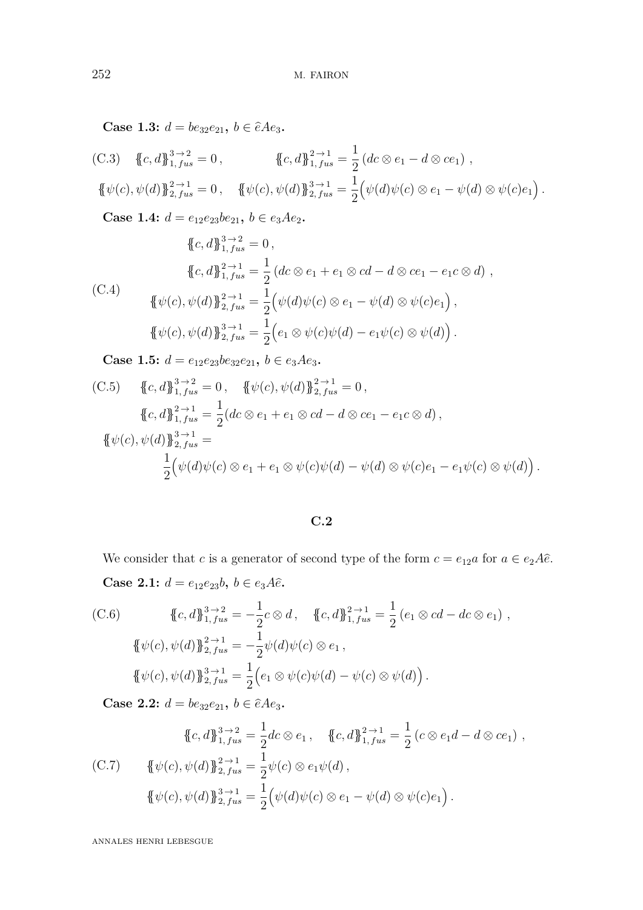**Case 1.3:** $d = be_{32}e_{21}$, $b \in \widehat{e}Ae_3$.

$$\text{(C.3)}\quad \{\!\{c,d\}\!\}^{3\to 2}_{1,fus} = 0\,, \qquad \{\!\{c,d\}\!\}^{2\to 1}_{1,fus} = \frac{1}{2}\left(dc\otimes e_1 - d\otimes ce_1\right)\,,$$
$$\{\!\{\psi(c),\psi(d)\}\!\}^{2\to 1}_{2,fus} = 0\,, \quad \{\!\{\psi(c),\psi(d)\}\!\}^{3\to 1}_{2,fus} = \frac{1}{2}\Big(\psi(d)\psi(c)\otimes e_1 - \psi(d)\otimes \psi(c)e_1\Big)\,.$$

**Case 1.4:** $d = e_{12}e_{23}be_{21}$, $b \in e_3Ae_2$.

$$\text{(C.4)}\quad
\begin{aligned}
&\{\!\{c,d\}\!\}^{3\to 2}_{1,fus} = 0\,,\\
&\{\!\{c,d\}\!\}^{2\to 1}_{1,fus} = \frac{1}{2}\left(dc\otimes e_1 + e_1\otimes cd - d\otimes ce_1 - e_1c\otimes d\right)\,,\\
&\{\!\{\psi(c),\psi(d)\}\!\}^{2\to 1}_{2,fus} = \frac{1}{2}\Big(\psi(d)\psi(c)\otimes e_1 - \psi(d)\otimes\psi(c)e_1\Big)\,,\\
&\{\!\{\psi(c),\psi(d)\}\!\}^{3\to 1}_{2,fus} = \frac{1}{2}\Big(e_1\otimes\psi(c)\psi(d) - e_1\psi(c)\otimes\psi(d)\Big)\,.
\end{aligned}$$

**Case 1.5:** $d = e_{12}e_{23}be_{32}e_{21}$, $b \in e_3Ae_3$.

$$\text{(C.5)}\quad \{\!\{c,d\}\!\}^{3\to 2}_{1,fus} = 0\,, \quad \{\!\{\psi(c),\psi(d)\}\!\}^{2\to 1}_{2,fus} = 0\,,$$
$$\{\!\{c,d\}\!\}^{2\to 1}_{1,fus} = \frac{1}{2}(dc\otimes e_1 + e_1\otimes cd - d\otimes ce_1 - e_1c\otimes d)\,,$$
$$\{\!\{\psi(c),\psi(d)\}\!\}^{3\to 1}_{2,fus} = \frac{1}{2}\Big(\psi(d)\psi(c)\otimes e_1 + e_1\otimes\psi(c)\psi(d) - \psi(d)\otimes\psi(c)e_1 - e_1\psi(c)\otimes\psi(d)\Big)\,.$$

## C.2

We consider that $c$ is a generator of second type of the form $c = e_{12}a$ for $a \in e_2A\widehat{e}$.

**Case 2.1:** $d = e_{12}e_{23}b$, $b \in e_3A\widehat{e}$.

$$\text{(C.6)}\quad \{\!\{c,d\}\!\}^{3\to 2}_{1,fus} = -\frac{1}{2}c\otimes d\,, \quad \{\!\{c,d\}\!\}^{2\to 1}_{1,fus} = \frac{1}{2}\left(e_1\otimes cd - dc\otimes e_1\right)\,,$$
$$\{\!\{\psi(c),\psi(d)\}\!\}^{2\to 1}_{2,fus} = -\frac{1}{2}\psi(d)\psi(c)\otimes e_1\,,$$
$$\{\!\{\psi(c),\psi(d)\}\!\}^{3\to 1}_{2,fus} = \frac{1}{2}\Big(e_1\otimes\psi(c)\psi(d) - \psi(c)\otimes\psi(d)\Big)\,.$$

**Case 2.2:** $d = be_{32}e_{21}$, $b \in \widehat{e}Ae_3$.

$$\text{(C.7)}\quad
\begin{aligned}
&\{\!\{c,d\}\!\}^{3\to 2}_{1,fus} = \frac{1}{2}dc\otimes e_1\,, \quad \{\!\{c,d\}\!\}^{2\to 1}_{1,fus} = \frac{1}{2}\left(c\otimes e_1d - d\otimes ce_1\right)\,,\\
&\{\!\{\psi(c),\psi(d)\}\!\}^{2\to 1}_{2,fus} = \frac{1}{2}\psi(c)\otimes e_1\psi(d)\,,\\
&\{\!\{\psi(c),\psi(d)\}\!\}^{3\to 1}_{2,fus} = \frac{1}{2}\Big(\psi(d)\psi(c)\otimes e_1 - \psi(d)\otimes\psi(c)e_1\Big)\,.
\end{aligned}$$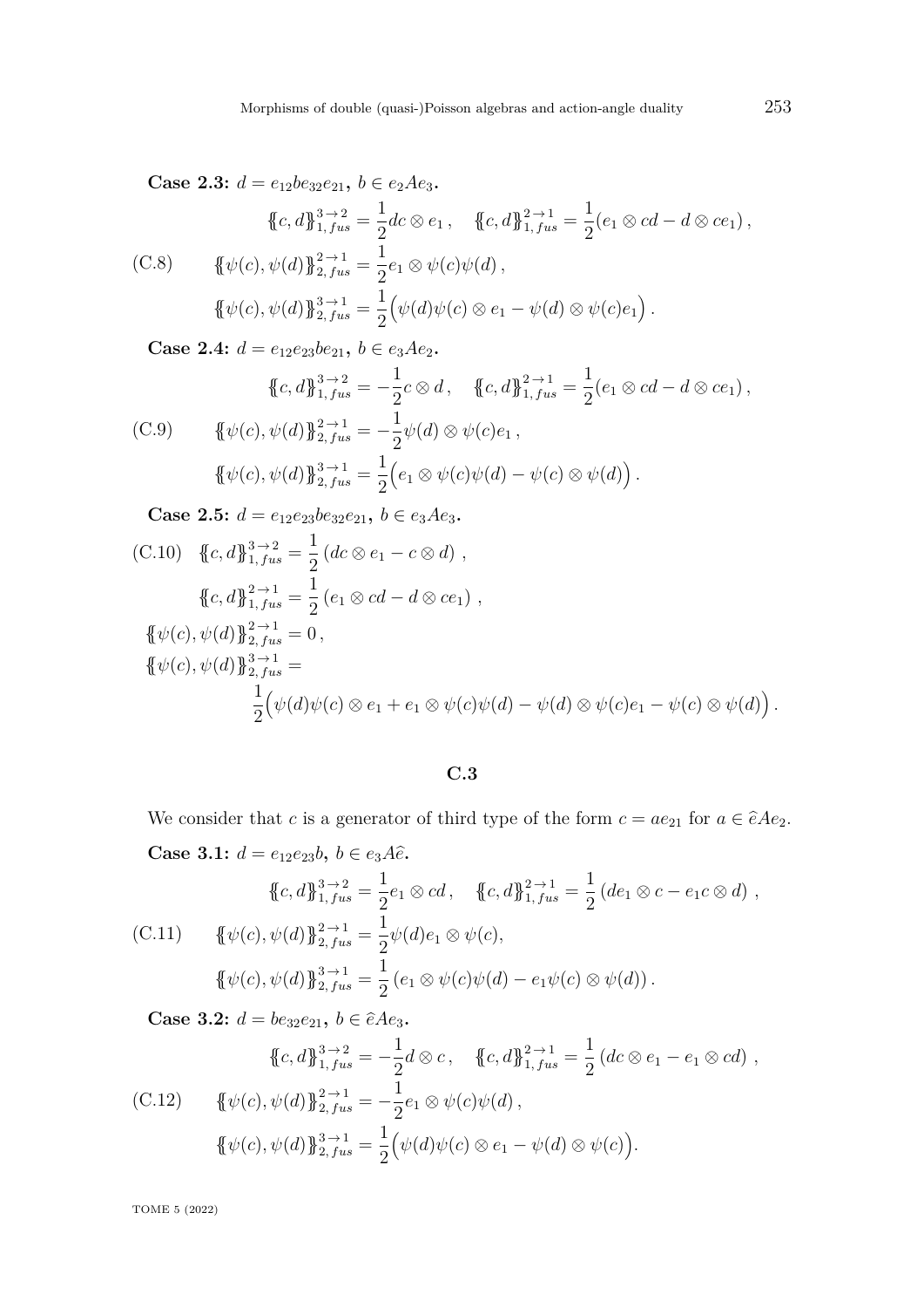**Case 2.3:** $d = e_{12}be_{32}e_{21}$**,** $b \in e_2 A e_3$**.**

$$\{\!\{c,d\}\!\}^{3\to 2}_{1,fus} = \frac{1}{2} dc \otimes e_1 \,, \quad \{\!\{c,d\}\!\}^{2\to 1}_{1,fus} = \frac{1}{2}(e_1 \otimes cd - d \otimes ce_1)\,,$$

$$\text{(C.8)} \qquad \{\!\{\psi(c),\psi(d)\}\!\}^{2\to 1}_{2,fus} = \frac{1}{2} e_1 \otimes \psi(c)\psi(d)\,,$$

$$\{\!\{\psi(c),\psi(d)\}\!\}^{3\to 1}_{2,fus} = \frac{1}{2}\Big(\psi(d)\psi(c) \otimes e_1 - \psi(d) \otimes \psi(c)e_1\Big)\,.$$

**Case 2.4:** $d = e_{12}e_{23}be_{21}$**,** $b \in e_3 A e_2$**.**

$$\{\!\{c,d\}\!\}^{3\to 2}_{1,fus} = -\frac{1}{2} c \otimes d \,, \quad \{\!\{c,d\}\!\}^{2\to 1}_{1,fus} = \frac{1}{2}(e_1 \otimes cd - d \otimes ce_1)\,,$$

$$\text{(C.9)} \qquad \{\!\{\psi(c),\psi(d)\}\!\}^{2\to 1}_{2,fus} = -\frac{1}{2} \psi(d) \otimes \psi(c)e_1\,,$$

$$\{\!\{\psi(c),\psi(d)\}\!\}^{3\to 1}_{2,fus} = \frac{1}{2}\Big(e_1 \otimes \psi(c)\psi(d) - \psi(c) \otimes \psi(d)\Big)\,.$$

**Case 2.5:** $d = e_{12}e_{23}be_{32}e_{21}$**,** $b \in e_3 A e_3$**.**

$$\text{(C.10)} \quad \{\!\{c,d\}\!\}^{3\to 2}_{1,fus} = \frac{1}{2}\left(dc \otimes e_1 - c \otimes d\right)\,,$$

$$\{\!\{c,d\}\!\}^{2\to 1}_{1,fus} = \frac{1}{2}\left(e_1 \otimes cd - d \otimes ce_1\right)\,,$$

$$\{\!\{\psi(c),\psi(d)\}\!\}^{2\to 1}_{2,fus} = 0\,,$$

$$\{\!\{\psi(c),\psi(d)\}\!\}^{3\to 1}_{2,fus} = \frac{1}{2}\Big(\psi(d)\psi(c) \otimes e_1 + e_1 \otimes \psi(c)\psi(d) - \psi(d) \otimes \psi(c)e_1 - \psi(c) \otimes \psi(d)\Big)\,.$$

## C.3

We consider that $c$ is a generator of third type of the form $c = ae_{21}$ for $a \in \widehat{e} A e_2$.

**Case 3.1:** $d = e_{12}e_{23}b$**,** $b \in e_3 A \widehat{e}$**.**

$$\{\!\{c,d\}\!\}^{3\to 2}_{1,fus} = \frac{1}{2} e_1 \otimes cd\,, \quad \{\!\{c,d\}\!\}^{2\to 1}_{1,fus} = \frac{1}{2}\left(de_1 \otimes c - e_1 c \otimes d\right)\,,$$

$$\text{(C.11)} \qquad \{\!\{\psi(c),\psi(d)\}\!\}^{2\to 1}_{2,fus} = \frac{1}{2} \psi(d)e_1 \otimes \psi(c),$$

$$\{\!\{\psi(c),\psi(d)\}\!\}^{3\to 1}_{2,fus} = \frac{1}{2}\left(e_1 \otimes \psi(c)\psi(d) - e_1\psi(c) \otimes \psi(d)\right).$$

**Case 3.2:** $d = be_{32}e_{21}$**,** $b \in \widehat{e} A e_3$**.**

$$\{\!\{c,d\}\!\}^{3\to 2}_{1,fus} = -\frac{1}{2} d \otimes c\,, \quad \{\!\{c,d\}\!\}^{2\to 1}_{1,fus} = \frac{1}{2}\left(dc \otimes e_1 - e_1 \otimes cd\right)\,,$$

$$\text{(C.12)} \qquad \{\!\{\psi(c),\psi(d)\}\!\}^{2\to 1}_{2,fus} = -\frac{1}{2} e_1 \otimes \psi(c)\psi(d)\,,$$

$$\{\!\{\psi(c),\psi(d)\}\!\}^{3\to 1}_{2,fus} = \frac{1}{2}\Big(\psi(d)\psi(c) \otimes e_1 - \psi(d) \otimes \psi(c)\Big).$$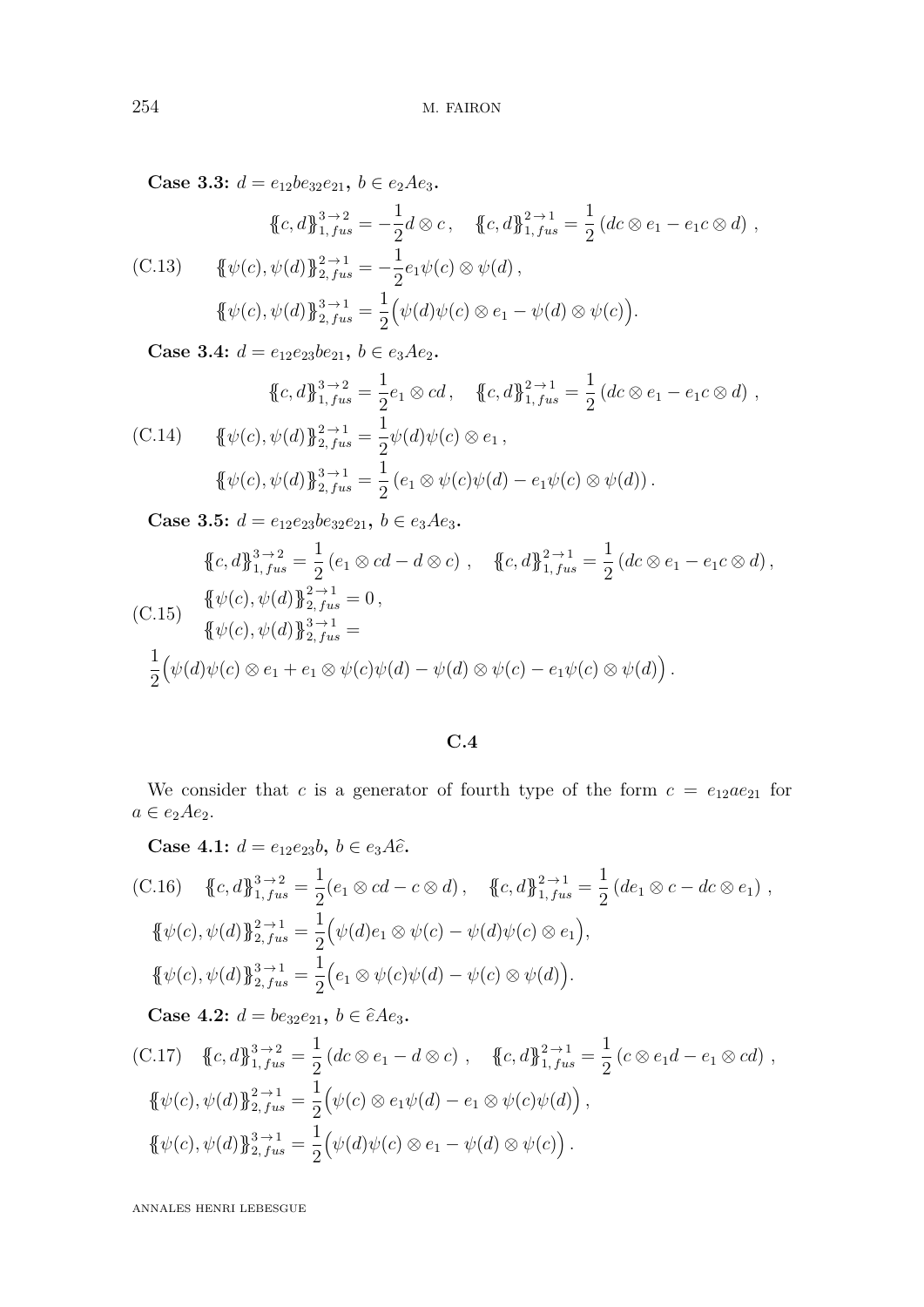**Case 3.3:** $d = e_{12}be_{32}e_{21}$**,** $b \in e_2Ae_3$**.**

$$\begin{aligned}
&\{\!\{c,d\}\!\}^{3\to 2}_{1,fus} = -\frac{1}{2}d\otimes c\,, \quad \{\!\{c,d\}\!\}^{2\to 1}_{1,fus} = \frac{1}{2}\left(dc\otimes e_1 - e_1c\otimes d\right)\,,\\
&\{\!\{\psi(c),\psi(d)\}\!\}^{2\to 1}_{2,fus} = -\frac{1}{2}e_1\psi(c)\otimes\psi(d)\,,\\
&\{\!\{\psi(c),\psi(d)\}\!\}^{3\to 1}_{2,fus} = \frac{1}{2}\Big(\psi(d)\psi(c)\otimes e_1 - \psi(d)\otimes\psi(c)\Big).
\end{aligned} \tag{C.13}$$

**Case 3.4:** $d = e_{12}e_{23}be_{21}$**,** $b \in e_3Ae_2$**.**

$$\begin{aligned}
&\{\!\{c,d\}\!\}^{3\to 2}_{1,fus} = \frac{1}{2}e_1\otimes cd\,, \quad \{\!\{c,d\}\!\}^{2\to 1}_{1,fus} = \frac{1}{2}\left(dc\otimes e_1 - e_1c\otimes d\right)\,,\\
&\{\!\{\psi(c),\psi(d)\}\!\}^{2\to 1}_{2,fus} = \frac{1}{2}\psi(d)\psi(c)\otimes e_1\,,\\
&\{\!\{\psi(c),\psi(d)\}\!\}^{3\to 1}_{2,fus} = \frac{1}{2}\left(e_1\otimes\psi(c)\psi(d) - e_1\psi(c)\otimes\psi(d)\right).
\end{aligned} \tag{C.14}$$

**Case 3.5:** $d = e_{12}e_{23}be_{32}e_{21}$**,** $b \in e_3Ae_3$**.**

$$\begin{aligned}
&\{\!\{c,d\}\!\}^{3\to 2}_{1,fus} = \frac{1}{2}\left(e_1\otimes cd - d\otimes c\right)\,, \quad \{\!\{c,d\}\!\}^{2\to 1}_{1,fus} = \frac{1}{2}\left(dc\otimes e_1 - e_1c\otimes d\right),\\
&\{\!\{\psi(c),\psi(d)\}\!\}^{2\to 1}_{2,fus} = 0\,,\\
&\{\!\{\psi(c),\psi(d)\}\!\}^{3\to 1}_{2,fus} =\\
&\frac{1}{2}\Big(\psi(d)\psi(c)\otimes e_1 + e_1\otimes\psi(c)\psi(d) - \psi(d)\otimes\psi(c) - e_1\psi(c)\otimes\psi(d)\Big).
\end{aligned} \tag{C.15}$$

## C.4

We consider that $c$ is a generator of fourth type of the form $c = e_{12}ae_{21}$ for $a \in e_2Ae_2$.

**Case 4.1:** $d = e_{12}e_{23}b$**,** $b \in e_3A\hat{e}$**.**

$$\begin{aligned}
&\{\!\{c,d\}\!\}^{3\to 2}_{1,fus} = \frac{1}{2}(e_1\otimes cd - c\otimes d)\,, \quad \{\!\{c,d\}\!\}^{2\to 1}_{1,fus} = \frac{1}{2}\left(de_1\otimes c - dc\otimes e_1\right)\,,\\
&\{\!\{\psi(c),\psi(d)\}\!\}^{2\to 1}_{2,fus} = \frac{1}{2}\Big(\psi(d)e_1\otimes\psi(c) - \psi(d)\psi(c)\otimes e_1\Big),\\
&\{\!\{\psi(c),\psi(d)\}\!\}^{3\to 1}_{2,fus} = \frac{1}{2}\Big(e_1\otimes\psi(c)\psi(d) - \psi(c)\otimes\psi(d)\Big).
\end{aligned} \tag{C.16}$$

**Case 4.2:** $d = be_{32}e_{21}$**,** $b \in \hat{e}Ae_3$**.**

$$\begin{aligned}
&\{\!\{c,d\}\!\}^{3\to 2}_{1,fus} = \frac{1}{2}\left(dc\otimes e_1 - d\otimes c\right)\,, \quad \{\!\{c,d\}\!\}^{2\to 1}_{1,fus} = \frac{1}{2}\left(c\otimes e_1d - e_1\otimes cd\right)\,,\\
&\{\!\{\psi(c),\psi(d)\}\!\}^{2\to 1}_{2,fus} = \frac{1}{2}\Big(\psi(c)\otimes e_1\psi(d) - e_1\otimes\psi(c)\psi(d)\Big)\,,\\
&\{\!\{\psi(c),\psi(d)\}\!\}^{3\to 1}_{2,fus} = \frac{1}{2}\Big(\psi(d)\psi(c)\otimes e_1 - \psi(d)\otimes\psi(c)\Big)\,.
\end{aligned} \tag{C.17}$$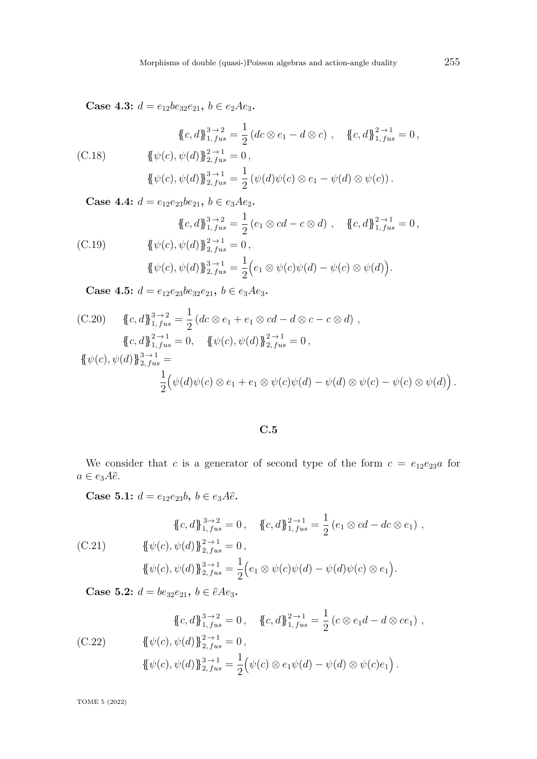**Case 4.3:** $d = e_{12}be_{32}e_{21}$, $b \in e_2Ae_3$.

$$\begin{aligned}
&\{\!\{c,d\}\!\}^{3\to 2}_{1,\,fus} = \frac{1}{2}\left(dc\otimes e_1 - d\otimes c\right)\,, \quad \{\!\{c,d\}\!\}^{2\to 1}_{1,\,fus} = 0\,,\\
&\{\!\{\psi(c),\psi(d)\}\!\}^{2\to 1}_{2,\,fus} = 0\,, \\
&\{\!\{\psi(c),\psi(d)\}\!\}^{3\to 1}_{2,\,fus} = \frac{1}{2}\left(\psi(d)\psi(c)\otimes e_1 - \psi(d)\otimes\psi(c)\right).
\end{aligned} \tag{C.18}$$

**Case 4.4:** $d = e_{12}e_{23}be_{21}$, $b \in e_3Ae_2$.

$$\begin{aligned}
&\{\!\{c,d\}\!\}^{3\to 2}_{1,\,fus} = \frac{1}{2}\left(e_1\otimes cd - c\otimes d\right)\,, \quad \{\!\{c,d\}\!\}^{2\to 1}_{1,\,fus} = 0\,,\\
&\{\!\{\psi(c),\psi(d)\}\!\}^{2\to 1}_{2,\,fus} = 0\,, \\
&\{\!\{\psi(c),\psi(d)\}\!\}^{3\to 1}_{2,\,fus} = \frac{1}{2}\Big(e_1\otimes\psi(c)\psi(d) - \psi(c)\otimes\psi(d)\Big).
\end{aligned} \tag{C.19}$$

**Case 4.5:** $d = e_{12}e_{23}be_{32}e_{21}$, $b \in e_3Ae_3$.

$$\begin{aligned}
&\{\!\{c,d\}\!\}^{3\to 2}_{1,\,fus} = \frac{1}{2}\left(dc\otimes e_1 + e_1\otimes cd - d\otimes c - c\otimes d\right)\,, \\
&\{\!\{c,d\}\!\}^{2\to 1}_{1,\,fus} = 0, \quad \{\!\{\psi(c),\psi(d)\}\!\}^{2\to 1}_{2,\,fus} = 0\,,\\
&\{\!\{\psi(c),\psi(d)\}\!\}^{3\to 1}_{2,\,fus} = \\
&\qquad \frac{1}{2}\Big(\psi(d)\psi(c)\otimes e_1 + e_1\otimes\psi(c)\psi(d) - \psi(d)\otimes\psi(c) - \psi(c)\otimes\psi(d)\Big).
\end{aligned} \tag{C.20}$$

## C.5

We consider that $c$ is a generator of second type of the form $c = e_{12}e_{23}a$ for $a \in e_3A\widehat{e}$.

**Case 5.1:** $d = e_{12}e_{23}b$, $b \in e_3A\widehat{e}$.

$$\begin{aligned}
&\{\!\{c,d\}\!\}^{3\to 2}_{1,\,fus} = 0\,, \quad \{\!\{c,d\}\!\}^{2\to 1}_{1,\,fus} = \frac{1}{2}\left(e_1\otimes cd - dc\otimes e_1\right)\,,\\
&\{\!\{\psi(c),\psi(d)\}\!\}^{2\to 1}_{2,\,fus} = 0\,, \\
&\{\!\{\psi(c),\psi(d)\}\!\}^{3\to 1}_{2,\,fus} = \frac{1}{2}\Big(e_1\otimes\psi(c)\psi(d) - \psi(d)\psi(c)\otimes e_1\Big).
\end{aligned} \tag{C.21}$$

**Case 5.2:** $d = be_{32}e_{21}$, $b \in \widehat{e}Ae_3$.

$$\begin{aligned}
&\{\!\{c,d\}\!\}^{3\to 2}_{1,\,fus} = 0\,, \quad \{\!\{c,d\}\!\}^{2\to 1}_{1,\,fus} = \frac{1}{2}\left(c\otimes e_1d - d\otimes ce_1\right)\,,\\
&\{\!\{\psi(c),\psi(d)\}\!\}^{2\to 1}_{2,\,fus} = 0\,, \\
&\{\!\{\psi(c),\psi(d)\}\!\}^{3\to 1}_{2,\,fus} = \frac{1}{2}\Big(\psi(c)\otimes e_1\psi(d) - \psi(d)\otimes\psi(c)e_1\Big).
\end{aligned} \tag{C.22}$$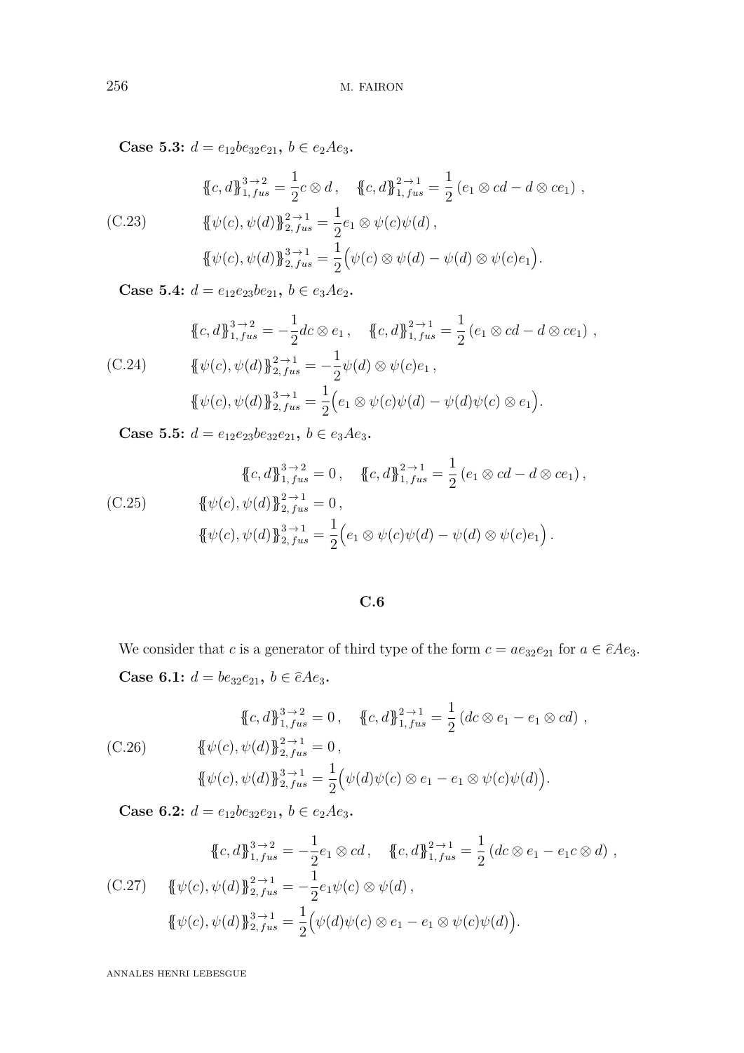**Case 5.3:** $d = e_{12}be_{32}e_{21}$, $b \in e_2Ae_3$.

$$\begin{aligned}
&\{\!\{c,d\}\!\}^{3\to 2}_{1,\,fus} = \frac{1}{2} c\otimes d\,, \quad \{\!\{c,d\}\!\}^{2\to 1}_{1,\,fus} = \frac{1}{2}\left(e_1\otimes cd - d\otimes ce_1\right)\,, \\
&\{\!\{\psi(c),\psi(d)\}\!\}^{2\to 1}_{2,\,fus} = \frac{1}{2} e_1 \otimes \psi(c)\psi(d)\,, \\
&\{\!\{\psi(c),\psi(d)\}\!\}^{3\to 1}_{2,\,fus} = \frac{1}{2}\Big(\psi(c)\otimes\psi(d) - \psi(d)\otimes \psi(c)e_1\Big).
\end{aligned} \tag{C.23}$$

**Case 5.4:** $d = e_{12}e_{23}be_{21}$, $b \in e_3Ae_2$.

$$\begin{aligned}
&\{\!\{c,d\}\!\}^{3\to 2}_{1,\,fus} = -\frac{1}{2} dc\otimes e_1\,, \quad \{\!\{c,d\}\!\}^{2\to 1}_{1,\,fus} = \frac{1}{2}\left(e_1\otimes cd - d\otimes ce_1\right)\,, \\
&\{\!\{\psi(c),\psi(d)\}\!\}^{2\to 1}_{2,\,fus} = -\frac{1}{2} \psi(d)\otimes \psi(c)e_1\,, \\
&\{\!\{\psi(c),\psi(d)\}\!\}^{3\to 1}_{2,\,fus} = \frac{1}{2}\Big(e_1\otimes\psi(c)\psi(d) - \psi(d)\psi(c)\otimes e_1\Big).
\end{aligned} \tag{C.24}$$

**Case 5.5:** $d = e_{12}e_{23}be_{32}e_{21}$, $b \in e_3Ae_3$.

$$\begin{aligned}
&\{\!\{c,d\}\!\}^{3\to 2}_{1,\,fus} = 0\,, \quad \{\!\{c,d\}\!\}^{2\to 1}_{1,\,fus} = \frac{1}{2}\left(e_1\otimes cd - d\otimes ce_1\right)\,, \\
&\{\!\{\psi(c),\psi(d)\}\!\}^{2\to 1}_{2,\,fus} = 0\,, \\
&\{\!\{\psi(c),\psi(d)\}\!\}^{3\to 1}_{2,\,fus} = \frac{1}{2}\Big(e_1\otimes\psi(c)\psi(d) - \psi(d)\otimes \psi(c)e_1\Big)\,.
\end{aligned} \tag{C.25}$$

## C.6

We consider that $c$ is a generator of third type of the form $c = ae_{32}e_{21}$ for $a \in \hat{e}Ae_3$.

**Case 6.1:** $d = be_{32}e_{21}$, $b \in \hat{e}Ae_3$.

$$\begin{aligned}
&\{\!\{c,d\}\!\}^{3\to 2}_{1,\,fus} = 0\,, \quad \{\!\{c,d\}\!\}^{2\to 1}_{1,\,fus} = \frac{1}{2}\left(dc\otimes e_1 - e_1\otimes cd\right)\,, \\
&\{\!\{\psi(c),\psi(d)\}\!\}^{2\to 1}_{2,\,fus} = 0\,, \\
&\{\!\{\psi(c),\psi(d)\}\!\}^{3\to 1}_{2,\,fus} = \frac{1}{2}\Big(\psi(d)\psi(c)\otimes e_1 - e_1\otimes \psi(c)\psi(d)\Big).
\end{aligned} \tag{C.26}$$

**Case 6.2:** $d = e_{12}be_{32}e_{21}$, $b \in e_2Ae_3$.

$$\begin{aligned}
&\{\!\{c,d\}\!\}^{3\to 2}_{1,\,fus} = -\frac{1}{2} e_1\otimes cd\,, \quad \{\!\{c,d\}\!\}^{2\to 1}_{1,\,fus} = \frac{1}{2}\left(dc\otimes e_1 - e_1c\otimes d\right)\,, \\
&\{\!\{\psi(c),\psi(d)\}\!\}^{2\to 1}_{2,\,fus} = -\frac{1}{2} e_1\psi(c)\otimes \psi(d)\,, \\
&\{\!\{\psi(c),\psi(d)\}\!\}^{3\to 1}_{2,\,fus} = \frac{1}{2}\Big(\psi(d)\psi(c)\otimes e_1 - e_1\otimes \psi(c)\psi(d)\Big).
\end{aligned} \tag{C.27}$$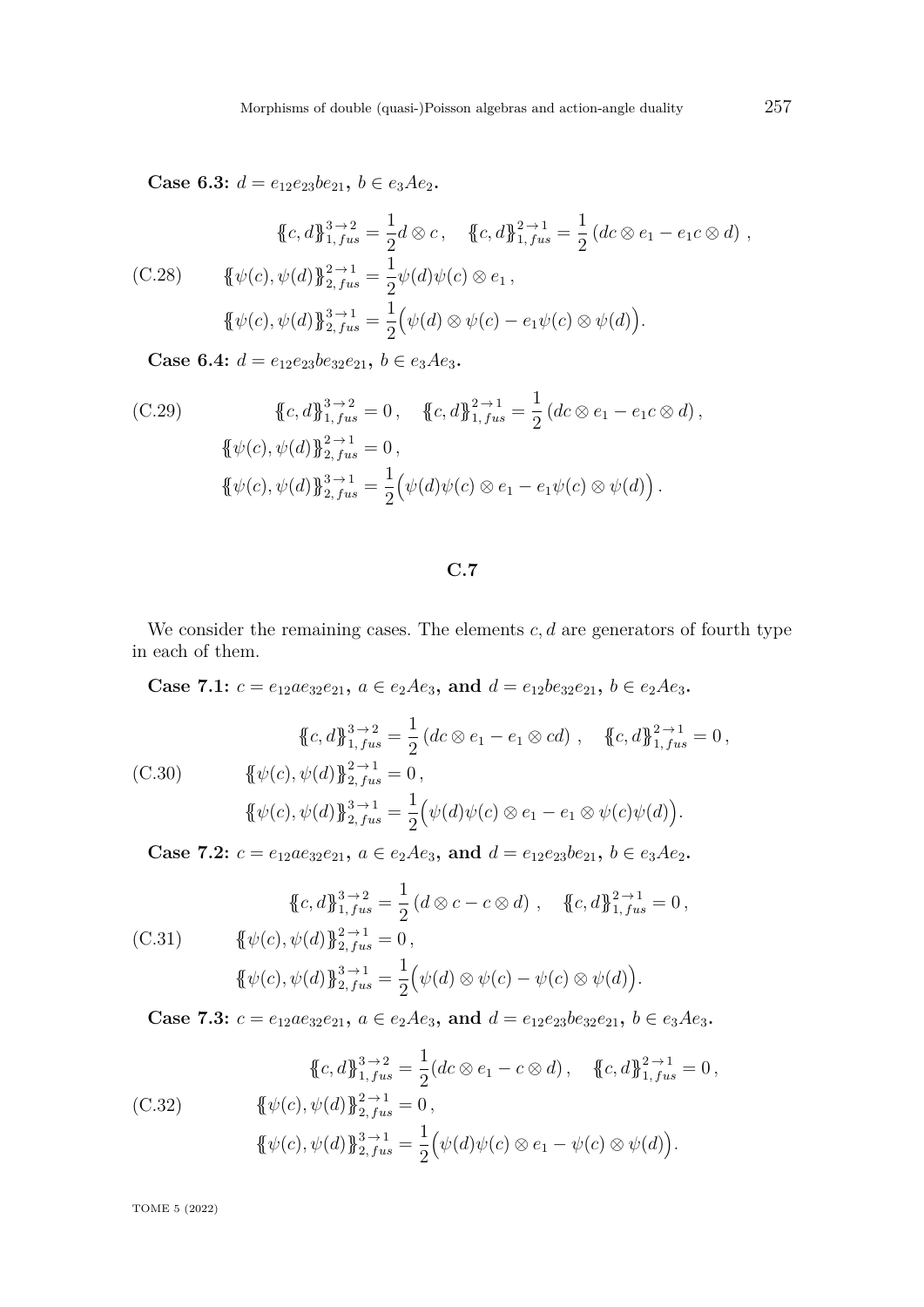**Case 6.3:** $d = e_{12}e_{23}be_{21}$, $b \in e_3Ae_2$.

$$\begin{aligned}
&\{\!\{c,d\}\!\}^{3\to 2}_{1,fus} = \frac{1}{2} d \otimes c\,, \quad \{\!\{c,d\}\!\}^{2\to 1}_{1,fus} = \frac{1}{2}\left(dc \otimes e_1 - e_1 c \otimes d\right)\,, \\
&\{\!\{\psi(c),\psi(d)\}\!\}^{2\to 1}_{2,fus} = \frac{1}{2} \psi(d)\psi(c) \otimes e_1\,, \\
&\{\!\{\psi(c),\psi(d)\}\!\}^{3\to 1}_{2,fus} = \frac{1}{2}\Big(\psi(d) \otimes \psi(c) - e_1\psi(c) \otimes \psi(d)\Big).
\end{aligned} \tag{C.28}$$

**Case 6.4:** $d = e_{12}e_{23}be_{32}e_{21}$, $b \in e_3Ae_3$.

$$\begin{aligned}
&\{\!\{c,d\}\!\}^{3\to 2}_{1,fus} = 0\,, \quad \{\!\{c,d\}\!\}^{2\to 1}_{1,fus} = \frac{1}{2}\left(dc \otimes e_1 - e_1 c \otimes d\right)\,, \\
&\{\!\{\psi(c),\psi(d)\}\!\}^{2\to 1}_{2,fus} = 0\,, \\
&\{\!\{\psi(c),\psi(d)\}\!\}^{3\to 1}_{2,fus} = \frac{1}{2}\Big(\psi(d)\psi(c) \otimes e_1 - e_1\psi(c) \otimes \psi(d)\Big)\,.
\end{aligned} \tag{C.29}$$

## C.7

We consider the remaining cases. The elements $c, d$ are generators of fourth type in each of them.

**Case 7.1:** $c = e_{12}ae_{32}e_{21}$, $a \in e_2Ae_3$, **and** $d = e_{12}be_{32}e_{21}$, $b \in e_2Ae_3$.

$$\begin{aligned}
&\{\!\{c,d\}\!\}^{3\to 2}_{1,fus} = \frac{1}{2}\left(dc \otimes e_1 - e_1 \otimes cd\right)\,, \quad \{\!\{c,d\}\!\}^{2\to 1}_{1,fus} = 0\,, \\
&\{\!\{\psi(c),\psi(d)\}\!\}^{2\to 1}_{2,fus} = 0\,, \\
&\{\!\{\psi(c),\psi(d)\}\!\}^{3\to 1}_{2,fus} = \frac{1}{2}\Big(\psi(d)\psi(c) \otimes e_1 - e_1 \otimes \psi(c)\psi(d)\Big).
\end{aligned} \tag{C.30}$$

**Case 7.2:** $c = e_{12}ae_{32}e_{21}$, $a \in e_2Ae_3$, **and** $d = e_{12}e_{23}be_{21}$, $b \in e_3Ae_2$.

$$\begin{aligned}
&\{\!\{c,d\}\!\}^{3\to 2}_{1,fus} = \frac{1}{2}\left(d \otimes c - c \otimes d\right)\,, \quad \{\!\{c,d\}\!\}^{2\to 1}_{1,fus} = 0\,, \\
&\{\!\{\psi(c),\psi(d)\}\!\}^{2\to 1}_{2,fus} = 0\,, \\
&\{\!\{\psi(c),\psi(d)\}\!\}^{3\to 1}_{2,fus} = \frac{1}{2}\Big(\psi(d) \otimes \psi(c) - \psi(c) \otimes \psi(d)\Big).
\end{aligned} \tag{C.31}$$

**Case 7.3:** $c = e_{12}ae_{32}e_{21}$, $a \in e_2Ae_3$, **and** $d = e_{12}e_{23}be_{32}e_{21}$, $b \in e_3Ae_3$.

$$\begin{aligned}
&\{\!\{c,d\}\!\}^{3\to 2}_{1,fus} = \frac{1}{2}(dc \otimes e_1 - c \otimes d)\,, \quad \{\!\{c,d\}\!\}^{2\to 1}_{1,fus} = 0\,, \\
&\{\!\{\psi(c),\psi(d)\}\!\}^{2\to 1}_{2,fus} = 0\,, \\
&\{\!\{\psi(c),\psi(d)\}\!\}^{3\to 1}_{2,fus} = \frac{1}{2}\Big(\psi(d)\psi(c) \otimes e_1 - \psi(c) \otimes \psi(d)\Big).
\end{aligned} \tag{C.32}$$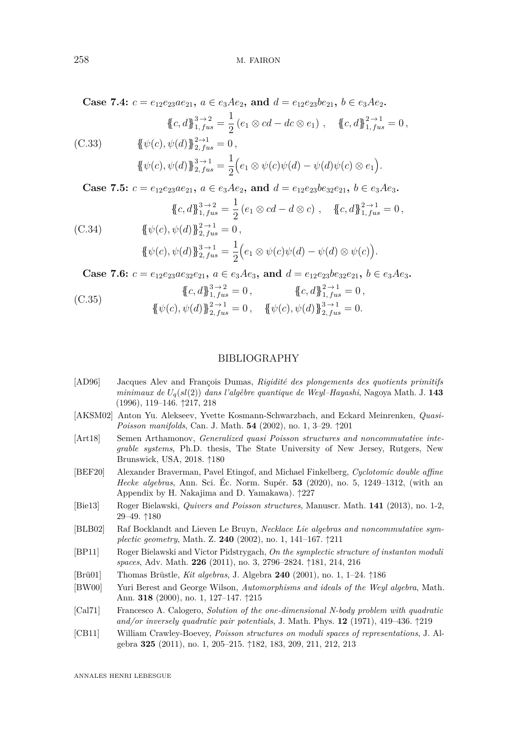**Case 7.4:** $c = e_{12}e_{23}ae_{21}$**,** $a \in e_3Ae_2$**, and** $d = e_{12}e_{23}be_{21}$**,** $b \in e_3Ae_2$**.**

$$\begin{aligned}
&\{\!\{c,d\}\!\}^{3\to 2}_{1,\,fus} = \frac{1}{2}\left(e_1 \otimes cd - dc \otimes e_1\right), \quad \{\!\{c,d\}\!\}^{2\to 1}_{1,\,fus} = 0\,, \\
&\{\!\{\psi(c),\psi(d)\}\!\}^{2\to 1}_{2,\,fus} = 0\,, \\
&\{\!\{\psi(c),\psi(d)\}\!\}^{3\to 1}_{2,\,fus} = \frac{1}{2}\Big(e_1 \otimes \psi(c)\psi(d) - \psi(d)\psi(c) \otimes e_1\Big).
\end{aligned} \tag{C.33}$$

**Case 7.5:** $c = e_{12}e_{23}ae_{21}$**,** $a \in e_3Ae_2$**, and** $d = e_{12}e_{23}be_{32}e_{21}$**,** $b \in e_3Ae_3$**.**

$$\begin{aligned}
&\{\!\{c,d\}\!\}^{3\to 2}_{1,\,fus} = \frac{1}{2}\left(e_1 \otimes cd - d \otimes c\right), \quad \{\!\{c,d\}\!\}^{2\to 1}_{1,\,fus} = 0\,, \\
&\{\!\{\psi(c),\psi(d)\}\!\}^{2\to 1}_{2,\,fus} = 0\,, \\
&\{\!\{\psi(c),\psi(d)\}\!\}^{3\to 1}_{2,\,fus} = \frac{1}{2}\Big(e_1 \otimes \psi(c)\psi(d) - \psi(d) \otimes \psi(c)\Big).
\end{aligned} \tag{C.34}$$

**Case 7.6:** $c = e_{12}e_{23}ae_{32}e_{21}$**,** $a \in e_3Ae_3$**, and** $d = e_{12}e_{23}be_{32}e_{21}$**,** $b \in e_3Ae_3$**.**

$$\begin{aligned}
&\{\!\{c,d\}\!\}^{3\to 2}_{1,\,fus} = 0\,, \qquad \{\!\{c,d\}\!\}^{2\to 1}_{1,\,fus} = 0\,, \\
&\{\!\{\psi(c),\psi(d)\}\!\}^{2\to 1}_{2,\,fus} = 0\,, \quad \{\!\{\psi(c),\psi(d)\}\!\}^{3\to 1}_{2,\,fus} = 0.
\end{aligned} \tag{C.35}$$

## BIBLIOGRAPHY

[AD96] Jacques Alev and François Dumas, *Rigidité des plongements des quotients primitifs minimaux de $U_q(sl(2))$ dans l'algèbre quantique de Weyl–Hayashi*, Nagoya Math. J. **143** (1996), 119–146. ↑217, 218

[AKSM02] Anton Yu. Alekseev, Yvette Kosmann-Schwarzbach, and Eckard Meinrenken, *Quasi-Poisson manifolds*, Can. J. Math. **54** (2002), no. 1, 3–29. ↑201

[Art18] Semen Arthamonov, *Generalized quasi Poisson structures and noncommutative integrable systems*, Ph.D. thesis, The State University of New Jersey, Rutgers, New Brunswick, USA, 2018. ↑180

[BEF20] Alexander Braverman, Pavel Etingof, and Michael Finkelberg, *Cyclotomic double affine Hecke algebras*, Ann. Sci. Éc. Norm. Supér. **53** (2020), no. 5, 1249–1312, (with an Appendix by H. Nakajima and D. Yamakawa). ↑227

[Bie13] Roger Bielawski, *Quivers and Poisson structures*, Manuscr. Math. **141** (2013), no. 1-2, 29–49. ↑180

[BLB02] Raf Bocklandt and Lieven Le Bruyn, *Necklace Lie algebras and noncommutative symplectic geometry*, Math. Z. **240** (2002), no. 1, 141–167. ↑211

[BP11] Roger Bielawski and Victor Pidstrygach, *On the symplectic structure of instanton moduli spaces*, Adv. Math. **226** (2011), no. 3, 2796–2824. ↑181, 214, 216

[Brü01] Thomas Brüstle, *Kit algebras*, J. Algebra **240** (2001), no. 1, 1–24. ↑186

[BW00] Yuri Berest and George Wilson, *Automorphisms and ideals of the Weyl algebra*, Math. Ann. **318** (2000), no. 1, 127–147. ↑215

[Cal71] Francesco A. Calogero, *Solution of the one-dimensional N-body problem with quadratic and/or inversely quadratic pair potentials*, J. Math. Phys. **12** (1971), 419–436. ↑219

[CB11] William Crawley-Boevey, *Poisson structures on moduli spaces of representations*, J. Algebra **325** (2011), no. 1, 205–215. ↑182, 183, 209, 211, 212, 213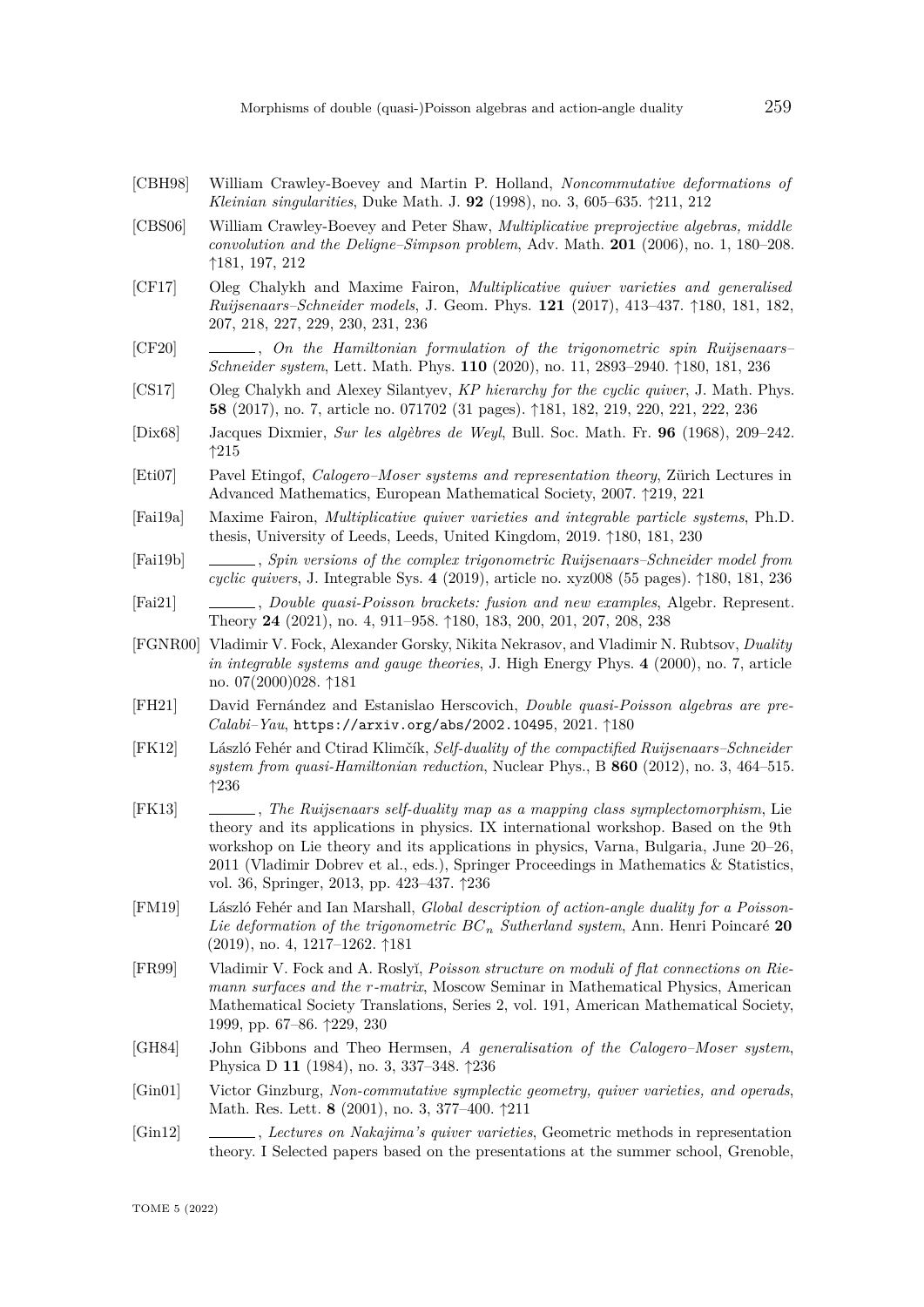[CBH98] William Crawley-Boevey and Martin P. Holland, *Noncommutative deformations of Kleinian singularities*, Duke Math. J. **92** (1998), no. 3, 605–635. ↑211, 212

[CBS06] William Crawley-Boevey and Peter Shaw, *Multiplicative preprojective algebras, middle convolution and the Deligne–Simpson problem*, Adv. Math. **201** (2006), no. 1, 180–208. ↑181, 197, 212

[CF17] Oleg Chalykh and Maxime Fairon, *Multiplicative quiver varieties and generalised Ruijsenaars–Schneider models*, J. Geom. Phys. **121** (2017), 413–437. ↑180, 181, 182, 207, 218, 227, 229, 230, 231, 236

[CF20] ______, *On the Hamiltonian formulation of the trigonometric spin Ruijsenaars–Schneider system*, Lett. Math. Phys. **110** (2020), no. 11, 2893–2940. ↑180, 181, 236

[CS17] Oleg Chalykh and Alexey Silantyev, *KP hierarchy for the cyclic quiver*, J. Math. Phys. **58** (2017), no. 7, article no. 071702 (31 pages). ↑181, 182, 219, 220, 221, 222, 236

[Dix68] Jacques Dixmier, *Sur les algèbres de Weyl*, Bull. Soc. Math. Fr. **96** (1968), 209–242. ↑215

[Eti07] Pavel Etingof, *Calogero–Moser systems and representation theory*, Zürich Lectures in Advanced Mathematics, European Mathematical Society, 2007. ↑219, 221

[Fai19a] Maxime Fairon, *Multiplicative quiver varieties and integrable particle systems*, Ph.D. thesis, University of Leeds, Leeds, United Kingdom, 2019. ↑180, 181, 230

[Fai19b] ______, *Spin versions of the complex trigonometric Ruijsenaars–Schneider model from cyclic quivers*, J. Integrable Sys. **4** (2019), article no. xyz008 (55 pages). ↑180, 181, 236

[Fai21] ______, *Double quasi-Poisson brackets: fusion and new examples*, Algebr. Represent. Theory **24** (2021), no. 4, 911–958. ↑180, 183, 200, 201, 207, 208, 238

[FGNR00] Vladimir V. Fock, Alexander Gorsky, Nikita Nekrasov, and Vladimir N. Rubtsov, *Duality in integrable systems and gauge theories*, J. High Energy Phys. **4** (2000), no. 7, article no. 07(2000)028. ↑181

[FH21] David Fernández and Estanislao Herscovich, *Double quasi-Poisson algebras are pre-Calabi–Yau*, https://arxiv.org/abs/2002.10495, 2021. ↑180

[FK12] László Fehér and Ctirad Klimčík, *Self-duality of the compactified Ruijsenaars–Schneider system from quasi-Hamiltonian reduction*, Nuclear Phys., B **860** (2012), no. 3, 464–515. ↑236

[FK13] ______, *The Ruijsenaars self-duality map as a mapping class symplectomorphism*, Lie theory and its applications in physics. IX international workshop. Based on the 9th workshop on Lie theory and its applications in physics, Varna, Bulgaria, June 20–26, 2011 (Vladimir Dobrev et al., eds.), Springer Proceedings in Mathematics & Statistics, vol. 36, Springer, 2013, pp. 423–437. ↑236

[FM19] László Fehér and Ian Marshall, *Global description of action-angle duality for a Poisson-Lie deformation of the trigonometric $BC_n$ Sutherland system*, Ann. Henri Poincaré **20** (2019), no. 4, 1217–1262. ↑181

[FR99] Vladimir V. Fock and A. Roslyǐ, *Poisson structure on moduli of flat connections on Riemann surfaces and the r-matrix*, Moscow Seminar in Mathematical Physics, American Mathematical Society Translations, Series 2, vol. 191, American Mathematical Society, 1999, pp. 67–86. ↑229, 230

[GH84] John Gibbons and Theo Hermsen, *A generalisation of the Calogero–Moser system*, Physica D **11** (1984), no. 3, 337–348. ↑236

[Gin01] Victor Ginzburg, *Non-commutative symplectic geometry, quiver varieties, and operads*, Math. Res. Lett. **8** (2001), no. 3, 377–400. ↑211

[Gin12] ______, *Lectures on Nakajima's quiver varieties*, Geometric methods in representation theory. I Selected papers based on the presentations at the summer school, Grenoble,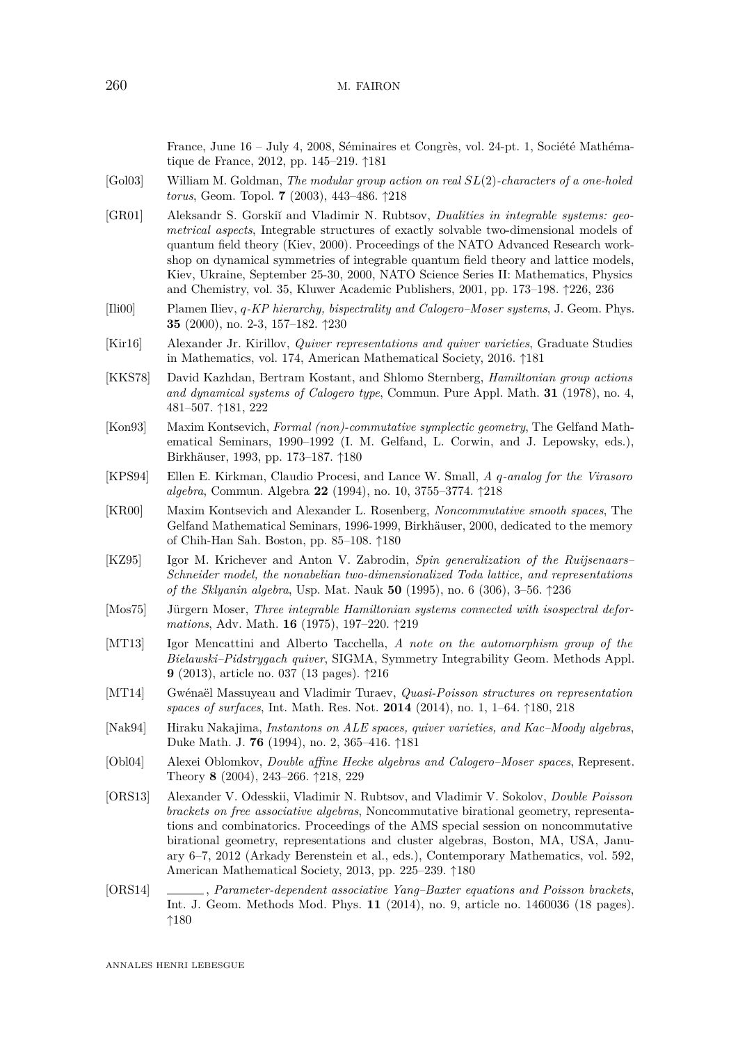France, June 16 – July 4, 2008, Séminaires et Congrès, vol. 24-pt. 1, Société Mathématique de France, 2012, pp. 145–219. ↑181

[Gol03] William M. Goldman, *The modular group action on real $SL(2)$-characters of a one-holed torus*, Geom. Topol. **7** (2003), 443–486. ↑218

[GR01] Aleksandr S. Gorskiĭ and Vladimir N. Rubtsov, *Dualities in integrable systems: geometrical aspects*, Integrable structures of exactly solvable two-dimensional models of quantum field theory (Kiev, 2000). Proceedings of the NATO Advanced Research workshop on dynamical symmetries of integrable quantum field theory and lattice models, Kiev, Ukraine, September 25-30, 2000, NATO Science Series II: Mathematics, Physics and Chemistry, vol. 35, Kluwer Academic Publishers, 2001, pp. 173–198. ↑226, 236

[Ili00] Plamen Iliev, *q-KP hierarchy, bispectrality and Calogero–Moser systems*, J. Geom. Phys. **35** (2000), no. 2-3, 157–182. ↑230

[Kir16] Alexander Jr. Kirillov, *Quiver representations and quiver varieties*, Graduate Studies in Mathematics, vol. 174, American Mathematical Society, 2016. ↑181

[KKS78] David Kazhdan, Bertram Kostant, and Shlomo Sternberg, *Hamiltonian group actions and dynamical systems of Calogero type*, Commun. Pure Appl. Math. **31** (1978), no. 4, 481–507. ↑181, 222

[Kon93] Maxim Kontsevich, *Formal (non)-commutative symplectic geometry*, The Gelfand Mathematical Seminars, 1990–1992 (I. M. Gelfand, L. Corwin, and J. Lepowsky, eds.), Birkhäuser, 1993, pp. 173–187. ↑180

[KPS94] Ellen E. Kirkman, Claudio Procesi, and Lance W. Small, *A q-analog for the Virasoro algebra*, Commun. Algebra **22** (1994), no. 10, 3755–3774. ↑218

[KR00] Maxim Kontsevich and Alexander L. Rosenberg, *Noncommutative smooth spaces*, The Gelfand Mathematical Seminars, 1996-1999, Birkhäuser, 2000, dedicated to the memory of Chih-Han Sah. Boston, pp. 85–108. ↑180

[KZ95] Igor M. Krichever and Anton V. Zabrodin, *Spin generalization of the Ruijsenaars–Schneider model, the nonabelian two-dimensionalized Toda lattice, and representations of the Sklyanin algebra*, Usp. Mat. Nauk **50** (1995), no. 6 (306), 3–56. ↑236

[Mos75] Jürgern Moser, *Three integrable Hamiltonian systems connected with isospectral deformations*, Adv. Math. **16** (1975), 197–220. ↑219

[MT13] Igor Mencattini and Alberto Tacchella, *A note on the automorphism group of the Bielawski–Pidstrygach quiver*, SIGMA, Symmetry Integrability Geom. Methods Appl. **9** (2013), article no. 037 (13 pages). ↑216

[MT14] Gwénaël Massuyeau and Vladimir Turaev, *Quasi-Poisson structures on representation spaces of surfaces*, Int. Math. Res. Not. **2014** (2014), no. 1, 1–64. ↑180, 218

[Nak94] Hiraku Nakajima, *Instantons on ALE spaces, quiver varieties, and Kac–Moody algebras*, Duke Math. J. **76** (1994), no. 2, 365–416. ↑181

[Obl04] Alexei Oblomkov, *Double affine Hecke algebras and Calogero–Moser spaces*, Represent. Theory **8** (2004), 243–266. ↑218, 229

[ORS13] Alexander V. Odesskii, Vladimir N. Rubtsov, and Vladimir V. Sokolov, *Double Poisson brackets on free associative algebras*, Noncommutative birational geometry, representations and combinatorics. Proceedings of the AMS special session on noncommutative birational geometry, representations and cluster algebras, Boston, MA, USA, January 6–7, 2012 (Arkady Berenstein et al., eds.), Contemporary Mathematics, vol. 592, American Mathematical Society, 2013, pp. 225–239. ↑180

[ORS14] ______, *Parameter-dependent associative Yang–Baxter equations and Poisson brackets*, Int. J. Geom. Methods Mod. Phys. **11** (2014), no. 9, article no. 1460036 (18 pages). ↑180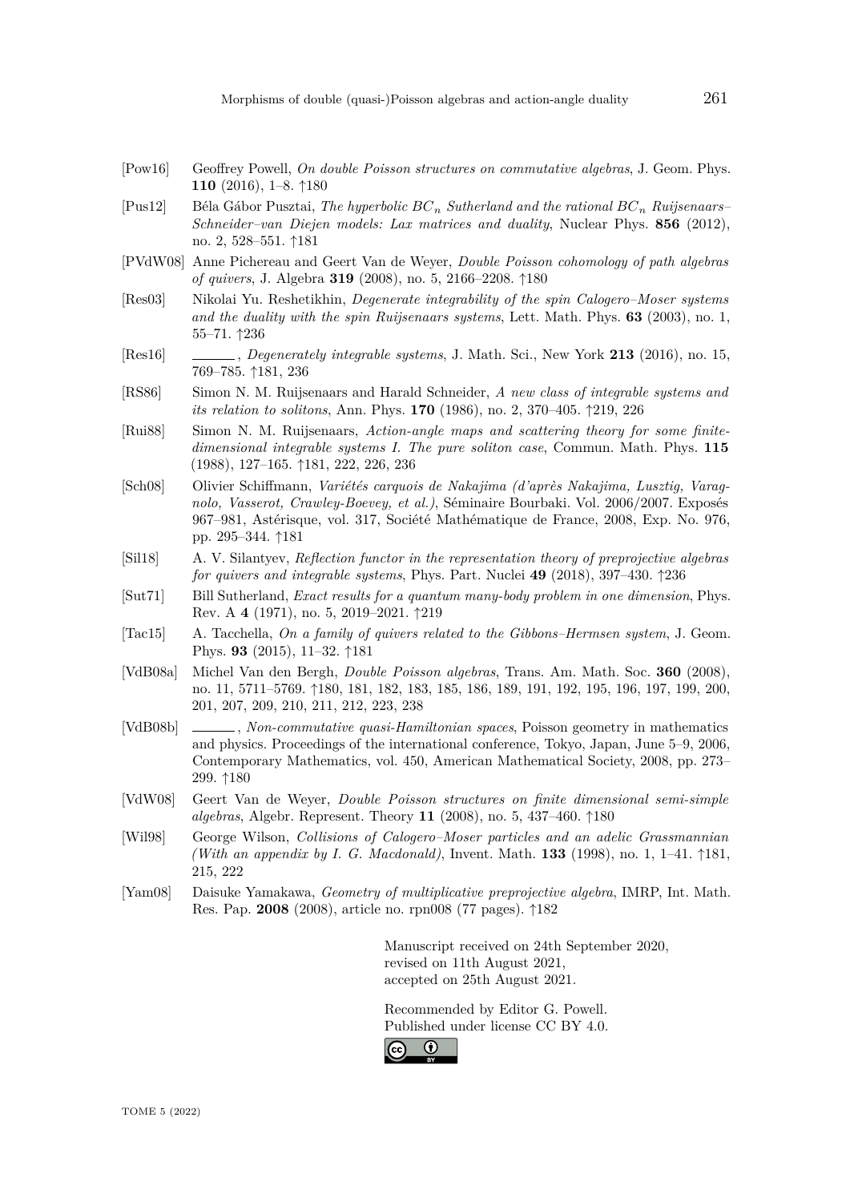[Pow16] Geoffrey Powell, *On double Poisson structures on commutative algebras*, J. Geom. Phys. **110** (2016), 1–8. ↑180

[Pus12] Béla Gábor Pusztai, *The hyperbolic $BC_n$ Sutherland and the rational $BC_n$ Ruijsenaars–Schneider–van Diejen models: Lax matrices and duality*, Nuclear Phys. **856** (2012), no. 2, 528–551. ↑181

[PVdW08] Anne Pichereau and Geert Van de Weyer, *Double Poisson cohomology of path algebras of quivers*, J. Algebra **319** (2008), no. 5, 2166–2208. ↑180

[Res03] Nikolai Yu. Reshetikhin, *Degenerate integrability of the spin Calogero–Moser systems and the duality with the spin Ruijsenaars systems*, Lett. Math. Phys. **63** (2003), no. 1, 55–71. ↑236

[Res16] ———, *Degenerately integrable systems*, J. Math. Sci., New York **213** (2016), no. 15, 769–785. ↑181, 236

[RS86] Simon N. M. Ruijsenaars and Harald Schneider, *A new class of integrable systems and its relation to solitons*, Ann. Phys. **170** (1986), no. 2, 370–405. ↑219, 226

[Rui88] Simon N. M. Ruijsenaars, *Action-angle maps and scattering theory for some finite-dimensional integrable systems I. The pure soliton case*, Commun. Math. Phys. **115** (1988), 127–165. ↑181, 222, 226, 236

[Sch08] Olivier Schiffmann, *Variétés carquois de Nakajima (d'après Nakajima, Lusztig, Varagnolo, Vasserot, Crawley-Boevey, et al.)*, Séminaire Bourbaki. Vol. 2006/2007. Exposés 967–981, Astérisque, vol. 317, Société Mathématique de France, 2008, Exp. No. 976, pp. 295–344. ↑181

[Sil18] A. V. Silantyev, *Reflection functor in the representation theory of preprojective algebras for quivers and integrable systems*, Phys. Part. Nuclei **49** (2018), 397–430. ↑236

[Sut71] Bill Sutherland, *Exact results for a quantum many-body problem in one dimension*, Phys. Rev. A **4** (1971), no. 5, 2019–2021. ↑219

[Tac15] A. Tacchella, *On a family of quivers related to the Gibbons–Hermsen system*, J. Geom. Phys. **93** (2015), 11–32. ↑181

[VdB08a] Michel Van den Bergh, *Double Poisson algebras*, Trans. Am. Math. Soc. **360** (2008), no. 11, 5711–5769. ↑180, 181, 182, 183, 185, 186, 189, 191, 192, 195, 196, 197, 199, 200, 201, 207, 209, 210, 211, 212, 223, 238

[VdB08b] ———, *Non-commutative quasi-Hamiltonian spaces*, Poisson geometry in mathematics and physics. Proceedings of the international conference, Tokyo, Japan, June 5–9, 2006, Contemporary Mathematics, vol. 450, American Mathematical Society, 2008, pp. 273–299. ↑180

[VdW08] Geert Van de Weyer, *Double Poisson structures on finite dimensional semi-simple algebras*, Algebr. Represent. Theory **11** (2008), no. 5, 437–460. ↑180

[Wil98] George Wilson, *Collisions of Calogero–Moser particles and an adelic Grassmannian (With an appendix by I. G. Macdonald)*, Invent. Math. **133** (1998), no. 1, 1–41. ↑181, 215, 222

[Yam08] Daisuke Yamakawa, *Geometry of multiplicative preprojective algebra*, IMRP, Int. Math. Res. Pap. **2008** (2008), article no. rpn008 (77 pages). ↑182

Manuscript received on 24th September 2020,
revised on 11th August 2021,
accepted on 25th August 2021.

Recommended by Editor G. Powell.
Published under license CC BY 4.0.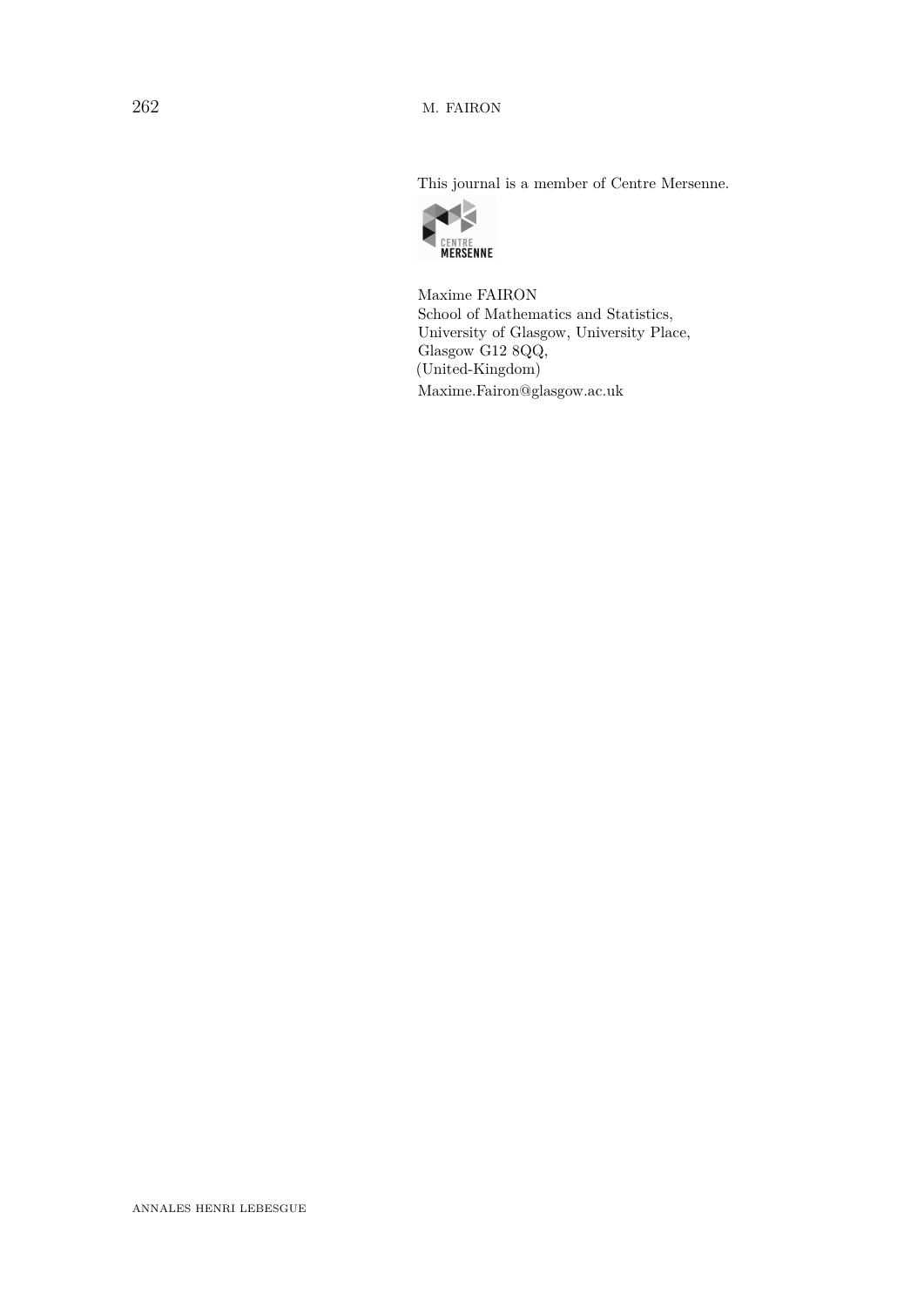This journal is a member of Centre Mersenne.

Maxime FAIRON
School of Mathematics and Statistics,
University of Glasgow, University Place,
Glasgow G12 8QQ,
(United-Kingdom)
Maxime.Fairon@glasgow.ac.uk